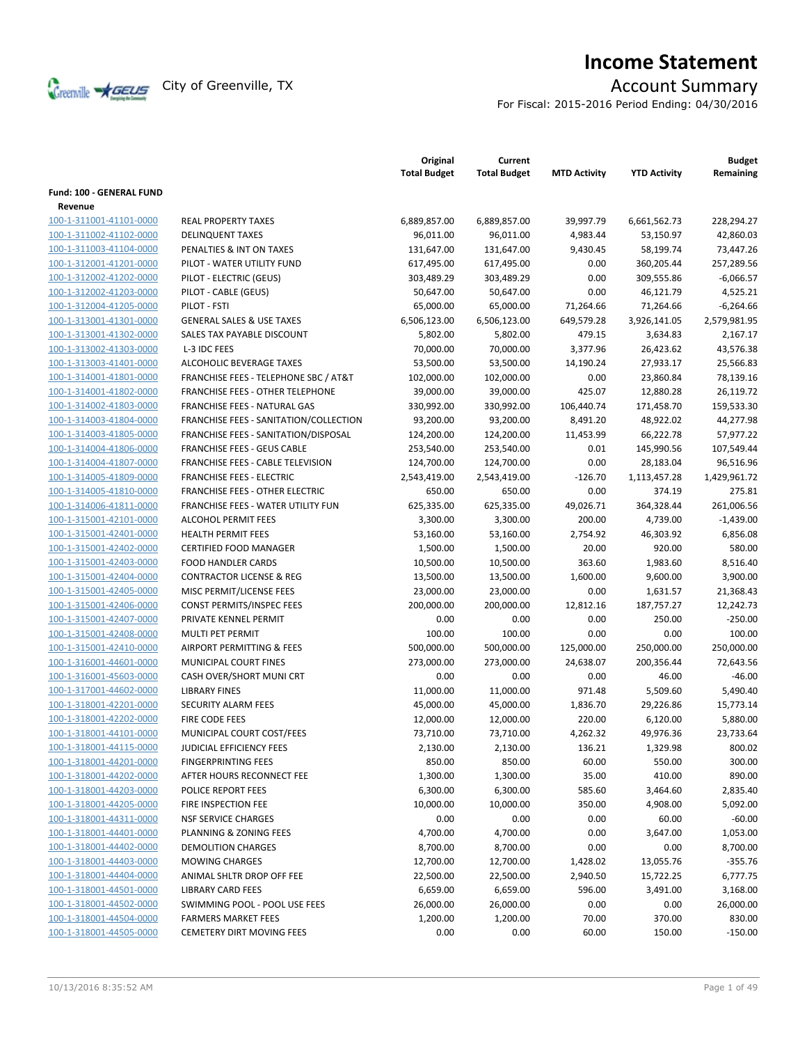# Income Statement

City of Greenville, TX

## Account Summary

For Fiscal: 2015-2016 Period Ending: 04/30/2016

| | | Original Total Budget | Current Total Budget | MTD Activity | YTD Activity | Budget Remaining |
|---|---|---|---|---|---|---|
| **Fund: 100 - GENERAL FUND** | | | | | | |
| **Revenue** | | | | | | |
| 100-1-311001-41101-0000 | REAL PROPERTY TAXES | 6,889,857.00 | 6,889,857.00 | 39,997.79 | 6,661,562.73 | 228,294.27 |
| 100-1-311002-41102-0000 | DELINQUENT TAXES | 96,011.00 | 96,011.00 | 4,983.44 | 53,150.97 | 42,860.03 |
| 100-1-311003-41104-0000 | PENALTIES & INT ON TAXES | 131,647.00 | 131,647.00 | 9,430.45 | 58,199.74 | 73,447.26 |
| 100-1-312001-41201-0000 | PILOT - WATER UTILITY FUND | 617,495.00 | 617,495.00 | 0.00 | 360,205.44 | 257,289.56 |
| 100-1-312002-41202-0000 | PILOT - ELECTRIC (GEUS) | 303,489.29 | 303,489.29 | 0.00 | 309,555.86 | -6,066.57 |
| 100-1-312002-41203-0000 | PILOT - CABLE (GEUS) | 50,647.00 | 50,647.00 | 0.00 | 46,121.79 | 4,525.21 |
| 100-1-312004-41205-0000 | PILOT - FSTI | 65,000.00 | 65,000.00 | 71,264.66 | 71,264.66 | -6,264.66 |
| 100-1-313001-41301-0000 | GENERAL SALES & USE TAXES | 6,506,123.00 | 6,506,123.00 | 649,579.28 | 3,926,141.05 | 2,579,981.95 |
| 100-1-313001-41302-0000 | SALES TAX PAYABLE DISCOUNT | 5,802.00 | 5,802.00 | 479.15 | 3,634.83 | 2,167.17 |
| 100-1-313002-41303-0000 | L-3 IDC FEES | 70,000.00 | 70,000.00 | 3,377.96 | 26,423.62 | 43,576.38 |
| 100-1-313003-41401-0000 | ALCOHOLIC BEVERAGE TAXES | 53,500.00 | 53,500.00 | 14,190.24 | 27,933.17 | 25,566.83 |
| 100-1-314001-41801-0000 | FRANCHISE FEES - TELEPHONE SBC / AT&T | 102,000.00 | 102,000.00 | 0.00 | 23,860.84 | 78,139.16 |
| 100-1-314001-41802-0000 | FRANCHISE FEES - OTHER TELEPHONE | 39,000.00 | 39,000.00 | 425.07 | 12,880.28 | 26,119.72 |
| 100-1-314002-41803-0000 | FRANCHISE FEES - NATURAL GAS | 330,992.00 | 330,992.00 | 106,440.74 | 171,458.70 | 159,533.30 |
| 100-1-314003-41804-0000 | FRANCHISE FEES - SANITATION/COLLECTION | 93,200.00 | 93,200.00 | 8,491.20 | 48,922.02 | 44,277.98 |
| 100-1-314003-41805-0000 | FRANCHISE FEES - SANITATION/DISPOSAL | 124,200.00 | 124,200.00 | 11,453.99 | 66,222.78 | 57,977.22 |
| 100-1-314004-41806-0000 | FRANCHISE FEES - GEUS CABLE | 253,540.00 | 253,540.00 | 0.01 | 145,990.56 | 107,549.44 |
| 100-1-314004-41807-0000 | FRANCHISE FEES - CABLE TELEVISION | 124,700.00 | 124,700.00 | 0.00 | 28,183.04 | 96,516.96 |
| 100-1-314005-41809-0000 | FRANCHISE FEES - ELECTRIC | 2,543,419.00 | 2,543,419.00 | -126.70 | 1,113,457.28 | 1,429,961.72 |
| 100-1-314005-41810-0000 | FRANCHISE FEES - OTHER ELECTRIC | 650.00 | 650.00 | 0.00 | 374.19 | 275.81 |
| 100-1-314006-41811-0000 | FRANCHISE FEES - WATER UTILITY FUN | 625,335.00 | 625,335.00 | 49,026.71 | 364,328.44 | 261,006.56 |
| 100-1-315001-42101-0000 | ALCOHOL PERMIT FEES | 3,300.00 | 3,300.00 | 200.00 | 4,739.00 | -1,439.00 |
| 100-1-315001-42401-0000 | HEALTH PERMIT FEES | 53,160.00 | 53,160.00 | 2,754.92 | 46,303.92 | 6,856.08 |
| 100-1-315001-42402-0000 | CERTIFIED FOOD MANAGER | 1,500.00 | 1,500.00 | 20.00 | 920.00 | 580.00 |
| 100-1-315001-42403-0000 | FOOD HANDLER CARDS | 10,500.00 | 10,500.00 | 363.60 | 1,983.60 | 8,516.40 |
| 100-1-315001-42404-0000 | CONTRACTOR LICENSE & REG | 13,500.00 | 13,500.00 | 1,600.00 | 9,600.00 | 3,900.00 |
| 100-1-315001-42405-0000 | MISC PERMIT/LICENSE FEES | 23,000.00 | 23,000.00 | 0.00 | 1,631.57 | 21,368.43 |
| 100-1-315001-42406-0000 | CONST PERMITS/INSPEC FEES | 200,000.00 | 200,000.00 | 12,812.16 | 187,757.27 | 12,242.73 |
| 100-1-315001-42407-0000 | PRIVATE KENNEL PERMIT | 0.00 | 0.00 | 0.00 | 250.00 | -250.00 |
| 100-1-315001-42408-0000 | MULTI PET PERMIT | 100.00 | 100.00 | 0.00 | 0.00 | 100.00 |
| 100-1-315001-42410-0000 | AIRPORT PERMITTING & FEES | 500,000.00 | 500,000.00 | 125,000.00 | 250,000.00 | 250,000.00 |
| 100-1-316001-44601-0000 | MUNICIPAL COURT FINES | 273,000.00 | 273,000.00 | 24,638.07 | 200,356.44 | 72,643.56 |
| 100-1-316001-45603-0000 | CASH OVER/SHORT MUNI CRT | 0.00 | 0.00 | 0.00 | 46.00 | -46.00 |
| 100-1-317001-44602-0000 | LIBRARY FINES | 11,000.00 | 11,000.00 | 971.48 | 5,509.60 | 5,490.40 |
| 100-1-318001-42201-0000 | SECURITY ALARM FEES | 45,000.00 | 45,000.00 | 1,836.70 | 29,226.86 | 15,773.14 |
| 100-1-318001-42202-0000 | FIRE CODE FEES | 12,000.00 | 12,000.00 | 220.00 | 6,120.00 | 5,880.00 |
| 100-1-318001-44101-0000 | MUNICIPAL COURT COST/FEES | 73,710.00 | 73,710.00 | 4,262.32 | 49,976.36 | 23,733.64 |
| 100-1-318001-44115-0000 | JUDICIAL EFFICIENCY FEES | 2,130.00 | 2,130.00 | 136.21 | 1,329.98 | 800.02 |
| 100-1-318001-44201-0000 | FINGERPRINTING FEES | 850.00 | 850.00 | 60.00 | 550.00 | 300.00 |
| 100-1-318001-44202-0000 | AFTER HOURS RECONNECT FEE | 1,300.00 | 1,300.00 | 35.00 | 410.00 | 890.00 |
| 100-1-318001-44203-0000 | POLICE REPORT FEES | 6,300.00 | 6,300.00 | 585.60 | 3,464.60 | 2,835.40 |
| 100-1-318001-44205-0000 | FIRE INSPECTION FEE | 10,000.00 | 10,000.00 | 350.00 | 4,908.00 | 5,092.00 |
| 100-1-318001-44311-0000 | NSF SERVICE CHARGES | 0.00 | 0.00 | 0.00 | 60.00 | -60.00 |
| 100-1-318001-44401-0000 | PLANNING & ZONING FEES | 4,700.00 | 4,700.00 | 0.00 | 3,647.00 | 1,053.00 |
| 100-1-318001-44402-0000 | DEMOLITION CHARGES | 8,700.00 | 8,700.00 | 0.00 | 0.00 | 8,700.00 |
| 100-1-318001-44403-0000 | MOWING CHARGES | 12,700.00 | 12,700.00 | 1,428.02 | 13,055.76 | -355.76 |
| 100-1-318001-44404-0000 | ANIMAL SHLTR DROP OFF FEE | 22,500.00 | 22,500.00 | 2,940.50 | 15,722.25 | 6,777.75 |
| 100-1-318001-44501-0000 | LIBRARY CARD FEES | 6,659.00 | 6,659.00 | 596.00 | 3,491.00 | 3,168.00 |
| 100-1-318001-44502-0000 | SWIMMING POOL - POOL USE FEES | 26,000.00 | 26,000.00 | 0.00 | 0.00 | 26,000.00 |
| 100-1-318001-44504-0000 | FARMERS MARKET FEES | 1,200.00 | 1,200.00 | 70.00 | 370.00 | 830.00 |
| 100-1-318001-44505-0000 | CEMETERY DIRT MOVING FEES | 0.00 | 0.00 | 60.00 | 150.00 | -150.00 |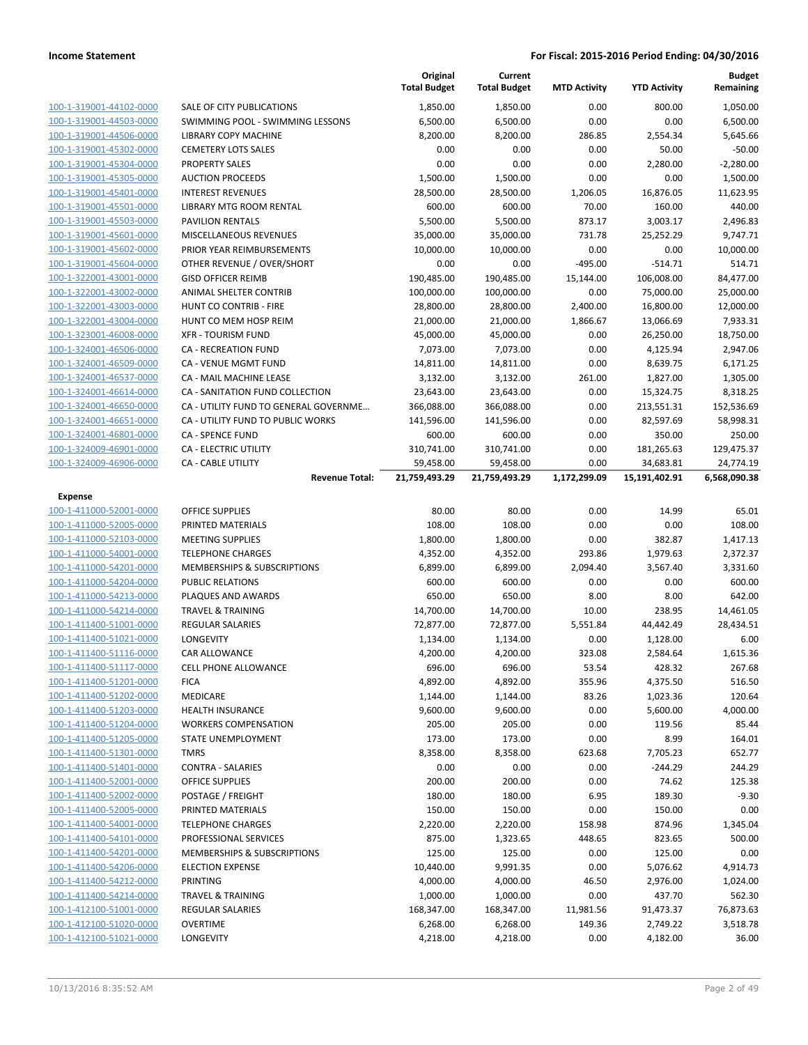| | | Original Total Budget | Current Total Budget | MTD Activity | YTD Activity | Budget Remaining |
|---|---|---|---|---|---|---|
| 100-1-319001-44102-0000 | SALE OF CITY PUBLICATIONS | 1,850.00 | 1,850.00 | 0.00 | 800.00 | 1,050.00 |
| 100-1-319001-44503-0000 | SWIMMING POOL - SWIMMING LESSONS | 6,500.00 | 6,500.00 | 0.00 | 0.00 | 6,500.00 |
| 100-1-319001-44506-0000 | LIBRARY COPY MACHINE | 8,200.00 | 8,200.00 | 286.85 | 2,554.34 | 5,645.66 |
| 100-1-319001-45302-0000 | CEMETERY LOTS SALES | 0.00 | 0.00 | 0.00 | 50.00 | -50.00 |
| 100-1-319001-45304-0000 | PROPERTY SALES | 0.00 | 0.00 | 0.00 | 2,280.00 | -2,280.00 |
| 100-1-319001-45305-0000 | AUCTION PROCEEDS | 1,500.00 | 1,500.00 | 0.00 | 0.00 | 1,500.00 |
| 100-1-319001-45401-0000 | INTEREST REVENUES | 28,500.00 | 28,500.00 | 1,206.05 | 16,876.05 | 11,623.95 |
| 100-1-319001-45501-0000 | LIBRARY MTG ROOM RENTAL | 600.00 | 600.00 | 70.00 | 160.00 | 440.00 |
| 100-1-319001-45503-0000 | PAVILION RENTALS | 5,500.00 | 5,500.00 | 873.17 | 3,003.17 | 2,496.83 |
| 100-1-319001-45601-0000 | MISCELLANEOUS REVENUES | 35,000.00 | 35,000.00 | 731.78 | 25,252.29 | 9,747.71 |
| 100-1-319001-45602-0000 | PRIOR YEAR REIMBURSEMENTS | 10,000.00 | 10,000.00 | 0.00 | 0.00 | 10,000.00 |
| 100-1-319001-45604-0000 | OTHER REVENUE / OVER/SHORT | 0.00 | 0.00 | -495.00 | -514.71 | 514.71 |
| 100-1-322001-43001-0000 | GISD OFFICER REIMB | 190,485.00 | 190,485.00 | 15,144.00 | 106,008.00 | 84,477.00 |
| 100-1-322001-43002-0000 | ANIMAL SHELTER CONTRIB | 100,000.00 | 100,000.00 | 0.00 | 75,000.00 | 25,000.00 |
| 100-1-322001-43003-0000 | HUNT CO CONTRIB - FIRE | 28,800.00 | 28,800.00 | 2,400.00 | 16,800.00 | 12,000.00 |
| 100-1-322001-43004-0000 | HUNT CO MEM HOSP REIM | 21,000.00 | 21,000.00 | 1,866.67 | 13,066.69 | 7,933.31 |
| 100-1-323001-46008-0000 | XFR - TOURISM FUND | 45,000.00 | 45,000.00 | 0.00 | 26,250.00 | 18,750.00 |
| 100-1-324001-46506-0000 | CA - RECREATION FUND | 7,073.00 | 7,073.00 | 0.00 | 4,125.94 | 2,947.06 |
| 100-1-324001-46509-0000 | CA - VENUE MGMT FUND | 14,811.00 | 14,811.00 | 0.00 | 8,639.75 | 6,171.25 |
| 100-1-324001-46537-0000 | CA - MAIL MACHINE LEASE | 3,132.00 | 3,132.00 | 261.00 | 1,827.00 | 1,305.00 |
| 100-1-324001-46614-0000 | CA - SANITATION FUND COLLECTION | 23,643.00 | 23,643.00 | 0.00 | 15,324.75 | 8,318.25 |
| 100-1-324001-46650-0000 | CA - UTILITY FUND TO GENERAL GOVERNME… | 366,088.00 | 366,088.00 | 0.00 | 213,551.31 | 152,536.69 |
| 100-1-324001-46651-0000 | CA - UTILITY FUND TO PUBLIC WORKS | 141,596.00 | 141,596.00 | 0.00 | 82,597.69 | 58,998.31 |
| 100-1-324001-46801-0000 | CA - SPENCE FUND | 600.00 | 600.00 | 0.00 | 350.00 | 250.00 |
| 100-1-324009-46901-0000 | CA - ELECTRIC UTILITY | 310,741.00 | 310,741.00 | 0.00 | 181,265.63 | 129,475.37 |
| 100-1-324009-46906-0000 | CA - CABLE UTILITY | 59,458.00 | 59,458.00 | 0.00 | 34,683.81 | 24,774.19 |
| | **Revenue Total:** | **21,759,493.29** | **21,759,493.29** | **1,172,299.09** | **15,191,402.91** | **6,568,090.38** |
| **Expense** | | | | | | |
| 100-1-411000-52001-0000 | OFFICE SUPPLIES | 80.00 | 80.00 | 0.00 | 14.99 | 65.01 |
| 100-1-411000-52005-0000 | PRINTED MATERIALS | 108.00 | 108.00 | 0.00 | 0.00 | 108.00 |
| 100-1-411000-52103-0000 | MEETING SUPPLIES | 1,800.00 | 1,800.00 | 0.00 | 382.87 | 1,417.13 |
| 100-1-411000-54001-0000 | TELEPHONE CHARGES | 4,352.00 | 4,352.00 | 293.86 | 1,979.63 | 2,372.37 |
| 100-1-411000-54201-0000 | MEMBERSHIPS & SUBSCRIPTIONS | 6,899.00 | 6,899.00 | 2,094.40 | 3,567.40 | 3,331.60 |
| 100-1-411000-54204-0000 | PUBLIC RELATIONS | 600.00 | 600.00 | 0.00 | 0.00 | 600.00 |
| 100-1-411000-54213-0000 | PLAQUES AND AWARDS | 650.00 | 650.00 | 8.00 | 8.00 | 642.00 |
| 100-1-411000-54214-0000 | TRAVEL & TRAINING | 14,700.00 | 14,700.00 | 10.00 | 238.95 | 14,461.05 |
| 100-1-411400-51001-0000 | REGULAR SALARIES | 72,877.00 | 72,877.00 | 5,551.84 | 44,442.49 | 28,434.51 |
| 100-1-411400-51021-0000 | LONGEVITY | 1,134.00 | 1,134.00 | 0.00 | 1,128.00 | 6.00 |
| 100-1-411400-51116-0000 | CAR ALLOWANCE | 4,200.00 | 4,200.00 | 323.08 | 2,584.64 | 1,615.36 |
| 100-1-411400-51117-0000 | CELL PHONE ALLOWANCE | 696.00 | 696.00 | 53.54 | 428.32 | 267.68 |
| 100-1-411400-51201-0000 | FICA | 4,892.00 | 4,892.00 | 355.96 | 4,375.50 | 516.50 |
| 100-1-411400-51202-0000 | MEDICARE | 1,144.00 | 1,144.00 | 83.26 | 1,023.36 | 120.64 |
| 100-1-411400-51203-0000 | HEALTH INSURANCE | 9,600.00 | 9,600.00 | 0.00 | 5,600.00 | 4,000.00 |
| 100-1-411400-51204-0000 | WORKERS COMPENSATION | 205.00 | 205.00 | 0.00 | 119.56 | 85.44 |
| 100-1-411400-51205-0000 | STATE UNEMPLOYMENT | 173.00 | 173.00 | 0.00 | 8.99 | 164.01 |
| 100-1-411400-51301-0000 | TMRS | 8,358.00 | 8,358.00 | 623.68 | 7,705.23 | 652.77 |
| 100-1-411400-51401-0000 | CONTRA - SALARIES | 0.00 | 0.00 | 0.00 | -244.29 | 244.29 |
| 100-1-411400-52001-0000 | OFFICE SUPPLIES | 200.00 | 200.00 | 0.00 | 74.62 | 125.38 |
| 100-1-411400-52002-0000 | POSTAGE / FREIGHT | 180.00 | 180.00 | 6.95 | 189.30 | -9.30 |
| 100-1-411400-52005-0000 | PRINTED MATERIALS | 150.00 | 150.00 | 0.00 | 150.00 | 0.00 |
| 100-1-411400-54001-0000 | TELEPHONE CHARGES | 2,220.00 | 2,220.00 | 158.98 | 874.96 | 1,345.04 |
| 100-1-411400-54101-0000 | PROFESSIONAL SERVICES | 875.00 | 1,323.65 | 448.65 | 823.65 | 500.00 |
| 100-1-411400-54201-0000 | MEMBERSHIPS & SUBSCRIPTIONS | 125.00 | 125.00 | 0.00 | 125.00 | 0.00 |
| 100-1-411400-54206-0000 | ELECTION EXPENSE | 10,440.00 | 9,991.35 | 0.00 | 5,076.62 | 4,914.73 |
| 100-1-411400-54212-0000 | PRINTING | 4,000.00 | 4,000.00 | 46.50 | 2,976.00 | 1,024.00 |
| 100-1-411400-54214-0000 | TRAVEL & TRAINING | 1,000.00 | 1,000.00 | 0.00 | 437.70 | 562.30 |
| 100-1-412100-51001-0000 | REGULAR SALARIES | 168,347.00 | 168,347.00 | 11,981.56 | 91,473.37 | 76,873.63 |
| 100-1-412100-51020-0000 | OVERTIME | 6,268.00 | 6,268.00 | 149.36 | 2,749.22 | 3,518.78 |
| 100-1-412100-51021-0000 | LONGEVITY | 4,218.00 | 4,218.00 | 0.00 | 4,182.00 | 36.00 |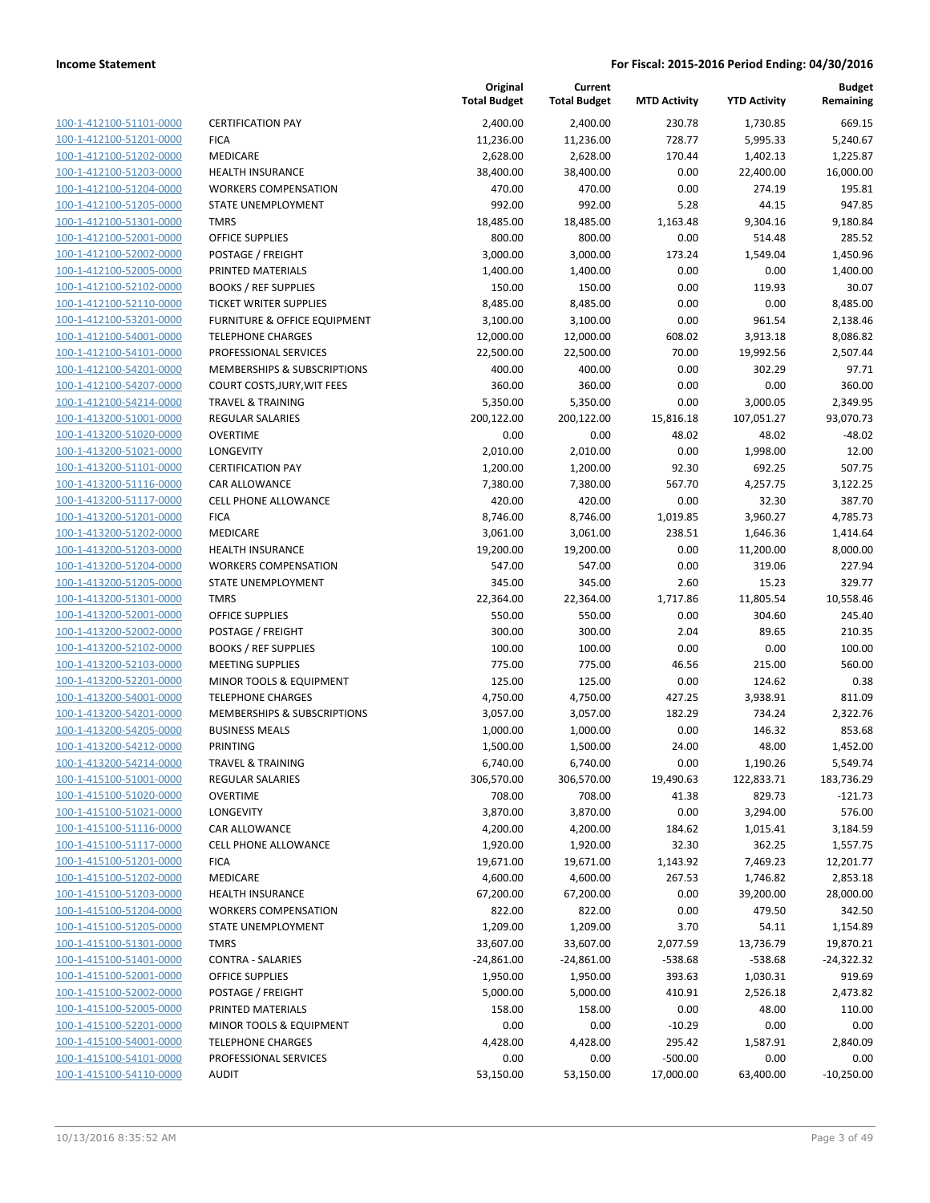**Income Statement** **For Fiscal: 2015-2016 Period Ending: 04/30/2016**

| | | Original Total Budget | Current Total Budget | MTD Activity | YTD Activity | Budget Remaining |
|---|---|---|---|---|---|---|
| 100-1-412100-51101-0000 | CERTIFICATION PAY | 2,400.00 | 2,400.00 | 230.78 | 1,730.85 | 669.15 |
| 100-1-412100-51201-0000 | FICA | 11,236.00 | 11,236.00 | 728.77 | 5,995.33 | 5,240.67 |
| 100-1-412100-51202-0000 | MEDICARE | 2,628.00 | 2,628.00 | 170.44 | 1,402.13 | 1,225.87 |
| 100-1-412100-51203-0000 | HEALTH INSURANCE | 38,400.00 | 38,400.00 | 0.00 | 22,400.00 | 16,000.00 |
| 100-1-412100-51204-0000 | WORKERS COMPENSATION | 470.00 | 470.00 | 0.00 | 274.19 | 195.81 |
| 100-1-412100-51205-0000 | STATE UNEMPLOYMENT | 992.00 | 992.00 | 5.28 | 44.15 | 947.85 |
| 100-1-412100-51301-0000 | TMRS | 18,485.00 | 18,485.00 | 1,163.48 | 9,304.16 | 9,180.84 |
| 100-1-412100-52001-0000 | OFFICE SUPPLIES | 800.00 | 800.00 | 0.00 | 514.48 | 285.52 |
| 100-1-412100-52002-0000 | POSTAGE / FREIGHT | 3,000.00 | 3,000.00 | 173.24 | 1,549.04 | 1,450.96 |
| 100-1-412100-52005-0000 | PRINTED MATERIALS | 1,400.00 | 1,400.00 | 0.00 | 0.00 | 1,400.00 |
| 100-1-412100-52102-0000 | BOOKS / REF SUPPLIES | 150.00 | 150.00 | 0.00 | 119.93 | 30.07 |
| 100-1-412100-52110-0000 | TICKET WRITER SUPPLIES | 8,485.00 | 8,485.00 | 0.00 | 0.00 | 8,485.00 |
| 100-1-412100-53201-0000 | FURNITURE & OFFICE EQUIPMENT | 3,100.00 | 3,100.00 | 0.00 | 961.54 | 2,138.46 |
| 100-1-412100-54001-0000 | TELEPHONE CHARGES | 12,000.00 | 12,000.00 | 608.02 | 3,913.18 | 8,086.82 |
| 100-1-412100-54101-0000 | PROFESSIONAL SERVICES | 22,500.00 | 22,500.00 | 70.00 | 19,992.56 | 2,507.44 |
| 100-1-412100-54201-0000 | MEMBERSHIPS & SUBSCRIPTIONS | 400.00 | 400.00 | 0.00 | 302.29 | 97.71 |
| 100-1-412100-54207-0000 | COURT COSTS,JURY,WIT FEES | 360.00 | 360.00 | 0.00 | 0.00 | 360.00 |
| 100-1-412100-54214-0000 | TRAVEL & TRAINING | 5,350.00 | 5,350.00 | 0.00 | 3,000.05 | 2,349.95 |
| 100-1-413200-51001-0000 | REGULAR SALARIES | 200,122.00 | 200,122.00 | 15,816.18 | 107,051.27 | 93,070.73 |
| 100-1-413200-51020-0000 | OVERTIME | 0.00 | 0.00 | 48.02 | 48.02 | -48.02 |
| 100-1-413200-51021-0000 | LONGEVITY | 2,010.00 | 2,010.00 | 0.00 | 1,998.00 | 12.00 |
| 100-1-413200-51101-0000 | CERTIFICATION PAY | 1,200.00 | 1,200.00 | 92.30 | 692.25 | 507.75 |
| 100-1-413200-51116-0000 | CAR ALLOWANCE | 7,380.00 | 7,380.00 | 567.70 | 4,257.75 | 3,122.25 |
| 100-1-413200-51117-0000 | CELL PHONE ALLOWANCE | 420.00 | 420.00 | 0.00 | 32.30 | 387.70 |
| 100-1-413200-51201-0000 | FICA | 8,746.00 | 8,746.00 | 1,019.85 | 3,960.27 | 4,785.73 |
| 100-1-413200-51202-0000 | MEDICARE | 3,061.00 | 3,061.00 | 238.51 | 1,646.36 | 1,414.64 |
| 100-1-413200-51203-0000 | HEALTH INSURANCE | 19,200.00 | 19,200.00 | 0.00 | 11,200.00 | 8,000.00 |
| 100-1-413200-51204-0000 | WORKERS COMPENSATION | 547.00 | 547.00 | 0.00 | 319.06 | 227.94 |
| 100-1-413200-51205-0000 | STATE UNEMPLOYMENT | 345.00 | 345.00 | 2.60 | 15.23 | 329.77 |
| 100-1-413200-51301-0000 | TMRS | 22,364.00 | 22,364.00 | 1,717.86 | 11,805.54 | 10,558.46 |
| 100-1-413200-52001-0000 | OFFICE SUPPLIES | 550.00 | 550.00 | 0.00 | 304.60 | 245.40 |
| 100-1-413200-52002-0000 | POSTAGE / FREIGHT | 300.00 | 300.00 | 2.04 | 89.65 | 210.35 |
| 100-1-413200-52102-0000 | BOOKS / REF SUPPLIES | 100.00 | 100.00 | 0.00 | 0.00 | 100.00 |
| 100-1-413200-52103-0000 | MEETING SUPPLIES | 775.00 | 775.00 | 46.56 | 215.00 | 560.00 |
| 100-1-413200-52201-0000 | MINOR TOOLS & EQUIPMENT | 125.00 | 125.00 | 0.00 | 124.62 | 0.38 |
| 100-1-413200-54001-0000 | TELEPHONE CHARGES | 4,750.00 | 4,750.00 | 427.25 | 3,938.91 | 811.09 |
| 100-1-413200-54201-0000 | MEMBERSHIPS & SUBSCRIPTIONS | 3,057.00 | 3,057.00 | 182.29 | 734.24 | 2,322.76 |
| 100-1-413200-54205-0000 | BUSINESS MEALS | 1,000.00 | 1,000.00 | 0.00 | 146.32 | 853.68 |
| 100-1-413200-54212-0000 | PRINTING | 1,500.00 | 1,500.00 | 24.00 | 48.00 | 1,452.00 |
| 100-1-413200-54214-0000 | TRAVEL & TRAINING | 6,740.00 | 6,740.00 | 0.00 | 1,190.26 | 5,549.74 |
| 100-1-415100-51001-0000 | REGULAR SALARIES | 306,570.00 | 306,570.00 | 19,490.63 | 122,833.71 | 183,736.29 |
| 100-1-415100-51020-0000 | OVERTIME | 708.00 | 708.00 | 41.38 | 829.73 | -121.73 |
| 100-1-415100-51021-0000 | LONGEVITY | 3,870.00 | 3,870.00 | 0.00 | 3,294.00 | 576.00 |
| 100-1-415100-51116-0000 | CAR ALLOWANCE | 4,200.00 | 4,200.00 | 184.62 | 1,015.41 | 3,184.59 |
| 100-1-415100-51117-0000 | CELL PHONE ALLOWANCE | 1,920.00 | 1,920.00 | 32.30 | 362.25 | 1,557.75 |
| 100-1-415100-51201-0000 | FICA | 19,671.00 | 19,671.00 | 1,143.92 | 7,469.23 | 12,201.77 |
| 100-1-415100-51202-0000 | MEDICARE | 4,600.00 | 4,600.00 | 267.53 | 1,746.82 | 2,853.18 |
| 100-1-415100-51203-0000 | HEALTH INSURANCE | 67,200.00 | 67,200.00 | 0.00 | 39,200.00 | 28,000.00 |
| 100-1-415100-51204-0000 | WORKERS COMPENSATION | 822.00 | 822.00 | 0.00 | 479.50 | 342.50 |
| 100-1-415100-51205-0000 | STATE UNEMPLOYMENT | 1,209.00 | 1,209.00 | 3.70 | 54.11 | 1,154.89 |
| 100-1-415100-51301-0000 | TMRS | 33,607.00 | 33,607.00 | 2,077.59 | 13,736.79 | 19,870.21 |
| 100-1-415100-51401-0000 | CONTRA - SALARIES | -24,861.00 | -24,861.00 | -538.68 | -538.68 | -24,322.32 |
| 100-1-415100-52001-0000 | OFFICE SUPPLIES | 1,950.00 | 1,950.00 | 393.63 | 1,030.31 | 919.69 |
| 100-1-415100-52002-0000 | POSTAGE / FREIGHT | 5,000.00 | 5,000.00 | 410.91 | 2,526.18 | 2,473.82 |
| 100-1-415100-52005-0000 | PRINTED MATERIALS | 158.00 | 158.00 | 0.00 | 48.00 | 110.00 |
| 100-1-415100-52201-0000 | MINOR TOOLS & EQUIPMENT | 0.00 | 0.00 | -10.29 | 0.00 | 0.00 |
| 100-1-415100-54001-0000 | TELEPHONE CHARGES | 4,428.00 | 4,428.00 | 295.42 | 1,587.91 | 2,840.09 |
| 100-1-415100-54101-0000 | PROFESSIONAL SERVICES | 0.00 | 0.00 | -500.00 | 0.00 | 0.00 |
| 100-1-415100-54110-0000 | AUDIT | 53,150.00 | 53,150.00 | 17,000.00 | 63,400.00 | -10,250.00 |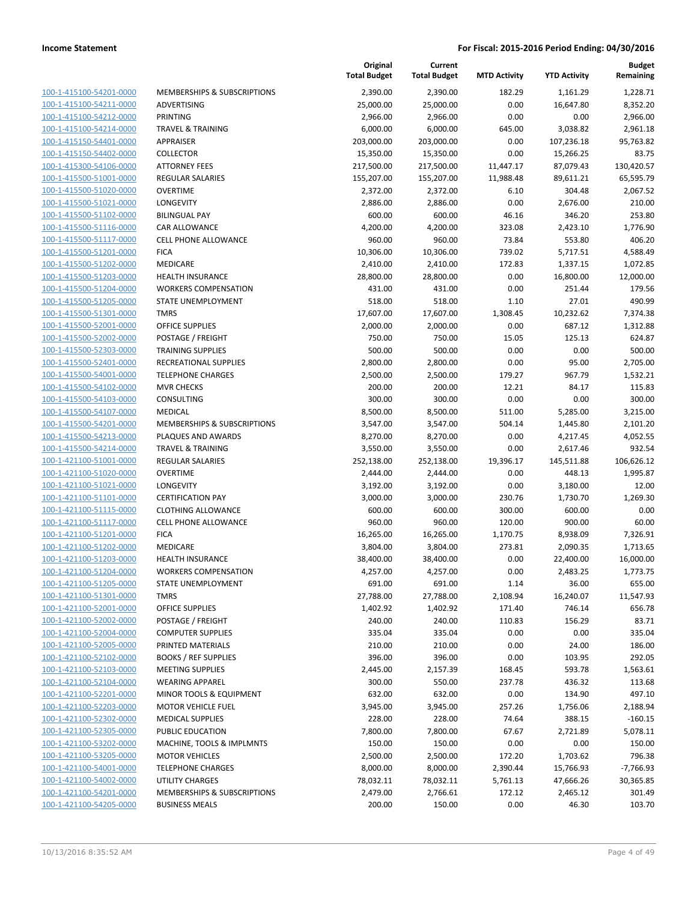**Income Statement** **For Fiscal: 2015-2016 Period Ending: 04/30/2016**

| | | Original Total Budget | Current Total Budget | MTD Activity | YTD Activity | Budget Remaining |
|---|---|---|---|---|---|---|
| 100-1-415100-54201-0000 | MEMBERSHIPS & SUBSCRIPTIONS | 2,390.00 | 2,390.00 | 182.29 | 1,161.29 | 1,228.71 |
| 100-1-415100-54211-0000 | ADVERTISING | 25,000.00 | 25,000.00 | 0.00 | 16,647.80 | 8,352.20 |
| 100-1-415100-54212-0000 | PRINTING | 2,966.00 | 2,966.00 | 0.00 | 0.00 | 2,966.00 |
| 100-1-415100-54214-0000 | TRAVEL & TRAINING | 6,000.00 | 6,000.00 | 645.00 | 3,038.82 | 2,961.18 |
| 100-1-415150-54401-0000 | APPRAISER | 203,000.00 | 203,000.00 | 0.00 | 107,236.18 | 95,763.82 |
| 100-1-415150-54402-0000 | COLLECTOR | 15,350.00 | 15,350.00 | 0.00 | 15,266.25 | 83.75 |
| 100-1-415300-54106-0000 | ATTORNEY FEES | 217,500.00 | 217,500.00 | 11,447.17 | 87,079.43 | 130,420.57 |
| 100-1-415500-51001-0000 | REGULAR SALARIES | 155,207.00 | 155,207.00 | 11,988.48 | 89,611.21 | 65,595.79 |
| 100-1-415500-51020-0000 | OVERTIME | 2,372.00 | 2,372.00 | 6.10 | 304.48 | 2,067.52 |
| 100-1-415500-51021-0000 | LONGEVITY | 2,886.00 | 2,886.00 | 0.00 | 2,676.00 | 210.00 |
| 100-1-415500-51102-0000 | BILINGUAL PAY | 600.00 | 600.00 | 46.16 | 346.20 | 253.80 |
| 100-1-415500-51116-0000 | CAR ALLOWANCE | 4,200.00 | 4,200.00 | 323.08 | 2,423.10 | 1,776.90 |
| 100-1-415500-51117-0000 | CELL PHONE ALLOWANCE | 960.00 | 960.00 | 73.84 | 553.80 | 406.20 |
| 100-1-415500-51201-0000 | FICA | 10,306.00 | 10,306.00 | 739.02 | 5,717.51 | 4,588.49 |
| 100-1-415500-51202-0000 | MEDICARE | 2,410.00 | 2,410.00 | 172.83 | 1,337.15 | 1,072.85 |
| 100-1-415500-51203-0000 | HEALTH INSURANCE | 28,800.00 | 28,800.00 | 0.00 | 16,800.00 | 12,000.00 |
| 100-1-415500-51204-0000 | WORKERS COMPENSATION | 431.00 | 431.00 | 0.00 | 251.44 | 179.56 |
| 100-1-415500-51205-0000 | STATE UNEMPLOYMENT | 518.00 | 518.00 | 1.10 | 27.01 | 490.99 |
| 100-1-415500-51301-0000 | TMRS | 17,607.00 | 17,607.00 | 1,308.45 | 10,232.62 | 7,374.38 |
| 100-1-415500-52001-0000 | OFFICE SUPPLIES | 2,000.00 | 2,000.00 | 0.00 | 687.12 | 1,312.88 |
| 100-1-415500-52002-0000 | POSTAGE / FREIGHT | 750.00 | 750.00 | 15.05 | 125.13 | 624.87 |
| 100-1-415500-52303-0000 | TRAINING SUPPLIES | 500.00 | 500.00 | 0.00 | 0.00 | 500.00 |
| 100-1-415500-52401-0000 | RECREATIONAL SUPPLIES | 2,800.00 | 2,800.00 | 0.00 | 95.00 | 2,705.00 |
| 100-1-415500-54001-0000 | TELEPHONE CHARGES | 2,500.00 | 2,500.00 | 179.27 | 967.79 | 1,532.21 |
| 100-1-415500-54102-0000 | MVR CHECKS | 200.00 | 200.00 | 12.21 | 84.17 | 115.83 |
| 100-1-415500-54103-0000 | CONSULTING | 300.00 | 300.00 | 0.00 | 0.00 | 300.00 |
| 100-1-415500-54107-0000 | MEDICAL | 8,500.00 | 8,500.00 | 511.00 | 5,285.00 | 3,215.00 |
| 100-1-415500-54201-0000 | MEMBERSHIPS & SUBSCRIPTIONS | 3,547.00 | 3,547.00 | 504.14 | 1,445.80 | 2,101.20 |
| 100-1-415500-54213-0000 | PLAQUES AND AWARDS | 8,270.00 | 8,270.00 | 0.00 | 4,217.45 | 4,052.55 |
| 100-1-415500-54214-0000 | TRAVEL & TRAINING | 3,550.00 | 3,550.00 | 0.00 | 2,617.46 | 932.54 |
| 100-1-421100-51001-0000 | REGULAR SALARIES | 252,138.00 | 252,138.00 | 19,396.17 | 145,511.88 | 106,626.12 |
| 100-1-421100-51020-0000 | OVERTIME | 2,444.00 | 2,444.00 | 0.00 | 448.13 | 1,995.87 |
| 100-1-421100-51021-0000 | LONGEVITY | 3,192.00 | 3,192.00 | 0.00 | 3,180.00 | 12.00 |
| 100-1-421100-51101-0000 | CERTIFICATION PAY | 3,000.00 | 3,000.00 | 230.76 | 1,730.70 | 1,269.30 |
| 100-1-421100-51115-0000 | CLOTHING ALLOWANCE | 600.00 | 600.00 | 300.00 | 600.00 | 0.00 |
| 100-1-421100-51117-0000 | CELL PHONE ALLOWANCE | 960.00 | 960.00 | 120.00 | 900.00 | 60.00 |
| 100-1-421100-51201-0000 | FICA | 16,265.00 | 16,265.00 | 1,170.75 | 8,938.09 | 7,326.91 |
| 100-1-421100-51202-0000 | MEDICARE | 3,804.00 | 3,804.00 | 273.81 | 2,090.35 | 1,713.65 |
| 100-1-421100-51203-0000 | HEALTH INSURANCE | 38,400.00 | 38,400.00 | 0.00 | 22,400.00 | 16,000.00 |
| 100-1-421100-51204-0000 | WORKERS COMPENSATION | 4,257.00 | 4,257.00 | 0.00 | 2,483.25 | 1,773.75 |
| 100-1-421100-51205-0000 | STATE UNEMPLOYMENT | 691.00 | 691.00 | 1.14 | 36.00 | 655.00 |
| 100-1-421100-51301-0000 | TMRS | 27,788.00 | 27,788.00 | 2,108.94 | 16,240.07 | 11,547.93 |
| 100-1-421100-52001-0000 | OFFICE SUPPLIES | 1,402.92 | 1,402.92 | 171.40 | 746.14 | 656.78 |
| 100-1-421100-52002-0000 | POSTAGE / FREIGHT | 240.00 | 240.00 | 110.83 | 156.29 | 83.71 |
| 100-1-421100-52004-0000 | COMPUTER SUPPLIES | 335.04 | 335.04 | 0.00 | 0.00 | 335.04 |
| 100-1-421100-52005-0000 | PRINTED MATERIALS | 210.00 | 210.00 | 0.00 | 24.00 | 186.00 |
| 100-1-421100-52102-0000 | BOOKS / REF SUPPLIES | 396.00 | 396.00 | 0.00 | 103.95 | 292.05 |
| 100-1-421100-52103-0000 | MEETING SUPPLIES | 2,445.00 | 2,157.39 | 168.45 | 593.78 | 1,563.61 |
| 100-1-421100-52104-0000 | WEARING APPAREL | 300.00 | 550.00 | 237.78 | 436.32 | 113.68 |
| 100-1-421100-52201-0000 | MINOR TOOLS & EQUIPMENT | 632.00 | 632.00 | 0.00 | 134.90 | 497.10 |
| 100-1-421100-52203-0000 | MOTOR VEHICLE FUEL | 3,945.00 | 3,945.00 | 257.26 | 1,756.06 | 2,188.94 |
| 100-1-421100-52302-0000 | MEDICAL SUPPLIES | 228.00 | 228.00 | 74.64 | 388.15 | -160.15 |
| 100-1-421100-52305-0000 | PUBLIC EDUCATION | 7,800.00 | 7,800.00 | 67.67 | 2,721.89 | 5,078.11 |
| 100-1-421100-53202-0000 | MACHINE, TOOLS & IMPLMNTS | 150.00 | 150.00 | 0.00 | 0.00 | 150.00 |
| 100-1-421100-53205-0000 | MOTOR VEHICLES | 2,500.00 | 2,500.00 | 172.20 | 1,703.62 | 796.38 |
| 100-1-421100-54001-0000 | TELEPHONE CHARGES | 8,000.00 | 8,000.00 | 2,390.44 | 15,766.93 | -7,766.93 |
| 100-1-421100-54002-0000 | UTILITY CHARGES | 78,032.11 | 78,032.11 | 5,761.13 | 47,666.26 | 30,365.85 |
| 100-1-421100-54201-0000 | MEMBERSHIPS & SUBSCRIPTIONS | 2,479.00 | 2,766.61 | 172.12 | 2,465.12 | 301.49 |
| 100-1-421100-54205-0000 | BUSINESS MEALS | 200.00 | 150.00 | 0.00 | 46.30 | 103.70 |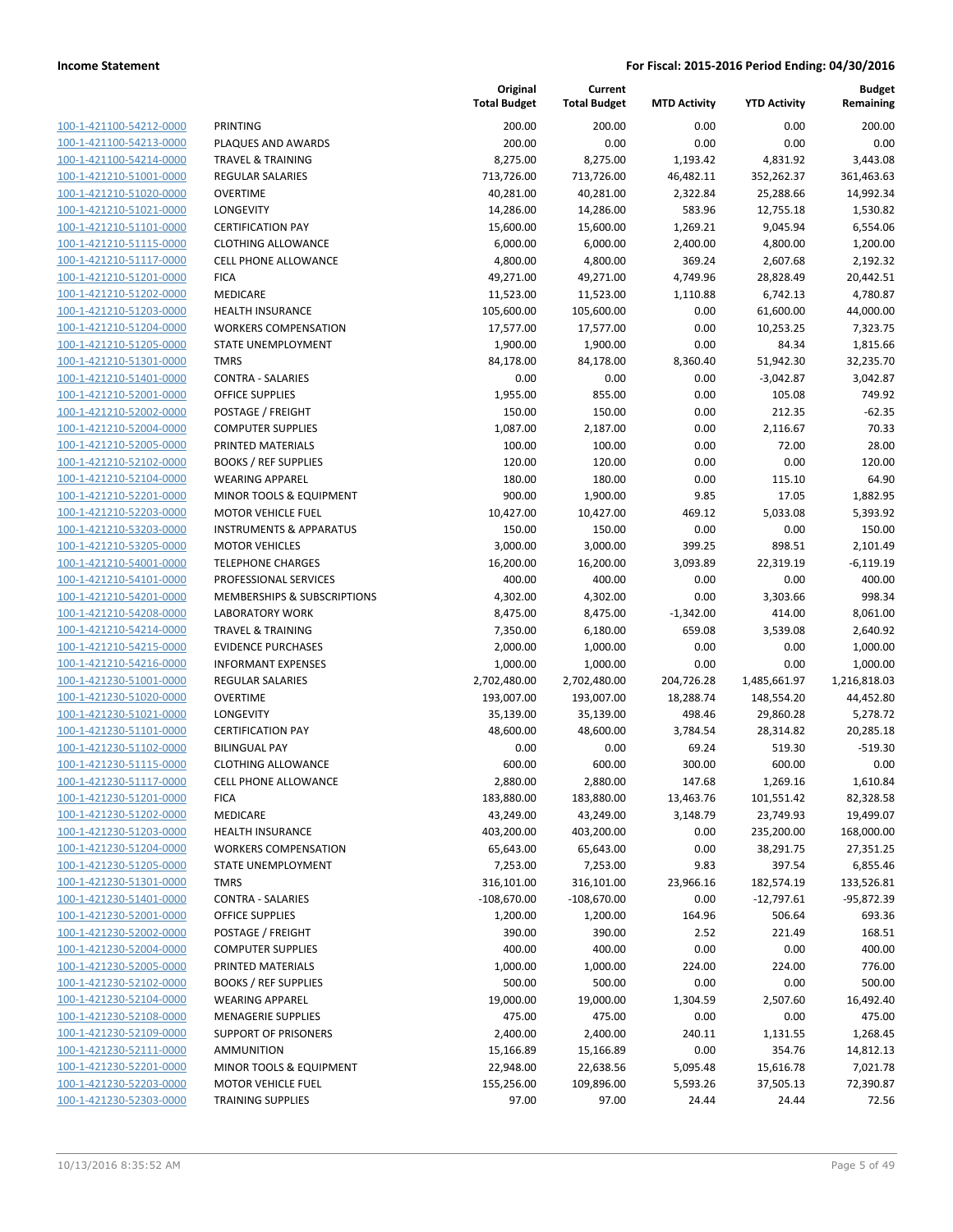| | | Original Total Budget | Current Total Budget | MTD Activity | YTD Activity | Budget Remaining |
|---|---|---|---|---|---|---|
| 100-1-421100-54212-0000 | PRINTING | 200.00 | 200.00 | 0.00 | 0.00 | 200.00 |
| 100-1-421100-54213-0000 | PLAQUES AND AWARDS | 200.00 | 0.00 | 0.00 | 0.00 | 0.00 |
| 100-1-421100-54214-0000 | TRAVEL & TRAINING | 8,275.00 | 8,275.00 | 1,193.42 | 4,831.92 | 3,443.08 |
| 100-1-421210-51001-0000 | REGULAR SALARIES | 713,726.00 | 713,726.00 | 46,482.11 | 352,262.37 | 361,463.63 |
| 100-1-421210-51020-0000 | OVERTIME | 40,281.00 | 40,281.00 | 2,322.84 | 25,288.66 | 14,992.34 |
| 100-1-421210-51021-0000 | LONGEVITY | 14,286.00 | 14,286.00 | 583.96 | 12,755.18 | 1,530.82 |
| 100-1-421210-51101-0000 | CERTIFICATION PAY | 15,600.00 | 15,600.00 | 1,269.21 | 9,045.94 | 6,554.06 |
| 100-1-421210-51115-0000 | CLOTHING ALLOWANCE | 6,000.00 | 6,000.00 | 2,400.00 | 4,800.00 | 1,200.00 |
| 100-1-421210-51117-0000 | CELL PHONE ALLOWANCE | 4,800.00 | 4,800.00 | 369.24 | 2,607.68 | 2,192.32 |
| 100-1-421210-51201-0000 | FICA | 49,271.00 | 49,271.00 | 4,749.96 | 28,828.49 | 20,442.51 |
| 100-1-421210-51202-0000 | MEDICARE | 11,523.00 | 11,523.00 | 1,110.88 | 6,742.13 | 4,780.87 |
| 100-1-421210-51203-0000 | HEALTH INSURANCE | 105,600.00 | 105,600.00 | 0.00 | 61,600.00 | 44,000.00 |
| 100-1-421210-51204-0000 | WORKERS COMPENSATION | 17,577.00 | 17,577.00 | 0.00 | 10,253.25 | 7,323.75 |
| 100-1-421210-51205-0000 | STATE UNEMPLOYMENT | 1,900.00 | 1,900.00 | 0.00 | 84.34 | 1,815.66 |
| 100-1-421210-51301-0000 | TMRS | 84,178.00 | 84,178.00 | 8,360.40 | 51,942.30 | 32,235.70 |
| 100-1-421210-51401-0000 | CONTRA - SALARIES | 0.00 | 0.00 | 0.00 | -3,042.87 | 3,042.87 |
| 100-1-421210-52001-0000 | OFFICE SUPPLIES | 1,955.00 | 855.00 | 0.00 | 105.08 | 749.92 |
| 100-1-421210-52002-0000 | POSTAGE / FREIGHT | 150.00 | 150.00 | 0.00 | 212.35 | -62.35 |
| 100-1-421210-52004-0000 | COMPUTER SUPPLIES | 1,087.00 | 2,187.00 | 0.00 | 2,116.67 | 70.33 |
| 100-1-421210-52005-0000 | PRINTED MATERIALS | 100.00 | 100.00 | 0.00 | 72.00 | 28.00 |
| 100-1-421210-52102-0000 | BOOKS / REF SUPPLIES | 120.00 | 120.00 | 0.00 | 0.00 | 120.00 |
| 100-1-421210-52104-0000 | WEARING APPAREL | 180.00 | 180.00 | 0.00 | 115.10 | 64.90 |
| 100-1-421210-52201-0000 | MINOR TOOLS & EQUIPMENT | 900.00 | 1,900.00 | 9.85 | 17.05 | 1,882.95 |
| 100-1-421210-52203-0000 | MOTOR VEHICLE FUEL | 10,427.00 | 10,427.00 | 469.12 | 5,033.08 | 5,393.92 |
| 100-1-421210-53203-0000 | INSTRUMENTS & APPARATUS | 150.00 | 150.00 | 0.00 | 0.00 | 150.00 |
| 100-1-421210-53205-0000 | MOTOR VEHICLES | 3,000.00 | 3,000.00 | 399.25 | 898.51 | 2,101.49 |
| 100-1-421210-54001-0000 | TELEPHONE CHARGES | 16,200.00 | 16,200.00 | 3,093.89 | 22,319.19 | -6,119.19 |
| 100-1-421210-54101-0000 | PROFESSIONAL SERVICES | 400.00 | 400.00 | 0.00 | 0.00 | 400.00 |
| 100-1-421210-54201-0000 | MEMBERSHIPS & SUBSCRIPTIONS | 4,302.00 | 4,302.00 | 0.00 | 3,303.66 | 998.34 |
| 100-1-421210-54208-0000 | LABORATORY WORK | 8,475.00 | 8,475.00 | -1,342.00 | 414.00 | 8,061.00 |
| 100-1-421210-54214-0000 | TRAVEL & TRAINING | 7,350.00 | 6,180.00 | 659.08 | 3,539.08 | 2,640.92 |
| 100-1-421210-54215-0000 | EVIDENCE PURCHASES | 2,000.00 | 1,000.00 | 0.00 | 0.00 | 1,000.00 |
| 100-1-421210-54216-0000 | INFORMANT EXPENSES | 1,000.00 | 1,000.00 | 0.00 | 0.00 | 1,000.00 |
| 100-1-421230-51001-0000 | REGULAR SALARIES | 2,702,480.00 | 2,702,480.00 | 204,726.28 | 1,485,661.97 | 1,216,818.03 |
| 100-1-421230-51020-0000 | OVERTIME | 193,007.00 | 193,007.00 | 18,288.74 | 148,554.20 | 44,452.80 |
| 100-1-421230-51021-0000 | LONGEVITY | 35,139.00 | 35,139.00 | 498.46 | 29,860.28 | 5,278.72 |
| 100-1-421230-51101-0000 | CERTIFICATION PAY | 48,600.00 | 48,600.00 | 3,784.54 | 28,314.82 | 20,285.18 |
| 100-1-421230-51102-0000 | BILINGUAL PAY | 0.00 | 0.00 | 69.24 | 519.30 | -519.30 |
| 100-1-421230-51115-0000 | CLOTHING ALLOWANCE | 600.00 | 600.00 | 300.00 | 600.00 | 0.00 |
| 100-1-421230-51117-0000 | CELL PHONE ALLOWANCE | 2,880.00 | 2,880.00 | 147.68 | 1,269.16 | 1,610.84 |
| 100-1-421230-51201-0000 | FICA | 183,880.00 | 183,880.00 | 13,463.76 | 101,551.42 | 82,328.58 |
| 100-1-421230-51202-0000 | MEDICARE | 43,249.00 | 43,249.00 | 3,148.79 | 23,749.93 | 19,499.07 |
| 100-1-421230-51203-0000 | HEALTH INSURANCE | 403,200.00 | 403,200.00 | 0.00 | 235,200.00 | 168,000.00 |
| 100-1-421230-51204-0000 | WORKERS COMPENSATION | 65,643.00 | 65,643.00 | 0.00 | 38,291.75 | 27,351.25 |
| 100-1-421230-51205-0000 | STATE UNEMPLOYMENT | 7,253.00 | 7,253.00 | 9.83 | 397.54 | 6,855.46 |
| 100-1-421230-51301-0000 | TMRS | 316,101.00 | 316,101.00 | 23,966.16 | 182,574.19 | 133,526.81 |
| 100-1-421230-51401-0000 | CONTRA - SALARIES | -108,670.00 | -108,670.00 | 0.00 | -12,797.61 | -95,872.39 |
| 100-1-421230-52001-0000 | OFFICE SUPPLIES | 1,200.00 | 1,200.00 | 164.96 | 506.64 | 693.36 |
| 100-1-421230-52002-0000 | POSTAGE / FREIGHT | 390.00 | 390.00 | 2.52 | 221.49 | 168.51 |
| 100-1-421230-52004-0000 | COMPUTER SUPPLIES | 400.00 | 400.00 | 0.00 | 0.00 | 400.00 |
| 100-1-421230-52005-0000 | PRINTED MATERIALS | 1,000.00 | 1,000.00 | 224.00 | 224.00 | 776.00 |
| 100-1-421230-52102-0000 | BOOKS / REF SUPPLIES | 500.00 | 500.00 | 0.00 | 0.00 | 500.00 |
| 100-1-421230-52104-0000 | WEARING APPAREL | 19,000.00 | 19,000.00 | 1,304.59 | 2,507.60 | 16,492.40 |
| 100-1-421230-52108-0000 | MENAGERIE SUPPLIES | 475.00 | 475.00 | 0.00 | 0.00 | 475.00 |
| 100-1-421230-52109-0000 | SUPPORT OF PRISONERS | 2,400.00 | 2,400.00 | 240.11 | 1,131.55 | 1,268.45 |
| 100-1-421230-52111-0000 | AMMUNITION | 15,166.89 | 15,166.89 | 0.00 | 354.76 | 14,812.13 |
| 100-1-421230-52201-0000 | MINOR TOOLS & EQUIPMENT | 22,948.00 | 22,638.56 | 5,095.48 | 15,616.78 | 7,021.78 |
| 100-1-421230-52203-0000 | MOTOR VEHICLE FUEL | 155,256.00 | 109,896.00 | 5,593.26 | 37,505.13 | 72,390.87 |
| 100-1-421230-52303-0000 | TRAINING SUPPLIES | 97.00 | 97.00 | 24.44 | 24.44 | 72.56 |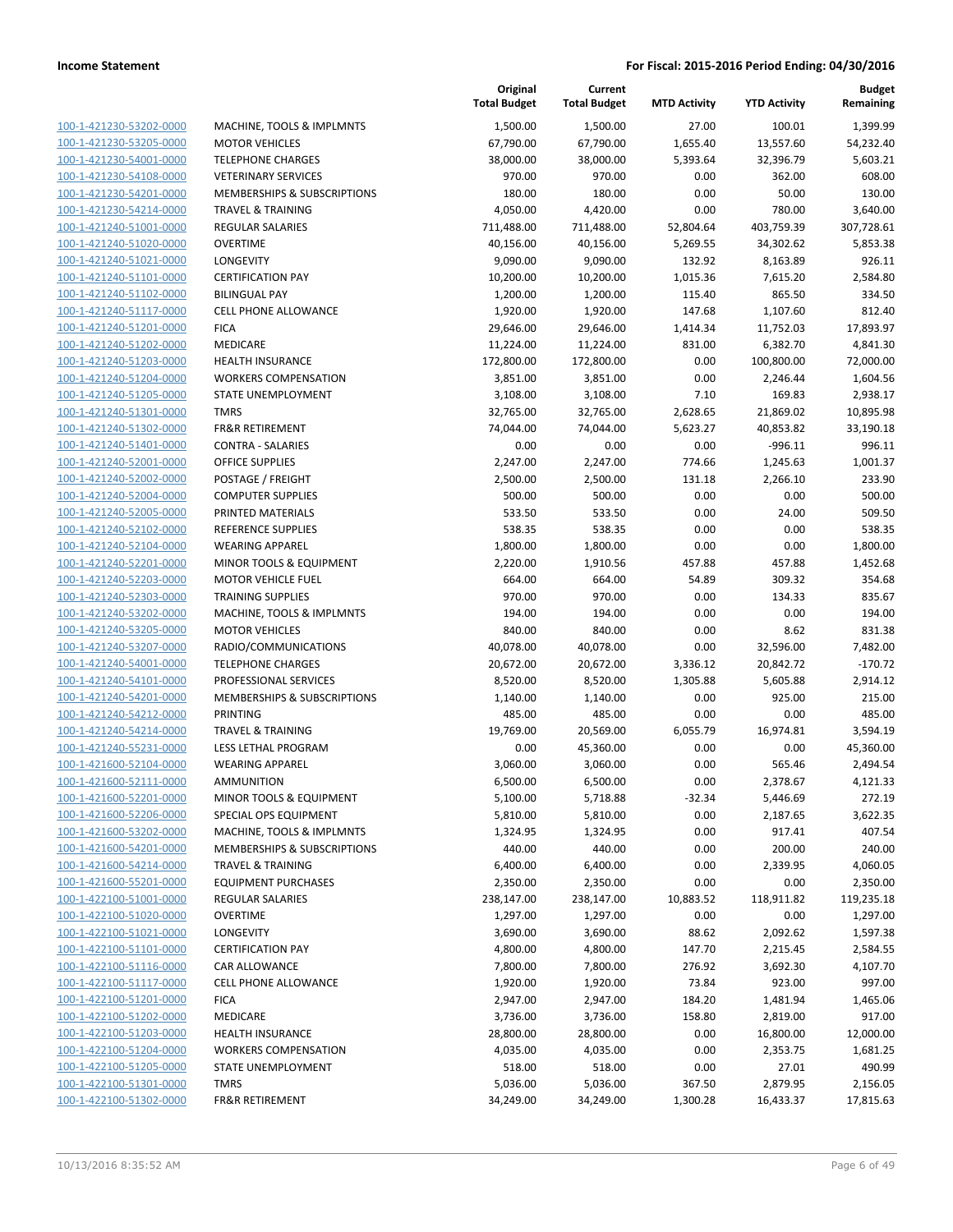**Income Statement** — For Fiscal: 2015-2016 Period Ending: 04/30/2016

| | | Original Total Budget | Current Total Budget | MTD Activity | YTD Activity | Budget Remaining |
|---|---|---|---|---|---|---|
| 100-1-421230-53202-0000 | MACHINE, TOOLS & IMPLMNTS | 1,500.00 | 1,500.00 | 27.00 | 100.01 | 1,399.99 |
| 100-1-421230-53205-0000 | MOTOR VEHICLES | 67,790.00 | 67,790.00 | 1,655.40 | 13,557.60 | 54,232.40 |
| 100-1-421230-54001-0000 | TELEPHONE CHARGES | 38,000.00 | 38,000.00 | 5,393.64 | 32,396.79 | 5,603.21 |
| 100-1-421230-54108-0000 | VETERINARY SERVICES | 970.00 | 970.00 | 0.00 | 362.00 | 608.00 |
| 100-1-421230-54201-0000 | MEMBERSHIPS & SUBSCRIPTIONS | 180.00 | 180.00 | 0.00 | 50.00 | 130.00 |
| 100-1-421230-54214-0000 | TRAVEL & TRAINING | 4,050.00 | 4,420.00 | 0.00 | 780.00 | 3,640.00 |
| 100-1-421240-51001-0000 | REGULAR SALARIES | 711,488.00 | 711,488.00 | 52,804.64 | 403,759.39 | 307,728.61 |
| 100-1-421240-51020-0000 | OVERTIME | 40,156.00 | 40,156.00 | 5,269.55 | 34,302.62 | 5,853.38 |
| 100-1-421240-51021-0000 | LONGEVITY | 9,090.00 | 9,090.00 | 132.92 | 8,163.89 | 926.11 |
| 100-1-421240-51101-0000 | CERTIFICATION PAY | 10,200.00 | 10,200.00 | 1,015.36 | 7,615.20 | 2,584.80 |
| 100-1-421240-51102-0000 | BILINGUAL PAY | 1,200.00 | 1,200.00 | 115.40 | 865.50 | 334.50 |
| 100-1-421240-51117-0000 | CELL PHONE ALLOWANCE | 1,920.00 | 1,920.00 | 147.68 | 1,107.60 | 812.40 |
| 100-1-421240-51201-0000 | FICA | 29,646.00 | 29,646.00 | 1,414.34 | 11,752.03 | 17,893.97 |
| 100-1-421240-51202-0000 | MEDICARE | 11,224.00 | 11,224.00 | 831.00 | 6,382.70 | 4,841.30 |
| 100-1-421240-51203-0000 | HEALTH INSURANCE | 172,800.00 | 172,800.00 | 0.00 | 100,800.00 | 72,000.00 |
| 100-1-421240-51204-0000 | WORKERS COMPENSATION | 3,851.00 | 3,851.00 | 0.00 | 2,246.44 | 1,604.56 |
| 100-1-421240-51205-0000 | STATE UNEMPLOYMENT | 3,108.00 | 3,108.00 | 7.10 | 169.83 | 2,938.17 |
| 100-1-421240-51301-0000 | TMRS | 32,765.00 | 32,765.00 | 2,628.65 | 21,869.02 | 10,895.98 |
| 100-1-421240-51302-0000 | FR&R RETIREMENT | 74,044.00 | 74,044.00 | 5,623.27 | 40,853.82 | 33,190.18 |
| 100-1-421240-51401-0000 | CONTRA - SALARIES | 0.00 | 0.00 | 0.00 | -996.11 | 996.11 |
| 100-1-421240-52001-0000 | OFFICE SUPPLIES | 2,247.00 | 2,247.00 | 774.66 | 1,245.63 | 1,001.37 |
| 100-1-421240-52002-0000 | POSTAGE / FREIGHT | 2,500.00 | 2,500.00 | 131.18 | 2,266.10 | 233.90 |
| 100-1-421240-52004-0000 | COMPUTER SUPPLIES | 500.00 | 500.00 | 0.00 | 0.00 | 500.00 |
| 100-1-421240-52005-0000 | PRINTED MATERIALS | 533.50 | 533.50 | 0.00 | 24.00 | 509.50 |
| 100-1-421240-52102-0000 | REFERENCE SUPPLIES | 538.35 | 538.35 | 0.00 | 0.00 | 538.35 |
| 100-1-421240-52104-0000 | WEARING APPAREL | 1,800.00 | 1,800.00 | 0.00 | 0.00 | 1,800.00 |
| 100-1-421240-52201-0000 | MINOR TOOLS & EQUIPMENT | 2,220.00 | 1,910.56 | 457.88 | 457.88 | 1,452.68 |
| 100-1-421240-52203-0000 | MOTOR VEHICLE FUEL | 664.00 | 664.00 | 54.89 | 309.32 | 354.68 |
| 100-1-421240-52303-0000 | TRAINING SUPPLIES | 970.00 | 970.00 | 0.00 | 134.33 | 835.67 |
| 100-1-421240-53202-0000 | MACHINE, TOOLS & IMPLMNTS | 194.00 | 194.00 | 0.00 | 0.00 | 194.00 |
| 100-1-421240-53205-0000 | MOTOR VEHICLES | 840.00 | 840.00 | 0.00 | 8.62 | 831.38 |
| 100-1-421240-53207-0000 | RADIO/COMMUNICATIONS | 40,078.00 | 40,078.00 | 0.00 | 32,596.00 | 7,482.00 |
| 100-1-421240-54001-0000 | TELEPHONE CHARGES | 20,672.00 | 20,672.00 | 3,336.12 | 20,842.72 | -170.72 |
| 100-1-421240-54101-0000 | PROFESSIONAL SERVICES | 8,520.00 | 8,520.00 | 1,305.88 | 5,605.88 | 2,914.12 |
| 100-1-421240-54201-0000 | MEMBERSHIPS & SUBSCRIPTIONS | 1,140.00 | 1,140.00 | 0.00 | 925.00 | 215.00 |
| 100-1-421240-54212-0000 | PRINTING | 485.00 | 485.00 | 0.00 | 0.00 | 485.00 |
| 100-1-421240-54214-0000 | TRAVEL & TRAINING | 19,769.00 | 20,569.00 | 6,055.79 | 16,974.81 | 3,594.19 |
| 100-1-421240-55231-0000 | LESS LETHAL PROGRAM | 0.00 | 45,360.00 | 0.00 | 0.00 | 45,360.00 |
| 100-1-421600-52104-0000 | WEARING APPAREL | 3,060.00 | 3,060.00 | 0.00 | 565.46 | 2,494.54 |
| 100-1-421600-52111-0000 | AMMUNITION | 6,500.00 | 6,500.00 | 0.00 | 2,378.67 | 4,121.33 |
| 100-1-421600-52201-0000 | MINOR TOOLS & EQUIPMENT | 5,100.00 | 5,718.88 | -32.34 | 5,446.69 | 272.19 |
| 100-1-421600-52206-0000 | SPECIAL OPS EQUIPMENT | 5,810.00 | 5,810.00 | 0.00 | 2,187.65 | 3,622.35 |
| 100-1-421600-53202-0000 | MACHINE, TOOLS & IMPLMNTS | 1,324.95 | 1,324.95 | 0.00 | 917.41 | 407.54 |
| 100-1-421600-54201-0000 | MEMBERSHIPS & SUBSCRIPTIONS | 440.00 | 440.00 | 0.00 | 200.00 | 240.00 |
| 100-1-421600-54214-0000 | TRAVEL & TRAINING | 6,400.00 | 6,400.00 | 0.00 | 2,339.95 | 4,060.05 |
| 100-1-421600-55201-0000 | EQUIPMENT PURCHASES | 2,350.00 | 2,350.00 | 0.00 | 0.00 | 2,350.00 |
| 100-1-422100-51001-0000 | REGULAR SALARIES | 238,147.00 | 238,147.00 | 10,883.52 | 118,911.82 | 119,235.18 |
| 100-1-422100-51020-0000 | OVERTIME | 1,297.00 | 1,297.00 | 0.00 | 0.00 | 1,297.00 |
| 100-1-422100-51021-0000 | LONGEVITY | 3,690.00 | 3,690.00 | 88.62 | 2,092.62 | 1,597.38 |
| 100-1-422100-51101-0000 | CERTIFICATION PAY | 4,800.00 | 4,800.00 | 147.70 | 2,215.45 | 2,584.55 |
| 100-1-422100-51116-0000 | CAR ALLOWANCE | 7,800.00 | 7,800.00 | 276.92 | 3,692.30 | 4,107.70 |
| 100-1-422100-51117-0000 | CELL PHONE ALLOWANCE | 1,920.00 | 1,920.00 | 73.84 | 923.00 | 997.00 |
| 100-1-422100-51201-0000 | FICA | 2,947.00 | 2,947.00 | 184.20 | 1,481.94 | 1,465.06 |
| 100-1-422100-51202-0000 | MEDICARE | 3,736.00 | 3,736.00 | 158.80 | 2,819.00 | 917.00 |
| 100-1-422100-51203-0000 | HEALTH INSURANCE | 28,800.00 | 28,800.00 | 0.00 | 16,800.00 | 12,000.00 |
| 100-1-422100-51204-0000 | WORKERS COMPENSATION | 4,035.00 | 4,035.00 | 0.00 | 2,353.75 | 1,681.25 |
| 100-1-422100-51205-0000 | STATE UNEMPLOYMENT | 518.00 | 518.00 | 0.00 | 27.01 | 490.99 |
| 100-1-422100-51301-0000 | TMRS | 5,036.00 | 5,036.00 | 367.50 | 2,879.95 | 2,156.05 |
| 100-1-422100-51302-0000 | FR&R RETIREMENT | 34,249.00 | 34,249.00 | 1,300.28 | 16,433.37 | 17,815.63 |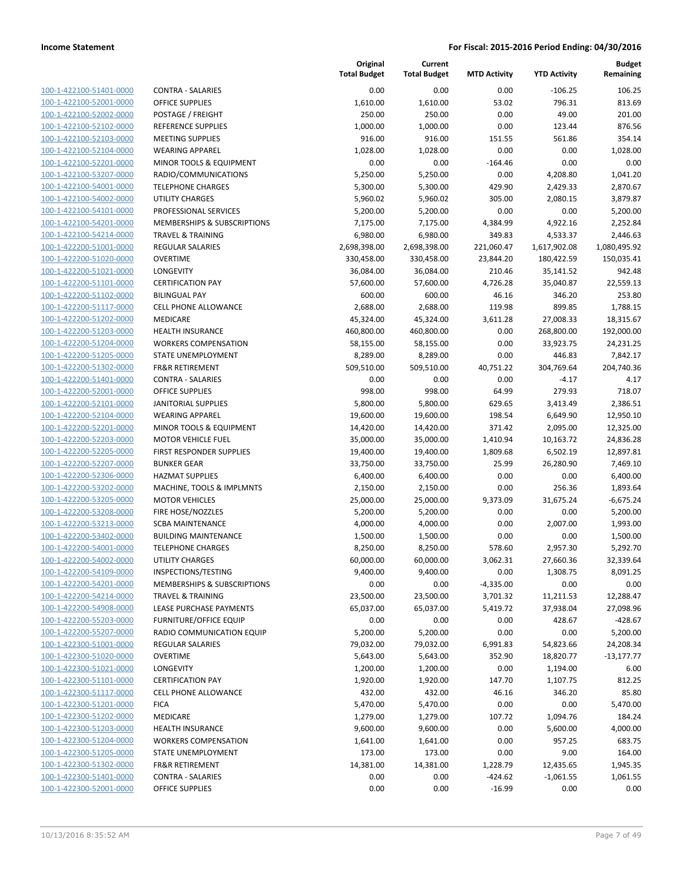**Income Statement** | **For Fiscal: 2015-2016 Period Ending: 04/30/2016**

| | | Original Total Budget | Current Total Budget | MTD Activity | YTD Activity | Budget Remaining |
|---|---|---|---|---|---|---|
| 100-1-422100-51401-0000 | CONTRA - SALARIES | 0.00 | 0.00 | 0.00 | -106.25 | 106.25 |
| 100-1-422100-52001-0000 | OFFICE SUPPLIES | 1,610.00 | 1,610.00 | 53.02 | 796.31 | 813.69 |
| 100-1-422100-52002-0000 | POSTAGE / FREIGHT | 250.00 | 250.00 | 0.00 | 49.00 | 201.00 |
| 100-1-422100-52102-0000 | REFERENCE SUPPLIES | 1,000.00 | 1,000.00 | 0.00 | 123.44 | 876.56 |
| 100-1-422100-52103-0000 | MEETING SUPPLIES | 916.00 | 916.00 | 151.55 | 561.86 | 354.14 |
| 100-1-422100-52104-0000 | WEARING APPAREL | 1,028.00 | 1,028.00 | 0.00 | 0.00 | 1,028.00 |
| 100-1-422100-52201-0000 | MINOR TOOLS & EQUIPMENT | 0.00 | 0.00 | -164.46 | 0.00 | 0.00 |
| 100-1-422100-53207-0000 | RADIO/COMMUNICATIONS | 5,250.00 | 5,250.00 | 0.00 | 4,208.80 | 1,041.20 |
| 100-1-422100-54001-0000 | TELEPHONE CHARGES | 5,300.00 | 5,300.00 | 429.90 | 2,429.33 | 2,870.67 |
| 100-1-422100-54002-0000 | UTILITY CHARGES | 5,960.02 | 5,960.02 | 305.00 | 2,080.15 | 3,879.87 |
| 100-1-422100-54101-0000 | PROFESSIONAL SERVICES | 5,200.00 | 5,200.00 | 0.00 | 0.00 | 5,200.00 |
| 100-1-422100-54201-0000 | MEMBERSHIPS & SUBSCRIPTIONS | 7,175.00 | 7,175.00 | 4,384.99 | 4,922.16 | 2,252.84 |
| 100-1-422100-54214-0000 | TRAVEL & TRAINING | 6,980.00 | 6,980.00 | 349.83 | 4,533.37 | 2,446.63 |
| 100-1-422200-51001-0000 | REGULAR SALARIES | 2,698,398.00 | 2,698,398.00 | 221,060.47 | 1,617,902.08 | 1,080,495.92 |
| 100-1-422200-51020-0000 | OVERTIME | 330,458.00 | 330,458.00 | 23,844.20 | 180,422.59 | 150,035.41 |
| 100-1-422200-51021-0000 | LONGEVITY | 36,084.00 | 36,084.00 | 210.46 | 35,141.52 | 942.48 |
| 100-1-422200-51101-0000 | CERTIFICATION PAY | 57,600.00 | 57,600.00 | 4,726.28 | 35,040.87 | 22,559.13 |
| 100-1-422200-51102-0000 | BILINGUAL PAY | 600.00 | 600.00 | 46.16 | 346.20 | 253.80 |
| 100-1-422200-51117-0000 | CELL PHONE ALLOWANCE | 2,688.00 | 2,688.00 | 119.98 | 899.85 | 1,788.15 |
| 100-1-422200-51202-0000 | MEDICARE | 45,324.00 | 45,324.00 | 3,611.28 | 27,008.33 | 18,315.67 |
| 100-1-422200-51203-0000 | HEALTH INSURANCE | 460,800.00 | 460,800.00 | 0.00 | 268,800.00 | 192,000.00 |
| 100-1-422200-51204-0000 | WORKERS COMPENSATION | 58,155.00 | 58,155.00 | 0.00 | 33,923.75 | 24,231.25 |
| 100-1-422200-51205-0000 | STATE UNEMPLOYMENT | 8,289.00 | 8,289.00 | 0.00 | 446.83 | 7,842.17 |
| 100-1-422200-51302-0000 | FR&R RETIREMENT | 509,510.00 | 509,510.00 | 40,751.22 | 304,769.64 | 204,740.36 |
| 100-1-422200-51401-0000 | CONTRA - SALARIES | 0.00 | 0.00 | 0.00 | -4.17 | 4.17 |
| 100-1-422200-52001-0000 | OFFICE SUPPLIES | 998.00 | 998.00 | 64.99 | 279.93 | 718.07 |
| 100-1-422200-52101-0000 | JANITORIAL SUPPLIES | 5,800.00 | 5,800.00 | 629.65 | 3,413.49 | 2,386.51 |
| 100-1-422200-52104-0000 | WEARING APPAREL | 19,600.00 | 19,600.00 | 198.54 | 6,649.90 | 12,950.10 |
| 100-1-422200-52201-0000 | MINOR TOOLS & EQUIPMENT | 14,420.00 | 14,420.00 | 371.42 | 2,095.00 | 12,325.00 |
| 100-1-422200-52203-0000 | MOTOR VEHICLE FUEL | 35,000.00 | 35,000.00 | 1,410.94 | 10,163.72 | 24,836.28 |
| 100-1-422200-52205-0000 | FIRST RESPONDER SUPPLIES | 19,400.00 | 19,400.00 | 1,809.68 | 6,502.19 | 12,897.81 |
| 100-1-422200-52207-0000 | BUNKER GEAR | 33,750.00 | 33,750.00 | 25.99 | 26,280.90 | 7,469.10 |
| 100-1-422200-52306-0000 | HAZMAT SUPPLIES | 6,400.00 | 6,400.00 | 0.00 | 0.00 | 6,400.00 |
| 100-1-422200-53202-0000 | MACHINE, TOOLS & IMPLMNTS | 2,150.00 | 2,150.00 | 0.00 | 256.36 | 1,893.64 |
| 100-1-422200-53205-0000 | MOTOR VEHICLES | 25,000.00 | 25,000.00 | 9,373.09 | 31,675.24 | -6,675.24 |
| 100-1-422200-53208-0000 | FIRE HOSE/NOZZLES | 5,200.00 | 5,200.00 | 0.00 | 0.00 | 5,200.00 |
| 100-1-422200-53213-0000 | SCBA MAINTENANCE | 4,000.00 | 4,000.00 | 0.00 | 2,007.00 | 1,993.00 |
| 100-1-422200-53402-0000 | BUILDING MAINTENANCE | 1,500.00 | 1,500.00 | 0.00 | 0.00 | 1,500.00 |
| 100-1-422200-54001-0000 | TELEPHONE CHARGES | 8,250.00 | 8,250.00 | 578.60 | 2,957.30 | 5,292.70 |
| 100-1-422200-54002-0000 | UTILITY CHARGES | 60,000.00 | 60,000.00 | 3,062.31 | 27,660.36 | 32,339.64 |
| 100-1-422200-54109-0000 | INSPECTIONS/TESTING | 9,400.00 | 9,400.00 | 0.00 | 1,308.75 | 8,091.25 |
| 100-1-422200-54201-0000 | MEMBERSHIPS & SUBSCRIPTIONS | 0.00 | 0.00 | -4,335.00 | 0.00 | 0.00 |
| 100-1-422200-54214-0000 | TRAVEL & TRAINING | 23,500.00 | 23,500.00 | 3,701.32 | 11,211.53 | 12,288.47 |
| 100-1-422200-54908-0000 | LEASE PURCHASE PAYMENTS | 65,037.00 | 65,037.00 | 5,419.72 | 37,938.04 | 27,098.96 |
| 100-1-422200-55203-0000 | FURNITURE/OFFICE EQUIP | 0.00 | 0.00 | 0.00 | 428.67 | -428.67 |
| 100-1-422200-55207-0000 | RADIO COMMUNICATION EQUIP | 5,200.00 | 5,200.00 | 0.00 | 0.00 | 5,200.00 |
| 100-1-422300-51001-0000 | REGULAR SALARIES | 79,032.00 | 79,032.00 | 6,991.83 | 54,823.66 | 24,208.34 |
| 100-1-422300-51020-0000 | OVERTIME | 5,643.00 | 5,643.00 | 352.90 | 18,820.77 | -13,177.77 |
| 100-1-422300-51021-0000 | LONGEVITY | 1,200.00 | 1,200.00 | 0.00 | 1,194.00 | 6.00 |
| 100-1-422300-51101-0000 | CERTIFICATION PAY | 1,920.00 | 1,920.00 | 147.70 | 1,107.75 | 812.25 |
| 100-1-422300-51117-0000 | CELL PHONE ALLOWANCE | 432.00 | 432.00 | 46.16 | 346.20 | 85.80 |
| 100-1-422300-51201-0000 | FICA | 5,470.00 | 5,470.00 | 0.00 | 0.00 | 5,470.00 |
| 100-1-422300-51202-0000 | MEDICARE | 1,279.00 | 1,279.00 | 107.72 | 1,094.76 | 184.24 |
| 100-1-422300-51203-0000 | HEALTH INSURANCE | 9,600.00 | 9,600.00 | 0.00 | 5,600.00 | 4,000.00 |
| 100-1-422300-51204-0000 | WORKERS COMPENSATION | 1,641.00 | 1,641.00 | 0.00 | 957.25 | 683.75 |
| 100-1-422300-51205-0000 | STATE UNEMPLOYMENT | 173.00 | 173.00 | 0.00 | 9.00 | 164.00 |
| 100-1-422300-51302-0000 | FR&R RETIREMENT | 14,381.00 | 14,381.00 | 1,228.79 | 12,435.65 | 1,945.35 |
| 100-1-422300-51401-0000 | CONTRA - SALARIES | 0.00 | 0.00 | -424.62 | -1,061.55 | 1,061.55 |
| 100-1-422300-52001-0000 | OFFICE SUPPLIES | 0.00 | 0.00 | -16.99 | 0.00 | 0.00 |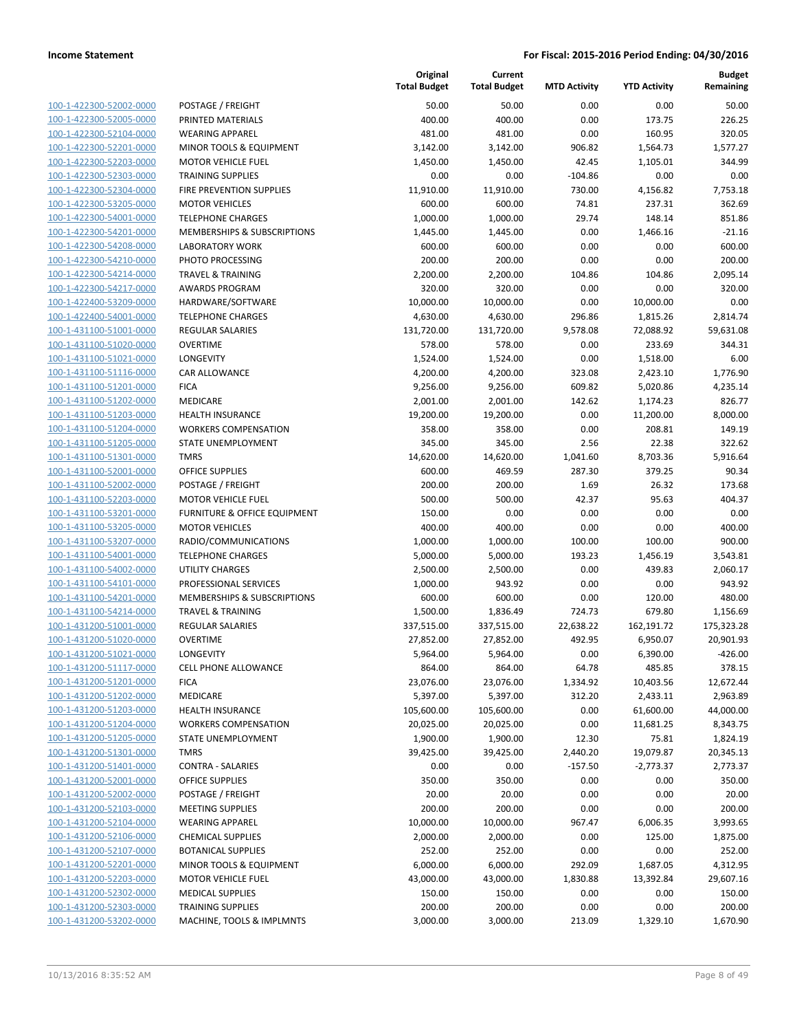| | | Original Total Budget | Current Total Budget | MTD Activity | YTD Activity | Budget Remaining |
|---|---|---|---|---|---|---|
| 100-1-422300-52002-0000 | POSTAGE / FREIGHT | 50.00 | 50.00 | 0.00 | 0.00 | 50.00 |
| 100-1-422300-52005-0000 | PRINTED MATERIALS | 400.00 | 400.00 | 0.00 | 173.75 | 226.25 |
| 100-1-422300-52104-0000 | WEARING APPAREL | 481.00 | 481.00 | 0.00 | 160.95 | 320.05 |
| 100-1-422300-52201-0000 | MINOR TOOLS & EQUIPMENT | 3,142.00 | 3,142.00 | 906.82 | 1,564.73 | 1,577.27 |
| 100-1-422300-52203-0000 | MOTOR VEHICLE FUEL | 1,450.00 | 1,450.00 | 42.45 | 1,105.01 | 344.99 |
| 100-1-422300-52303-0000 | TRAINING SUPPLIES | 0.00 | 0.00 | -104.86 | 0.00 | 0.00 |
| 100-1-422300-52304-0000 | FIRE PREVENTION SUPPLIES | 11,910.00 | 11,910.00 | 730.00 | 4,156.82 | 7,753.18 |
| 100-1-422300-53205-0000 | MOTOR VEHICLES | 600.00 | 600.00 | 74.81 | 237.31 | 362.69 |
| 100-1-422300-54001-0000 | TELEPHONE CHARGES | 1,000.00 | 1,000.00 | 29.74 | 148.14 | 851.86 |
| 100-1-422300-54201-0000 | MEMBERSHIPS & SUBSCRIPTIONS | 1,445.00 | 1,445.00 | 0.00 | 1,466.16 | -21.16 |
| 100-1-422300-54208-0000 | LABORATORY WORK | 600.00 | 600.00 | 0.00 | 0.00 | 600.00 |
| 100-1-422300-54210-0000 | PHOTO PROCESSING | 200.00 | 200.00 | 0.00 | 0.00 | 200.00 |
| 100-1-422300-54214-0000 | TRAVEL & TRAINING | 2,200.00 | 2,200.00 | 104.86 | 104.86 | 2,095.14 |
| 100-1-422300-54217-0000 | AWARDS PROGRAM | 320.00 | 320.00 | 0.00 | 0.00 | 320.00 |
| 100-1-422400-53209-0000 | HARDWARE/SOFTWARE | 10,000.00 | 10,000.00 | 0.00 | 10,000.00 | 0.00 |
| 100-1-422400-54001-0000 | TELEPHONE CHARGES | 4,630.00 | 4,630.00 | 296.86 | 1,815.26 | 2,814.74 |
| 100-1-431100-51001-0000 | REGULAR SALARIES | 131,720.00 | 131,720.00 | 9,578.08 | 72,088.92 | 59,631.08 |
| 100-1-431100-51020-0000 | OVERTIME | 578.00 | 578.00 | 0.00 | 233.69 | 344.31 |
| 100-1-431100-51021-0000 | LONGEVITY | 1,524.00 | 1,524.00 | 0.00 | 1,518.00 | 6.00 |
| 100-1-431100-51116-0000 | CAR ALLOWANCE | 4,200.00 | 4,200.00 | 323.08 | 2,423.10 | 1,776.90 |
| 100-1-431100-51201-0000 | FICA | 9,256.00 | 9,256.00 | 609.82 | 5,020.86 | 4,235.14 |
| 100-1-431100-51202-0000 | MEDICARE | 2,001.00 | 2,001.00 | 142.62 | 1,174.23 | 826.77 |
| 100-1-431100-51203-0000 | HEALTH INSURANCE | 19,200.00 | 19,200.00 | 0.00 | 11,200.00 | 8,000.00 |
| 100-1-431100-51204-0000 | WORKERS COMPENSATION | 358.00 | 358.00 | 0.00 | 208.81 | 149.19 |
| 100-1-431100-51205-0000 | STATE UNEMPLOYMENT | 345.00 | 345.00 | 2.56 | 22.38 | 322.62 |
| 100-1-431100-51301-0000 | TMRS | 14,620.00 | 14,620.00 | 1,041.60 | 8,703.36 | 5,916.64 |
| 100-1-431100-52001-0000 | OFFICE SUPPLIES | 600.00 | 469.59 | 287.30 | 379.25 | 90.34 |
| 100-1-431100-52002-0000 | POSTAGE / FREIGHT | 200.00 | 200.00 | 1.69 | 26.32 | 173.68 |
| 100-1-431100-52203-0000 | MOTOR VEHICLE FUEL | 500.00 | 500.00 | 42.37 | 95.63 | 404.37 |
| 100-1-431100-53201-0000 | FURNITURE & OFFICE EQUIPMENT | 150.00 | 0.00 | 0.00 | 0.00 | 0.00 |
| 100-1-431100-53205-0000 | MOTOR VEHICLES | 400.00 | 400.00 | 0.00 | 0.00 | 400.00 |
| 100-1-431100-53207-0000 | RADIO/COMMUNICATIONS | 1,000.00 | 1,000.00 | 100.00 | 100.00 | 900.00 |
| 100-1-431100-54001-0000 | TELEPHONE CHARGES | 5,000.00 | 5,000.00 | 193.23 | 1,456.19 | 3,543.81 |
| 100-1-431100-54002-0000 | UTILITY CHARGES | 2,500.00 | 2,500.00 | 0.00 | 439.83 | 2,060.17 |
| 100-1-431100-54101-0000 | PROFESSIONAL SERVICES | 1,000.00 | 943.92 | 0.00 | 0.00 | 943.92 |
| 100-1-431100-54201-0000 | MEMBERSHIPS & SUBSCRIPTIONS | 600.00 | 600.00 | 0.00 | 120.00 | 480.00 |
| 100-1-431100-54214-0000 | TRAVEL & TRAINING | 1,500.00 | 1,836.49 | 724.73 | 679.80 | 1,156.69 |
| 100-1-431200-51001-0000 | REGULAR SALARIES | 337,515.00 | 337,515.00 | 22,638.22 | 162,191.72 | 175,323.28 |
| 100-1-431200-51020-0000 | OVERTIME | 27,852.00 | 27,852.00 | 492.95 | 6,950.07 | 20,901.93 |
| 100-1-431200-51021-0000 | LONGEVITY | 5,964.00 | 5,964.00 | 0.00 | 6,390.00 | -426.00 |
| 100-1-431200-51117-0000 | CELL PHONE ALLOWANCE | 864.00 | 864.00 | 64.78 | 485.85 | 378.15 |
| 100-1-431200-51201-0000 | FICA | 23,076.00 | 23,076.00 | 1,334.92 | 10,403.56 | 12,672.44 |
| 100-1-431200-51202-0000 | MEDICARE | 5,397.00 | 5,397.00 | 312.20 | 2,433.11 | 2,963.89 |
| 100-1-431200-51203-0000 | HEALTH INSURANCE | 105,600.00 | 105,600.00 | 0.00 | 61,600.00 | 44,000.00 |
| 100-1-431200-51204-0000 | WORKERS COMPENSATION | 20,025.00 | 20,025.00 | 0.00 | 11,681.25 | 8,343.75 |
| 100-1-431200-51205-0000 | STATE UNEMPLOYMENT | 1,900.00 | 1,900.00 | 12.30 | 75.81 | 1,824.19 |
| 100-1-431200-51301-0000 | TMRS | 39,425.00 | 39,425.00 | 2,440.20 | 19,079.87 | 20,345.13 |
| 100-1-431200-51401-0000 | CONTRA - SALARIES | 0.00 | 0.00 | -157.50 | -2,773.37 | 2,773.37 |
| 100-1-431200-52001-0000 | OFFICE SUPPLIES | 350.00 | 350.00 | 0.00 | 0.00 | 350.00 |
| 100-1-431200-52002-0000 | POSTAGE / FREIGHT | 20.00 | 20.00 | 0.00 | 0.00 | 20.00 |
| 100-1-431200-52103-0000 | MEETING SUPPLIES | 200.00 | 200.00 | 0.00 | 0.00 | 200.00 |
| 100-1-431200-52104-0000 | WEARING APPAREL | 10,000.00 | 10,000.00 | 967.47 | 6,006.35 | 3,993.65 |
| 100-1-431200-52106-0000 | CHEMICAL SUPPLIES | 2,000.00 | 2,000.00 | 0.00 | 125.00 | 1,875.00 |
| 100-1-431200-52107-0000 | BOTANICAL SUPPLIES | 252.00 | 252.00 | 0.00 | 0.00 | 252.00 |
| 100-1-431200-52201-0000 | MINOR TOOLS & EQUIPMENT | 6,000.00 | 6,000.00 | 292.09 | 1,687.05 | 4,312.95 |
| 100-1-431200-52203-0000 | MOTOR VEHICLE FUEL | 43,000.00 | 43,000.00 | 1,830.88 | 13,392.84 | 29,607.16 |
| 100-1-431200-52302-0000 | MEDICAL SUPPLIES | 150.00 | 150.00 | 0.00 | 0.00 | 150.00 |
| 100-1-431200-52303-0000 | TRAINING SUPPLIES | 200.00 | 200.00 | 0.00 | 0.00 | 200.00 |
| 100-1-431200-53202-0000 | MACHINE, TOOLS & IMPLMNTS | 3,000.00 | 3,000.00 | 213.09 | 1,329.10 | 1,670.90 |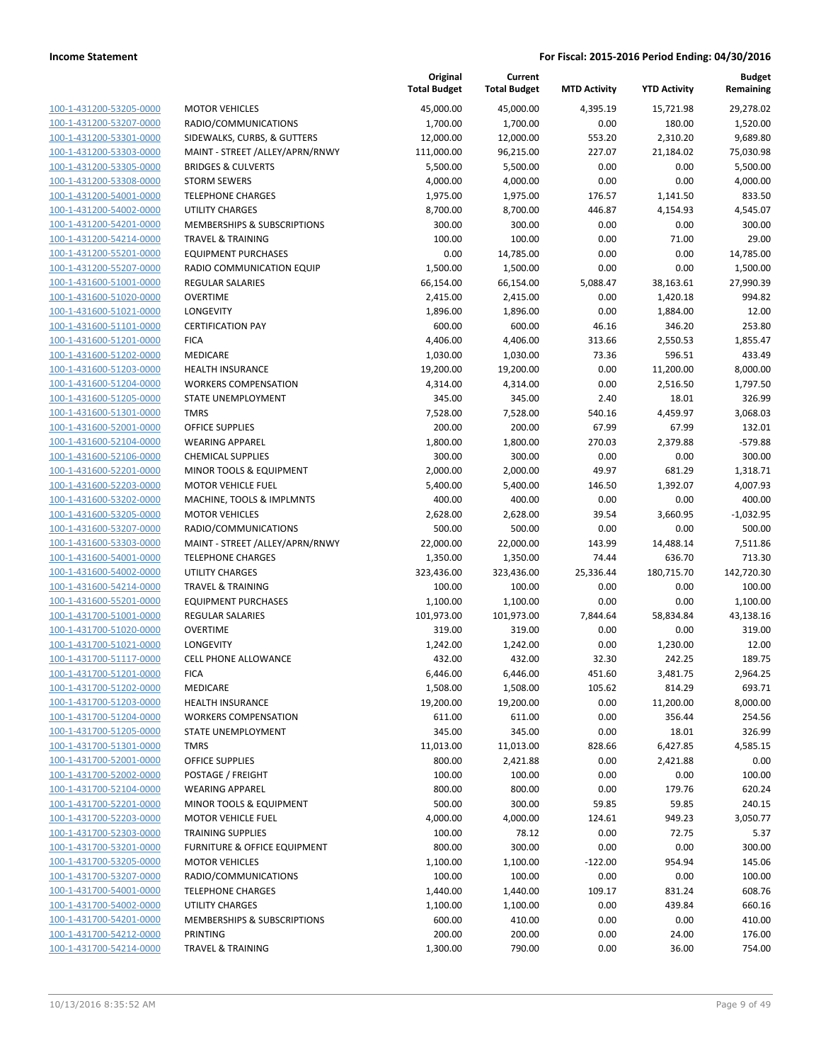**Income Statement** — **For Fiscal: 2015-2016 Period Ending: 04/30/2016**

| | | Original Total Budget | Current Total Budget | MTD Activity | YTD Activity | Budget Remaining |
|---|---|---|---|---|---|---|
| 100-1-431200-53205-0000 | MOTOR VEHICLES | 45,000.00 | 45,000.00 | 4,395.19 | 15,721.98 | 29,278.02 |
| 100-1-431200-53207-0000 | RADIO/COMMUNICATIONS | 1,700.00 | 1,700.00 | 0.00 | 180.00 | 1,520.00 |
| 100-1-431200-53301-0000 | SIDEWALKS, CURBS, & GUTTERS | 12,000.00 | 12,000.00 | 553.20 | 2,310.20 | 9,689.80 |
| 100-1-431200-53303-0000 | MAINT - STREET /ALLEY/APRN/RNWY | 111,000.00 | 96,215.00 | 227.07 | 21,184.02 | 75,030.98 |
| 100-1-431200-53305-0000 | BRIDGES & CULVERTS | 5,500.00 | 5,500.00 | 0.00 | 0.00 | 5,500.00 |
| 100-1-431200-53308-0000 | STORM SEWERS | 4,000.00 | 4,000.00 | 0.00 | 0.00 | 4,000.00 |
| 100-1-431200-54001-0000 | TELEPHONE CHARGES | 1,975.00 | 1,975.00 | 176.57 | 1,141.50 | 833.50 |
| 100-1-431200-54002-0000 | UTILITY CHARGES | 8,700.00 | 8,700.00 | 446.87 | 4,154.93 | 4,545.07 |
| 100-1-431200-54201-0000 | MEMBERSHIPS & SUBSCRIPTIONS | 300.00 | 300.00 | 0.00 | 0.00 | 300.00 |
| 100-1-431200-54214-0000 | TRAVEL & TRAINING | 100.00 | 100.00 | 0.00 | 71.00 | 29.00 |
| 100-1-431200-55201-0000 | EQUIPMENT PURCHASES | 0.00 | 14,785.00 | 0.00 | 0.00 | 14,785.00 |
| 100-1-431200-55207-0000 | RADIO COMMUNICATION EQUIP | 1,500.00 | 1,500.00 | 0.00 | 0.00 | 1,500.00 |
| 100-1-431600-51001-0000 | REGULAR SALARIES | 66,154.00 | 66,154.00 | 5,088.47 | 38,163.61 | 27,990.39 |
| 100-1-431600-51020-0000 | OVERTIME | 2,415.00 | 2,415.00 | 0.00 | 1,420.18 | 994.82 |
| 100-1-431600-51021-0000 | LONGEVITY | 1,896.00 | 1,896.00 | 0.00 | 1,884.00 | 12.00 |
| 100-1-431600-51101-0000 | CERTIFICATION PAY | 600.00 | 600.00 | 46.16 | 346.20 | 253.80 |
| 100-1-431600-51201-0000 | FICA | 4,406.00 | 4,406.00 | 313.66 | 2,550.53 | 1,855.47 |
| 100-1-431600-51202-0000 | MEDICARE | 1,030.00 | 1,030.00 | 73.36 | 596.51 | 433.49 |
| 100-1-431600-51203-0000 | HEALTH INSURANCE | 19,200.00 | 19,200.00 | 0.00 | 11,200.00 | 8,000.00 |
| 100-1-431600-51204-0000 | WORKERS COMPENSATION | 4,314.00 | 4,314.00 | 0.00 | 2,516.50 | 1,797.50 |
| 100-1-431600-51205-0000 | STATE UNEMPLOYMENT | 345.00 | 345.00 | 2.40 | 18.01 | 326.99 |
| 100-1-431600-51301-0000 | TMRS | 7,528.00 | 7,528.00 | 540.16 | 4,459.97 | 3,068.03 |
| 100-1-431600-52001-0000 | OFFICE SUPPLIES | 200.00 | 200.00 | 67.99 | 67.99 | 132.01 |
| 100-1-431600-52104-0000 | WEARING APPAREL | 1,800.00 | 1,800.00 | 270.03 | 2,379.88 | -579.88 |
| 100-1-431600-52106-0000 | CHEMICAL SUPPLIES | 300.00 | 300.00 | 0.00 | 0.00 | 300.00 |
| 100-1-431600-52201-0000 | MINOR TOOLS & EQUIPMENT | 2,000.00 | 2,000.00 | 49.97 | 681.29 | 1,318.71 |
| 100-1-431600-52203-0000 | MOTOR VEHICLE FUEL | 5,400.00 | 5,400.00 | 146.50 | 1,392.07 | 4,007.93 |
| 100-1-431600-53202-0000 | MACHINE, TOOLS & IMPLMNTS | 400.00 | 400.00 | 0.00 | 0.00 | 400.00 |
| 100-1-431600-53205-0000 | MOTOR VEHICLES | 2,628.00 | 2,628.00 | 39.54 | 3,660.95 | -1,032.95 |
| 100-1-431600-53207-0000 | RADIO/COMMUNICATIONS | 500.00 | 500.00 | 0.00 | 0.00 | 500.00 |
| 100-1-431600-53303-0000 | MAINT - STREET /ALLEY/APRN/RNWY | 22,000.00 | 22,000.00 | 143.99 | 14,488.14 | 7,511.86 |
| 100-1-431600-54001-0000 | TELEPHONE CHARGES | 1,350.00 | 1,350.00 | 74.44 | 636.70 | 713.30 |
| 100-1-431600-54002-0000 | UTILITY CHARGES | 323,436.00 | 323,436.00 | 25,336.44 | 180,715.70 | 142,720.30 |
| 100-1-431600-54214-0000 | TRAVEL & TRAINING | 100.00 | 100.00 | 0.00 | 0.00 | 100.00 |
| 100-1-431600-55201-0000 | EQUIPMENT PURCHASES | 1,100.00 | 1,100.00 | 0.00 | 0.00 | 1,100.00 |
| 100-1-431700-51001-0000 | REGULAR SALARIES | 101,973.00 | 101,973.00 | 7,844.64 | 58,834.84 | 43,138.16 |
| 100-1-431700-51020-0000 | OVERTIME | 319.00 | 319.00 | 0.00 | 0.00 | 319.00 |
| 100-1-431700-51021-0000 | LONGEVITY | 1,242.00 | 1,242.00 | 0.00 | 1,230.00 | 12.00 |
| 100-1-431700-51117-0000 | CELL PHONE ALLOWANCE | 432.00 | 432.00 | 32.30 | 242.25 | 189.75 |
| 100-1-431700-51201-0000 | FICA | 6,446.00 | 6,446.00 | 451.60 | 3,481.75 | 2,964.25 |
| 100-1-431700-51202-0000 | MEDICARE | 1,508.00 | 1,508.00 | 105.62 | 814.29 | 693.71 |
| 100-1-431700-51203-0000 | HEALTH INSURANCE | 19,200.00 | 19,200.00 | 0.00 | 11,200.00 | 8,000.00 |
| 100-1-431700-51204-0000 | WORKERS COMPENSATION | 611.00 | 611.00 | 0.00 | 356.44 | 254.56 |
| 100-1-431700-51205-0000 | STATE UNEMPLOYMENT | 345.00 | 345.00 | 0.00 | 18.01 | 326.99 |
| 100-1-431700-51301-0000 | TMRS | 11,013.00 | 11,013.00 | 828.66 | 6,427.85 | 4,585.15 |
| 100-1-431700-52001-0000 | OFFICE SUPPLIES | 800.00 | 2,421.88 | 0.00 | 2,421.88 | 0.00 |
| 100-1-431700-52002-0000 | POSTAGE / FREIGHT | 100.00 | 100.00 | 0.00 | 0.00 | 100.00 |
| 100-1-431700-52104-0000 | WEARING APPAREL | 800.00 | 800.00 | 0.00 | 179.76 | 620.24 |
| 100-1-431700-52201-0000 | MINOR TOOLS & EQUIPMENT | 500.00 | 300.00 | 59.85 | 59.85 | 240.15 |
| 100-1-431700-52203-0000 | MOTOR VEHICLE FUEL | 4,000.00 | 4,000.00 | 124.61 | 949.23 | 3,050.77 |
| 100-1-431700-52303-0000 | TRAINING SUPPLIES | 100.00 | 78.12 | 0.00 | 72.75 | 5.37 |
| 100-1-431700-53201-0000 | FURNITURE & OFFICE EQUIPMENT | 800.00 | 300.00 | 0.00 | 0.00 | 300.00 |
| 100-1-431700-53205-0000 | MOTOR VEHICLES | 1,100.00 | 1,100.00 | -122.00 | 954.94 | 145.06 |
| 100-1-431700-53207-0000 | RADIO/COMMUNICATIONS | 100.00 | 100.00 | 0.00 | 0.00 | 100.00 |
| 100-1-431700-54001-0000 | TELEPHONE CHARGES | 1,440.00 | 1,440.00 | 109.17 | 831.24 | 608.76 |
| 100-1-431700-54002-0000 | UTILITY CHARGES | 1,100.00 | 1,100.00 | 0.00 | 439.84 | 660.16 |
| 100-1-431700-54201-0000 | MEMBERSHIPS & SUBSCRIPTIONS | 600.00 | 410.00 | 0.00 | 0.00 | 410.00 |
| 100-1-431700-54212-0000 | PRINTING | 200.00 | 200.00 | 0.00 | 24.00 | 176.00 |
| 100-1-431700-54214-0000 | TRAVEL & TRAINING | 1,300.00 | 790.00 | 0.00 | 36.00 | 754.00 |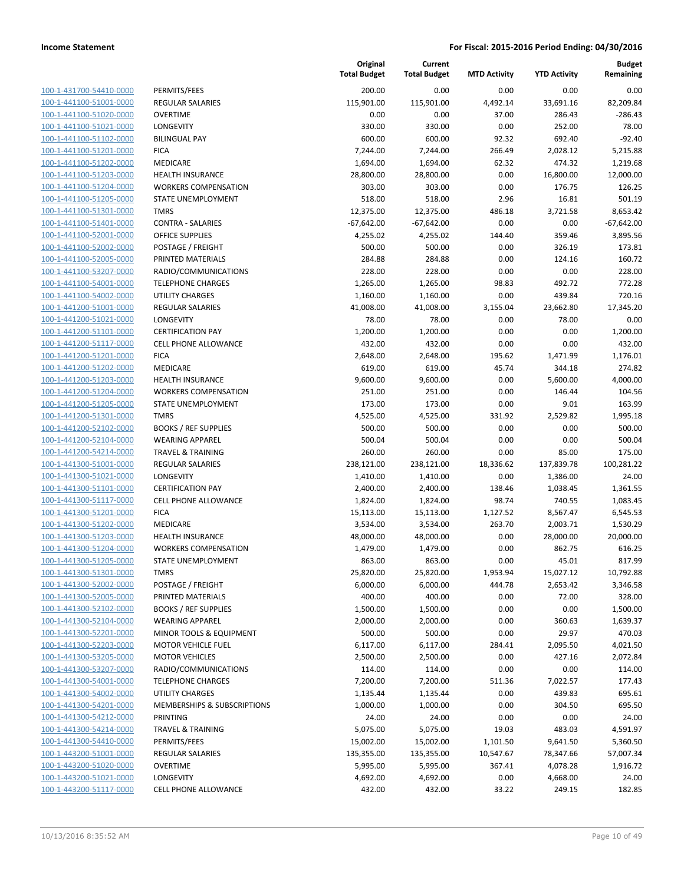**Income Statement** | **For Fiscal: 2015-2016 Period Ending: 04/30/2016**

| | | Original Total Budget | Current Total Budget | MTD Activity | YTD Activity | Budget Remaining |
|---|---|---|---|---|---|---|
| 100-1-431700-54410-0000 | PERMITS/FEES | 200.00 | 0.00 | 0.00 | 0.00 | 0.00 |
| 100-1-441100-51001-0000 | REGULAR SALARIES | 115,901.00 | 115,901.00 | 4,492.14 | 33,691.16 | 82,209.84 |
| 100-1-441100-51020-0000 | OVERTIME | 0.00 | 0.00 | 37.00 | 286.43 | -286.43 |
| 100-1-441100-51021-0000 | LONGEVITY | 330.00 | 330.00 | 0.00 | 252.00 | 78.00 |
| 100-1-441100-51102-0000 | BILINGUAL PAY | 600.00 | 600.00 | 92.32 | 692.40 | -92.40 |
| 100-1-441100-51201-0000 | FICA | 7,244.00 | 7,244.00 | 266.49 | 2,028.12 | 5,215.88 |
| 100-1-441100-51202-0000 | MEDICARE | 1,694.00 | 1,694.00 | 62.32 | 474.32 | 1,219.68 |
| 100-1-441100-51203-0000 | HEALTH INSURANCE | 28,800.00 | 28,800.00 | 0.00 | 16,800.00 | 12,000.00 |
| 100-1-441100-51204-0000 | WORKERS COMPENSATION | 303.00 | 303.00 | 0.00 | 176.75 | 126.25 |
| 100-1-441100-51205-0000 | STATE UNEMPLOYMENT | 518.00 | 518.00 | 2.96 | 16.81 | 501.19 |
| 100-1-441100-51301-0000 | TMRS | 12,375.00 | 12,375.00 | 486.18 | 3,721.58 | 8,653.42 |
| 100-1-441100-51401-0000 | CONTRA - SALARIES | -67,642.00 | -67,642.00 | 0.00 | 0.00 | -67,642.00 |
| 100-1-441100-52001-0000 | OFFICE SUPPLIES | 4,255.02 | 4,255.02 | 144.40 | 359.46 | 3,895.56 |
| 100-1-441100-52002-0000 | POSTAGE / FREIGHT | 500.00 | 500.00 | 0.00 | 326.19 | 173.81 |
| 100-1-441100-52005-0000 | PRINTED MATERIALS | 284.88 | 284.88 | 0.00 | 124.16 | 160.72 |
| 100-1-441100-53207-0000 | RADIO/COMMUNICATIONS | 228.00 | 228.00 | 0.00 | 0.00 | 228.00 |
| 100-1-441100-54001-0000 | TELEPHONE CHARGES | 1,265.00 | 1,265.00 | 98.83 | 492.72 | 772.28 |
| 100-1-441100-54002-0000 | UTILITY CHARGES | 1,160.00 | 1,160.00 | 0.00 | 439.84 | 720.16 |
| 100-1-441200-51001-0000 | REGULAR SALARIES | 41,008.00 | 41,008.00 | 3,155.04 | 23,662.80 | 17,345.20 |
| 100-1-441200-51021-0000 | LONGEVITY | 78.00 | 78.00 | 0.00 | 78.00 | 0.00 |
| 100-1-441200-51101-0000 | CERTIFICATION PAY | 1,200.00 | 1,200.00 | 0.00 | 0.00 | 1,200.00 |
| 100-1-441200-51117-0000 | CELL PHONE ALLOWANCE | 432.00 | 432.00 | 0.00 | 0.00 | 432.00 |
| 100-1-441200-51201-0000 | FICA | 2,648.00 | 2,648.00 | 195.62 | 1,471.99 | 1,176.01 |
| 100-1-441200-51202-0000 | MEDICARE | 619.00 | 619.00 | 45.74 | 344.18 | 274.82 |
| 100-1-441200-51203-0000 | HEALTH INSURANCE | 9,600.00 | 9,600.00 | 0.00 | 5,600.00 | 4,000.00 |
| 100-1-441200-51204-0000 | WORKERS COMPENSATION | 251.00 | 251.00 | 0.00 | 146.44 | 104.56 |
| 100-1-441200-51205-0000 | STATE UNEMPLOYMENT | 173.00 | 173.00 | 0.00 | 9.01 | 163.99 |
| 100-1-441200-51301-0000 | TMRS | 4,525.00 | 4,525.00 | 331.92 | 2,529.82 | 1,995.18 |
| 100-1-441200-52102-0000 | BOOKS / REF SUPPLIES | 500.00 | 500.00 | 0.00 | 0.00 | 500.00 |
| 100-1-441200-52104-0000 | WEARING APPAREL | 500.04 | 500.04 | 0.00 | 0.00 | 500.04 |
| 100-1-441200-54214-0000 | TRAVEL & TRAINING | 260.00 | 260.00 | 0.00 | 85.00 | 175.00 |
| 100-1-441300-51001-0000 | REGULAR SALARIES | 238,121.00 | 238,121.00 | 18,336.62 | 137,839.78 | 100,281.22 |
| 100-1-441300-51021-0000 | LONGEVITY | 1,410.00 | 1,410.00 | 0.00 | 1,386.00 | 24.00 |
| 100-1-441300-51101-0000 | CERTIFICATION PAY | 2,400.00 | 2,400.00 | 138.46 | 1,038.45 | 1,361.55 |
| 100-1-441300-51117-0000 | CELL PHONE ALLOWANCE | 1,824.00 | 1,824.00 | 98.74 | 740.55 | 1,083.45 |
| 100-1-441300-51201-0000 | FICA | 15,113.00 | 15,113.00 | 1,127.52 | 8,567.47 | 6,545.53 |
| 100-1-441300-51202-0000 | MEDICARE | 3,534.00 | 3,534.00 | 263.70 | 2,003.71 | 1,530.29 |
| 100-1-441300-51203-0000 | HEALTH INSURANCE | 48,000.00 | 48,000.00 | 0.00 | 28,000.00 | 20,000.00 |
| 100-1-441300-51204-0000 | WORKERS COMPENSATION | 1,479.00 | 1,479.00 | 0.00 | 862.75 | 616.25 |
| 100-1-441300-51205-0000 | STATE UNEMPLOYMENT | 863.00 | 863.00 | 0.00 | 45.01 | 817.99 |
| 100-1-441300-51301-0000 | TMRS | 25,820.00 | 25,820.00 | 1,953.94 | 15,027.12 | 10,792.88 |
| 100-1-441300-52002-0000 | POSTAGE / FREIGHT | 6,000.00 | 6,000.00 | 444.78 | 2,653.42 | 3,346.58 |
| 100-1-441300-52005-0000 | PRINTED MATERIALS | 400.00 | 400.00 | 0.00 | 72.00 | 328.00 |
| 100-1-441300-52102-0000 | BOOKS / REF SUPPLIES | 1,500.00 | 1,500.00 | 0.00 | 0.00 | 1,500.00 |
| 100-1-441300-52104-0000 | WEARING APPAREL | 2,000.00 | 2,000.00 | 0.00 | 360.63 | 1,639.37 |
| 100-1-441300-52201-0000 | MINOR TOOLS & EQUIPMENT | 500.00 | 500.00 | 0.00 | 29.97 | 470.03 |
| 100-1-441300-52203-0000 | MOTOR VEHICLE FUEL | 6,117.00 | 6,117.00 | 284.41 | 2,095.50 | 4,021.50 |
| 100-1-441300-53205-0000 | MOTOR VEHICLES | 2,500.00 | 2,500.00 | 0.00 | 427.16 | 2,072.84 |
| 100-1-441300-53207-0000 | RADIO/COMMUNICATIONS | 114.00 | 114.00 | 0.00 | 0.00 | 114.00 |
| 100-1-441300-54001-0000 | TELEPHONE CHARGES | 7,200.00 | 7,200.00 | 511.36 | 7,022.57 | 177.43 |
| 100-1-441300-54002-0000 | UTILITY CHARGES | 1,135.44 | 1,135.44 | 0.00 | 439.83 | 695.61 |
| 100-1-441300-54201-0000 | MEMBERSHIPS & SUBSCRIPTIONS | 1,000.00 | 1,000.00 | 0.00 | 304.50 | 695.50 |
| 100-1-441300-54212-0000 | PRINTING | 24.00 | 24.00 | 0.00 | 0.00 | 24.00 |
| 100-1-441300-54214-0000 | TRAVEL & TRAINING | 5,075.00 | 5,075.00 | 19.03 | 483.03 | 4,591.97 |
| 100-1-441300-54410-0000 | PERMITS/FEES | 15,002.00 | 15,002.00 | 1,101.50 | 9,641.50 | 5,360.50 |
| 100-1-443200-51001-0000 | REGULAR SALARIES | 135,355.00 | 135,355.00 | 10,547.67 | 78,347.66 | 57,007.34 |
| 100-1-443200-51020-0000 | OVERTIME | 5,995.00 | 5,995.00 | 367.41 | 4,078.28 | 1,916.72 |
| 100-1-443200-51021-0000 | LONGEVITY | 4,692.00 | 4,692.00 | 0.00 | 4,668.00 | 24.00 |
| 100-1-443200-51117-0000 | CELL PHONE ALLOWANCE | 432.00 | 432.00 | 33.22 | 249.15 | 182.85 |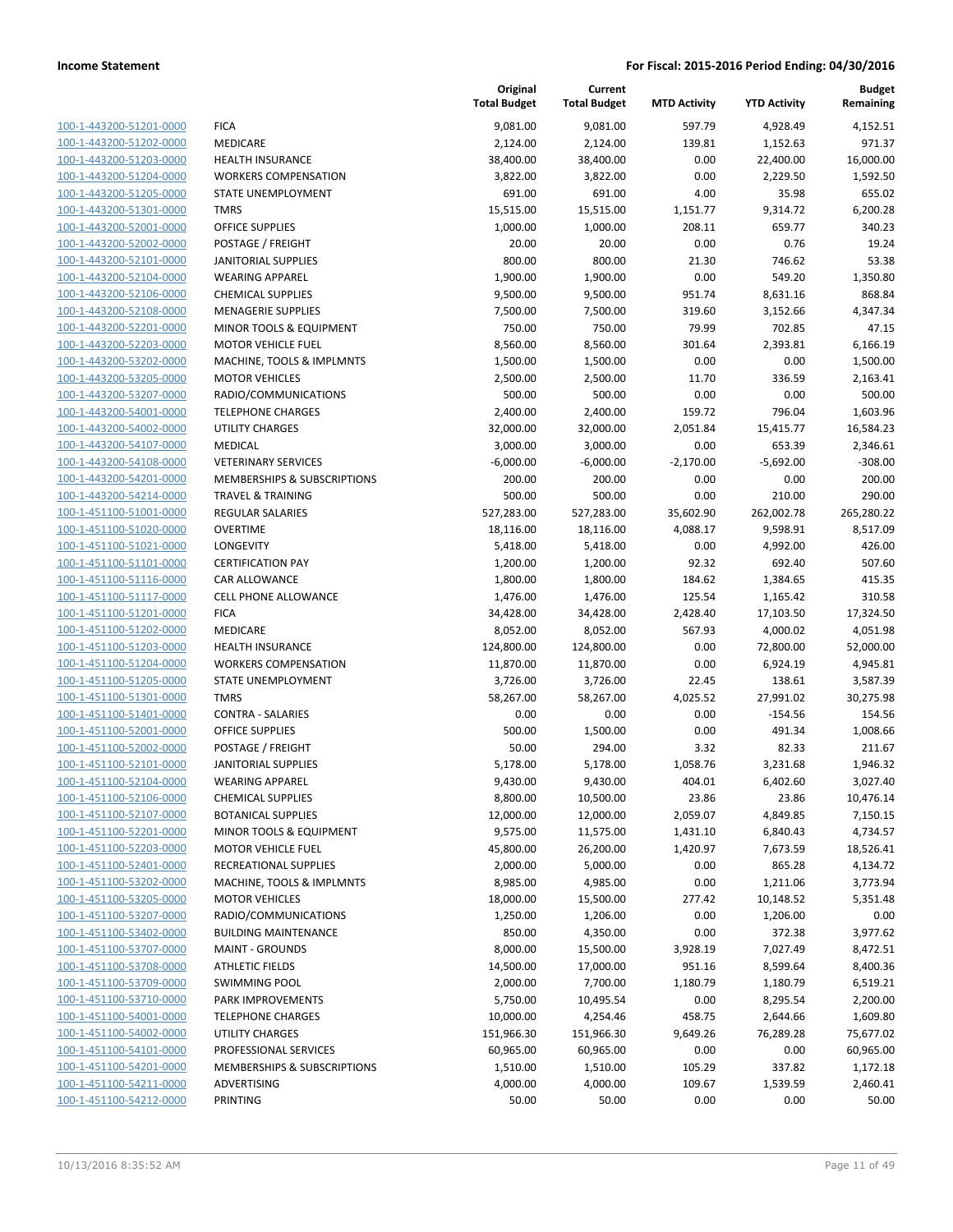| | | Original Total Budget | Current Total Budget | MTD Activity | YTD Activity | Budget Remaining |
|---|---|---|---|---|---|---|
| 100-1-443200-51201-0000 | FICA | 9,081.00 | 9,081.00 | 597.79 | 4,928.49 | 4,152.51 |
| 100-1-443200-51202-0000 | MEDICARE | 2,124.00 | 2,124.00 | 139.81 | 1,152.63 | 971.37 |
| 100-1-443200-51203-0000 | HEALTH INSURANCE | 38,400.00 | 38,400.00 | 0.00 | 22,400.00 | 16,000.00 |
| 100-1-443200-51204-0000 | WORKERS COMPENSATION | 3,822.00 | 3,822.00 | 0.00 | 2,229.50 | 1,592.50 |
| 100-1-443200-51205-0000 | STATE UNEMPLOYMENT | 691.00 | 691.00 | 4.00 | 35.98 | 655.02 |
| 100-1-443200-51301-0000 | TMRS | 15,515.00 | 15,515.00 | 1,151.77 | 9,314.72 | 6,200.28 |
| 100-1-443200-52001-0000 | OFFICE SUPPLIES | 1,000.00 | 1,000.00 | 208.11 | 659.77 | 340.23 |
| 100-1-443200-52002-0000 | POSTAGE / FREIGHT | 20.00 | 20.00 | 0.00 | 0.76 | 19.24 |
| 100-1-443200-52101-0000 | JANITORIAL SUPPLIES | 800.00 | 800.00 | 21.30 | 746.62 | 53.38 |
| 100-1-443200-52104-0000 | WEARING APPAREL | 1,900.00 | 1,900.00 | 0.00 | 549.20 | 1,350.80 |
| 100-1-443200-52106-0000 | CHEMICAL SUPPLIES | 9,500.00 | 9,500.00 | 951.74 | 8,631.16 | 868.84 |
| 100-1-443200-52108-0000 | MENAGERIE SUPPLIES | 7,500.00 | 7,500.00 | 319.60 | 3,152.66 | 4,347.34 |
| 100-1-443200-52201-0000 | MINOR TOOLS & EQUIPMENT | 750.00 | 750.00 | 79.99 | 702.85 | 47.15 |
| 100-1-443200-52203-0000 | MOTOR VEHICLE FUEL | 8,560.00 | 8,560.00 | 301.64 | 2,393.81 | 6,166.19 |
| 100-1-443200-53202-0000 | MACHINE, TOOLS & IMPLMNTS | 1,500.00 | 1,500.00 | 0.00 | 0.00 | 1,500.00 |
| 100-1-443200-53205-0000 | MOTOR VEHICLES | 2,500.00 | 2,500.00 | 11.70 | 336.59 | 2,163.41 |
| 100-1-443200-53207-0000 | RADIO/COMMUNICATIONS | 500.00 | 500.00 | 0.00 | 0.00 | 500.00 |
| 100-1-443200-54001-0000 | TELEPHONE CHARGES | 2,400.00 | 2,400.00 | 159.72 | 796.04 | 1,603.96 |
| 100-1-443200-54002-0000 | UTILITY CHARGES | 32,000.00 | 32,000.00 | 2,051.84 | 15,415.77 | 16,584.23 |
| 100-1-443200-54107-0000 | MEDICAL | 3,000.00 | 3,000.00 | 0.00 | 653.39 | 2,346.61 |
| 100-1-443200-54108-0000 | VETERINARY SERVICES | -6,000.00 | -6,000.00 | -2,170.00 | -5,692.00 | -308.00 |
| 100-1-443200-54201-0000 | MEMBERSHIPS & SUBSCRIPTIONS | 200.00 | 200.00 | 0.00 | 0.00 | 200.00 |
| 100-1-443200-54214-0000 | TRAVEL & TRAINING | 500.00 | 500.00 | 0.00 | 210.00 | 290.00 |
| 100-1-451100-51001-0000 | REGULAR SALARIES | 527,283.00 | 527,283.00 | 35,602.90 | 262,002.78 | 265,280.22 |
| 100-1-451100-51020-0000 | OVERTIME | 18,116.00 | 18,116.00 | 4,088.17 | 9,598.91 | 8,517.09 |
| 100-1-451100-51021-0000 | LONGEVITY | 5,418.00 | 5,418.00 | 0.00 | 4,992.00 | 426.00 |
| 100-1-451100-51101-0000 | CERTIFICATION PAY | 1,200.00 | 1,200.00 | 92.32 | 692.40 | 507.60 |
| 100-1-451100-51116-0000 | CAR ALLOWANCE | 1,800.00 | 1,800.00 | 184.62 | 1,384.65 | 415.35 |
| 100-1-451100-51117-0000 | CELL PHONE ALLOWANCE | 1,476.00 | 1,476.00 | 125.54 | 1,165.42 | 310.58 |
| 100-1-451100-51201-0000 | FICA | 34,428.00 | 34,428.00 | 2,428.40 | 17,103.50 | 17,324.50 |
| 100-1-451100-51202-0000 | MEDICARE | 8,052.00 | 8,052.00 | 567.93 | 4,000.02 | 4,051.98 |
| 100-1-451100-51203-0000 | HEALTH INSURANCE | 124,800.00 | 124,800.00 | 0.00 | 72,800.00 | 52,000.00 |
| 100-1-451100-51204-0000 | WORKERS COMPENSATION | 11,870.00 | 11,870.00 | 0.00 | 6,924.19 | 4,945.81 |
| 100-1-451100-51205-0000 | STATE UNEMPLOYMENT | 3,726.00 | 3,726.00 | 22.45 | 138.61 | 3,587.39 |
| 100-1-451100-51301-0000 | TMRS | 58,267.00 | 58,267.00 | 4,025.52 | 27,991.02 | 30,275.98 |
| 100-1-451100-51401-0000 | CONTRA - SALARIES | 0.00 | 0.00 | 0.00 | -154.56 | 154.56 |
| 100-1-451100-52001-0000 | OFFICE SUPPLIES | 500.00 | 1,500.00 | 0.00 | 491.34 | 1,008.66 |
| 100-1-451100-52002-0000 | POSTAGE / FREIGHT | 50.00 | 294.00 | 3.32 | 82.33 | 211.67 |
| 100-1-451100-52101-0000 | JANITORIAL SUPPLIES | 5,178.00 | 5,178.00 | 1,058.76 | 3,231.68 | 1,946.32 |
| 100-1-451100-52104-0000 | WEARING APPAREL | 9,430.00 | 9,430.00 | 404.01 | 6,402.60 | 3,027.40 |
| 100-1-451100-52106-0000 | CHEMICAL SUPPLIES | 8,800.00 | 10,500.00 | 23.86 | 23.86 | 10,476.14 |
| 100-1-451100-52107-0000 | BOTANICAL SUPPLIES | 12,000.00 | 12,000.00 | 2,059.07 | 4,849.85 | 7,150.15 |
| 100-1-451100-52201-0000 | MINOR TOOLS & EQUIPMENT | 9,575.00 | 11,575.00 | 1,431.10 | 6,840.43 | 4,734.57 |
| 100-1-451100-52203-0000 | MOTOR VEHICLE FUEL | 45,800.00 | 26,200.00 | 1,420.97 | 7,673.59 | 18,526.41 |
| 100-1-451100-52401-0000 | RECREATIONAL SUPPLIES | 2,000.00 | 5,000.00 | 0.00 | 865.28 | 4,134.72 |
| 100-1-451100-53202-0000 | MACHINE, TOOLS & IMPLMNTS | 8,985.00 | 4,985.00 | 0.00 | 1,211.06 | 3,773.94 |
| 100-1-451100-53205-0000 | MOTOR VEHICLES | 18,000.00 | 15,500.00 | 277.42 | 10,148.52 | 5,351.48 |
| 100-1-451100-53207-0000 | RADIO/COMMUNICATIONS | 1,250.00 | 1,206.00 | 0.00 | 1,206.00 | 0.00 |
| 100-1-451100-53402-0000 | BUILDING MAINTENANCE | 850.00 | 4,350.00 | 0.00 | 372.38 | 3,977.62 |
| 100-1-451100-53707-0000 | MAINT - GROUNDS | 8,000.00 | 15,500.00 | 3,928.19 | 7,027.49 | 8,472.51 |
| 100-1-451100-53708-0000 | ATHLETIC FIELDS | 14,500.00 | 17,000.00 | 951.16 | 8,599.64 | 8,400.36 |
| 100-1-451100-53709-0000 | SWIMMING POOL | 2,000.00 | 7,700.00 | 1,180.79 | 1,180.79 | 6,519.21 |
| 100-1-451100-53710-0000 | PARK IMPROVEMENTS | 5,750.00 | 10,495.54 | 0.00 | 8,295.54 | 2,200.00 |
| 100-1-451100-54001-0000 | TELEPHONE CHARGES | 10,000.00 | 4,254.46 | 458.75 | 2,644.66 | 1,609.80 |
| 100-1-451100-54002-0000 | UTILITY CHARGES | 151,966.30 | 151,966.30 | 9,649.26 | 76,289.28 | 75,677.02 |
| 100-1-451100-54101-0000 | PROFESSIONAL SERVICES | 60,965.00 | 60,965.00 | 0.00 | 0.00 | 60,965.00 |
| 100-1-451100-54201-0000 | MEMBERSHIPS & SUBSCRIPTIONS | 1,510.00 | 1,510.00 | 105.29 | 337.82 | 1,172.18 |
| 100-1-451100-54211-0000 | ADVERTISING | 4,000.00 | 4,000.00 | 109.67 | 1,539.59 | 2,460.41 |
| 100-1-451100-54212-0000 | PRINTING | 50.00 | 50.00 | 0.00 | 0.00 | 50.00 |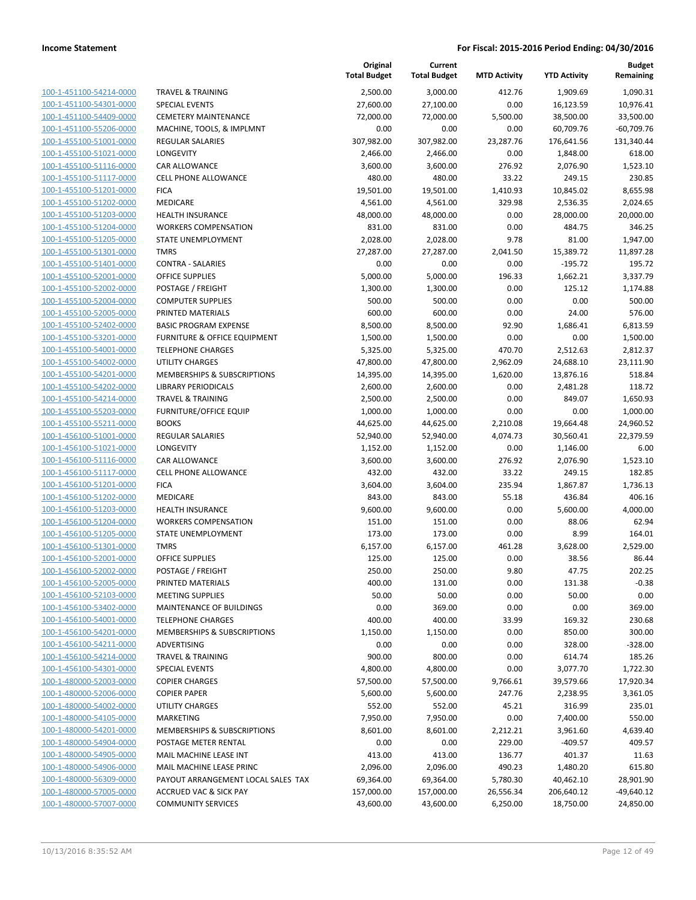**Income Statement** — **For Fiscal: 2015-2016 Period Ending: 04/30/2016**

| | | Original Total Budget | Current Total Budget | MTD Activity | YTD Activity | Budget Remaining |
|---|---|---|---|---|---|---|
| 100-1-451100-54214-0000 | TRAVEL & TRAINING | 2,500.00 | 3,000.00 | 412.76 | 1,909.69 | 1,090.31 |
| 100-1-451100-54301-0000 | SPECIAL EVENTS | 27,600.00 | 27,100.00 | 0.00 | 16,123.59 | 10,976.41 |
| 100-1-451100-54409-0000 | CEMETERY MAINTENANCE | 72,000.00 | 72,000.00 | 5,500.00 | 38,500.00 | 33,500.00 |
| 100-1-451100-55206-0000 | MACHINE, TOOLS, & IMPLMNT | 0.00 | 0.00 | 0.00 | 60,709.76 | -60,709.76 |
| 100-1-455100-51001-0000 | REGULAR SALARIES | 307,982.00 | 307,982.00 | 23,287.76 | 176,641.56 | 131,340.44 |
| 100-1-455100-51021-0000 | LONGEVITY | 2,466.00 | 2,466.00 | 0.00 | 1,848.00 | 618.00 |
| 100-1-455100-51116-0000 | CAR ALLOWANCE | 3,600.00 | 3,600.00 | 276.92 | 2,076.90 | 1,523.10 |
| 100-1-455100-51117-0000 | CELL PHONE ALLOWANCE | 480.00 | 480.00 | 33.22 | 249.15 | 230.85 |
| 100-1-455100-51201-0000 | FICA | 19,501.00 | 19,501.00 | 1,410.93 | 10,845.02 | 8,655.98 |
| 100-1-455100-51202-0000 | MEDICARE | 4,561.00 | 4,561.00 | 329.98 | 2,536.35 | 2,024.65 |
| 100-1-455100-51203-0000 | HEALTH INSURANCE | 48,000.00 | 48,000.00 | 0.00 | 28,000.00 | 20,000.00 |
| 100-1-455100-51204-0000 | WORKERS COMPENSATION | 831.00 | 831.00 | 0.00 | 484.75 | 346.25 |
| 100-1-455100-51205-0000 | STATE UNEMPLOYMENT | 2,028.00 | 2,028.00 | 9.78 | 81.00 | 1,947.00 |
| 100-1-455100-51301-0000 | TMRS | 27,287.00 | 27,287.00 | 2,041.50 | 15,389.72 | 11,897.28 |
| 100-1-455100-51401-0000 | CONTRA - SALARIES | 0.00 | 0.00 | 0.00 | -195.72 | 195.72 |
| 100-1-455100-52001-0000 | OFFICE SUPPLIES | 5,000.00 | 5,000.00 | 196.33 | 1,662.21 | 3,337.79 |
| 100-1-455100-52002-0000 | POSTAGE / FREIGHT | 1,300.00 | 1,300.00 | 0.00 | 125.12 | 1,174.88 |
| 100-1-455100-52004-0000 | COMPUTER SUPPLIES | 500.00 | 500.00 | 0.00 | 0.00 | 500.00 |
| 100-1-455100-52005-0000 | PRINTED MATERIALS | 600.00 | 600.00 | 0.00 | 24.00 | 576.00 |
| 100-1-455100-52402-0000 | BASIC PROGRAM EXPENSE | 8,500.00 | 8,500.00 | 92.90 | 1,686.41 | 6,813.59 |
| 100-1-455100-53201-0000 | FURNITURE & OFFICE EQUIPMENT | 1,500.00 | 1,500.00 | 0.00 | 0.00 | 1,500.00 |
| 100-1-455100-54001-0000 | TELEPHONE CHARGES | 5,325.00 | 5,325.00 | 470.70 | 2,512.63 | 2,812.37 |
| 100-1-455100-54002-0000 | UTILITY CHARGES | 47,800.00 | 47,800.00 | 2,962.09 | 24,688.10 | 23,111.90 |
| 100-1-455100-54201-0000 | MEMBERSHIPS & SUBSCRIPTIONS | 14,395.00 | 14,395.00 | 1,620.00 | 13,876.16 | 518.84 |
| 100-1-455100-54202-0000 | LIBRARY PERIODICALS | 2,600.00 | 2,600.00 | 0.00 | 2,481.28 | 118.72 |
| 100-1-455100-54214-0000 | TRAVEL & TRAINING | 2,500.00 | 2,500.00 | 0.00 | 849.07 | 1,650.93 |
| 100-1-455100-55203-0000 | FURNITURE/OFFICE EQUIP | 1,000.00 | 1,000.00 | 0.00 | 0.00 | 1,000.00 |
| 100-1-455100-55211-0000 | BOOKS | 44,625.00 | 44,625.00 | 2,210.08 | 19,664.48 | 24,960.52 |
| 100-1-456100-51001-0000 | REGULAR SALARIES | 52,940.00 | 52,940.00 | 4,074.73 | 30,560.41 | 22,379.59 |
| 100-1-456100-51021-0000 | LONGEVITY | 1,152.00 | 1,152.00 | 0.00 | 1,146.00 | 6.00 |
| 100-1-456100-51116-0000 | CAR ALLOWANCE | 3,600.00 | 3,600.00 | 276.92 | 2,076.90 | 1,523.10 |
| 100-1-456100-51117-0000 | CELL PHONE ALLOWANCE | 432.00 | 432.00 | 33.22 | 249.15 | 182.85 |
| 100-1-456100-51201-0000 | FICA | 3,604.00 | 3,604.00 | 235.94 | 1,867.87 | 1,736.13 |
| 100-1-456100-51202-0000 | MEDICARE | 843.00 | 843.00 | 55.18 | 436.84 | 406.16 |
| 100-1-456100-51203-0000 | HEALTH INSURANCE | 9,600.00 | 9,600.00 | 0.00 | 5,600.00 | 4,000.00 |
| 100-1-456100-51204-0000 | WORKERS COMPENSATION | 151.00 | 151.00 | 0.00 | 88.06 | 62.94 |
| 100-1-456100-51205-0000 | STATE UNEMPLOYMENT | 173.00 | 173.00 | 0.00 | 8.99 | 164.01 |
| 100-1-456100-51301-0000 | TMRS | 6,157.00 | 6,157.00 | 461.28 | 3,628.00 | 2,529.00 |
| 100-1-456100-52001-0000 | OFFICE SUPPLIES | 125.00 | 125.00 | 0.00 | 38.56 | 86.44 |
| 100-1-456100-52002-0000 | POSTAGE / FREIGHT | 250.00 | 250.00 | 9.80 | 47.75 | 202.25 |
| 100-1-456100-52005-0000 | PRINTED MATERIALS | 400.00 | 131.00 | 0.00 | 131.38 | -0.38 |
| 100-1-456100-52103-0000 | MEETING SUPPLIES | 50.00 | 50.00 | 0.00 | 50.00 | 0.00 |
| 100-1-456100-53402-0000 | MAINTENANCE OF BUILDINGS | 0.00 | 369.00 | 0.00 | 0.00 | 369.00 |
| 100-1-456100-54001-0000 | TELEPHONE CHARGES | 400.00 | 400.00 | 33.99 | 169.32 | 230.68 |
| 100-1-456100-54201-0000 | MEMBERSHIPS & SUBSCRIPTIONS | 1,150.00 | 1,150.00 | 0.00 | 850.00 | 300.00 |
| 100-1-456100-54211-0000 | ADVERTISING | 0.00 | 0.00 | 0.00 | 328.00 | -328.00 |
| 100-1-456100-54214-0000 | TRAVEL & TRAINING | 900.00 | 800.00 | 0.00 | 614.74 | 185.26 |
| 100-1-456100-54301-0000 | SPECIAL EVENTS | 4,800.00 | 4,800.00 | 0.00 | 3,077.70 | 1,722.30 |
| 100-1-480000-52003-0000 | COPIER CHARGES | 57,500.00 | 57,500.00 | 9,766.61 | 39,579.66 | 17,920.34 |
| 100-1-480000-52006-0000 | COPIER PAPER | 5,600.00 | 5,600.00 | 247.76 | 2,238.95 | 3,361.05 |
| 100-1-480000-54002-0000 | UTILITY CHARGES | 552.00 | 552.00 | 45.21 | 316.99 | 235.01 |
| 100-1-480000-54105-0000 | MARKETING | 7,950.00 | 7,950.00 | 0.00 | 7,400.00 | 550.00 |
| 100-1-480000-54201-0000 | MEMBERSHIPS & SUBSCRIPTIONS | 8,601.00 | 8,601.00 | 2,212.21 | 3,961.60 | 4,639.40 |
| 100-1-480000-54904-0000 | POSTAGE METER RENTAL | 0.00 | 0.00 | 229.00 | -409.57 | 409.57 |
| 100-1-480000-54905-0000 | MAIL MACHINE LEASE INT | 413.00 | 413.00 | 136.77 | 401.37 | 11.63 |
| 100-1-480000-54906-0000 | MAIL MACHINE LEASE PRINC | 2,096.00 | 2,096.00 | 490.23 | 1,480.20 | 615.80 |
| 100-1-480000-56309-0000 | PAYOUT ARRANGEMENT LOCAL SALES TAX | 69,364.00 | 69,364.00 | 5,780.30 | 40,462.10 | 28,901.90 |
| 100-1-480000-57005-0000 | ACCRUED VAC & SICK PAY | 157,000.00 | 157,000.00 | 26,556.34 | 206,640.12 | -49,640.12 |
| 100-1-480000-57007-0000 | COMMUNITY SERVICES | 43,600.00 | 43,600.00 | 6,250.00 | 18,750.00 | 24,850.00 |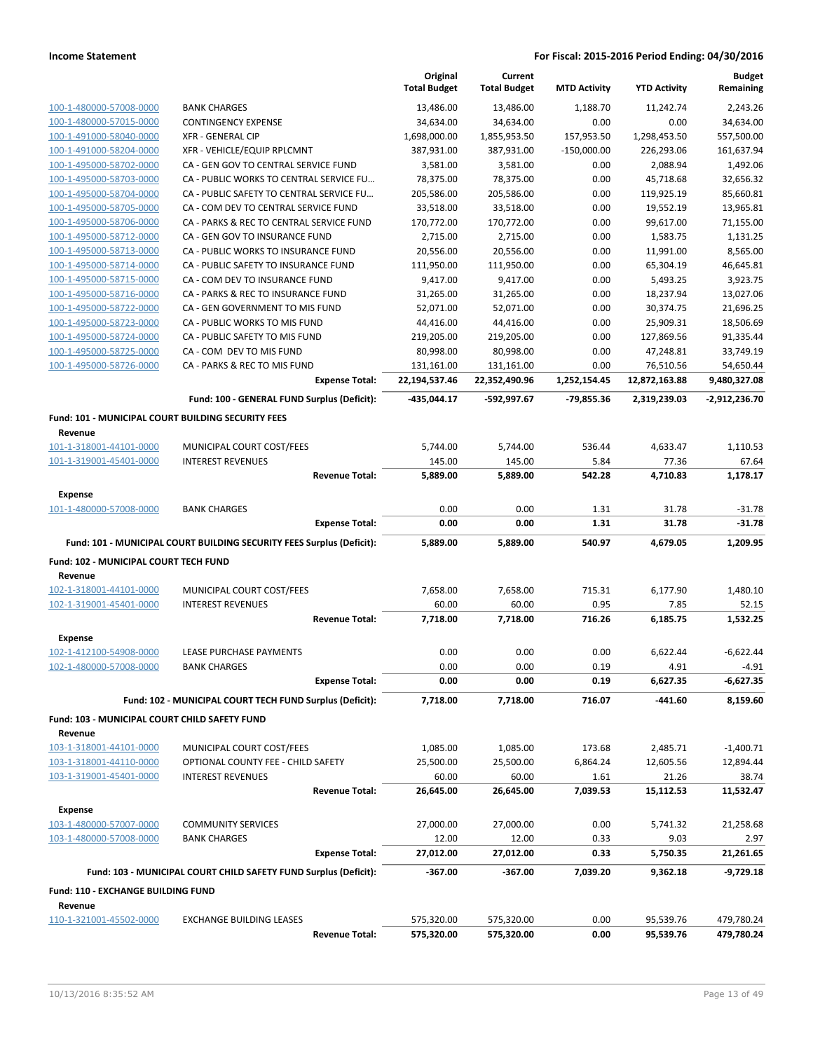**Income Statement** — **For Fiscal: 2015-2016 Period Ending: 04/30/2016**

| | | Original Total Budget | Current Total Budget | MTD Activity | YTD Activity | Budget Remaining |
|---|---|---|---|---|---|---|
| 100-1-480000-57008-0000 | BANK CHARGES | 13,486.00 | 13,486.00 | 1,188.70 | 11,242.74 | 2,243.26 |
| 100-1-480000-57015-0000 | CONTINGENCY EXPENSE | 34,634.00 | 34,634.00 | 0.00 | 0.00 | 34,634.00 |
| 100-1-491000-58040-0000 | XFR - GENERAL CIP | 1,698,000.00 | 1,855,953.50 | 157,953.50 | 1,298,453.50 | 557,500.00 |
| 100-1-491000-58204-0000 | XFR - VEHICLE/EQUIP RPLCMNT | 387,931.00 | 387,931.00 | -150,000.00 | 226,293.06 | 161,637.94 |
| 100-1-495000-58702-0000 | CA - GEN GOV TO CENTRAL SERVICE FUND | 3,581.00 | 3,581.00 | 0.00 | 2,088.94 | 1,492.06 |
| 100-1-495000-58703-0000 | CA - PUBLIC WORKS TO CENTRAL SERVICE FU... | 78,375.00 | 78,375.00 | 0.00 | 45,718.68 | 32,656.32 |
| 100-1-495000-58704-0000 | CA - PUBLIC SAFETY TO CENTRAL SERVICE FU... | 205,586.00 | 205,586.00 | 0.00 | 119,925.19 | 85,660.81 |
| 100-1-495000-58705-0000 | CA - COM DEV TO CENTRAL SERVICE FUND | 33,518.00 | 33,518.00 | 0.00 | 19,552.19 | 13,965.81 |
| 100-1-495000-58706-0000 | CA - PARKS & REC TO CENTRAL SERVICE FUND | 170,772.00 | 170,772.00 | 0.00 | 99,617.00 | 71,155.00 |
| 100-1-495000-58712-0000 | CA - GEN GOV TO INSURANCE FUND | 2,715.00 | 2,715.00 | 0.00 | 1,583.75 | 1,131.25 |
| 100-1-495000-58713-0000 | CA - PUBLIC WORKS TO INSURANCE FUND | 20,556.00 | 20,556.00 | 0.00 | 11,991.00 | 8,565.00 |
| 100-1-495000-58714-0000 | CA - PUBLIC SAFETY TO INSURANCE FUND | 111,950.00 | 111,950.00 | 0.00 | 65,304.19 | 46,645.81 |
| 100-1-495000-58715-0000 | CA - COM DEV TO INSURANCE FUND | 9,417.00 | 9,417.00 | 0.00 | 5,493.25 | 3,923.75 |
| 100-1-495000-58716-0000 | CA - PARKS & REC TO INSURANCE FUND | 31,265.00 | 31,265.00 | 0.00 | 18,237.94 | 13,027.06 |
| 100-1-495000-58722-0000 | CA - GEN GOVERNMENT TO MIS FUND | 52,071.00 | 52,071.00 | 0.00 | 30,374.75 | 21,696.25 |
| 100-1-495000-58723-0000 | CA - PUBLIC WORKS TO MIS FUND | 44,416.00 | 44,416.00 | 0.00 | 25,909.31 | 18,506.69 |
| 100-1-495000-58724-0000 | CA - PUBLIC SAFETY TO MIS FUND | 219,205.00 | 219,205.00 | 0.00 | 127,869.56 | 91,335.44 |
| 100-1-495000-58725-0000 | CA - COM DEV TO MIS FUND | 80,998.00 | 80,998.00 | 0.00 | 47,248.81 | 33,749.19 |
| 100-1-495000-58726-0000 | CA - PARKS & REC TO MIS FUND | 131,161.00 | 131,161.00 | 0.00 | 76,510.56 | 54,650.44 |
| | **Expense Total:** | **22,194,537.46** | **22,352,490.96** | **1,252,154.45** | **12,872,163.88** | **9,480,327.08** |
| | **Fund: 100 - GENERAL FUND Surplus (Deficit):** | **-435,044.17** | **-592,997.67** | **-79,855.36** | **2,319,239.03** | **-2,912,236.70** |
| **Fund: 101 - MUNICIPAL COURT BUILDING SECURITY FEES** | | | | | | |
| **Revenue** | | | | | | |
| 101-1-318001-44101-0000 | MUNICIPAL COURT COST/FEES | 5,744.00 | 5,744.00 | 536.44 | 4,633.47 | 1,110.53 |
| 101-1-319001-45401-0000 | INTEREST REVENUES | 145.00 | 145.00 | 5.84 | 77.36 | 67.64 |
| | **Revenue Total:** | **5,889.00** | **5,889.00** | **542.28** | **4,710.83** | **1,178.17** |
| **Expense** | | | | | | |
| 101-1-480000-57008-0000 | BANK CHARGES | 0.00 | 0.00 | 1.31 | 31.78 | -31.78 |
| | **Expense Total:** | **0.00** | **0.00** | **1.31** | **31.78** | **-31.78** |
| | **Fund: 101 - MUNICIPAL COURT BUILDING SECURITY FEES Surplus (Deficit):** | **5,889.00** | **5,889.00** | **540.97** | **4,679.05** | **1,209.95** |
| **Fund: 102 - MUNICIPAL COURT TECH FUND** | | | | | | |
| **Revenue** | | | | | | |
| 102-1-318001-44101-0000 | MUNICIPAL COURT COST/FEES | 7,658.00 | 7,658.00 | 715.31 | 6,177.90 | 1,480.10 |
| 102-1-319001-45401-0000 | INTEREST REVENUES | 60.00 | 60.00 | 0.95 | 7.85 | 52.15 |
| | **Revenue Total:** | **7,718.00** | **7,718.00** | **716.26** | **6,185.75** | **1,532.25** |
| **Expense** | | | | | | |
| 102-1-412100-54908-0000 | LEASE PURCHASE PAYMENTS | 0.00 | 0.00 | 0.00 | 6,622.44 | -6,622.44 |
| 102-1-480000-57008-0000 | BANK CHARGES | 0.00 | 0.00 | 0.19 | 4.91 | -4.91 |
| | **Expense Total:** | **0.00** | **0.00** | **0.19** | **6,627.35** | **-6,627.35** |
| | **Fund: 102 - MUNICIPAL COURT TECH FUND Surplus (Deficit):** | **7,718.00** | **7,718.00** | **716.07** | **-441.60** | **8,159.60** |
| **Fund: 103 - MUNICIPAL COURT CHILD SAFETY FUND** | | | | | | |
| **Revenue** | | | | | | |
| 103-1-318001-44101-0000 | MUNICIPAL COURT COST/FEES | 1,085.00 | 1,085.00 | 173.68 | 2,485.71 | -1,400.71 |
| 103-1-318001-44110-0000 | OPTIONAL COUNTY FEE - CHILD SAFETY | 25,500.00 | 25,500.00 | 6,864.24 | 12,605.56 | 12,894.44 |
| 103-1-319001-45401-0000 | INTEREST REVENUES | 60.00 | 60.00 | 1.61 | 21.26 | 38.74 |
| | **Revenue Total:** | **26,645.00** | **26,645.00** | **7,039.53** | **15,112.53** | **11,532.47** |
| **Expense** | | | | | | |
| 103-1-480000-57007-0000 | COMMUNITY SERVICES | 27,000.00 | 27,000.00 | 0.00 | 5,741.32 | 21,258.68 |
| 103-1-480000-57008-0000 | BANK CHARGES | 12.00 | 12.00 | 0.33 | 9.03 | 2.97 |
| | **Expense Total:** | **27,012.00** | **27,012.00** | **0.33** | **5,750.35** | **21,261.65** |
| | **Fund: 103 - MUNICIPAL COURT CHILD SAFETY FUND Surplus (Deficit):** | **-367.00** | **-367.00** | **7,039.20** | **9,362.18** | **-9,729.18** |
| **Fund: 110 - EXCHANGE BUILDING FUND** | | | | | | |
| **Revenue** | | | | | | |
| 110-1-321001-45502-0000 | EXCHANGE BUILDING LEASES | 575,320.00 | 575,320.00 | 0.00 | 95,539.76 | 479,780.24 |
| | **Revenue Total:** | **575,320.00** | **575,320.00** | **0.00** | **95,539.76** | **479,780.24** |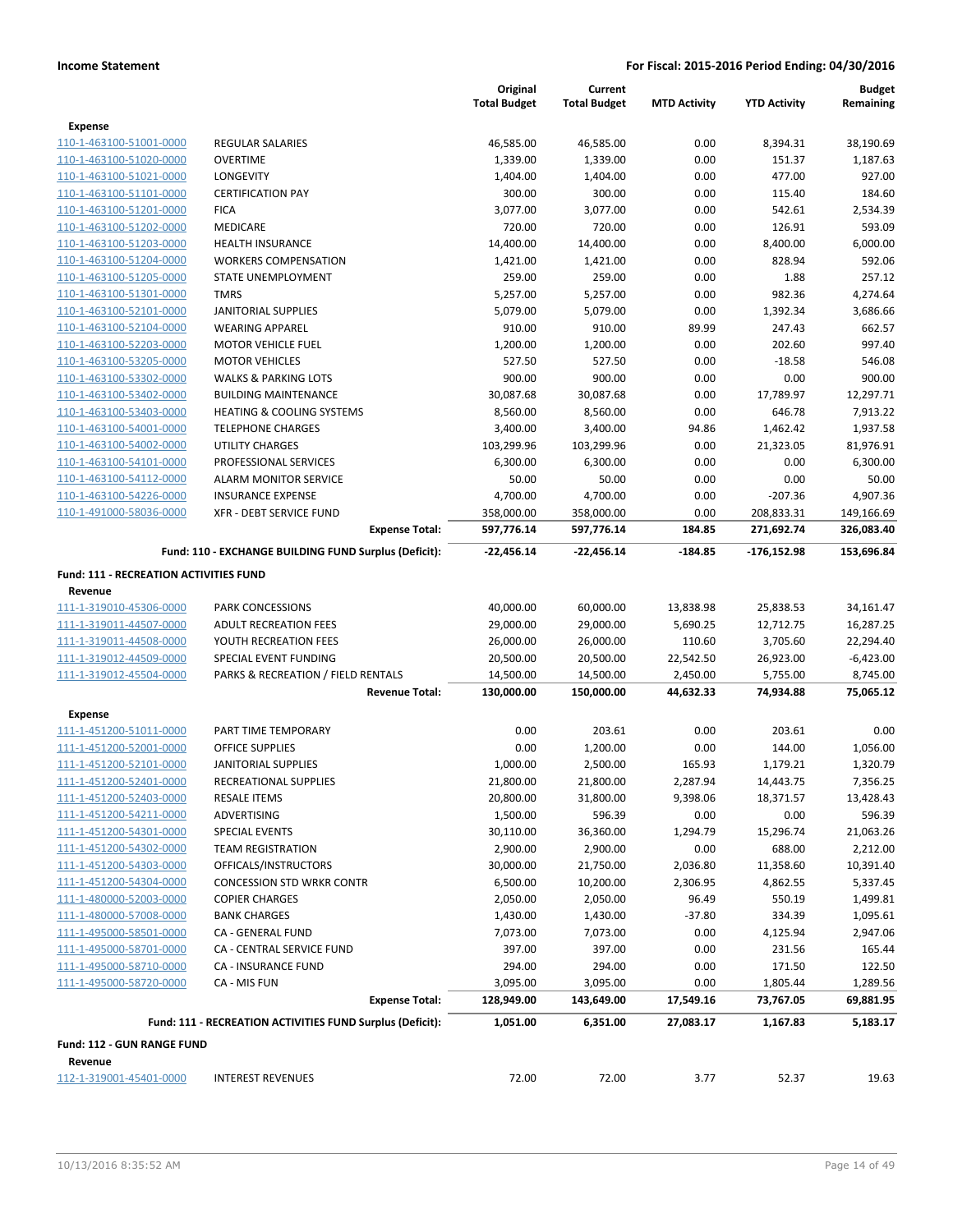**Income Statement** — For Fiscal: 2015-2016 Period Ending: 04/30/2016

| | | Original Total Budget | Current Total Budget | MTD Activity | YTD Activity | Budget Remaining |
|---|---|---|---|---|---|---|
| **Expense** | | | | | | |
| 110-1-463100-51001-0000 | REGULAR SALARIES | 46,585.00 | 46,585.00 | 0.00 | 8,394.31 | 38,190.69 |
| 110-1-463100-51020-0000 | OVERTIME | 1,339.00 | 1,339.00 | 0.00 | 151.37 | 1,187.63 |
| 110-1-463100-51021-0000 | LONGEVITY | 1,404.00 | 1,404.00 | 0.00 | 477.00 | 927.00 |
| 110-1-463100-51101-0000 | CERTIFICATION PAY | 300.00 | 300.00 | 0.00 | 115.40 | 184.60 |
| 110-1-463100-51201-0000 | FICA | 3,077.00 | 3,077.00 | 0.00 | 542.61 | 2,534.39 |
| 110-1-463100-51202-0000 | MEDICARE | 720.00 | 720.00 | 0.00 | 126.91 | 593.09 |
| 110-1-463100-51203-0000 | HEALTH INSURANCE | 14,400.00 | 14,400.00 | 0.00 | 8,400.00 | 6,000.00 |
| 110-1-463100-51204-0000 | WORKERS COMPENSATION | 1,421.00 | 1,421.00 | 0.00 | 828.94 | 592.06 |
| 110-1-463100-51205-0000 | STATE UNEMPLOYMENT | 259.00 | 259.00 | 0.00 | 1.88 | 257.12 |
| 110-1-463100-51301-0000 | TMRS | 5,257.00 | 5,257.00 | 0.00 | 982.36 | 4,274.64 |
| 110-1-463100-52101-0000 | JANITORIAL SUPPLIES | 5,079.00 | 5,079.00 | 0.00 | 1,392.34 | 3,686.66 |
| 110-1-463100-52104-0000 | WEARING APPAREL | 910.00 | 910.00 | 89.99 | 247.43 | 662.57 |
| 110-1-463100-52203-0000 | MOTOR VEHICLE FUEL | 1,200.00 | 1,200.00 | 0.00 | 202.60 | 997.40 |
| 110-1-463100-53205-0000 | MOTOR VEHICLES | 527.50 | 527.50 | 0.00 | -18.58 | 546.08 |
| 110-1-463100-53302-0000 | WALKS & PARKING LOTS | 900.00 | 900.00 | 0.00 | 0.00 | 900.00 |
| 110-1-463100-53402-0000 | BUILDING MAINTENANCE | 30,087.68 | 30,087.68 | 0.00 | 17,789.97 | 12,297.71 |
| 110-1-463100-53403-0000 | HEATING & COOLING SYSTEMS | 8,560.00 | 8,560.00 | 0.00 | 646.78 | 7,913.22 |
| 110-1-463100-54001-0000 | TELEPHONE CHARGES | 3,400.00 | 3,400.00 | 94.86 | 1,462.42 | 1,937.58 |
| 110-1-463100-54002-0000 | UTILITY CHARGES | 103,299.96 | 103,299.96 | 0.00 | 21,323.05 | 81,976.91 |
| 110-1-463100-54101-0000 | PROFESSIONAL SERVICES | 6,300.00 | 6,300.00 | 0.00 | 0.00 | 6,300.00 |
| 110-1-463100-54112-0000 | ALARM MONITOR SERVICE | 50.00 | 50.00 | 0.00 | 0.00 | 50.00 |
| 110-1-463100-54226-0000 | INSURANCE EXPENSE | 4,700.00 | 4,700.00 | 0.00 | -207.36 | 4,907.36 |
| 110-1-491000-58036-0000 | XFR - DEBT SERVICE FUND | 358,000.00 | 358,000.00 | 0.00 | 208,833.31 | 149,166.69 |
| | **Expense Total:** | **597,776.14** | **597,776.14** | **184.85** | **271,692.74** | **326,083.40** |
| | **Fund: 110 - EXCHANGE BUILDING FUND Surplus (Deficit):** | **-22,456.14** | **-22,456.14** | **-184.85** | **-176,152.98** | **153,696.84** |
| **Fund: 111 - RECREATION ACTIVITIES FUND** | | | | | | |
| **Revenue** | | | | | | |
| 111-1-319010-45306-0000 | PARK CONCESSIONS | 40,000.00 | 60,000.00 | 13,838.98 | 25,838.53 | 34,161.47 |
| 111-1-319011-44507-0000 | ADULT RECREATION FEES | 29,000.00 | 29,000.00 | 5,690.25 | 12,712.75 | 16,287.25 |
| 111-1-319011-44508-0000 | YOUTH RECREATION FEES | 26,000.00 | 26,000.00 | 110.60 | 3,705.60 | 22,294.40 |
| 111-1-319012-44509-0000 | SPECIAL EVENT FUNDING | 20,500.00 | 20,500.00 | 22,542.50 | 26,923.00 | -6,423.00 |
| 111-1-319012-45504-0000 | PARKS & RECREATION / FIELD RENTALS | 14,500.00 | 14,500.00 | 2,450.00 | 5,755.00 | 8,745.00 |
| | **Revenue Total:** | **130,000.00** | **150,000.00** | **44,632.33** | **74,934.88** | **75,065.12** |
| **Expense** | | | | | | |
| 111-1-451200-51011-0000 | PART TIME TEMPORARY | 0.00 | 203.61 | 0.00 | 203.61 | 0.00 |
| 111-1-451200-52001-0000 | OFFICE SUPPLIES | 0.00 | 1,200.00 | 0.00 | 144.00 | 1,056.00 |
| 111-1-451200-52101-0000 | JANITORIAL SUPPLIES | 1,000.00 | 2,500.00 | 165.93 | 1,179.21 | 1,320.79 |
| 111-1-451200-52401-0000 | RECREATIONAL SUPPLIES | 21,800.00 | 21,800.00 | 2,287.94 | 14,443.75 | 7,356.25 |
| 111-1-451200-52403-0000 | RESALE ITEMS | 20,800.00 | 31,800.00 | 9,398.06 | 18,371.57 | 13,428.43 |
| 111-1-451200-54211-0000 | ADVERTISING | 1,500.00 | 596.39 | 0.00 | 0.00 | 596.39 |
| 111-1-451200-54301-0000 | SPECIAL EVENTS | 30,110.00 | 36,360.00 | 1,294.79 | 15,296.74 | 21,063.26 |
| 111-1-451200-54302-0000 | TEAM REGISTRATION | 2,900.00 | 2,900.00 | 0.00 | 688.00 | 2,212.00 |
| 111-1-451200-54303-0000 | OFFICALS/INSTRUCTORS | 30,000.00 | 21,750.00 | 2,036.80 | 11,358.60 | 10,391.40 |
| 111-1-451200-54304-0000 | CONCESSION STD WRKR CONTR | 6,500.00 | 10,200.00 | 2,306.95 | 4,862.55 | 5,337.45 |
| 111-1-480000-52003-0000 | COPIER CHARGES | 2,050.00 | 2,050.00 | 96.49 | 550.19 | 1,499.81 |
| 111-1-480000-57008-0000 | BANK CHARGES | 1,430.00 | 1,430.00 | -37.80 | 334.39 | 1,095.61 |
| 111-1-495000-58501-0000 | CA - GENERAL FUND | 7,073.00 | 7,073.00 | 0.00 | 4,125.94 | 2,947.06 |
| 111-1-495000-58701-0000 | CA - CENTRAL SERVICE FUND | 397.00 | 397.00 | 0.00 | 231.56 | 165.44 |
| 111-1-495000-58710-0000 | CA - INSURANCE FUND | 294.00 | 294.00 | 0.00 | 171.50 | 122.50 |
| 111-1-495000-58720-0000 | CA - MIS FUN | 3,095.00 | 3,095.00 | 0.00 | 1,805.44 | 1,289.56 |
| | **Expense Total:** | **128,949.00** | **143,649.00** | **17,549.16** | **73,767.05** | **69,881.95** |
| | **Fund: 111 - RECREATION ACTIVITIES FUND Surplus (Deficit):** | **1,051.00** | **6,351.00** | **27,083.17** | **1,167.83** | **5,183.17** |
| **Fund: 112 - GUN RANGE FUND** | | | | | | |
| **Revenue** | | | | | | |
| 112-1-319001-45401-0000 | INTEREST REVENUES | 72.00 | 72.00 | 3.77 | 52.37 | 19.63 |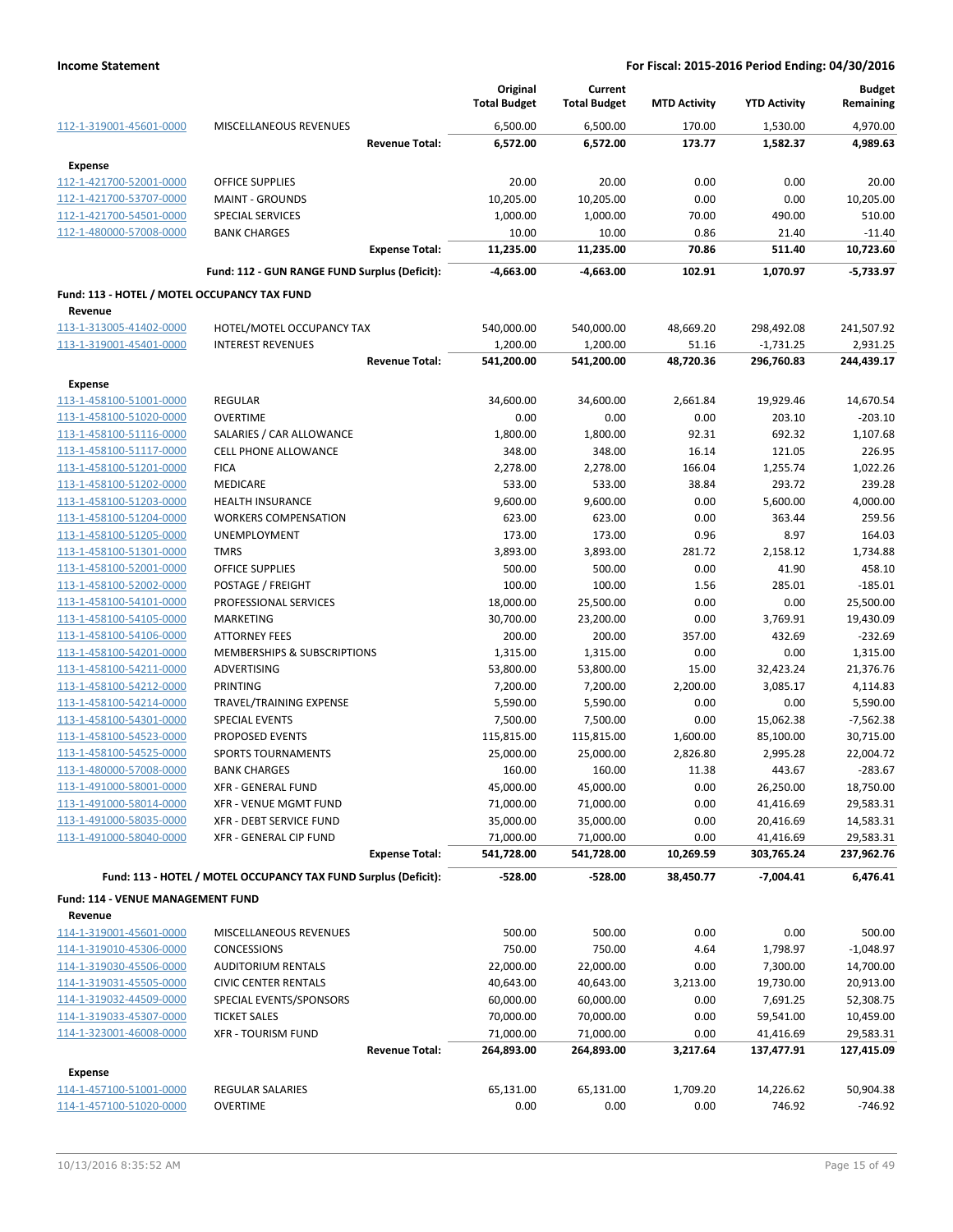| | | Original Total Budget | Current Total Budget | MTD Activity | YTD Activity | Budget Remaining |
|---|---|---|---|---|---|---|
| 112-1-319001-45601-0000 | MISCELLANEOUS REVENUES | 6,500.00 | 6,500.00 | 170.00 | 1,530.00 | 4,970.00 |
| | **Revenue Total:** | **6,572.00** | **6,572.00** | **173.77** | **1,582.37** | **4,989.63** |
| **Expense** | | | | | | |
| 112-1-421700-52001-0000 | OFFICE SUPPLIES | 20.00 | 20.00 | 0.00 | 0.00 | 20.00 |
| 112-1-421700-53707-0000 | MAINT - GROUNDS | 10,205.00 | 10,205.00 | 0.00 | 0.00 | 10,205.00 |
| 112-1-421700-54501-0000 | SPECIAL SERVICES | 1,000.00 | 1,000.00 | 70.00 | 490.00 | 510.00 |
| 112-1-480000-57008-0000 | BANK CHARGES | 10.00 | 10.00 | 0.86 | 21.40 | -11.40 |
| | **Expense Total:** | **11,235.00** | **11,235.00** | **70.86** | **511.40** | **10,723.60** |
| | **Fund: 112 - GUN RANGE FUND Surplus (Deficit):** | **-4,663.00** | **-4,663.00** | **102.91** | **1,070.97** | **-5,733.97** |
| **Fund: 113 - HOTEL / MOTEL OCCUPANCY TAX FUND** | | | | | | |
| **Revenue** | | | | | | |
| 113-1-313005-41402-0000 | HOTEL/MOTEL OCCUPANCY TAX | 540,000.00 | 540,000.00 | 48,669.20 | 298,492.08 | 241,507.92 |
| 113-1-319001-45401-0000 | INTEREST REVENUES | 1,200.00 | 1,200.00 | 51.16 | -1,731.25 | 2,931.25 |
| | **Revenue Total:** | **541,200.00** | **541,200.00** | **48,720.36** | **296,760.83** | **244,439.17** |
| **Expense** | | | | | | |
| 113-1-458100-51001-0000 | REGULAR | 34,600.00 | 34,600.00 | 2,661.84 | 19,929.46 | 14,670.54 |
| 113-1-458100-51020-0000 | OVERTIME | 0.00 | 0.00 | 0.00 | 203.10 | -203.10 |
| 113-1-458100-51116-0000 | SALARIES / CAR ALLOWANCE | 1,800.00 | 1,800.00 | 92.31 | 692.32 | 1,107.68 |
| 113-1-458100-51117-0000 | CELL PHONE ALLOWANCE | 348.00 | 348.00 | 16.14 | 121.05 | 226.95 |
| 113-1-458100-51201-0000 | FICA | 2,278.00 | 2,278.00 | 166.04 | 1,255.74 | 1,022.26 |
| 113-1-458100-51202-0000 | MEDICARE | 533.00 | 533.00 | 38.84 | 293.72 | 239.28 |
| 113-1-458100-51203-0000 | HEALTH INSURANCE | 9,600.00 | 9,600.00 | 0.00 | 5,600.00 | 4,000.00 |
| 113-1-458100-51204-0000 | WORKERS COMPENSATION | 623.00 | 623.00 | 0.00 | 363.44 | 259.56 |
| 113-1-458100-51205-0000 | UNEMPLOYMENT | 173.00 | 173.00 | 0.96 | 8.97 | 164.03 |
| 113-1-458100-51301-0000 | TMRS | 3,893.00 | 3,893.00 | 281.72 | 2,158.12 | 1,734.88 |
| 113-1-458100-52001-0000 | OFFICE SUPPLIES | 500.00 | 500.00 | 0.00 | 41.90 | 458.10 |
| 113-1-458100-52002-0000 | POSTAGE / FREIGHT | 100.00 | 100.00 | 1.56 | 285.01 | -185.01 |
| 113-1-458100-54101-0000 | PROFESSIONAL SERVICES | 18,000.00 | 25,500.00 | 0.00 | 0.00 | 25,500.00 |
| 113-1-458100-54105-0000 | MARKETING | 30,700.00 | 23,200.00 | 0.00 | 3,769.91 | 19,430.09 |
| 113-1-458100-54106-0000 | ATTORNEY FEES | 200.00 | 200.00 | 357.00 | 432.69 | -232.69 |
| 113-1-458100-54201-0000 | MEMBERSHIPS & SUBSCRIPTIONS | 1,315.00 | 1,315.00 | 0.00 | 0.00 | 1,315.00 |
| 113-1-458100-54211-0000 | ADVERTISING | 53,800.00 | 53,800.00 | 15.00 | 32,423.24 | 21,376.76 |
| 113-1-458100-54212-0000 | PRINTING | 7,200.00 | 7,200.00 | 2,200.00 | 3,085.17 | 4,114.83 |
| 113-1-458100-54214-0000 | TRAVEL/TRAINING EXPENSE | 5,590.00 | 5,590.00 | 0.00 | 0.00 | 5,590.00 |
| 113-1-458100-54301-0000 | SPECIAL EVENTS | 7,500.00 | 7,500.00 | 0.00 | 15,062.38 | -7,562.38 |
| 113-1-458100-54523-0000 | PROPOSED EVENTS | 115,815.00 | 115,815.00 | 1,600.00 | 85,100.00 | 30,715.00 |
| 113-1-458100-54525-0000 | SPORTS TOURNAMENTS | 25,000.00 | 25,000.00 | 2,826.80 | 2,995.28 | 22,004.72 |
| 113-1-480000-57008-0000 | BANK CHARGES | 160.00 | 160.00 | 11.38 | 443.67 | -283.67 |
| 113-1-491000-58001-0000 | XFR - GENERAL FUND | 45,000.00 | 45,000.00 | 0.00 | 26,250.00 | 18,750.00 |
| 113-1-491000-58014-0000 | XFR - VENUE MGMT FUND | 71,000.00 | 71,000.00 | 0.00 | 41,416.69 | 29,583.31 |
| 113-1-491000-58035-0000 | XFR - DEBT SERVICE FUND | 35,000.00 | 35,000.00 | 0.00 | 20,416.69 | 14,583.31 |
| 113-1-491000-58040-0000 | XFR - GENERAL CIP FUND | 71,000.00 | 71,000.00 | 0.00 | 41,416.69 | 29,583.31 |
| | **Expense Total:** | **541,728.00** | **541,728.00** | **10,269.59** | **303,765.24** | **237,962.76** |
| | **Fund: 113 - HOTEL / MOTEL OCCUPANCY TAX FUND Surplus (Deficit):** | **-528.00** | **-528.00** | **38,450.77** | **-7,004.41** | **6,476.41** |
| **Fund: 114 - VENUE MANAGEMENT FUND** | | | | | | |
| **Revenue** | | | | | | |
| 114-1-319001-45601-0000 | MISCELLANEOUS REVENUES | 500.00 | 500.00 | 0.00 | 0.00 | 500.00 |
| 114-1-319010-45306-0000 | CONCESSIONS | 750.00 | 750.00 | 4.64 | 1,798.97 | -1,048.97 |
| 114-1-319030-45506-0000 | AUDITORIUM RENTALS | 22,000.00 | 22,000.00 | 0.00 | 7,300.00 | 14,700.00 |
| 114-1-319031-45505-0000 | CIVIC CENTER RENTALS | 40,643.00 | 40,643.00 | 3,213.00 | 19,730.00 | 20,913.00 |
| 114-1-319032-44509-0000 | SPECIAL EVENTS/SPONSORS | 60,000.00 | 60,000.00 | 0.00 | 7,691.25 | 52,308.75 |
| 114-1-319033-45307-0000 | TICKET SALES | 70,000.00 | 70,000.00 | 0.00 | 59,541.00 | 10,459.00 |
| 114-1-323001-46008-0000 | XFR - TOURISM FUND | 71,000.00 | 71,000.00 | 0.00 | 41,416.69 | 29,583.31 |
| | **Revenue Total:** | **264,893.00** | **264,893.00** | **3,217.64** | **137,477.91** | **127,415.09** |
| **Expense** | | | | | | |
| 114-1-457100-51001-0000 | REGULAR SALARIES | 65,131.00 | 65,131.00 | 1,709.20 | 14,226.62 | 50,904.38 |
| 114-1-457100-51020-0000 | OVERTIME | 0.00 | 0.00 | 0.00 | 746.92 | -746.92 |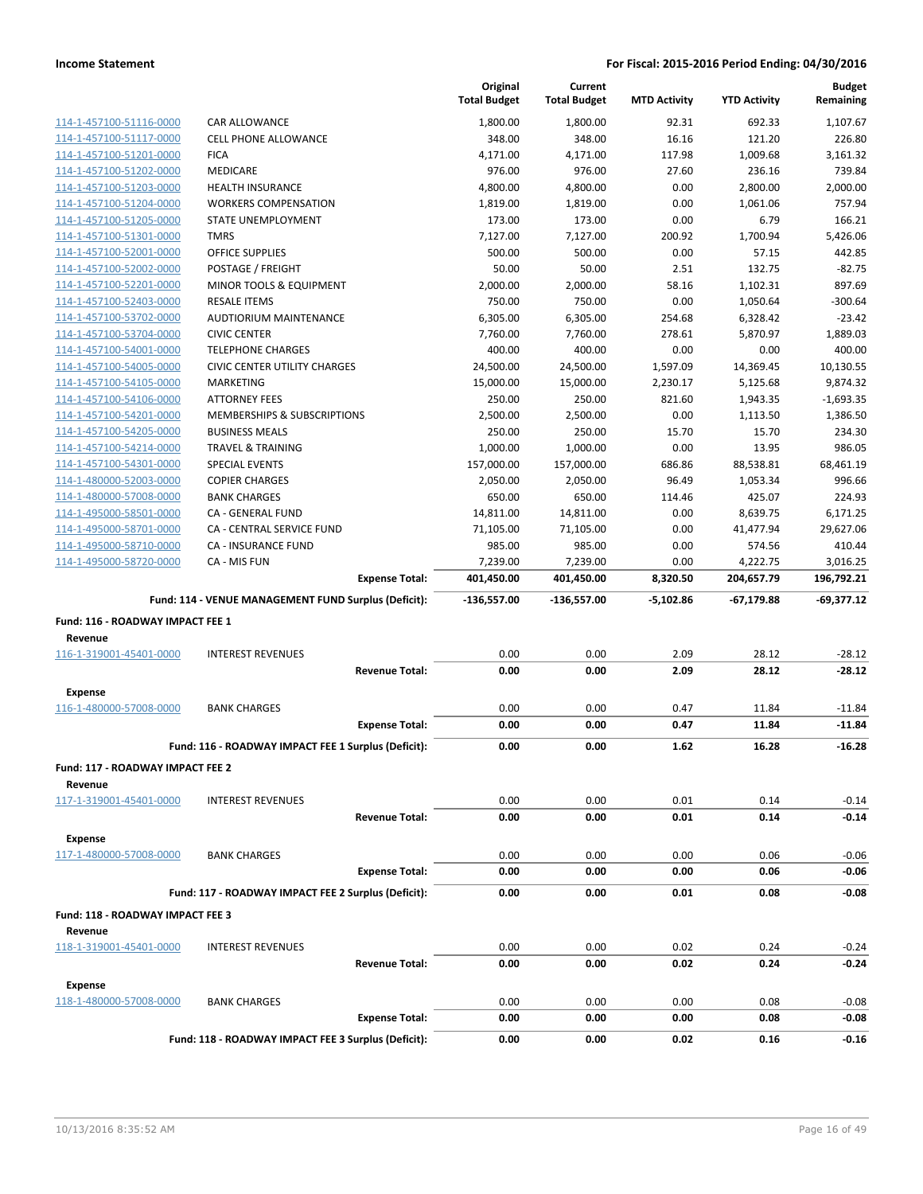| | | Original Total Budget | Current Total Budget | MTD Activity | YTD Activity | Budget Remaining |
|---|---|---|---|---|---|---|
| 114-1-457100-51116-0000 | CAR ALLOWANCE | 1,800.00 | 1,800.00 | 92.31 | 692.33 | 1,107.67 |
| 114-1-457100-51117-0000 | CELL PHONE ALLOWANCE | 348.00 | 348.00 | 16.16 | 121.20 | 226.80 |
| 114-1-457100-51201-0000 | FICA | 4,171.00 | 4,171.00 | 117.98 | 1,009.68 | 3,161.32 |
| 114-1-457100-51202-0000 | MEDICARE | 976.00 | 976.00 | 27.60 | 236.16 | 739.84 |
| 114-1-457100-51203-0000 | HEALTH INSURANCE | 4,800.00 | 4,800.00 | 0.00 | 2,800.00 | 2,000.00 |
| 114-1-457100-51204-0000 | WORKERS COMPENSATION | 1,819.00 | 1,819.00 | 0.00 | 1,061.06 | 757.94 |
| 114-1-457100-51205-0000 | STATE UNEMPLOYMENT | 173.00 | 173.00 | 0.00 | 6.79 | 166.21 |
| 114-1-457100-51301-0000 | TMRS | 7,127.00 | 7,127.00 | 200.92 | 1,700.94 | 5,426.06 |
| 114-1-457100-52001-0000 | OFFICE SUPPLIES | 500.00 | 500.00 | 0.00 | 57.15 | 442.85 |
| 114-1-457100-52002-0000 | POSTAGE / FREIGHT | 50.00 | 50.00 | 2.51 | 132.75 | -82.75 |
| 114-1-457100-52201-0000 | MINOR TOOLS & EQUIPMENT | 2,000.00 | 2,000.00 | 58.16 | 1,102.31 | 897.69 |
| 114-1-457100-52403-0000 | RESALE ITEMS | 750.00 | 750.00 | 0.00 | 1,050.64 | -300.64 |
| 114-1-457100-53702-0000 | AUDTIORIUM MAINTENANCE | 6,305.00 | 6,305.00 | 254.68 | 6,328.42 | -23.42 |
| 114-1-457100-53704-0000 | CIVIC CENTER | 7,760.00 | 7,760.00 | 278.61 | 5,870.97 | 1,889.03 |
| 114-1-457100-54001-0000 | TELEPHONE CHARGES | 400.00 | 400.00 | 0.00 | 0.00 | 400.00 |
| 114-1-457100-54005-0000 | CIVIC CENTER UTILITY CHARGES | 24,500.00 | 24,500.00 | 1,597.09 | 14,369.45 | 10,130.55 |
| 114-1-457100-54105-0000 | MARKETING | 15,000.00 | 15,000.00 | 2,230.17 | 5,125.68 | 9,874.32 |
| 114-1-457100-54106-0000 | ATTORNEY FEES | 250.00 | 250.00 | 821.60 | 1,943.35 | -1,693.35 |
| 114-1-457100-54201-0000 | MEMBERSHIPS & SUBSCRIPTIONS | 2,500.00 | 2,500.00 | 0.00 | 1,113.50 | 1,386.50 |
| 114-1-457100-54205-0000 | BUSINESS MEALS | 250.00 | 250.00 | 15.70 | 15.70 | 234.30 |
| 114-1-457100-54214-0000 | TRAVEL & TRAINING | 1,000.00 | 1,000.00 | 0.00 | 13.95 | 986.05 |
| 114-1-457100-54301-0000 | SPECIAL EVENTS | 157,000.00 | 157,000.00 | 686.86 | 88,538.81 | 68,461.19 |
| 114-1-480000-52003-0000 | COPIER CHARGES | 2,050.00 | 2,050.00 | 96.49 | 1,053.34 | 996.66 |
| 114-1-480000-57008-0000 | BANK CHARGES | 650.00 | 650.00 | 114.46 | 425.07 | 224.93 |
| 114-1-495000-58501-0000 | CA - GENERAL FUND | 14,811.00 | 14,811.00 | 0.00 | 8,639.75 | 6,171.25 |
| 114-1-495000-58701-0000 | CA - CENTRAL SERVICE FUND | 71,105.00 | 71,105.00 | 0.00 | 41,477.94 | 29,627.06 |
| 114-1-495000-58710-0000 | CA - INSURANCE FUND | 985.00 | 985.00 | 0.00 | 574.56 | 410.44 |
| 114-1-495000-58720-0000 | CA - MIS FUN | 7,239.00 | 7,239.00 | 0.00 | 4,222.75 | 3,016.25 |
| | **Expense Total:** | **401,450.00** | **401,450.00** | **8,320.50** | **204,657.79** | **196,792.21** |
| | **Fund: 114 - VENUE MANAGEMENT FUND Surplus (Deficit):** | **-136,557.00** | **-136,557.00** | **-5,102.86** | **-67,179.88** | **-69,377.12** |
| **Fund: 116 - ROADWAY IMPACT FEE 1** | | | | | | |
| **Revenue** | | | | | | |
| 116-1-319001-45401-0000 | INTEREST REVENUES | 0.00 | 0.00 | 2.09 | 28.12 | -28.12 |
| | **Revenue Total:** | **0.00** | **0.00** | **2.09** | **28.12** | **-28.12** |
| **Expense** | | | | | | |
| 116-1-480000-57008-0000 | BANK CHARGES | 0.00 | 0.00 | 0.47 | 11.84 | -11.84 |
| | **Expense Total:** | **0.00** | **0.00** | **0.47** | **11.84** | **-11.84** |
| | **Fund: 116 - ROADWAY IMPACT FEE 1 Surplus (Deficit):** | **0.00** | **0.00** | **1.62** | **16.28** | **-16.28** |
| **Fund: 117 - ROADWAY IMPACT FEE 2** | | | | | | |
| **Revenue** | | | | | | |
| 117-1-319001-45401-0000 | INTEREST REVENUES | 0.00 | 0.00 | 0.01 | 0.14 | -0.14 |
| | **Revenue Total:** | **0.00** | **0.00** | **0.01** | **0.14** | **-0.14** |
| **Expense** | | | | | | |
| 117-1-480000-57008-0000 | BANK CHARGES | 0.00 | 0.00 | 0.00 | 0.06 | -0.06 |
| | **Expense Total:** | **0.00** | **0.00** | **0.00** | **0.06** | **-0.06** |
| | **Fund: 117 - ROADWAY IMPACT FEE 2 Surplus (Deficit):** | **0.00** | **0.00** | **0.01** | **0.08** | **-0.08** |
| **Fund: 118 - ROADWAY IMPACT FEE 3** | | | | | | |
| **Revenue** | | | | | | |
| 118-1-319001-45401-0000 | INTEREST REVENUES | 0.00 | 0.00 | 0.02 | 0.24 | -0.24 |
| | **Revenue Total:** | **0.00** | **0.00** | **0.02** | **0.24** | **-0.24** |
| **Expense** | | | | | | |
| 118-1-480000-57008-0000 | BANK CHARGES | 0.00 | 0.00 | 0.00 | 0.08 | -0.08 |
| | **Expense Total:** | **0.00** | **0.00** | **0.00** | **0.08** | **-0.08** |
| | **Fund: 118 - ROADWAY IMPACT FEE 3 Surplus (Deficit):** | **0.00** | **0.00** | **0.02** | **0.16** | **-0.16** |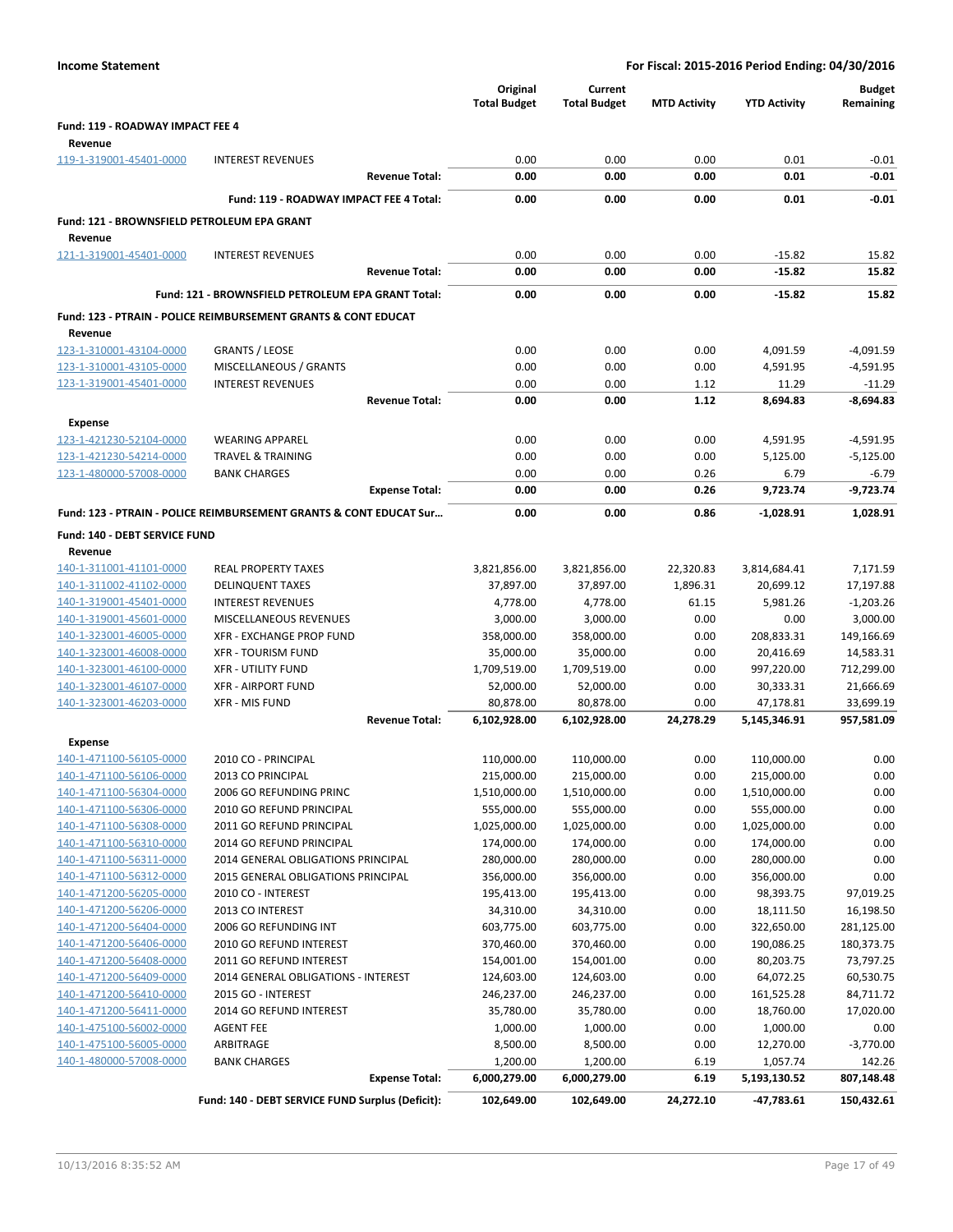**Income Statement** — For Fiscal: 2015-2016 Period Ending: 04/30/2016

| | | Original Total Budget | Current Total Budget | MTD Activity | YTD Activity | Budget Remaining |
|---|---|---|---|---|---|---|
| **Fund: 119 - ROADWAY IMPACT FEE 4** | | | | | | |
| **Revenue** | | | | | | |
| 119-1-319001-45401-0000 | INTEREST REVENUES | 0.00 | 0.00 | 0.00 | 0.01 | -0.01 |
| | **Revenue Total:** | **0.00** | **0.00** | **0.00** | **0.01** | **-0.01** |
| | **Fund: 119 - ROADWAY IMPACT FEE 4 Total:** | **0.00** | **0.00** | **0.00** | **0.01** | **-0.01** |
| **Fund: 121 - BROWNSFIELD PETROLEUM EPA GRANT** | | | | | | |
| **Revenue** | | | | | | |
| 121-1-319001-45401-0000 | INTEREST REVENUES | 0.00 | 0.00 | 0.00 | -15.82 | 15.82 |
| | **Revenue Total:** | **0.00** | **0.00** | **0.00** | **-15.82** | **15.82** |
| | **Fund: 121 - BROWNSFIELD PETROLEUM EPA GRANT Total:** | **0.00** | **0.00** | **0.00** | **-15.82** | **15.82** |
| **Fund: 123 - PTRAIN - POLICE REIMBURSEMENT GRANTS & CONT EDUCAT** | | | | | | |
| **Revenue** | | | | | | |
| 123-1-310001-43104-0000 | GRANTS / LEOSE | 0.00 | 0.00 | 0.00 | 4,091.59 | -4,091.59 |
| 123-1-310001-43105-0000 | MISCELLANEOUS / GRANTS | 0.00 | 0.00 | 0.00 | 4,591.95 | -4,591.95 |
| 123-1-319001-45401-0000 | INTEREST REVENUES | 0.00 | 0.00 | 1.12 | 11.29 | -11.29 |
| | **Revenue Total:** | **0.00** | **0.00** | **1.12** | **8,694.83** | **-8,694.83** |
| **Expense** | | | | | | |
| 123-1-421230-52104-0000 | WEARING APPAREL | 0.00 | 0.00 | 0.00 | 4,591.95 | -4,591.95 |
| 123-1-421230-54214-0000 | TRAVEL & TRAINING | 0.00 | 0.00 | 0.00 | 5,125.00 | -5,125.00 |
| 123-1-480000-57008-0000 | BANK CHARGES | 0.00 | 0.00 | 0.26 | 6.79 | -6.79 |
| | **Expense Total:** | **0.00** | **0.00** | **0.26** | **9,723.74** | **-9,723.74** |
| **Fund: 123 - PTRAIN - POLICE REIMBURSEMENT GRANTS & CONT EDUCAT Sur…** | | **0.00** | **0.00** | **0.86** | **-1,028.91** | **1,028.91** |
| **Fund: 140 - DEBT SERVICE FUND** | | | | | | |
| **Revenue** | | | | | | |
| 140-1-311001-41101-0000 | REAL PROPERTY TAXES | 3,821,856.00 | 3,821,856.00 | 22,320.83 | 3,814,684.41 | 7,171.59 |
| 140-1-311002-41102-0000 | DELINQUENT TAXES | 37,897.00 | 37,897.00 | 1,896.31 | 20,699.12 | 17,197.88 |
| 140-1-319001-45401-0000 | INTEREST REVENUES | 4,778.00 | 4,778.00 | 61.15 | 5,981.26 | -1,203.26 |
| 140-1-319001-45601-0000 | MISCELLANEOUS REVENUES | 3,000.00 | 3,000.00 | 0.00 | 0.00 | 3,000.00 |
| 140-1-323001-46005-0000 | XFR - EXCHANGE PROP FUND | 358,000.00 | 358,000.00 | 0.00 | 208,833.31 | 149,166.69 |
| 140-1-323001-46008-0000 | XFR - TOURISM FUND | 35,000.00 | 35,000.00 | 0.00 | 20,416.69 | 14,583.31 |
| 140-1-323001-46100-0000 | XFR - UTILITY FUND | 1,709,519.00 | 1,709,519.00 | 0.00 | 997,220.00 | 712,299.00 |
| 140-1-323001-46107-0000 | XFR - AIRPORT FUND | 52,000.00 | 52,000.00 | 0.00 | 30,333.31 | 21,666.69 |
| 140-1-323001-46203-0000 | XFR - MIS FUND | 80,878.00 | 80,878.00 | 0.00 | 47,178.81 | 33,699.19 |
| | **Revenue Total:** | **6,102,928.00** | **6,102,928.00** | **24,278.29** | **5,145,346.91** | **957,581.09** |
| **Expense** | | | | | | |
| 140-1-471100-56105-0000 | 2010 CO - PRINCIPAL | 110,000.00 | 110,000.00 | 0.00 | 110,000.00 | 0.00 |
| 140-1-471100-56106-0000 | 2013 CO PRINCIPAL | 215,000.00 | 215,000.00 | 0.00 | 215,000.00 | 0.00 |
| 140-1-471100-56304-0000 | 2006 GO REFUNDING PRINC | 1,510,000.00 | 1,510,000.00 | 0.00 | 1,510,000.00 | 0.00 |
| 140-1-471100-56306-0000 | 2010 GO REFUND PRINCIPAL | 555,000.00 | 555,000.00 | 0.00 | 555,000.00 | 0.00 |
| 140-1-471100-56308-0000 | 2011 GO REFUND PRINCIPAL | 1,025,000.00 | 1,025,000.00 | 0.00 | 1,025,000.00 | 0.00 |
| 140-1-471100-56310-0000 | 2014 GO REFUND PRINCIPAL | 174,000.00 | 174,000.00 | 0.00 | 174,000.00 | 0.00 |
| 140-1-471100-56311-0000 | 2014 GENERAL OBLIGATIONS PRINCIPAL | 280,000.00 | 280,000.00 | 0.00 | 280,000.00 | 0.00 |
| 140-1-471100-56312-0000 | 2015 GENERAL OBLIGATIONS PRINCIPAL | 356,000.00 | 356,000.00 | 0.00 | 356,000.00 | 0.00 |
| 140-1-471200-56205-0000 | 2010 CO - INTEREST | 195,413.00 | 195,413.00 | 0.00 | 98,393.75 | 97,019.25 |
| 140-1-471200-56206-0000 | 2013 CO INTEREST | 34,310.00 | 34,310.00 | 0.00 | 18,111.50 | 16,198.50 |
| 140-1-471200-56404-0000 | 2006 GO REFUNDING INT | 603,775.00 | 603,775.00 | 0.00 | 322,650.00 | 281,125.00 |
| 140-1-471200-56406-0000 | 2010 GO REFUND INTEREST | 370,460.00 | 370,460.00 | 0.00 | 190,086.25 | 180,373.75 |
| 140-1-471200-56408-0000 | 2011 GO REFUND INTEREST | 154,001.00 | 154,001.00 | 0.00 | 80,203.75 | 73,797.25 |
| 140-1-471200-56409-0000 | 2014 GENERAL OBLIGATIONS - INTEREST | 124,603.00 | 124,603.00 | 0.00 | 64,072.25 | 60,530.75 |
| 140-1-471200-56410-0000 | 2015 GO - INTEREST | 246,237.00 | 246,237.00 | 0.00 | 161,525.28 | 84,711.72 |
| 140-1-471200-56411-0000 | 2014 GO REFUND INTEREST | 35,780.00 | 35,780.00 | 0.00 | 18,760.00 | 17,020.00 |
| 140-1-475100-56002-0000 | AGENT FEE | 1,000.00 | 1,000.00 | 0.00 | 1,000.00 | 0.00 |
| 140-1-475100-56005-0000 | ARBITRAGE | 8,500.00 | 8,500.00 | 0.00 | 12,270.00 | -3,770.00 |
| 140-1-480000-57008-0000 | BANK CHARGES | 1,200.00 | 1,200.00 | 6.19 | 1,057.74 | 142.26 |
| | **Expense Total:** | **6,000,279.00** | **6,000,279.00** | **6.19** | **5,193,130.52** | **807,148.48** |
| | **Fund: 140 - DEBT SERVICE FUND Surplus (Deficit):** | **102,649.00** | **102,649.00** | **24,272.10** | **-47,783.61** | **150,432.61** |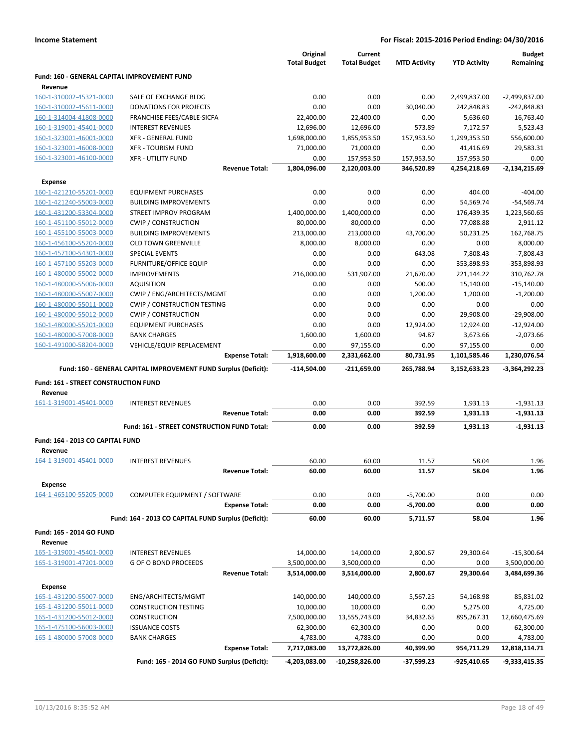**Income Statement** — For Fiscal: 2015-2016 Period Ending: 04/30/2016

| | | Original Total Budget | Current Total Budget | MTD Activity | YTD Activity | Budget Remaining |
|---|---|---|---|---|---|---|
| **Fund: 160 - GENERAL CAPITAL IMPROVEMENT FUND** | | | | | | |
| **Revenue** | | | | | | |
| 160-1-310002-45321-0000 | SALE OF EXCHANGE BLDG | 0.00 | 0.00 | 0.00 | 2,499,837.00 | -2,499,837.00 |
| 160-1-310002-45611-0000 | DONATIONS FOR PROJECTS | 0.00 | 0.00 | 30,040.00 | 242,848.83 | -242,848.83 |
| 160-1-314004-41808-0000 | FRANCHISE FEES/CABLE-SICFA | 22,400.00 | 22,400.00 | 0.00 | 5,636.60 | 16,763.40 |
| 160-1-319001-45401-0000 | INTEREST REVENUES | 12,696.00 | 12,696.00 | 573.89 | 7,172.57 | 5,523.43 |
| 160-1-323001-46001-0000 | XFR - GENERAL FUND | 1,698,000.00 | 1,855,953.50 | 157,953.50 | 1,299,353.50 | 556,600.00 |
| 160-1-323001-46008-0000 | XFR - TOURISM FUND | 71,000.00 | 71,000.00 | 0.00 | 41,416.69 | 29,583.31 |
| 160-1-323001-46100-0000 | XFR - UTILITY FUND | 0.00 | 157,953.50 | 157,953.50 | 157,953.50 | 0.00 |
| | **Revenue Total:** | **1,804,096.00** | **2,120,003.00** | **346,520.89** | **4,254,218.69** | **-2,134,215.69** |
| **Expense** | | | | | | |
| 160-1-421210-55201-0000 | EQUIPMENT PURCHASES | 0.00 | 0.00 | 0.00 | 404.00 | -404.00 |
| 160-1-421240-55003-0000 | BUILDING IMPROVEMENTS | 0.00 | 0.00 | 0.00 | 54,569.74 | -54,569.74 |
| 160-1-431200-53304-0000 | STREET IMPROV PROGRAM | 1,400,000.00 | 1,400,000.00 | 0.00 | 176,439.35 | 1,223,560.65 |
| 160-1-451100-55012-0000 | CWIP / CONSTRUCTION | 80,000.00 | 80,000.00 | 0.00 | 77,088.88 | 2,911.12 |
| 160-1-455100-55003-0000 | BUILDING IMPROVEMENTS | 213,000.00 | 213,000.00 | 43,700.00 | 50,231.25 | 162,768.75 |
| 160-1-456100-55204-0000 | OLD TOWN GREENVILLE | 8,000.00 | 8,000.00 | 0.00 | 0.00 | 8,000.00 |
| 160-1-457100-54301-0000 | SPECIAL EVENTS | 0.00 | 0.00 | 643.08 | 7,808.43 | -7,808.43 |
| 160-1-457100-55203-0000 | FURNITURE/OFFICE EQUIP | 0.00 | 0.00 | 0.00 | 353,898.93 | -353,898.93 |
| 160-1-480000-55002-0000 | IMPROVEMENTS | 216,000.00 | 531,907.00 | 21,670.00 | 221,144.22 | 310,762.78 |
| 160-1-480000-55006-0000 | AQUISITION | 0.00 | 0.00 | 500.00 | 15,140.00 | -15,140.00 |
| 160-1-480000-55007-0000 | CWIP / ENG/ARCHITECTS/MGMT | 0.00 | 0.00 | 1,200.00 | 1,200.00 | -1,200.00 |
| 160-1-480000-55011-0000 | CWIP / CONSTRUCTION TESTING | 0.00 | 0.00 | 0.00 | 0.00 | 0.00 |
| 160-1-480000-55012-0000 | CWIP / CONSTRUCTION | 0.00 | 0.00 | 0.00 | 29,908.00 | -29,908.00 |
| 160-1-480000-55201-0000 | EQUIPMENT PURCHASES | 0.00 | 0.00 | 12,924.00 | 12,924.00 | -12,924.00 |
| 160-1-480000-57008-0000 | BANK CHARGES | 1,600.00 | 1,600.00 | 94.87 | 3,673.66 | -2,073.66 |
| 160-1-491000-58204-0000 | VEHICLE/EQUIP REPLACEMENT | 0.00 | 97,155.00 | 0.00 | 97,155.00 | 0.00 |
| | **Expense Total:** | **1,918,600.00** | **2,331,662.00** | **80,731.95** | **1,101,585.46** | **1,230,076.54** |
| | **Fund: 160 - GENERAL CAPITAL IMPROVEMENT FUND Surplus (Deficit):** | **-114,504.00** | **-211,659.00** | **265,788.94** | **3,152,633.23** | **-3,364,292.23** |
| **Fund: 161 - STREET CONSTRUCTION FUND** | | | | | | |
| **Revenue** | | | | | | |
| 161-1-319001-45401-0000 | INTEREST REVENUES | 0.00 | 0.00 | 392.59 | 1,931.13 | -1,931.13 |
| | **Revenue Total:** | **0.00** | **0.00** | **392.59** | **1,931.13** | **-1,931.13** |
| | **Fund: 161 - STREET CONSTRUCTION FUND Total:** | **0.00** | **0.00** | **392.59** | **1,931.13** | **-1,931.13** |
| **Fund: 164 - 2013 CO CAPITAL FUND** | | | | | | |
| **Revenue** | | | | | | |
| 164-1-319001-45401-0000 | INTEREST REVENUES | 60.00 | 60.00 | 11.57 | 58.04 | 1.96 |
| | **Revenue Total:** | **60.00** | **60.00** | **11.57** | **58.04** | **1.96** |
| **Expense** | | | | | | |
| 164-1-465100-55205-0000 | COMPUTER EQUIPMENT / SOFTWARE | 0.00 | 0.00 | -5,700.00 | 0.00 | 0.00 |
| | **Expense Total:** | **0.00** | **0.00** | **-5,700.00** | **0.00** | **0.00** |
| | **Fund: 164 - 2013 CO CAPITAL FUND Surplus (Deficit):** | **60.00** | **60.00** | **5,711.57** | **58.04** | **1.96** |
| **Fund: 165 - 2014 GO FUND** | | | | | | |
| **Revenue** | | | | | | |
| 165-1-319001-45401-0000 | INTEREST REVENUES | 14,000.00 | 14,000.00 | 2,800.67 | 29,300.64 | -15,300.64 |
| 165-1-319001-47201-0000 | G OF O BOND PROCEEDS | 3,500,000.00 | 3,500,000.00 | 0.00 | 0.00 | 3,500,000.00 |
| | **Revenue Total:** | **3,514,000.00** | **3,514,000.00** | **2,800.67** | **29,300.64** | **3,484,699.36** |
| **Expense** | | | | | | |
| 165-1-431200-55007-0000 | ENG/ARCHITECTS/MGMT | 140,000.00 | 140,000.00 | 5,567.25 | 54,168.98 | 85,831.02 |
| 165-1-431200-55011-0000 | CONSTRUCTION TESTING | 10,000.00 | 10,000.00 | 0.00 | 5,275.00 | 4,725.00 |
| 165-1-431200-55012-0000 | CONSTRUCTION | 7,500,000.00 | 13,555,743.00 | 34,832.65 | 895,267.31 | 12,660,475.69 |
| 165-1-475100-56003-0000 | ISSUANCE COSTS | 62,300.00 | 62,300.00 | 0.00 | 0.00 | 62,300.00 |
| 165-1-480000-57008-0000 | BANK CHARGES | 4,783.00 | 4,783.00 | 0.00 | 0.00 | 4,783.00 |
| | **Expense Total:** | **7,717,083.00** | **13,772,826.00** | **40,399.90** | **954,711.29** | **12,818,114.71** |
| | **Fund: 165 - 2014 GO FUND Surplus (Deficit):** | **-4,203,083.00** | **-10,258,826.00** | **-37,599.23** | **-925,410.65** | **-9,333,415.35** |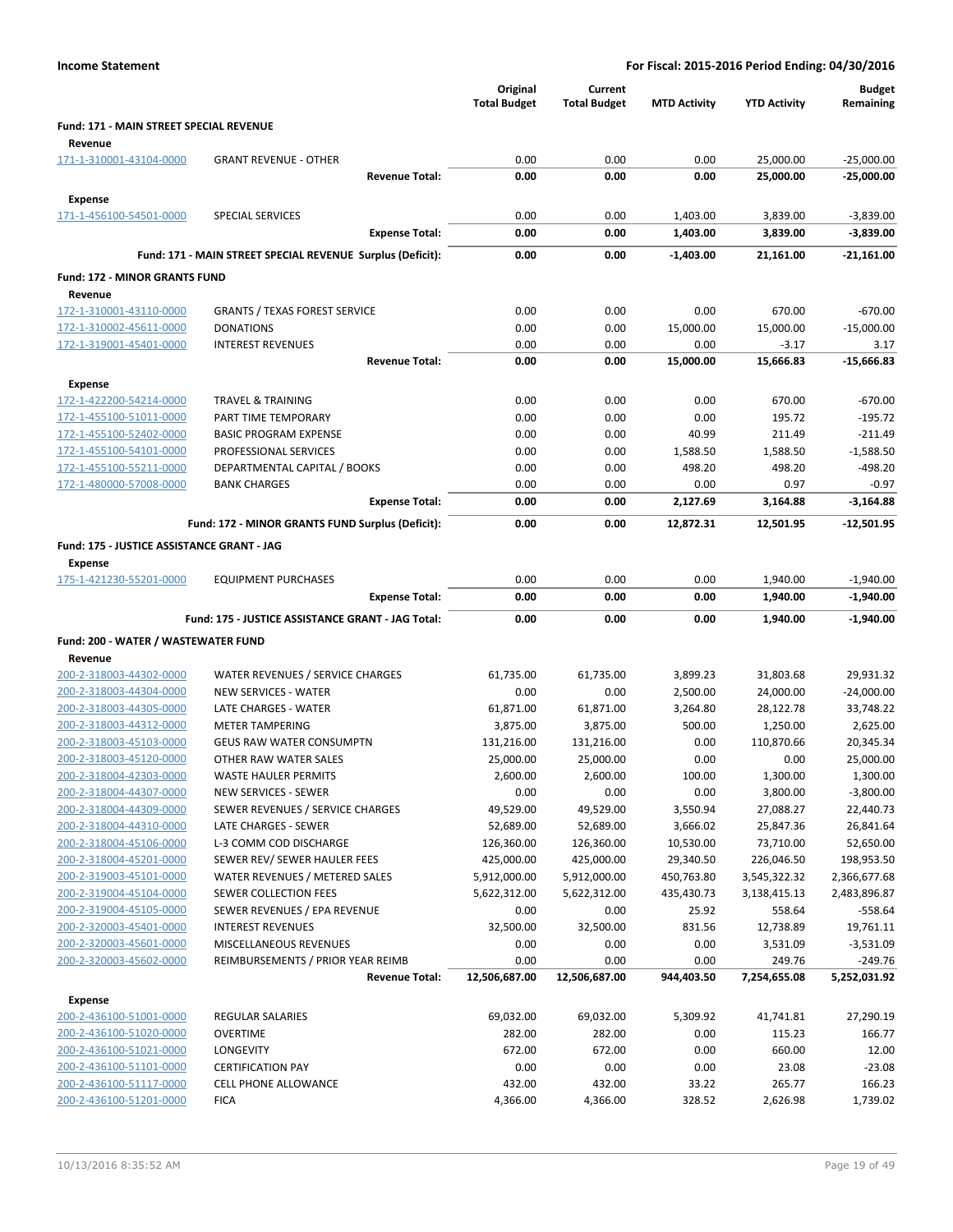**Income Statement** — For Fiscal: 2015-2016 Period Ending: 04/30/2016

| | | Original Total Budget | Current Total Budget | MTD Activity | YTD Activity | Budget Remaining |
|---|---|---|---|---|---|---|
| **Fund: 171 - MAIN STREET SPECIAL REVENUE** | | | | | | |
| **Revenue** | | | | | | |
| 171-1-310001-43104-0000 | GRANT REVENUE - OTHER | 0.00 | 0.00 | 0.00 | 25,000.00 | -25,000.00 |
| | **Revenue Total:** | **0.00** | **0.00** | **0.00** | **25,000.00** | **-25,000.00** |
| **Expense** | | | | | | |
| 171-1-456100-54501-0000 | SPECIAL SERVICES | 0.00 | 0.00 | 1,403.00 | 3,839.00 | -3,839.00 |
| | **Expense Total:** | **0.00** | **0.00** | **1,403.00** | **3,839.00** | **-3,839.00** |
| | **Fund: 171 - MAIN STREET SPECIAL REVENUE Surplus (Deficit):** | **0.00** | **0.00** | **-1,403.00** | **21,161.00** | **-21,161.00** |
| **Fund: 172 - MINOR GRANTS FUND** | | | | | | |
| **Revenue** | | | | | | |
| 172-1-310001-43110-0000 | GRANTS / TEXAS FOREST SERVICE | 0.00 | 0.00 | 0.00 | 670.00 | -670.00 |
| 172-1-310002-45611-0000 | DONATIONS | 0.00 | 0.00 | 15,000.00 | 15,000.00 | -15,000.00 |
| 172-1-319001-45401-0000 | INTEREST REVENUES | 0.00 | 0.00 | 0.00 | -3.17 | 3.17 |
| | **Revenue Total:** | **0.00** | **0.00** | **15,000.00** | **15,666.83** | **-15,666.83** |
| **Expense** | | | | | | |
| 172-1-422200-54214-0000 | TRAVEL & TRAINING | 0.00 | 0.00 | 0.00 | 670.00 | -670.00 |
| 172-1-455100-51011-0000 | PART TIME TEMPORARY | 0.00 | 0.00 | 0.00 | 195.72 | -195.72 |
| 172-1-455100-52402-0000 | BASIC PROGRAM EXPENSE | 0.00 | 0.00 | 40.99 | 211.49 | -211.49 |
| 172-1-455100-54101-0000 | PROFESSIONAL SERVICES | 0.00 | 0.00 | 1,588.50 | 1,588.50 | -1,588.50 |
| 172-1-455100-55211-0000 | DEPARTMENTAL CAPITAL / BOOKS | 0.00 | 0.00 | 498.20 | 498.20 | -498.20 |
| 172-1-480000-57008-0000 | BANK CHARGES | 0.00 | 0.00 | 0.00 | 0.97 | -0.97 |
| | **Expense Total:** | **0.00** | **0.00** | **2,127.69** | **3,164.88** | **-3,164.88** |
| | **Fund: 172 - MINOR GRANTS FUND Surplus (Deficit):** | **0.00** | **0.00** | **12,872.31** | **12,501.95** | **-12,501.95** |
| **Fund: 175 - JUSTICE ASSISTANCE GRANT - JAG** | | | | | | |
| **Expense** | | | | | | |
| 175-1-421230-55201-0000 | EQUIPMENT PURCHASES | 0.00 | 0.00 | 0.00 | 1,940.00 | -1,940.00 |
| | **Expense Total:** | **0.00** | **0.00** | **0.00** | **1,940.00** | **-1,940.00** |
| | **Fund: 175 - JUSTICE ASSISTANCE GRANT - JAG Total:** | **0.00** | **0.00** | **0.00** | **1,940.00** | **-1,940.00** |
| **Fund: 200 - WATER / WASTEWATER FUND** | | | | | | |
| **Revenue** | | | | | | |
| 200-2-318003-44302-0000 | WATER REVENUES / SERVICE CHARGES | 61,735.00 | 61,735.00 | 3,899.23 | 31,803.68 | 29,931.32 |
| 200-2-318003-44304-0000 | NEW SERVICES - WATER | 0.00 | 0.00 | 2,500.00 | 24,000.00 | -24,000.00 |
| 200-2-318003-44305-0000 | LATE CHARGES - WATER | 61,871.00 | 61,871.00 | 3,264.80 | 28,122.78 | 33,748.22 |
| 200-2-318003-44312-0000 | METER TAMPERING | 3,875.00 | 3,875.00 | 500.00 | 1,250.00 | 2,625.00 |
| 200-2-318003-45103-0000 | GEUS RAW WATER CONSUMPTN | 131,216.00 | 131,216.00 | 0.00 | 110,870.66 | 20,345.34 |
| 200-2-318003-45120-0000 | OTHER RAW WATER SALES | 25,000.00 | 25,000.00 | 0.00 | 0.00 | 25,000.00 |
| 200-2-318004-42303-0000 | WASTE HAULER PERMITS | 2,600.00 | 2,600.00 | 100.00 | 1,300.00 | 1,300.00 |
| 200-2-318004-44307-0000 | NEW SERVICES - SEWER | 0.00 | 0.00 | 0.00 | 3,800.00 | -3,800.00 |
| 200-2-318004-44309-0000 | SEWER REVENUES / SERVICE CHARGES | 49,529.00 | 49,529.00 | 3,550.94 | 27,088.27 | 22,440.73 |
| 200-2-318004-44310-0000 | LATE CHARGES - SEWER | 52,689.00 | 52,689.00 | 3,666.02 | 25,847.36 | 26,841.64 |
| 200-2-318004-45106-0000 | L-3 COMM COD DISCHARGE | 126,360.00 | 126,360.00 | 10,530.00 | 73,710.00 | 52,650.00 |
| 200-2-318004-45201-0000 | SEWER REV/ SEWER HAULER FEES | 425,000.00 | 425,000.00 | 29,340.50 | 226,046.50 | 198,953.50 |
| 200-2-319003-45101-0000 | WATER REVENUES / METERED SALES | 5,912,000.00 | 5,912,000.00 | 450,763.80 | 3,545,322.32 | 2,366,677.68 |
| 200-2-319004-45104-0000 | SEWER COLLECTION FEES | 5,622,312.00 | 5,622,312.00 | 435,430.73 | 3,138,415.13 | 2,483,896.87 |
| 200-2-319004-45105-0000 | SEWER REVENUES / EPA REVENUE | 0.00 | 0.00 | 25.92 | 558.64 | -558.64 |
| 200-2-320003-45401-0000 | INTEREST REVENUES | 32,500.00 | 32,500.00 | 831.56 | 12,738.89 | 19,761.11 |
| 200-2-320003-45601-0000 | MISCELLANEOUS REVENUES | 0.00 | 0.00 | 0.00 | 3,531.09 | -3,531.09 |
| 200-2-320003-45602-0000 | REIMBURSEMENTS / PRIOR YEAR REIMB | 0.00 | 0.00 | 0.00 | 249.76 | -249.76 |
| | **Revenue Total:** | **12,506,687.00** | **12,506,687.00** | **944,403.50** | **7,254,655.08** | **5,252,031.92** |
| **Expense** | | | | | | |
| 200-2-436100-51001-0000 | REGULAR SALARIES | 69,032.00 | 69,032.00 | 5,309.92 | 41,741.81 | 27,290.19 |
| 200-2-436100-51020-0000 | OVERTIME | 282.00 | 282.00 | 0.00 | 115.23 | 166.77 |
| 200-2-436100-51021-0000 | LONGEVITY | 672.00 | 672.00 | 0.00 | 660.00 | 12.00 |
| 200-2-436100-51101-0000 | CERTIFICATION PAY | 0.00 | 0.00 | 0.00 | 23.08 | -23.08 |
| 200-2-436100-51117-0000 | CELL PHONE ALLOWANCE | 432.00 | 432.00 | 33.22 | 265.77 | 166.23 |
| 200-2-436100-51201-0000 | FICA | 4,366.00 | 4,366.00 | 328.52 | 2,626.98 | 1,739.02 |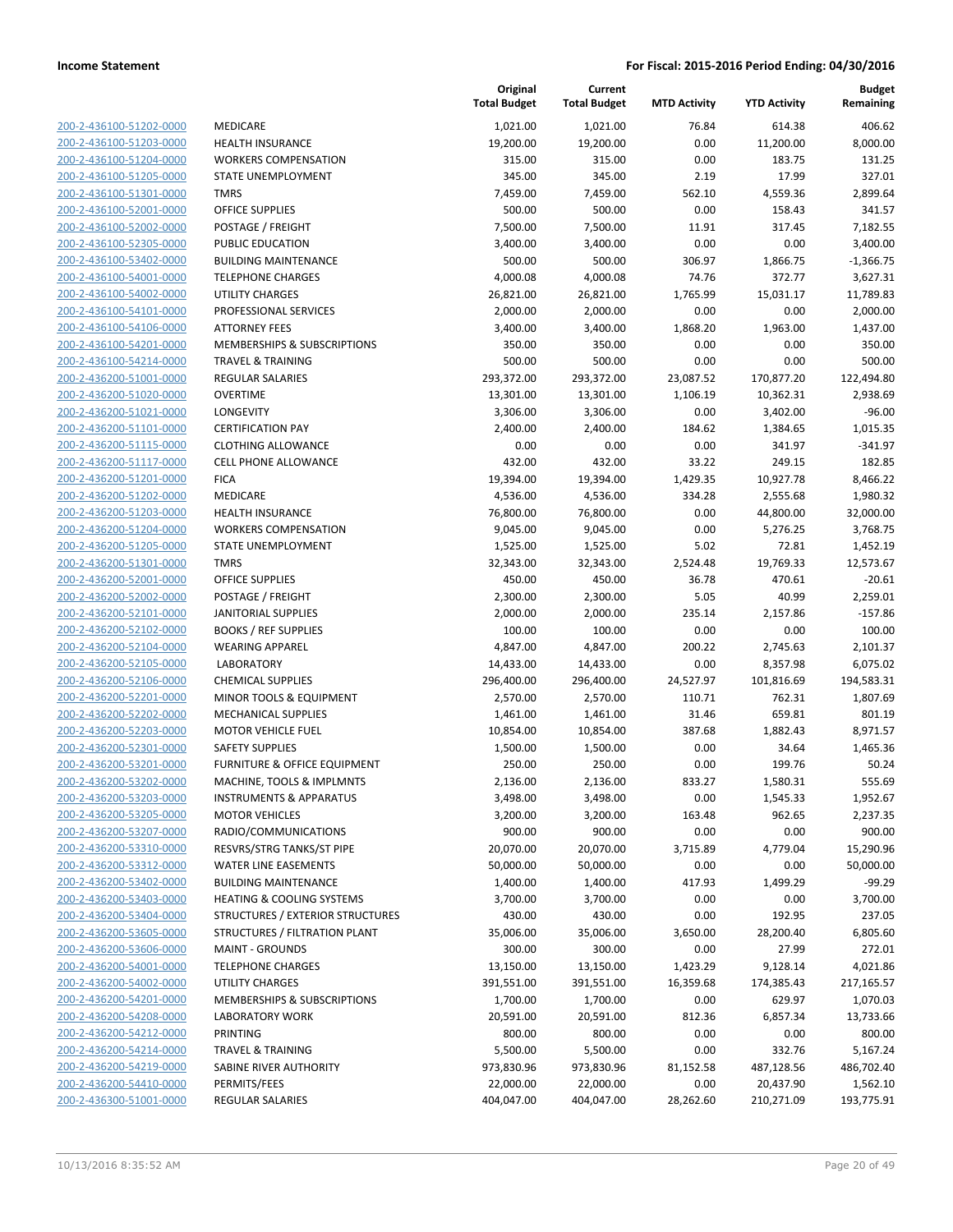**Income Statement** — For Fiscal: 2015-2016 Period Ending: 04/30/2016

| | | Original Total Budget | Current Total Budget | MTD Activity | YTD Activity | Budget Remaining |
|---|---|---|---|---|---|---|
| 200-2-436100-51202-0000 | MEDICARE | 1,021.00 | 1,021.00 | 76.84 | 614.38 | 406.62 |
| 200-2-436100-51203-0000 | HEALTH INSURANCE | 19,200.00 | 19,200.00 | 0.00 | 11,200.00 | 8,000.00 |
| 200-2-436100-51204-0000 | WORKERS COMPENSATION | 315.00 | 315.00 | 0.00 | 183.75 | 131.25 |
| 200-2-436100-51205-0000 | STATE UNEMPLOYMENT | 345.00 | 345.00 | 2.19 | 17.99 | 327.01 |
| 200-2-436100-51301-0000 | TMRS | 7,459.00 | 7,459.00 | 562.10 | 4,559.36 | 2,899.64 |
| 200-2-436100-52001-0000 | OFFICE SUPPLIES | 500.00 | 500.00 | 0.00 | 158.43 | 341.57 |
| 200-2-436100-52002-0000 | POSTAGE / FREIGHT | 7,500.00 | 7,500.00 | 11.91 | 317.45 | 7,182.55 |
| 200-2-436100-52305-0000 | PUBLIC EDUCATION | 3,400.00 | 3,400.00 | 0.00 | 0.00 | 3,400.00 |
| 200-2-436100-53402-0000 | BUILDING MAINTENANCE | 500.00 | 500.00 | 306.97 | 1,866.75 | -1,366.75 |
| 200-2-436100-54001-0000 | TELEPHONE CHARGES | 4,000.08 | 4,000.08 | 74.76 | 372.77 | 3,627.31 |
| 200-2-436100-54002-0000 | UTILITY CHARGES | 26,821.00 | 26,821.00 | 1,765.99 | 15,031.17 | 11,789.83 |
| 200-2-436100-54101-0000 | PROFESSIONAL SERVICES | 2,000.00 | 2,000.00 | 0.00 | 0.00 | 2,000.00 |
| 200-2-436100-54106-0000 | ATTORNEY FEES | 3,400.00 | 3,400.00 | 1,868.20 | 1,963.00 | 1,437.00 |
| 200-2-436100-54201-0000 | MEMBERSHIPS & SUBSCRIPTIONS | 350.00 | 350.00 | 0.00 | 0.00 | 350.00 |
| 200-2-436100-54214-0000 | TRAVEL & TRAINING | 500.00 | 500.00 | 0.00 | 0.00 | 500.00 |
| 200-2-436200-51001-0000 | REGULAR SALARIES | 293,372.00 | 293,372.00 | 23,087.52 | 170,877.20 | 122,494.80 |
| 200-2-436200-51020-0000 | OVERTIME | 13,301.00 | 13,301.00 | 1,106.19 | 10,362.31 | 2,938.69 |
| 200-2-436200-51021-0000 | LONGEVITY | 3,306.00 | 3,306.00 | 0.00 | 3,402.00 | -96.00 |
| 200-2-436200-51101-0000 | CERTIFICATION PAY | 2,400.00 | 2,400.00 | 184.62 | 1,384.65 | 1,015.35 |
| 200-2-436200-51115-0000 | CLOTHING ALLOWANCE | 0.00 | 0.00 | 0.00 | 341.97 | -341.97 |
| 200-2-436200-51117-0000 | CELL PHONE ALLOWANCE | 432.00 | 432.00 | 33.22 | 249.15 | 182.85 |
| 200-2-436200-51201-0000 | FICA | 19,394.00 | 19,394.00 | 1,429.35 | 10,927.78 | 8,466.22 |
| 200-2-436200-51202-0000 | MEDICARE | 4,536.00 | 4,536.00 | 334.28 | 2,555.68 | 1,980.32 |
| 200-2-436200-51203-0000 | HEALTH INSURANCE | 76,800.00 | 76,800.00 | 0.00 | 44,800.00 | 32,000.00 |
| 200-2-436200-51204-0000 | WORKERS COMPENSATION | 9,045.00 | 9,045.00 | 0.00 | 5,276.25 | 3,768.75 |
| 200-2-436200-51205-0000 | STATE UNEMPLOYMENT | 1,525.00 | 1,525.00 | 5.02 | 72.81 | 1,452.19 |
| 200-2-436200-51301-0000 | TMRS | 32,343.00 | 32,343.00 | 2,524.48 | 19,769.33 | 12,573.67 |
| 200-2-436200-52001-0000 | OFFICE SUPPLIES | 450.00 | 450.00 | 36.78 | 470.61 | -20.61 |
| 200-2-436200-52002-0000 | POSTAGE / FREIGHT | 2,300.00 | 2,300.00 | 5.05 | 40.99 | 2,259.01 |
| 200-2-436200-52101-0000 | JANITORIAL SUPPLIES | 2,000.00 | 2,000.00 | 235.14 | 2,157.86 | -157.86 |
| 200-2-436200-52102-0000 | BOOKS / REF SUPPLIES | 100.00 | 100.00 | 0.00 | 0.00 | 100.00 |
| 200-2-436200-52104-0000 | WEARING APPAREL | 4,847.00 | 4,847.00 | 200.22 | 2,745.63 | 2,101.37 |
| 200-2-436200-52105-0000 | LABORATORY | 14,433.00 | 14,433.00 | 0.00 | 8,357.98 | 6,075.02 |
| 200-2-436200-52106-0000 | CHEMICAL SUPPLIES | 296,400.00 | 296,400.00 | 24,527.97 | 101,816.69 | 194,583.31 |
| 200-2-436200-52201-0000 | MINOR TOOLS & EQUIPMENT | 2,570.00 | 2,570.00 | 110.71 | 762.31 | 1,807.69 |
| 200-2-436200-52202-0000 | MECHANICAL SUPPLIES | 1,461.00 | 1,461.00 | 31.46 | 659.81 | 801.19 |
| 200-2-436200-52203-0000 | MOTOR VEHICLE FUEL | 10,854.00 | 10,854.00 | 387.68 | 1,882.43 | 8,971.57 |
| 200-2-436200-52301-0000 | SAFETY SUPPLIES | 1,500.00 | 1,500.00 | 0.00 | 34.64 | 1,465.36 |
| 200-2-436200-53201-0000 | FURNITURE & OFFICE EQUIPMENT | 250.00 | 250.00 | 0.00 | 199.76 | 50.24 |
| 200-2-436200-53202-0000 | MACHINE, TOOLS & IMPLMNTS | 2,136.00 | 2,136.00 | 833.27 | 1,580.31 | 555.69 |
| 200-2-436200-53203-0000 | INSTRUMENTS & APPARATUS | 3,498.00 | 3,498.00 | 0.00 | 1,545.33 | 1,952.67 |
| 200-2-436200-53205-0000 | MOTOR VEHICLES | 3,200.00 | 3,200.00 | 163.48 | 962.65 | 2,237.35 |
| 200-2-436200-53207-0000 | RADIO/COMMUNICATIONS | 900.00 | 900.00 | 0.00 | 0.00 | 900.00 |
| 200-2-436200-53310-0000 | RESVRS/STRG TANKS/ST PIPE | 20,070.00 | 20,070.00 | 3,715.89 | 4,779.04 | 15,290.96 |
| 200-2-436200-53312-0000 | WATER LINE EASEMENTS | 50,000.00 | 50,000.00 | 0.00 | 0.00 | 50,000.00 |
| 200-2-436200-53402-0000 | BUILDING MAINTENANCE | 1,400.00 | 1,400.00 | 417.93 | 1,499.29 | -99.29 |
| 200-2-436200-53403-0000 | HEATING & COOLING SYSTEMS | 3,700.00 | 3,700.00 | 0.00 | 0.00 | 3,700.00 |
| 200-2-436200-53404-0000 | STRUCTURES / EXTERIOR STRUCTURES | 430.00 | 430.00 | 0.00 | 192.95 | 237.05 |
| 200-2-436200-53605-0000 | STRUCTURES / FILTRATION PLANT | 35,006.00 | 35,006.00 | 3,650.00 | 28,200.40 | 6,805.60 |
| 200-2-436200-53606-0000 | MAINT - GROUNDS | 300.00 | 300.00 | 0.00 | 27.99 | 272.01 |
| 200-2-436200-54001-0000 | TELEPHONE CHARGES | 13,150.00 | 13,150.00 | 1,423.29 | 9,128.14 | 4,021.86 |
| 200-2-436200-54002-0000 | UTILITY CHARGES | 391,551.00 | 391,551.00 | 16,359.68 | 174,385.43 | 217,165.57 |
| 200-2-436200-54201-0000 | MEMBERSHIPS & SUBSCRIPTIONS | 1,700.00 | 1,700.00 | 0.00 | 629.97 | 1,070.03 |
| 200-2-436200-54208-0000 | LABORATORY WORK | 20,591.00 | 20,591.00 | 812.36 | 6,857.34 | 13,733.66 |
| 200-2-436200-54212-0000 | PRINTING | 800.00 | 800.00 | 0.00 | 0.00 | 800.00 |
| 200-2-436200-54214-0000 | TRAVEL & TRAINING | 5,500.00 | 5,500.00 | 0.00 | 332.76 | 5,167.24 |
| 200-2-436200-54219-0000 | SABINE RIVER AUTHORITY | 973,830.96 | 973,830.96 | 81,152.58 | 487,128.56 | 486,702.40 |
| 200-2-436200-54410-0000 | PERMITS/FEES | 22,000.00 | 22,000.00 | 0.00 | 20,437.90 | 1,562.10 |
| 200-2-436300-51001-0000 | REGULAR SALARIES | 404,047.00 | 404,047.00 | 28,262.60 | 210,271.09 | 193,775.91 |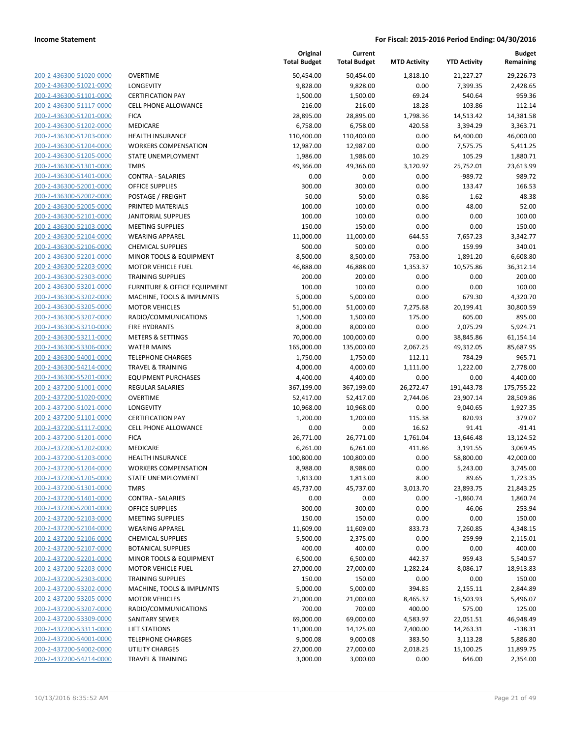| | | Original Total Budget | Current Total Budget | MTD Activity | YTD Activity | Budget Remaining |
|---|---|---|---|---|---|---|
| 200-2-436300-51020-0000 | OVERTIME | 50,454.00 | 50,454.00 | 1,818.10 | 21,227.27 | 29,226.73 |
| 200-2-436300-51021-0000 | LONGEVITY | 9,828.00 | 9,828.00 | 0.00 | 7,399.35 | 2,428.65 |
| 200-2-436300-51101-0000 | CERTIFICATION PAY | 1,500.00 | 1,500.00 | 69.24 | 540.64 | 959.36 |
| 200-2-436300-51117-0000 | CELL PHONE ALLOWANCE | 216.00 | 216.00 | 18.28 | 103.86 | 112.14 |
| 200-2-436300-51201-0000 | FICA | 28,895.00 | 28,895.00 | 1,798.36 | 14,513.42 | 14,381.58 |
| 200-2-436300-51202-0000 | MEDICARE | 6,758.00 | 6,758.00 | 420.58 | 3,394.29 | 3,363.71 |
| 200-2-436300-51203-0000 | HEALTH INSURANCE | 110,400.00 | 110,400.00 | 0.00 | 64,400.00 | 46,000.00 |
| 200-2-436300-51204-0000 | WORKERS COMPENSATION | 12,987.00 | 12,987.00 | 0.00 | 7,575.75 | 5,411.25 |
| 200-2-436300-51205-0000 | STATE UNEMPLOYMENT | 1,986.00 | 1,986.00 | 10.29 | 105.29 | 1,880.71 |
| 200-2-436300-51301-0000 | TMRS | 49,366.00 | 49,366.00 | 3,120.97 | 25,752.01 | 23,613.99 |
| 200-2-436300-51401-0000 | CONTRA - SALARIES | 0.00 | 0.00 | 0.00 | -989.72 | 989.72 |
| 200-2-436300-52001-0000 | OFFICE SUPPLIES | 300.00 | 300.00 | 0.00 | 133.47 | 166.53 |
| 200-2-436300-52002-0000 | POSTAGE / FREIGHT | 50.00 | 50.00 | 0.86 | 1.62 | 48.38 |
| 200-2-436300-52005-0000 | PRINTED MATERIALS | 100.00 | 100.00 | 0.00 | 48.00 | 52.00 |
| 200-2-436300-52101-0000 | JANITORIAL SUPPLIES | 100.00 | 100.00 | 0.00 | 0.00 | 100.00 |
| 200-2-436300-52103-0000 | MEETING SUPPLIES | 150.00 | 150.00 | 0.00 | 0.00 | 150.00 |
| 200-2-436300-52104-0000 | WEARING APPAREL | 11,000.00 | 11,000.00 | 644.55 | 7,657.23 | 3,342.77 |
| 200-2-436300-52106-0000 | CHEMICAL SUPPLIES | 500.00 | 500.00 | 0.00 | 159.99 | 340.01 |
| 200-2-436300-52201-0000 | MINOR TOOLS & EQUIPMENT | 8,500.00 | 8,500.00 | 753.00 | 1,891.20 | 6,608.80 |
| 200-2-436300-52203-0000 | MOTOR VEHICLE FUEL | 46,888.00 | 46,888.00 | 1,353.37 | 10,575.86 | 36,312.14 |
| 200-2-436300-52303-0000 | TRAINING SUPPLIES | 200.00 | 200.00 | 0.00 | 0.00 | 200.00 |
| 200-2-436300-53201-0000 | FURNITURE & OFFICE EQUIPMENT | 100.00 | 100.00 | 0.00 | 0.00 | 100.00 |
| 200-2-436300-53202-0000 | MACHINE, TOOLS & IMPLMNTS | 5,000.00 | 5,000.00 | 0.00 | 679.30 | 4,320.70 |
| 200-2-436300-53205-0000 | MOTOR VEHICLES | 51,000.00 | 51,000.00 | 7,275.68 | 20,199.41 | 30,800.59 |
| 200-2-436300-53207-0000 | RADIO/COMMUNICATIONS | 1,500.00 | 1,500.00 | 175.00 | 605.00 | 895.00 |
| 200-2-436300-53210-0000 | FIRE HYDRANTS | 8,000.00 | 8,000.00 | 0.00 | 2,075.29 | 5,924.71 |
| 200-2-436300-53211-0000 | METERS & SETTINGS | 70,000.00 | 100,000.00 | 0.00 | 38,845.86 | 61,154.14 |
| 200-2-436300-53306-0000 | WATER MAINS | 165,000.00 | 135,000.00 | 2,067.25 | 49,312.05 | 85,687.95 |
| 200-2-436300-54001-0000 | TELEPHONE CHARGES | 1,750.00 | 1,750.00 | 112.11 | 784.29 | 965.71 |
| 200-2-436300-54214-0000 | TRAVEL & TRAINING | 4,000.00 | 4,000.00 | 1,111.00 | 1,222.00 | 2,778.00 |
| 200-2-436300-55201-0000 | EQUIPMENT PURCHASES | 4,400.00 | 4,400.00 | 0.00 | 0.00 | 4,400.00 |
| 200-2-437200-51001-0000 | REGULAR SALARIES | 367,199.00 | 367,199.00 | 26,272.47 | 191,443.78 | 175,755.22 |
| 200-2-437200-51020-0000 | OVERTIME | 52,417.00 | 52,417.00 | 2,744.06 | 23,907.14 | 28,509.86 |
| 200-2-437200-51021-0000 | LONGEVITY | 10,968.00 | 10,968.00 | 0.00 | 9,040.65 | 1,927.35 |
| 200-2-437200-51101-0000 | CERTIFICATION PAY | 1,200.00 | 1,200.00 | 115.38 | 820.93 | 379.07 |
| 200-2-437200-51117-0000 | CELL PHONE ALLOWANCE | 0.00 | 0.00 | 16.62 | 91.41 | -91.41 |
| 200-2-437200-51201-0000 | FICA | 26,771.00 | 26,771.00 | 1,761.04 | 13,646.48 | 13,124.52 |
| 200-2-437200-51202-0000 | MEDICARE | 6,261.00 | 6,261.00 | 411.86 | 3,191.55 | 3,069.45 |
| 200-2-437200-51203-0000 | HEALTH INSURANCE | 100,800.00 | 100,800.00 | 0.00 | 58,800.00 | 42,000.00 |
| 200-2-437200-51204-0000 | WORKERS COMPENSATION | 8,988.00 | 8,988.00 | 0.00 | 5,243.00 | 3,745.00 |
| 200-2-437200-51205-0000 | STATE UNEMPLOYMENT | 1,813.00 | 1,813.00 | 8.00 | 89.65 | 1,723.35 |
| 200-2-437200-51301-0000 | TMRS | 45,737.00 | 45,737.00 | 3,013.70 | 23,893.75 | 21,843.25 |
| 200-2-437200-51401-0000 | CONTRA - SALARIES | 0.00 | 0.00 | 0.00 | -1,860.74 | 1,860.74 |
| 200-2-437200-52001-0000 | OFFICE SUPPLIES | 300.00 | 300.00 | 0.00 | 46.06 | 253.94 |
| 200-2-437200-52103-0000 | MEETING SUPPLIES | 150.00 | 150.00 | 0.00 | 0.00 | 150.00 |
| 200-2-437200-52104-0000 | WEARING APPAREL | 11,609.00 | 11,609.00 | 833.73 | 7,260.85 | 4,348.15 |
| 200-2-437200-52106-0000 | CHEMICAL SUPPLIES | 5,500.00 | 2,375.00 | 0.00 | 259.99 | 2,115.01 |
| 200-2-437200-52107-0000 | BOTANICAL SUPPLIES | 400.00 | 400.00 | 0.00 | 0.00 | 400.00 |
| 200-2-437200-52201-0000 | MINOR TOOLS & EQUIPMENT | 6,500.00 | 6,500.00 | 442.37 | 959.43 | 5,540.57 |
| 200-2-437200-52203-0000 | MOTOR VEHICLE FUEL | 27,000.00 | 27,000.00 | 1,282.24 | 8,086.17 | 18,913.83 |
| 200-2-437200-52303-0000 | TRAINING SUPPLIES | 150.00 | 150.00 | 0.00 | 0.00 | 150.00 |
| 200-2-437200-53202-0000 | MACHINE, TOOLS & IMPLMNTS | 5,000.00 | 5,000.00 | 394.85 | 2,155.11 | 2,844.89 |
| 200-2-437200-53205-0000 | MOTOR VEHICLES | 21,000.00 | 21,000.00 | 8,465.37 | 15,503.93 | 5,496.07 |
| 200-2-437200-53207-0000 | RADIO/COMMUNICATIONS | 700.00 | 700.00 | 400.00 | 575.00 | 125.00 |
| 200-2-437200-53309-0000 | SANITARY SEWER | 69,000.00 | 69,000.00 | 4,583.97 | 22,051.51 | 46,948.49 |
| 200-2-437200-53311-0000 | LIFT STATIONS | 11,000.00 | 14,125.00 | 7,400.00 | 14,263.31 | -138.31 |
| 200-2-437200-54001-0000 | TELEPHONE CHARGES | 9,000.08 | 9,000.08 | 383.50 | 3,113.28 | 5,886.80 |
| 200-2-437200-54002-0000 | UTILITY CHARGES | 27,000.00 | 27,000.00 | 2,018.25 | 15,100.25 | 11,899.75 |
| 200-2-437200-54214-0000 | TRAVEL & TRAINING | 3,000.00 | 3,000.00 | 0.00 | 646.00 | 2,354.00 |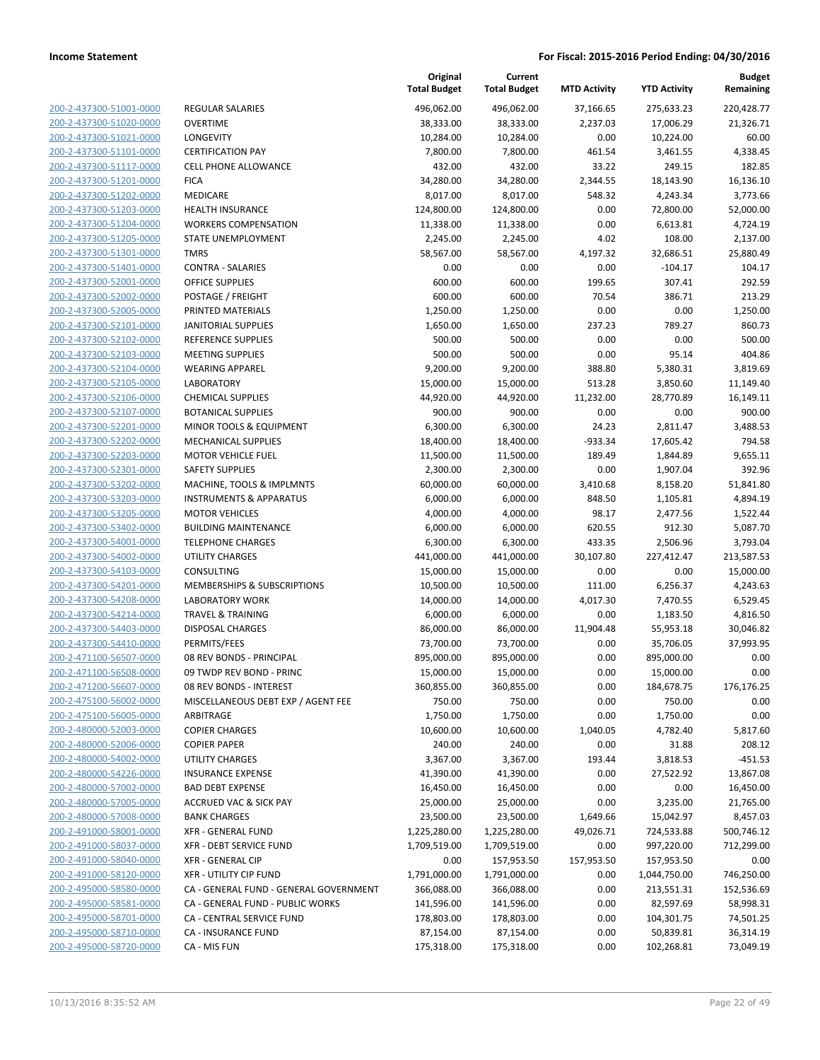| | | Original Total Budget | Current Total Budget | MTD Activity | YTD Activity | Budget Remaining |
|---|---|---|---|---|---|---|
| 200-2-437300-51001-0000 | REGULAR SALARIES | 496,062.00 | 496,062.00 | 37,166.65 | 275,633.23 | 220,428.77 |
| 200-2-437300-51020-0000 | OVERTIME | 38,333.00 | 38,333.00 | 2,237.03 | 17,006.29 | 21,326.71 |
| 200-2-437300-51021-0000 | LONGEVITY | 10,284.00 | 10,284.00 | 0.00 | 10,224.00 | 60.00 |
| 200-2-437300-51101-0000 | CERTIFICATION PAY | 7,800.00 | 7,800.00 | 461.54 | 3,461.55 | 4,338.45 |
| 200-2-437300-51117-0000 | CELL PHONE ALLOWANCE | 432.00 | 432.00 | 33.22 | 249.15 | 182.85 |
| 200-2-437300-51201-0000 | FICA | 34,280.00 | 34,280.00 | 2,344.55 | 18,143.90 | 16,136.10 |
| 200-2-437300-51202-0000 | MEDICARE | 8,017.00 | 8,017.00 | 548.32 | 4,243.34 | 3,773.66 |
| 200-2-437300-51203-0000 | HEALTH INSURANCE | 124,800.00 | 124,800.00 | 0.00 | 72,800.00 | 52,000.00 |
| 200-2-437300-51204-0000 | WORKERS COMPENSATION | 11,338.00 | 11,338.00 | 0.00 | 6,613.81 | 4,724.19 |
| 200-2-437300-51205-0000 | STATE UNEMPLOYMENT | 2,245.00 | 2,245.00 | 4.02 | 108.00 | 2,137.00 |
| 200-2-437300-51301-0000 | TMRS | 58,567.00 | 58,567.00 | 4,197.32 | 32,686.51 | 25,880.49 |
| 200-2-437300-51401-0000 | CONTRA - SALARIES | 0.00 | 0.00 | 0.00 | -104.17 | 104.17 |
| 200-2-437300-52001-0000 | OFFICE SUPPLIES | 600.00 | 600.00 | 199.65 | 307.41 | 292.59 |
| 200-2-437300-52002-0000 | POSTAGE / FREIGHT | 600.00 | 600.00 | 70.54 | 386.71 | 213.29 |
| 200-2-437300-52005-0000 | PRINTED MATERIALS | 1,250.00 | 1,250.00 | 0.00 | 0.00 | 1,250.00 |
| 200-2-437300-52101-0000 | JANITORIAL SUPPLIES | 1,650.00 | 1,650.00 | 237.23 | 789.27 | 860.73 |
| 200-2-437300-52102-0000 | REFERENCE SUPPLIES | 500.00 | 500.00 | 0.00 | 0.00 | 500.00 |
| 200-2-437300-52103-0000 | MEETING SUPPLIES | 500.00 | 500.00 | 0.00 | 95.14 | 404.86 |
| 200-2-437300-52104-0000 | WEARING APPAREL | 9,200.00 | 9,200.00 | 388.80 | 5,380.31 | 3,819.69 |
| 200-2-437300-52105-0000 | LABORATORY | 15,000.00 | 15,000.00 | 513.28 | 3,850.60 | 11,149.40 |
| 200-2-437300-52106-0000 | CHEMICAL SUPPLIES | 44,920.00 | 44,920.00 | 11,232.00 | 28,770.89 | 16,149.11 |
| 200-2-437300-52107-0000 | BOTANICAL SUPPLIES | 900.00 | 900.00 | 0.00 | 0.00 | 900.00 |
| 200-2-437300-52201-0000 | MINOR TOOLS & EQUIPMENT | 6,300.00 | 6,300.00 | 24.23 | 2,811.47 | 3,488.53 |
| 200-2-437300-52202-0000 | MECHANICAL SUPPLIES | 18,400.00 | 18,400.00 | -933.34 | 17,605.42 | 794.58 |
| 200-2-437300-52203-0000 | MOTOR VEHICLE FUEL | 11,500.00 | 11,500.00 | 189.49 | 1,844.89 | 9,655.11 |
| 200-2-437300-52301-0000 | SAFETY SUPPLIES | 2,300.00 | 2,300.00 | 0.00 | 1,907.04 | 392.96 |
| 200-2-437300-53202-0000 | MACHINE, TOOLS & IMPLMNTS | 60,000.00 | 60,000.00 | 3,410.68 | 8,158.20 | 51,841.80 |
| 200-2-437300-53203-0000 | INSTRUMENTS & APPARATUS | 6,000.00 | 6,000.00 | 848.50 | 1,105.81 | 4,894.19 |
| 200-2-437300-53205-0000 | MOTOR VEHICLES | 4,000.00 | 4,000.00 | 98.17 | 2,477.56 | 1,522.44 |
| 200-2-437300-53402-0000 | BUILDING MAINTENANCE | 6,000.00 | 6,000.00 | 620.55 | 912.30 | 5,087.70 |
| 200-2-437300-54001-0000 | TELEPHONE CHARGES | 6,300.00 | 6,300.00 | 433.35 | 2,506.96 | 3,793.04 |
| 200-2-437300-54002-0000 | UTILITY CHARGES | 441,000.00 | 441,000.00 | 30,107.80 | 227,412.47 | 213,587.53 |
| 200-2-437300-54103-0000 | CONSULTING | 15,000.00 | 15,000.00 | 0.00 | 0.00 | 15,000.00 |
| 200-2-437300-54201-0000 | MEMBERSHIPS & SUBSCRIPTIONS | 10,500.00 | 10,500.00 | 111.00 | 6,256.37 | 4,243.63 |
| 200-2-437300-54208-0000 | LABORATORY WORK | 14,000.00 | 14,000.00 | 4,017.30 | 7,470.55 | 6,529.45 |
| 200-2-437300-54214-0000 | TRAVEL & TRAINING | 6,000.00 | 6,000.00 | 0.00 | 1,183.50 | 4,816.50 |
| 200-2-437300-54403-0000 | DISPOSAL CHARGES | 86,000.00 | 86,000.00 | 11,904.48 | 55,953.18 | 30,046.82 |
| 200-2-437300-54410-0000 | PERMITS/FEES | 73,700.00 | 73,700.00 | 0.00 | 35,706.05 | 37,993.95 |
| 200-2-471100-56507-0000 | 08 REV BONDS - PRINCIPAL | 895,000.00 | 895,000.00 | 0.00 | 895,000.00 | 0.00 |
| 200-2-471100-56508-0000 | 09 TWDP REV BOND - PRINC | 15,000.00 | 15,000.00 | 0.00 | 15,000.00 | 0.00 |
| 200-2-471200-56607-0000 | 08 REV BONDS - INTEREST | 360,855.00 | 360,855.00 | 0.00 | 184,678.75 | 176,176.25 |
| 200-2-475100-56002-0000 | MISCELLANEOUS DEBT EXP / AGENT FEE | 750.00 | 750.00 | 0.00 | 750.00 | 0.00 |
| 200-2-475100-56005-0000 | ARBITRAGE | 1,750.00 | 1,750.00 | 0.00 | 1,750.00 | 0.00 |
| 200-2-480000-52003-0000 | COPIER CHARGES | 10,600.00 | 10,600.00 | 1,040.05 | 4,782.40 | 5,817.60 |
| 200-2-480000-52006-0000 | COPIER PAPER | 240.00 | 240.00 | 0.00 | 31.88 | 208.12 |
| 200-2-480000-54002-0000 | UTILITY CHARGES | 3,367.00 | 3,367.00 | 193.44 | 3,818.53 | -451.53 |
| 200-2-480000-54226-0000 | INSURANCE EXPENSE | 41,390.00 | 41,390.00 | 0.00 | 27,522.92 | 13,867.08 |
| 200-2-480000-57002-0000 | BAD DEBT EXPENSE | 16,450.00 | 16,450.00 | 0.00 | 0.00 | 16,450.00 |
| 200-2-480000-57005-0000 | ACCRUED VAC & SICK PAY | 25,000.00 | 25,000.00 | 0.00 | 3,235.00 | 21,765.00 |
| 200-2-480000-57008-0000 | BANK CHARGES | 23,500.00 | 23,500.00 | 1,649.66 | 15,042.97 | 8,457.03 |
| 200-2-491000-58001-0000 | XFR - GENERAL FUND | 1,225,280.00 | 1,225,280.00 | 49,026.71 | 724,533.88 | 500,746.12 |
| 200-2-491000-58037-0000 | XFR - DEBT SERVICE FUND | 1,709,519.00 | 1,709,519.00 | 0.00 | 997,220.00 | 712,299.00 |
| 200-2-491000-58040-0000 | XFR - GENERAL CIP | 0.00 | 157,953.50 | 157,953.50 | 157,953.50 | 0.00 |
| 200-2-491000-58120-0000 | XFR - UTILITY CIP FUND | 1,791,000.00 | 1,791,000.00 | 0.00 | 1,044,750.00 | 746,250.00 |
| 200-2-495000-58580-0000 | CA - GENERAL FUND - GENERAL GOVERNMENT | 366,088.00 | 366,088.00 | 0.00 | 213,551.31 | 152,536.69 |
| 200-2-495000-58581-0000 | CA - GENERAL FUND - PUBLIC WORKS | 141,596.00 | 141,596.00 | 0.00 | 82,597.69 | 58,998.31 |
| 200-2-495000-58701-0000 | CA - CENTRAL SERVICE FUND | 178,803.00 | 178,803.00 | 0.00 | 104,301.75 | 74,501.25 |
| 200-2-495000-58710-0000 | CA - INSURANCE FUND | 87,154.00 | 87,154.00 | 0.00 | 50,839.81 | 36,314.19 |
| 200-2-495000-58720-0000 | CA - MIS FUN | 175,318.00 | 175,318.00 | 0.00 | 102,268.81 | 73,049.19 |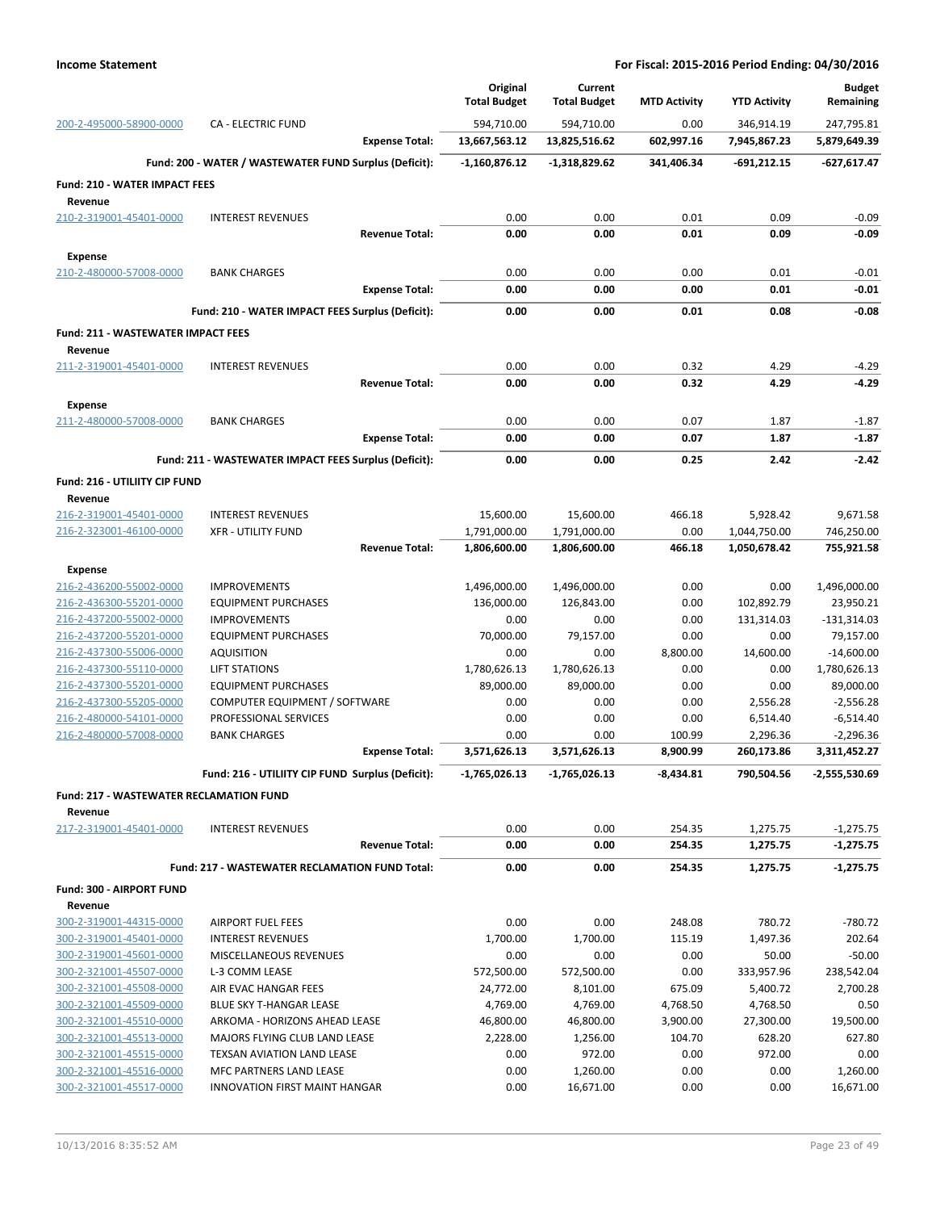**Income Statement** — **For Fiscal: 2015-2016 Period Ending: 04/30/2016**

| | | Original Total Budget | Current Total Budget | MTD Activity | YTD Activity | Budget Remaining |
|---|---|---|---|---|---|---|
| 200-2-495000-58900-0000 | CA - ELECTRIC FUND | 594,710.00 | 594,710.00 | 0.00 | 346,914.19 | 247,795.81 |
| | **Expense Total:** | **13,667,563.12** | **13,825,516.62** | **602,997.16** | **7,945,867.23** | **5,879,649.39** |
| | **Fund: 200 - WATER / WASTEWATER FUND Surplus (Deficit):** | **-1,160,876.12** | **-1,318,829.62** | **341,406.34** | **-691,212.15** | **-627,617.47** |
| **Fund: 210 - WATER IMPACT FEES** | | | | | | |
| **Revenue** | | | | | | |
| 210-2-319001-45401-0000 | INTEREST REVENUES | 0.00 | 0.00 | 0.01 | 0.09 | -0.09 |
| | **Revenue Total:** | **0.00** | **0.00** | **0.01** | **0.09** | **-0.09** |
| **Expense** | | | | | | |
| 210-2-480000-57008-0000 | BANK CHARGES | 0.00 | 0.00 | 0.00 | 0.01 | -0.01 |
| | **Expense Total:** | **0.00** | **0.00** | **0.00** | **0.01** | **-0.01** |
| | **Fund: 210 - WATER IMPACT FEES Surplus (Deficit):** | **0.00** | **0.00** | **0.01** | **0.08** | **-0.08** |
| **Fund: 211 - WASTEWATER IMPACT FEES** | | | | | | |
| **Revenue** | | | | | | |
| 211-2-319001-45401-0000 | INTEREST REVENUES | 0.00 | 0.00 | 0.32 | 4.29 | -4.29 |
| | **Revenue Total:** | **0.00** | **0.00** | **0.32** | **4.29** | **-4.29** |
| **Expense** | | | | | | |
| 211-2-480000-57008-0000 | BANK CHARGES | 0.00 | 0.00 | 0.07 | 1.87 | -1.87 |
| | **Expense Total:** | **0.00** | **0.00** | **0.07** | **1.87** | **-1.87** |
| | **Fund: 211 - WASTEWATER IMPACT FEES Surplus (Deficit):** | **0.00** | **0.00** | **0.25** | **2.42** | **-2.42** |
| **Fund: 216 - UTILIITY CIP FUND** | | | | | | |
| **Revenue** | | | | | | |
| 216-2-319001-45401-0000 | INTEREST REVENUES | 15,600.00 | 15,600.00 | 466.18 | 5,928.42 | 9,671.58 |
| 216-2-323001-46100-0000 | XFR - UTILITY FUND | 1,791,000.00 | 1,791,000.00 | 0.00 | 1,044,750.00 | 746,250.00 |
| | **Revenue Total:** | **1,806,600.00** | **1,806,600.00** | **466.18** | **1,050,678.42** | **755,921.58** |
| **Expense** | | | | | | |
| 216-2-436200-55002-0000 | IMPROVEMENTS | 1,496,000.00 | 1,496,000.00 | 0.00 | 0.00 | 1,496,000.00 |
| 216-2-436300-55201-0000 | EQUIPMENT PURCHASES | 136,000.00 | 126,843.00 | 0.00 | 102,892.79 | 23,950.21 |
| 216-2-437200-55002-0000 | IMPROVEMENTS | 0.00 | 0.00 | 0.00 | 131,314.03 | -131,314.03 |
| 216-2-437200-55201-0000 | EQUIPMENT PURCHASES | 70,000.00 | 79,157.00 | 0.00 | 0.00 | 79,157.00 |
| 216-2-437300-55006-0000 | AQUISITION | 0.00 | 0.00 | 8,800.00 | 14,600.00 | -14,600.00 |
| 216-2-437300-55110-0000 | LIFT STATIONS | 1,780,626.13 | 1,780,626.13 | 0.00 | 0.00 | 1,780,626.13 |
| 216-2-437300-55201-0000 | EQUIPMENT PURCHASES | 89,000.00 | 89,000.00 | 0.00 | 0.00 | 89,000.00 |
| 216-2-437300-55205-0000 | COMPUTER EQUIPMENT / SOFTWARE | 0.00 | 0.00 | 0.00 | 2,556.28 | -2,556.28 |
| 216-2-480000-54101-0000 | PROFESSIONAL SERVICES | 0.00 | 0.00 | 0.00 | 6,514.40 | -6,514.40 |
| 216-2-480000-57008-0000 | BANK CHARGES | 0.00 | 0.00 | 100.99 | 2,296.36 | -2,296.36 |
| | **Expense Total:** | **3,571,626.13** | **3,571,626.13** | **8,900.99** | **260,173.86** | **3,311,452.27** |
| | **Fund: 216 - UTILIITY CIP FUND Surplus (Deficit):** | **-1,765,026.13** | **-1,765,026.13** | **-8,434.81** | **790,504.56** | **-2,555,530.69** |
| **Fund: 217 - WASTEWATER RECLAMATION FUND** | | | | | | |
| **Revenue** | | | | | | |
| 217-2-319001-45401-0000 | INTEREST REVENUES | 0.00 | 0.00 | 254.35 | 1,275.75 | -1,275.75 |
| | **Revenue Total:** | **0.00** | **0.00** | **254.35** | **1,275.75** | **-1,275.75** |
| | **Fund: 217 - WASTEWATER RECLAMATION FUND Total:** | **0.00** | **0.00** | **254.35** | **1,275.75** | **-1,275.75** |
| **Fund: 300 - AIRPORT FUND** | | | | | | |
| **Revenue** | | | | | | |
| 300-2-319001-44315-0000 | AIRPORT FUEL FEES | 0.00 | 0.00 | 248.08 | 780.72 | -780.72 |
| 300-2-319001-45401-0000 | INTEREST REVENUES | 1,700.00 | 1,700.00 | 115.19 | 1,497.36 | 202.64 |
| 300-2-319001-45601-0000 | MISCELLANEOUS REVENUES | 0.00 | 0.00 | 0.00 | 50.00 | -50.00 |
| 300-2-321001-45507-0000 | L-3 COMM LEASE | 572,500.00 | 572,500.00 | 0.00 | 333,957.96 | 238,542.04 |
| 300-2-321001-45508-0000 | AIR EVAC HANGAR FEES | 24,772.00 | 8,101.00 | 675.09 | 5,400.72 | 2,700.28 |
| 300-2-321001-45509-0000 | BLUE SKY T-HANGAR LEASE | 4,769.00 | 4,769.00 | 4,768.50 | 4,768.50 | 0.50 |
| 300-2-321001-45510-0000 | ARKOMA - HORIZONS AHEAD LEASE | 46,800.00 | 46,800.00 | 3,900.00 | 27,300.00 | 19,500.00 |
| 300-2-321001-45513-0000 | MAJORS FLYING CLUB LAND LEASE | 2,228.00 | 1,256.00 | 104.70 | 628.20 | 627.80 |
| 300-2-321001-45515-0000 | TEXSAN AVIATION LAND LEASE | 0.00 | 972.00 | 0.00 | 972.00 | 0.00 |
| 300-2-321001-45516-0000 | MFC PARTNERS LAND LEASE | 0.00 | 1,260.00 | 0.00 | 0.00 | 1,260.00 |
| 300-2-321001-45517-0000 | INNOVATION FIRST MAINT HANGAR | 0.00 | 16,671.00 | 0.00 | 0.00 | 16,671.00 |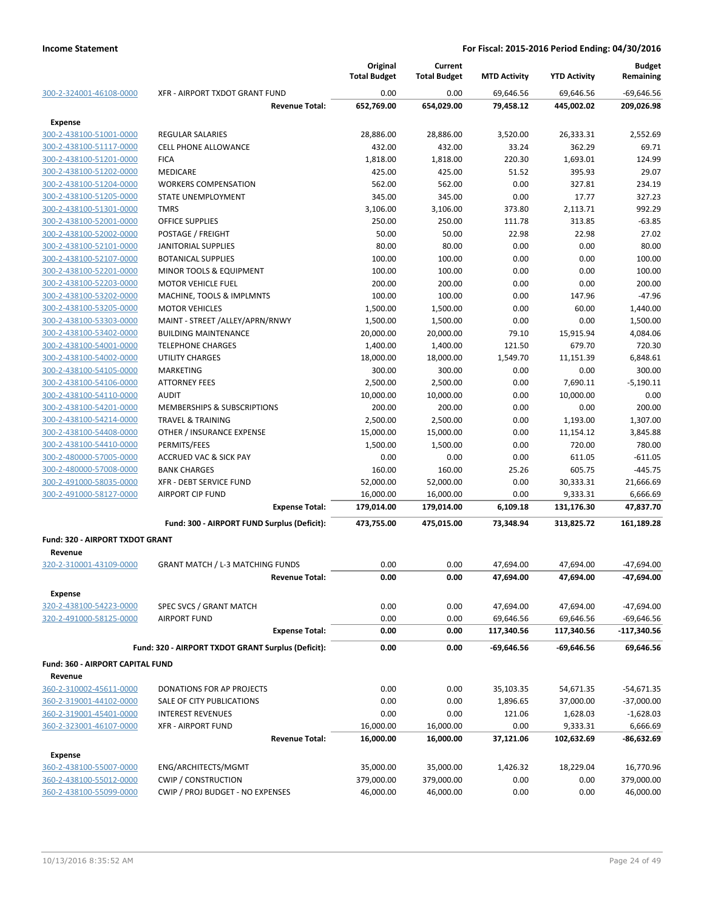**Income Statement** — For Fiscal: 2015-2016 Period Ending: 04/30/2016

| Account | Description | Original Total Budget | Current Total Budget | MTD Activity | YTD Activity | Budget Remaining |
|---|---|---|---|---|---|---|
| 300-2-324001-46108-0000 | XFR - AIRPORT TXDOT GRANT FUND | 0.00 | 0.00 | 69,646.56 | 69,646.56 | -69,646.56 |
| | **Revenue Total:** | **652,769.00** | **654,029.00** | **79,458.12** | **445,002.02** | **209,026.98** |
| **Expense** | | | | | | |
| 300-2-438100-51001-0000 | REGULAR SALARIES | 28,886.00 | 28,886.00 | 3,520.00 | 26,333.31 | 2,552.69 |
| 300-2-438100-51117-0000 | CELL PHONE ALLOWANCE | 432.00 | 432.00 | 33.24 | 362.29 | 69.71 |
| 300-2-438100-51201-0000 | FICA | 1,818.00 | 1,818.00 | 220.30 | 1,693.01 | 124.99 |
| 300-2-438100-51202-0000 | MEDICARE | 425.00 | 425.00 | 51.52 | 395.93 | 29.07 |
| 300-2-438100-51204-0000 | WORKERS COMPENSATION | 562.00 | 562.00 | 0.00 | 327.81 | 234.19 |
| 300-2-438100-51205-0000 | STATE UNEMPLOYMENT | 345.00 | 345.00 | 0.00 | 17.77 | 327.23 |
| 300-2-438100-51301-0000 | TMRS | 3,106.00 | 3,106.00 | 373.80 | 2,113.71 | 992.29 |
| 300-2-438100-52001-0000 | OFFICE SUPPLIES | 250.00 | 250.00 | 111.78 | 313.85 | -63.85 |
| 300-2-438100-52002-0000 | POSTAGE / FREIGHT | 50.00 | 50.00 | 22.98 | 22.98 | 27.02 |
| 300-2-438100-52101-0000 | JANITORIAL SUPPLIES | 80.00 | 80.00 | 0.00 | 0.00 | 80.00 |
| 300-2-438100-52107-0000 | BOTANICAL SUPPLIES | 100.00 | 100.00 | 0.00 | 0.00 | 100.00 |
| 300-2-438100-52201-0000 | MINOR TOOLS & EQUIPMENT | 100.00 | 100.00 | 0.00 | 0.00 | 100.00 |
| 300-2-438100-52203-0000 | MOTOR VEHICLE FUEL | 200.00 | 200.00 | 0.00 | 0.00 | 200.00 |
| 300-2-438100-53202-0000 | MACHINE, TOOLS & IMPLMNTS | 100.00 | 100.00 | 0.00 | 147.96 | -47.96 |
| 300-2-438100-53205-0000 | MOTOR VEHICLES | 1,500.00 | 1,500.00 | 0.00 | 60.00 | 1,440.00 |
| 300-2-438100-53303-0000 | MAINT - STREET /ALLEY/APRN/RNWY | 1,500.00 | 1,500.00 | 0.00 | 0.00 | 1,500.00 |
| 300-2-438100-53402-0000 | BUILDING MAINTENANCE | 20,000.00 | 20,000.00 | 79.10 | 15,915.94 | 4,084.06 |
| 300-2-438100-54001-0000 | TELEPHONE CHARGES | 1,400.00 | 1,400.00 | 121.50 | 679.70 | 720.30 |
| 300-2-438100-54002-0000 | UTILITY CHARGES | 18,000.00 | 18,000.00 | 1,549.70 | 11,151.39 | 6,848.61 |
| 300-2-438100-54105-0000 | MARKETING | 300.00 | 300.00 | 0.00 | 0.00 | 300.00 |
| 300-2-438100-54106-0000 | ATTORNEY FEES | 2,500.00 | 2,500.00 | 0.00 | 7,690.11 | -5,190.11 |
| 300-2-438100-54110-0000 | AUDIT | 10,000.00 | 10,000.00 | 0.00 | 10,000.00 | 0.00 |
| 300-2-438100-54201-0000 | MEMBERSHIPS & SUBSCRIPTIONS | 200.00 | 200.00 | 0.00 | 0.00 | 200.00 |
| 300-2-438100-54214-0000 | TRAVEL & TRAINING | 2,500.00 | 2,500.00 | 0.00 | 1,193.00 | 1,307.00 |
| 300-2-438100-54408-0000 | OTHER / INSURANCE EXPENSE | 15,000.00 | 15,000.00 | 0.00 | 11,154.12 | 3,845.88 |
| 300-2-438100-54410-0000 | PERMITS/FEES | 1,500.00 | 1,500.00 | 0.00 | 720.00 | 780.00 |
| 300-2-480000-57005-0000 | ACCRUED VAC & SICK PAY | 0.00 | 0.00 | 0.00 | 611.05 | -611.05 |
| 300-2-480000-57008-0000 | BANK CHARGES | 160.00 | 160.00 | 25.26 | 605.75 | -445.75 |
| 300-2-491000-58035-0000 | XFR - DEBT SERVICE FUND | 52,000.00 | 52,000.00 | 0.00 | 30,333.31 | 21,666.69 |
| 300-2-491000-58127-0000 | AIRPORT CIP FUND | 16,000.00 | 16,000.00 | 0.00 | 9,333.31 | 6,666.69 |
| | **Expense Total:** | **179,014.00** | **179,014.00** | **6,109.18** | **131,176.30** | **47,837.70** |
| | **Fund: 300 - AIRPORT FUND Surplus (Deficit):** | **473,755.00** | **475,015.00** | **73,348.94** | **313,825.72** | **161,189.28** |
| **Fund: 320 - AIRPORT TXDOT GRANT** | | | | | | |
| **Revenue** | | | | | | |
| 320-2-310001-43109-0000 | GRANT MATCH / L-3 MATCHING FUNDS | 0.00 | 0.00 | 47,694.00 | 47,694.00 | -47,694.00 |
| | **Revenue Total:** | **0.00** | **0.00** | **47,694.00** | **47,694.00** | **-47,694.00** |
| **Expense** | | | | | | |
| 320-2-438100-54223-0000 | SPEC SVCS / GRANT MATCH | 0.00 | 0.00 | 47,694.00 | 47,694.00 | -47,694.00 |
| 320-2-491000-58125-0000 | AIRPORT FUND | 0.00 | 0.00 | 69,646.56 | 69,646.56 | -69,646.56 |
| | **Expense Total:** | **0.00** | **0.00** | **117,340.56** | **117,340.56** | **-117,340.56** |
| | **Fund: 320 - AIRPORT TXDOT GRANT Surplus (Deficit):** | **0.00** | **0.00** | **-69,646.56** | **-69,646.56** | **69,646.56** |
| **Fund: 360 - AIRPORT CAPITAL FUND** | | | | | | |
| **Revenue** | | | | | | |
| 360-2-310002-45611-0000 | DONATIONS FOR AP PROJECTS | 0.00 | 0.00 | 35,103.35 | 54,671.35 | -54,671.35 |
| 360-2-319001-44102-0000 | SALE OF CITY PUBLICATIONS | 0.00 | 0.00 | 1,896.65 | 37,000.00 | -37,000.00 |
| 360-2-319001-45401-0000 | INTEREST REVENUES | 0.00 | 0.00 | 121.06 | 1,628.03 | -1,628.03 |
| 360-2-323001-46107-0000 | XFR - AIRPORT FUND | 16,000.00 | 16,000.00 | 0.00 | 9,333.31 | 6,666.69 |
| | **Revenue Total:** | **16,000.00** | **16,000.00** | **37,121.06** | **102,632.69** | **-86,632.69** |
| **Expense** | | | | | | |
| 360-2-438100-55007-0000 | ENG/ARCHITECTS/MGMT | 35,000.00 | 35,000.00 | 1,426.32 | 18,229.04 | 16,770.96 |
| 360-2-438100-55012-0000 | CWIP / CONSTRUCTION | 379,000.00 | 379,000.00 | 0.00 | 0.00 | 379,000.00 |
| 360-2-438100-55099-0000 | CWIP / PROJ BUDGET - NO EXPENSES | 46,000.00 | 46,000.00 | 0.00 | 0.00 | 46,000.00 |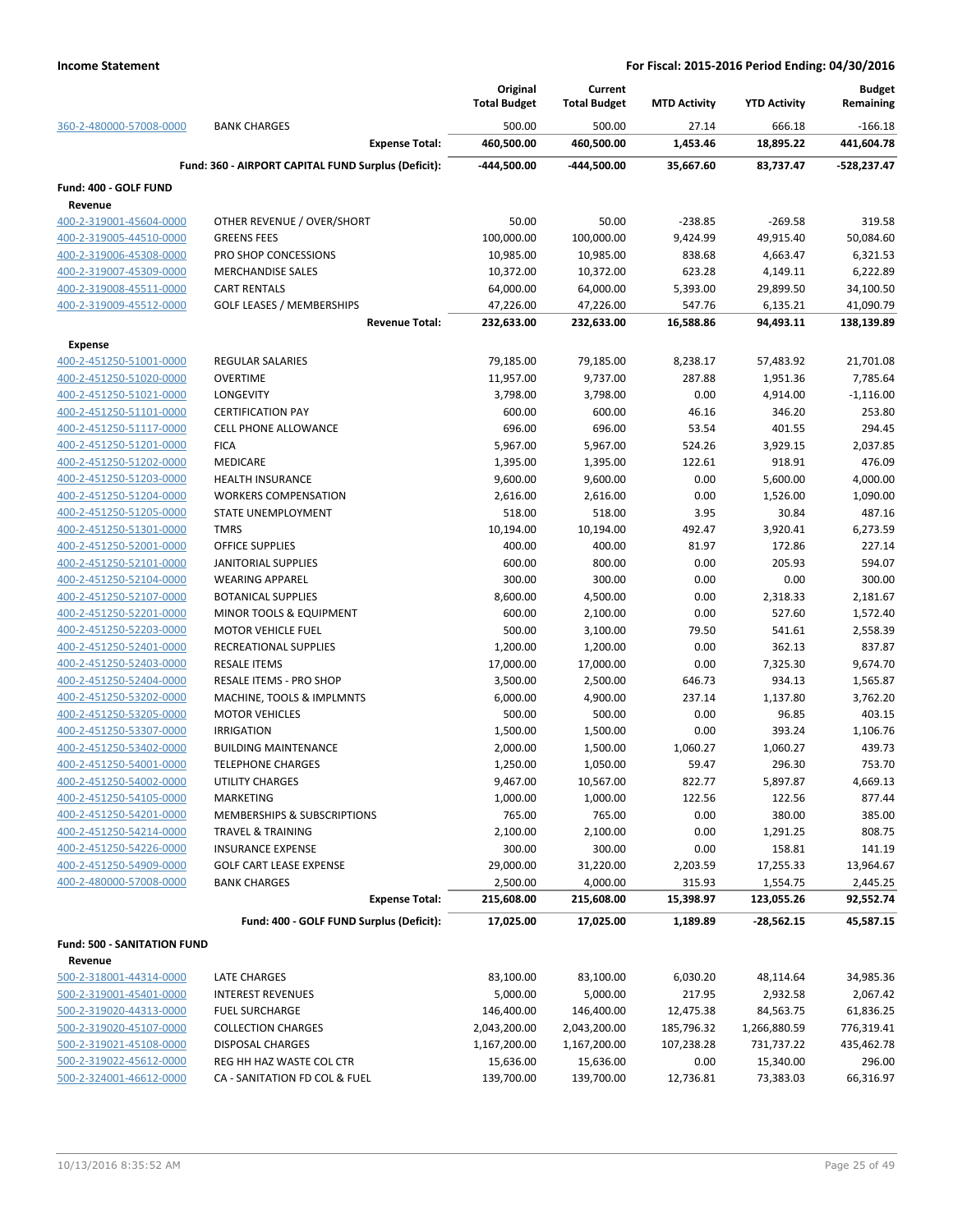| | | Original Total Budget | Current Total Budget | MTD Activity | YTD Activity | Budget Remaining |
|---|---|---|---|---|---|---|
| 360-2-480000-57008-0000 | BANK CHARGES | 500.00 | 500.00 | 27.14 | 666.18 | -166.18 |
| | **Expense Total:** | **460,500.00** | **460,500.00** | **1,453.46** | **18,895.22** | **441,604.78** |
| | **Fund: 360 - AIRPORT CAPITAL FUND Surplus (Deficit):** | **-444,500.00** | **-444,500.00** | **35,667.60** | **83,737.47** | **-528,237.47** |
| **Fund: 400 - GOLF FUND** | | | | | | |
| **Revenue** | | | | | | |
| 400-2-319001-45604-0000 | OTHER REVENUE / OVER/SHORT | 50.00 | 50.00 | -238.85 | -269.58 | 319.58 |
| 400-2-319005-44510-0000 | GREENS FEES | 100,000.00 | 100,000.00 | 9,424.99 | 49,915.40 | 50,084.60 |
| 400-2-319006-45308-0000 | PRO SHOP CONCESSIONS | 10,985.00 | 10,985.00 | 838.68 | 4,663.47 | 6,321.53 |
| 400-2-319007-45309-0000 | MERCHANDISE SALES | 10,372.00 | 10,372.00 | 623.28 | 4,149.11 | 6,222.89 |
| 400-2-319008-45511-0000 | CART RENTALS | 64,000.00 | 64,000.00 | 5,393.00 | 29,899.50 | 34,100.50 |
| 400-2-319009-45512-0000 | GOLF LEASES / MEMBERSHIPS | 47,226.00 | 47,226.00 | 547.76 | 6,135.21 | 41,090.79 |
| | **Revenue Total:** | **232,633.00** | **232,633.00** | **16,588.86** | **94,493.11** | **138,139.89** |
| **Expense** | | | | | | |
| 400-2-451250-51001-0000 | REGULAR SALARIES | 79,185.00 | 79,185.00 | 8,238.17 | 57,483.92 | 21,701.08 |
| 400-2-451250-51020-0000 | OVERTIME | 11,957.00 | 9,737.00 | 287.88 | 1,951.36 | 7,785.64 |
| 400-2-451250-51021-0000 | LONGEVITY | 3,798.00 | 3,798.00 | 0.00 | 4,914.00 | -1,116.00 |
| 400-2-451250-51101-0000 | CERTIFICATION PAY | 600.00 | 600.00 | 46.16 | 346.20 | 253.80 |
| 400-2-451250-51117-0000 | CELL PHONE ALLOWANCE | 696.00 | 696.00 | 53.54 | 401.55 | 294.45 |
| 400-2-451250-51201-0000 | FICA | 5,967.00 | 5,967.00 | 524.26 | 3,929.15 | 2,037.85 |
| 400-2-451250-51202-0000 | MEDICARE | 1,395.00 | 1,395.00 | 122.61 | 918.91 | 476.09 |
| 400-2-451250-51203-0000 | HEALTH INSURANCE | 9,600.00 | 9,600.00 | 0.00 | 5,600.00 | 4,000.00 |
| 400-2-451250-51204-0000 | WORKERS COMPENSATION | 2,616.00 | 2,616.00 | 0.00 | 1,526.00 | 1,090.00 |
| 400-2-451250-51205-0000 | STATE UNEMPLOYMENT | 518.00 | 518.00 | 3.95 | 30.84 | 487.16 |
| 400-2-451250-51301-0000 | TMRS | 10,194.00 | 10,194.00 | 492.47 | 3,920.41 | 6,273.59 |
| 400-2-451250-52001-0000 | OFFICE SUPPLIES | 400.00 | 400.00 | 81.97 | 172.86 | 227.14 |
| 400-2-451250-52101-0000 | JANITORIAL SUPPLIES | 600.00 | 800.00 | 0.00 | 205.93 | 594.07 |
| 400-2-451250-52104-0000 | WEARING APPAREL | 300.00 | 300.00 | 0.00 | 0.00 | 300.00 |
| 400-2-451250-52107-0000 | BOTANICAL SUPPLIES | 8,600.00 | 4,500.00 | 0.00 | 2,318.33 | 2,181.67 |
| 400-2-451250-52201-0000 | MINOR TOOLS & EQUIPMENT | 600.00 | 2,100.00 | 0.00 | 527.60 | 1,572.40 |
| 400-2-451250-52203-0000 | MOTOR VEHICLE FUEL | 500.00 | 3,100.00 | 79.50 | 541.61 | 2,558.39 |
| 400-2-451250-52401-0000 | RECREATIONAL SUPPLIES | 1,200.00 | 1,200.00 | 0.00 | 362.13 | 837.87 |
| 400-2-451250-52403-0000 | RESALE ITEMS | 17,000.00 | 17,000.00 | 0.00 | 7,325.30 | 9,674.70 |
| 400-2-451250-52404-0000 | RESALE ITEMS - PRO SHOP | 3,500.00 | 2,500.00 | 646.73 | 934.13 | 1,565.87 |
| 400-2-451250-53202-0000 | MACHINE, TOOLS & IMPLMNTS | 6,000.00 | 4,900.00 | 237.14 | 1,137.80 | 3,762.20 |
| 400-2-451250-53205-0000 | MOTOR VEHICLES | 500.00 | 500.00 | 0.00 | 96.85 | 403.15 |
| 400-2-451250-53307-0000 | IRRIGATION | 1,500.00 | 1,500.00 | 0.00 | 393.24 | 1,106.76 |
| 400-2-451250-53402-0000 | BUILDING MAINTENANCE | 2,000.00 | 1,500.00 | 1,060.27 | 1,060.27 | 439.73 |
| 400-2-451250-54001-0000 | TELEPHONE CHARGES | 1,250.00 | 1,050.00 | 59.47 | 296.30 | 753.70 |
| 400-2-451250-54002-0000 | UTILITY CHARGES | 9,467.00 | 10,567.00 | 822.77 | 5,897.87 | 4,669.13 |
| 400-2-451250-54105-0000 | MARKETING | 1,000.00 | 1,000.00 | 122.56 | 122.56 | 877.44 |
| 400-2-451250-54201-0000 | MEMBERSHIPS & SUBSCRIPTIONS | 765.00 | 765.00 | 0.00 | 380.00 | 385.00 |
| 400-2-451250-54214-0000 | TRAVEL & TRAINING | 2,100.00 | 2,100.00 | 0.00 | 1,291.25 | 808.75 |
| 400-2-451250-54226-0000 | INSURANCE EXPENSE | 300.00 | 300.00 | 0.00 | 158.81 | 141.19 |
| 400-2-451250-54909-0000 | GOLF CART LEASE EXPENSE | 29,000.00 | 31,220.00 | 2,203.59 | 17,255.33 | 13,964.67 |
| 400-2-480000-57008-0000 | BANK CHARGES | 2,500.00 | 4,000.00 | 315.93 | 1,554.75 | 2,445.25 |
| | **Expense Total:** | **215,608.00** | **215,608.00** | **15,398.97** | **123,055.26** | **92,552.74** |
| | **Fund: 400 - GOLF FUND Surplus (Deficit):** | **17,025.00** | **17,025.00** | **1,189.89** | **-28,562.15** | **45,587.15** |
| **Fund: 500 - SANITATION FUND** | | | | | | |
| **Revenue** | | | | | | |
| 500-2-318001-44314-0000 | LATE CHARGES | 83,100.00 | 83,100.00 | 6,030.20 | 48,114.64 | 34,985.36 |
| 500-2-319001-45401-0000 | INTEREST REVENUES | 5,000.00 | 5,000.00 | 217.95 | 2,932.58 | 2,067.42 |
| 500-2-319020-44313-0000 | FUEL SURCHARGE | 146,400.00 | 146,400.00 | 12,475.38 | 84,563.75 | 61,836.25 |
| 500-2-319020-45107-0000 | COLLECTION CHARGES | 2,043,200.00 | 2,043,200.00 | 185,796.32 | 1,266,880.59 | 776,319.41 |
| 500-2-319021-45108-0000 | DISPOSAL CHARGES | 1,167,200.00 | 1,167,200.00 | 107,238.28 | 731,737.22 | 435,462.78 |
| 500-2-319022-45612-0000 | REG HH HAZ WASTE COL CTR | 15,636.00 | 15,636.00 | 0.00 | 15,340.00 | 296.00 |
| 500-2-324001-46612-0000 | CA - SANITATION FD COL & FUEL | 139,700.00 | 139,700.00 | 12,736.81 | 73,383.03 | 66,316.97 |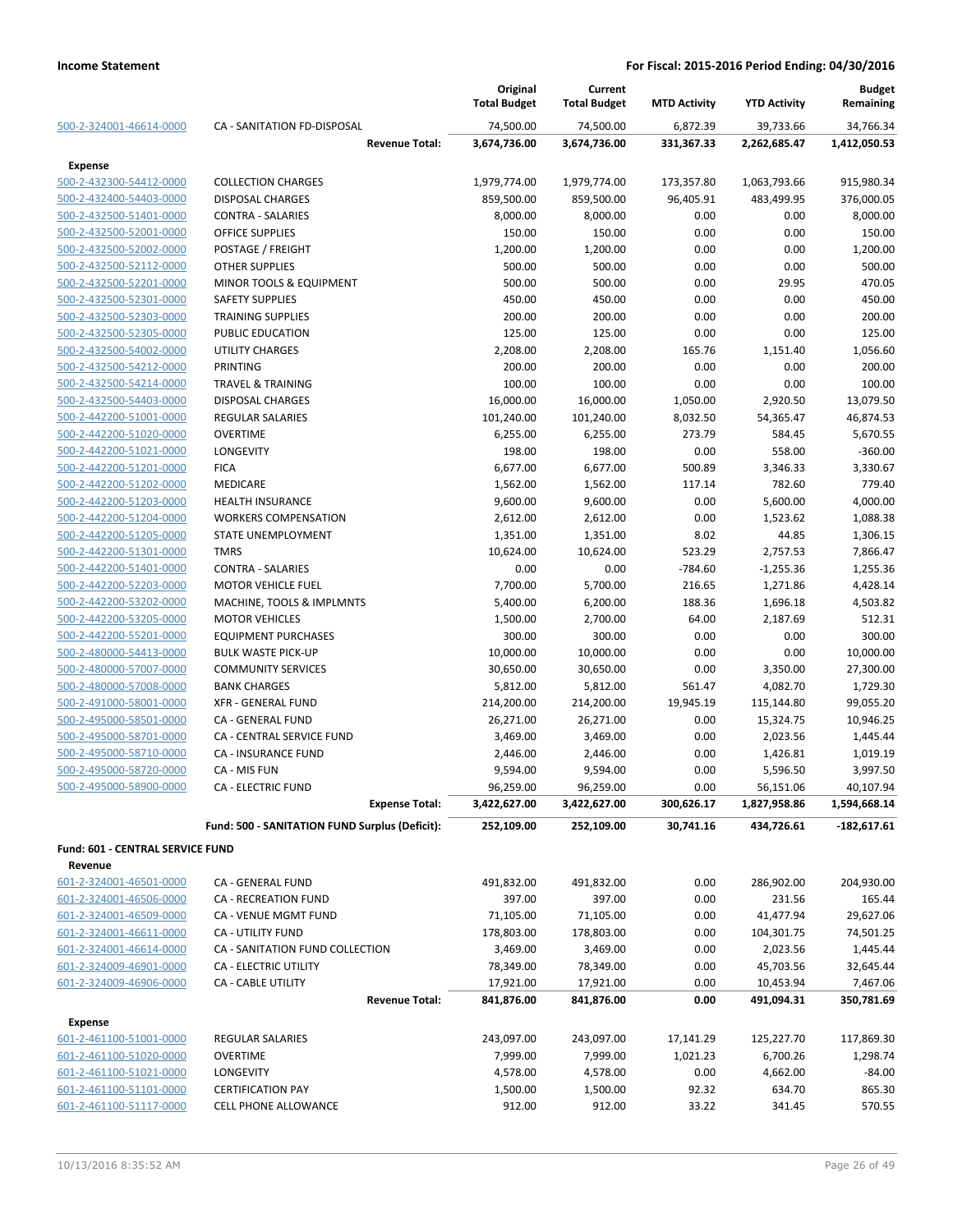| | | Original Total Budget | Current Total Budget | MTD Activity | YTD Activity | Budget Remaining |
|---|---|---|---|---|---|---|
| 500-2-324001-46614-0000 | CA - SANITATION FD-DISPOSAL | 74,500.00 | 74,500.00 | 6,872.39 | 39,733.66 | 34,766.34 |
| | **Revenue Total:** | **3,674,736.00** | **3,674,736.00** | **331,367.33** | **2,262,685.47** | **1,412,050.53** |
| **Expense** | | | | | | |
| 500-2-432300-54412-0000 | COLLECTION CHARGES | 1,979,774.00 | 1,979,774.00 | 173,357.80 | 1,063,793.66 | 915,980.34 |
| 500-2-432400-54403-0000 | DISPOSAL CHARGES | 859,500.00 | 859,500.00 | 96,405.91 | 483,499.95 | 376,000.05 |
| 500-2-432500-51401-0000 | CONTRA - SALARIES | 8,000.00 | 8,000.00 | 0.00 | 0.00 | 8,000.00 |
| 500-2-432500-52001-0000 | OFFICE SUPPLIES | 150.00 | 150.00 | 0.00 | 0.00 | 150.00 |
| 500-2-432500-52002-0000 | POSTAGE / FREIGHT | 1,200.00 | 1,200.00 | 0.00 | 0.00 | 1,200.00 |
| 500-2-432500-52112-0000 | OTHER SUPPLIES | 500.00 | 500.00 | 0.00 | 0.00 | 500.00 |
| 500-2-432500-52201-0000 | MINOR TOOLS & EQUIPMENT | 500.00 | 500.00 | 0.00 | 29.95 | 470.05 |
| 500-2-432500-52301-0000 | SAFETY SUPPLIES | 450.00 | 450.00 | 0.00 | 0.00 | 450.00 |
| 500-2-432500-52303-0000 | TRAINING SUPPLIES | 200.00 | 200.00 | 0.00 | 0.00 | 200.00 |
| 500-2-432500-52305-0000 | PUBLIC EDUCATION | 125.00 | 125.00 | 0.00 | 0.00 | 125.00 |
| 500-2-432500-54002-0000 | UTILITY CHARGES | 2,208.00 | 2,208.00 | 165.76 | 1,151.40 | 1,056.60 |
| 500-2-432500-54212-0000 | PRINTING | 200.00 | 200.00 | 0.00 | 0.00 | 200.00 |
| 500-2-432500-54214-0000 | TRAVEL & TRAINING | 100.00 | 100.00 | 0.00 | 0.00 | 100.00 |
| 500-2-432500-54403-0000 | DISPOSAL CHARGES | 16,000.00 | 16,000.00 | 1,050.00 | 2,920.50 | 13,079.50 |
| 500-2-442200-51001-0000 | REGULAR SALARIES | 101,240.00 | 101,240.00 | 8,032.50 | 54,365.47 | 46,874.53 |
| 500-2-442200-51020-0000 | OVERTIME | 6,255.00 | 6,255.00 | 273.79 | 584.45 | 5,670.55 |
| 500-2-442200-51021-0000 | LONGEVITY | 198.00 | 198.00 | 0.00 | 558.00 | -360.00 |
| 500-2-442200-51201-0000 | FICA | 6,677.00 | 6,677.00 | 500.89 | 3,346.33 | 3,330.67 |
| 500-2-442200-51202-0000 | MEDICARE | 1,562.00 | 1,562.00 | 117.14 | 782.60 | 779.40 |
| 500-2-442200-51203-0000 | HEALTH INSURANCE | 9,600.00 | 9,600.00 | 0.00 | 5,600.00 | 4,000.00 |
| 500-2-442200-51204-0000 | WORKERS COMPENSATION | 2,612.00 | 2,612.00 | 0.00 | 1,523.62 | 1,088.38 |
| 500-2-442200-51205-0000 | STATE UNEMPLOYMENT | 1,351.00 | 1,351.00 | 8.02 | 44.85 | 1,306.15 |
| 500-2-442200-51301-0000 | TMRS | 10,624.00 | 10,624.00 | 523.29 | 2,757.53 | 7,866.47 |
| 500-2-442200-51401-0000 | CONTRA - SALARIES | 0.00 | 0.00 | -784.60 | -1,255.36 | 1,255.36 |
| 500-2-442200-52203-0000 | MOTOR VEHICLE FUEL | 7,700.00 | 5,700.00 | 216.65 | 1,271.86 | 4,428.14 |
| 500-2-442200-53202-0000 | MACHINE, TOOLS & IMPLMNTS | 5,400.00 | 6,200.00 | 188.36 | 1,696.18 | 4,503.82 |
| 500-2-442200-53205-0000 | MOTOR VEHICLES | 1,500.00 | 2,700.00 | 64.00 | 2,187.69 | 512.31 |
| 500-2-442200-55201-0000 | EQUIPMENT PURCHASES | 300.00 | 300.00 | 0.00 | 0.00 | 300.00 |
| 500-2-480000-54413-0000 | BULK WASTE PICK-UP | 10,000.00 | 10,000.00 | 0.00 | 0.00 | 10,000.00 |
| 500-2-480000-57007-0000 | COMMUNITY SERVICES | 30,650.00 | 30,650.00 | 0.00 | 3,350.00 | 27,300.00 |
| 500-2-480000-57008-0000 | BANK CHARGES | 5,812.00 | 5,812.00 | 561.47 | 4,082.70 | 1,729.30 |
| 500-2-491000-58001-0000 | XFR - GENERAL FUND | 214,200.00 | 214,200.00 | 19,945.19 | 115,144.80 | 99,055.20 |
| 500-2-495000-58501-0000 | CA - GENERAL FUND | 26,271.00 | 26,271.00 | 0.00 | 15,324.75 | 10,946.25 |
| 500-2-495000-58701-0000 | CA - CENTRAL SERVICE FUND | 3,469.00 | 3,469.00 | 0.00 | 2,023.56 | 1,445.44 |
| 500-2-495000-58710-0000 | CA - INSURANCE FUND | 2,446.00 | 2,446.00 | 0.00 | 1,426.81 | 1,019.19 |
| 500-2-495000-58720-0000 | CA - MIS FUN | 9,594.00 | 9,594.00 | 0.00 | 5,596.50 | 3,997.50 |
| 500-2-495000-58900-0000 | CA - ELECTRIC FUND | 96,259.00 | 96,259.00 | 0.00 | 56,151.06 | 40,107.94 |
| | **Expense Total:** | **3,422,627.00** | **3,422,627.00** | **300,626.17** | **1,827,958.86** | **1,594,668.14** |
| | **Fund: 500 - SANITATION FUND Surplus (Deficit):** | **252,109.00** | **252,109.00** | **30,741.16** | **434,726.61** | **-182,617.61** |
| **Fund: 601 - CENTRAL SERVICE FUND** | | | | | | |
| **Revenue** | | | | | | |
| 601-2-324001-46501-0000 | CA - GENERAL FUND | 491,832.00 | 491,832.00 | 0.00 | 286,902.00 | 204,930.00 |
| 601-2-324001-46506-0000 | CA - RECREATION FUND | 397.00 | 397.00 | 0.00 | 231.56 | 165.44 |
| 601-2-324001-46509-0000 | CA - VENUE MGMT FUND | 71,105.00 | 71,105.00 | 0.00 | 41,477.94 | 29,627.06 |
| 601-2-324001-46611-0000 | CA - UTILITY FUND | 178,803.00 | 178,803.00 | 0.00 | 104,301.75 | 74,501.25 |
| 601-2-324001-46614-0000 | CA - SANITATION FUND COLLECTION | 3,469.00 | 3,469.00 | 0.00 | 2,023.56 | 1,445.44 |
| 601-2-324009-46901-0000 | CA - ELECTRIC UTILITY | 78,349.00 | 78,349.00 | 0.00 | 45,703.56 | 32,645.44 |
| 601-2-324009-46906-0000 | CA - CABLE UTILITY | 17,921.00 | 17,921.00 | 0.00 | 10,453.94 | 7,467.06 |
| | **Revenue Total:** | **841,876.00** | **841,876.00** | **0.00** | **491,094.31** | **350,781.69** |
| **Expense** | | | | | | |
| 601-2-461100-51001-0000 | REGULAR SALARIES | 243,097.00 | 243,097.00 | 17,141.29 | 125,227.70 | 117,869.30 |
| 601-2-461100-51020-0000 | OVERTIME | 7,999.00 | 7,999.00 | 1,021.23 | 6,700.26 | 1,298.74 |
| 601-2-461100-51021-0000 | LONGEVITY | 4,578.00 | 4,578.00 | 0.00 | 4,662.00 | -84.00 |
| 601-2-461100-51101-0000 | CERTIFICATION PAY | 1,500.00 | 1,500.00 | 92.32 | 634.70 | 865.30 |
| 601-2-461100-51117-0000 | CELL PHONE ALLOWANCE | 912.00 | 912.00 | 33.22 | 341.45 | 570.55 |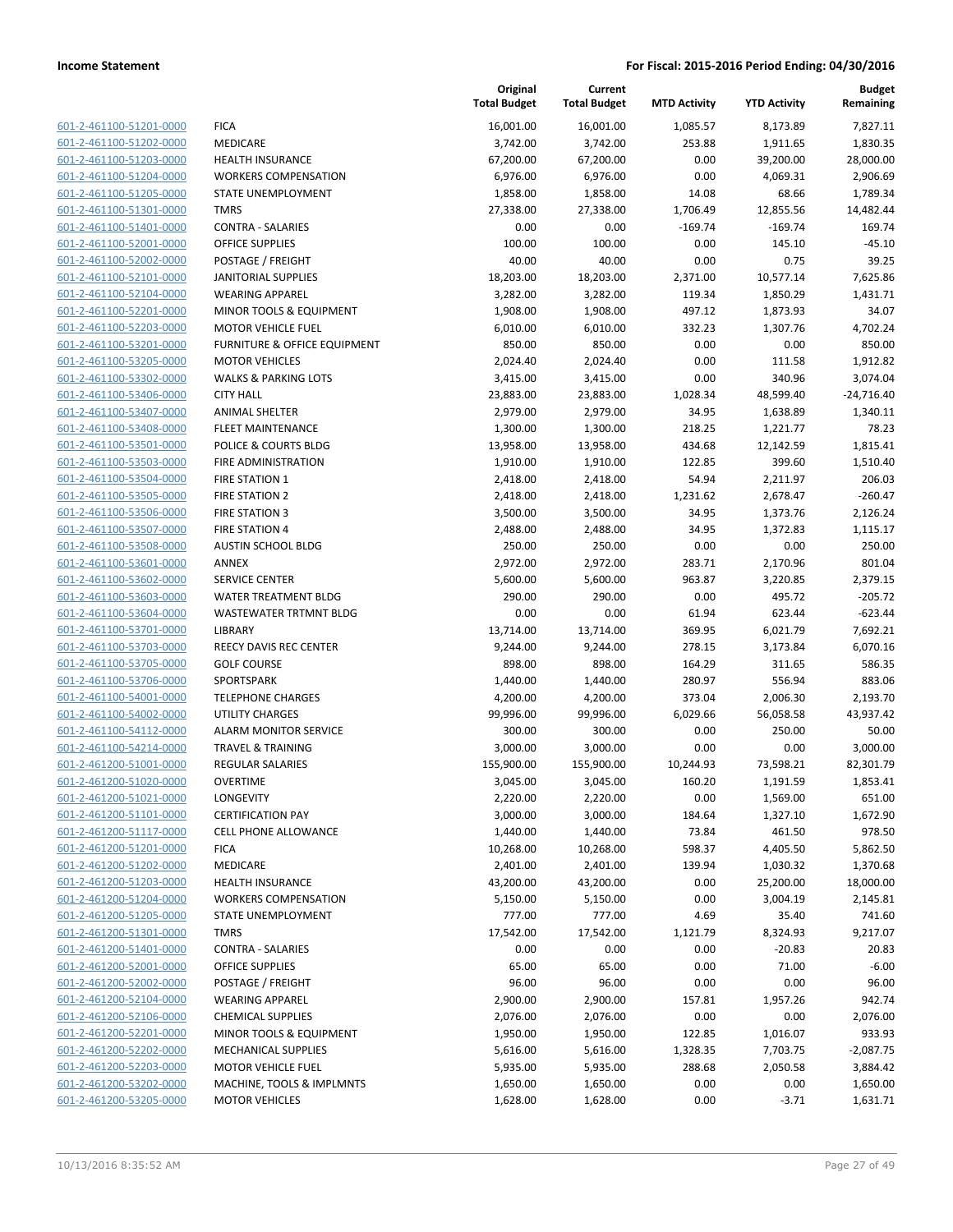**Income Statement** — **For Fiscal: 2015-2016 Period Ending: 04/30/2016**

| | | Original Total Budget | Current Total Budget | MTD Activity | YTD Activity | Budget Remaining |
|---|---|---|---|---|---|---|
| 601-2-461100-51201-0000 | FICA | 16,001.00 | 16,001.00 | 1,085.57 | 8,173.89 | 7,827.11 |
| 601-2-461100-51202-0000 | MEDICARE | 3,742.00 | 3,742.00 | 253.88 | 1,911.65 | 1,830.35 |
| 601-2-461100-51203-0000 | HEALTH INSURANCE | 67,200.00 | 67,200.00 | 0.00 | 39,200.00 | 28,000.00 |
| 601-2-461100-51204-0000 | WORKERS COMPENSATION | 6,976.00 | 6,976.00 | 0.00 | 4,069.31 | 2,906.69 |
| 601-2-461100-51205-0000 | STATE UNEMPLOYMENT | 1,858.00 | 1,858.00 | 14.08 | 68.66 | 1,789.34 |
| 601-2-461100-51301-0000 | TMRS | 27,338.00 | 27,338.00 | 1,706.49 | 12,855.56 | 14,482.44 |
| 601-2-461100-51401-0000 | CONTRA - SALARIES | 0.00 | 0.00 | -169.74 | -169.74 | 169.74 |
| 601-2-461100-52001-0000 | OFFICE SUPPLIES | 100.00 | 100.00 | 0.00 | 145.10 | -45.10 |
| 601-2-461100-52002-0000 | POSTAGE / FREIGHT | 40.00 | 40.00 | 0.00 | 0.75 | 39.25 |
| 601-2-461100-52101-0000 | JANITORIAL SUPPLIES | 18,203.00 | 18,203.00 | 2,371.00 | 10,577.14 | 7,625.86 |
| 601-2-461100-52104-0000 | WEARING APPAREL | 3,282.00 | 3,282.00 | 119.34 | 1,850.29 | 1,431.71 |
| 601-2-461100-52201-0000 | MINOR TOOLS & EQUIPMENT | 1,908.00 | 1,908.00 | 497.12 | 1,873.93 | 34.07 |
| 601-2-461100-52203-0000 | MOTOR VEHICLE FUEL | 6,010.00 | 6,010.00 | 332.23 | 1,307.76 | 4,702.24 |
| 601-2-461100-53201-0000 | FURNITURE & OFFICE EQUIPMENT | 850.00 | 850.00 | 0.00 | 0.00 | 850.00 |
| 601-2-461100-53205-0000 | MOTOR VEHICLES | 2,024.40 | 2,024.40 | 0.00 | 111.58 | 1,912.82 |
| 601-2-461100-53302-0000 | WALKS & PARKING LOTS | 3,415.00 | 3,415.00 | 0.00 | 340.96 | 3,074.04 |
| 601-2-461100-53406-0000 | CITY HALL | 23,883.00 | 23,883.00 | 1,028.34 | 48,599.40 | -24,716.40 |
| 601-2-461100-53407-0000 | ANIMAL SHELTER | 2,979.00 | 2,979.00 | 34.95 | 1,638.89 | 1,340.11 |
| 601-2-461100-53408-0000 | FLEET MAINTENANCE | 1,300.00 | 1,300.00 | 218.25 | 1,221.77 | 78.23 |
| 601-2-461100-53501-0000 | POLICE & COURTS BLDG | 13,958.00 | 13,958.00 | 434.68 | 12,142.59 | 1,815.41 |
| 601-2-461100-53503-0000 | FIRE ADMINISTRATION | 1,910.00 | 1,910.00 | 122.85 | 399.60 | 1,510.40 |
| 601-2-461100-53504-0000 | FIRE STATION 1 | 2,418.00 | 2,418.00 | 54.94 | 2,211.97 | 206.03 |
| 601-2-461100-53505-0000 | FIRE STATION 2 | 2,418.00 | 2,418.00 | 1,231.62 | 2,678.47 | -260.47 |
| 601-2-461100-53506-0000 | FIRE STATION 3 | 3,500.00 | 3,500.00 | 34.95 | 1,373.76 | 2,126.24 |
| 601-2-461100-53507-0000 | FIRE STATION 4 | 2,488.00 | 2,488.00 | 34.95 | 1,372.83 | 1,115.17 |
| 601-2-461100-53508-0000 | AUSTIN SCHOOL BLDG | 250.00 | 250.00 | 0.00 | 0.00 | 250.00 |
| 601-2-461100-53601-0000 | ANNEX | 2,972.00 | 2,972.00 | 283.71 | 2,170.96 | 801.04 |
| 601-2-461100-53602-0000 | SERVICE CENTER | 5,600.00 | 5,600.00 | 963.87 | 3,220.85 | 2,379.15 |
| 601-2-461100-53603-0000 | WATER TREATMENT BLDG | 290.00 | 290.00 | 0.00 | 495.72 | -205.72 |
| 601-2-461100-53604-0000 | WASTEWATER TRTMNT BLDG | 0.00 | 0.00 | 61.94 | 623.44 | -623.44 |
| 601-2-461100-53701-0000 | LIBRARY | 13,714.00 | 13,714.00 | 369.95 | 6,021.79 | 7,692.21 |
| 601-2-461100-53703-0000 | REECY DAVIS REC CENTER | 9,244.00 | 9,244.00 | 278.15 | 3,173.84 | 6,070.16 |
| 601-2-461100-53705-0000 | GOLF COURSE | 898.00 | 898.00 | 164.29 | 311.65 | 586.35 |
| 601-2-461100-53706-0000 | SPORTSPARK | 1,440.00 | 1,440.00 | 280.97 | 556.94 | 883.06 |
| 601-2-461100-54001-0000 | TELEPHONE CHARGES | 4,200.00 | 4,200.00 | 373.04 | 2,006.30 | 2,193.70 |
| 601-2-461100-54002-0000 | UTILITY CHARGES | 99,996.00 | 99,996.00 | 6,029.66 | 56,058.58 | 43,937.42 |
| 601-2-461100-54112-0000 | ALARM MONITOR SERVICE | 300.00 | 300.00 | 0.00 | 250.00 | 50.00 |
| 601-2-461100-54214-0000 | TRAVEL & TRAINING | 3,000.00 | 3,000.00 | 0.00 | 0.00 | 3,000.00 |
| 601-2-461200-51001-0000 | REGULAR SALARIES | 155,900.00 | 155,900.00 | 10,244.93 | 73,598.21 | 82,301.79 |
| 601-2-461200-51020-0000 | OVERTIME | 3,045.00 | 3,045.00 | 160.20 | 1,191.59 | 1,853.41 |
| 601-2-461200-51021-0000 | LONGEVITY | 2,220.00 | 2,220.00 | 0.00 | 1,569.00 | 651.00 |
| 601-2-461200-51101-0000 | CERTIFICATION PAY | 3,000.00 | 3,000.00 | 184.64 | 1,327.10 | 1,672.90 |
| 601-2-461200-51117-0000 | CELL PHONE ALLOWANCE | 1,440.00 | 1,440.00 | 73.84 | 461.50 | 978.50 |
| 601-2-461200-51201-0000 | FICA | 10,268.00 | 10,268.00 | 598.37 | 4,405.50 | 5,862.50 |
| 601-2-461200-51202-0000 | MEDICARE | 2,401.00 | 2,401.00 | 139.94 | 1,030.32 | 1,370.68 |
| 601-2-461200-51203-0000 | HEALTH INSURANCE | 43,200.00 | 43,200.00 | 0.00 | 25,200.00 | 18,000.00 |
| 601-2-461200-51204-0000 | WORKERS COMPENSATION | 5,150.00 | 5,150.00 | 0.00 | 3,004.19 | 2,145.81 |
| 601-2-461200-51205-0000 | STATE UNEMPLOYMENT | 777.00 | 777.00 | 4.69 | 35.40 | 741.60 |
| 601-2-461200-51301-0000 | TMRS | 17,542.00 | 17,542.00 | 1,121.79 | 8,324.93 | 9,217.07 |
| 601-2-461200-51401-0000 | CONTRA - SALARIES | 0.00 | 0.00 | 0.00 | -20.83 | 20.83 |
| 601-2-461200-52001-0000 | OFFICE SUPPLIES | 65.00 | 65.00 | 0.00 | 71.00 | -6.00 |
| 601-2-461200-52002-0000 | POSTAGE / FREIGHT | 96.00 | 96.00 | 0.00 | 0.00 | 96.00 |
| 601-2-461200-52104-0000 | WEARING APPAREL | 2,900.00 | 2,900.00 | 157.81 | 1,957.26 | 942.74 |
| 601-2-461200-52106-0000 | CHEMICAL SUPPLIES | 2,076.00 | 2,076.00 | 0.00 | 0.00 | 2,076.00 |
| 601-2-461200-52201-0000 | MINOR TOOLS & EQUIPMENT | 1,950.00 | 1,950.00 | 122.85 | 1,016.07 | 933.93 |
| 601-2-461200-52202-0000 | MECHANICAL SUPPLIES | 5,616.00 | 5,616.00 | 1,328.35 | 7,703.75 | -2,087.75 |
| 601-2-461200-52203-0000 | MOTOR VEHICLE FUEL | 5,935.00 | 5,935.00 | 288.68 | 2,050.58 | 3,884.42 |
| 601-2-461200-53202-0000 | MACHINE, TOOLS & IMPLMNTS | 1,650.00 | 1,650.00 | 0.00 | 0.00 | 1,650.00 |
| 601-2-461200-53205-0000 | MOTOR VEHICLES | 1,628.00 | 1,628.00 | 0.00 | -3.71 | 1,631.71 |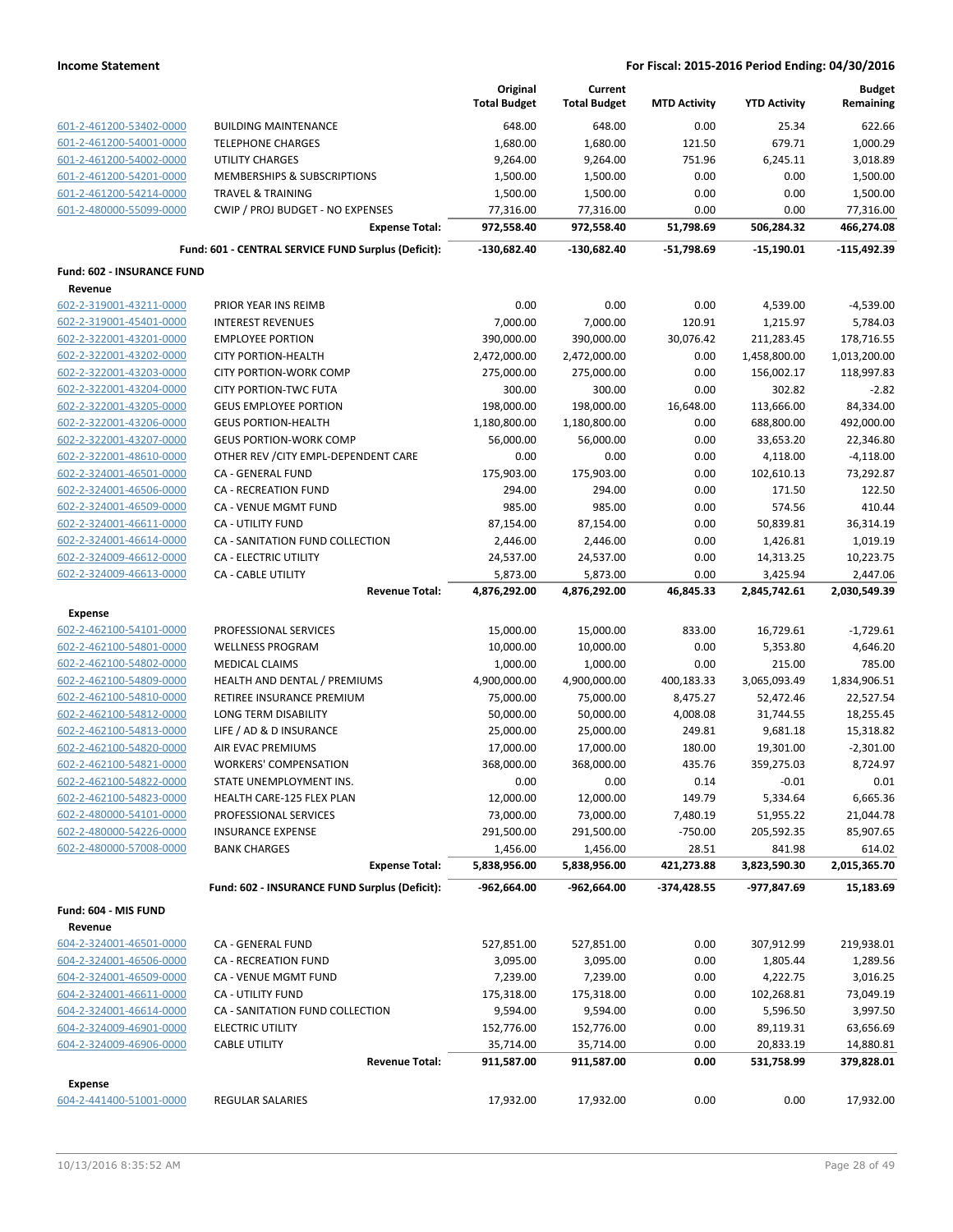**Income Statement** | **For Fiscal: 2015-2016 Period Ending: 04/30/2016**

| | | Original Total Budget | Current Total Budget | MTD Activity | YTD Activity | Budget Remaining |
|---|---|---|---|---|---|---|
| 601-2-461200-53402-0000 | BUILDING MAINTENANCE | 648.00 | 648.00 | 0.00 | 25.34 | 622.66 |
| 601-2-461200-54001-0000 | TELEPHONE CHARGES | 1,680.00 | 1,680.00 | 121.50 | 679.71 | 1,000.29 |
| 601-2-461200-54002-0000 | UTILITY CHARGES | 9,264.00 | 9,264.00 | 751.96 | 6,245.11 | 3,018.89 |
| 601-2-461200-54201-0000 | MEMBERSHIPS & SUBSCRIPTIONS | 1,500.00 | 1,500.00 | 0.00 | 0.00 | 1,500.00 |
| 601-2-461200-54214-0000 | TRAVEL & TRAINING | 1,500.00 | 1,500.00 | 0.00 | 0.00 | 1,500.00 |
| 601-2-480000-55099-0000 | CWIP / PROJ BUDGET - NO EXPENSES | 77,316.00 | 77,316.00 | 0.00 | 0.00 | 77,316.00 |
| | **Expense Total:** | **972,558.40** | **972,558.40** | **51,798.69** | **506,284.32** | **466,274.08** |
| | **Fund: 601 - CENTRAL SERVICE FUND Surplus (Deficit):** | **-130,682.40** | **-130,682.40** | **-51,798.69** | **-15,190.01** | **-115,492.39** |

**Fund: 602 - INSURANCE FUND**

**Revenue**

| | | Original Total Budget | Current Total Budget | MTD Activity | YTD Activity | Budget Remaining |
|---|---|---|---|---|---|---|
| 602-2-319001-43211-0000 | PRIOR YEAR INS REIMB | 0.00 | 0.00 | 0.00 | 4,539.00 | -4,539.00 |
| 602-2-319001-45401-0000 | INTEREST REVENUES | 7,000.00 | 7,000.00 | 120.91 | 1,215.97 | 5,784.03 |
| 602-2-322001-43201-0000 | EMPLOYEE PORTION | 390,000.00 | 390,000.00 | 30,076.42 | 211,283.45 | 178,716.55 |
| 602-2-322001-43202-0000 | CITY PORTION-HEALTH | 2,472,000.00 | 2,472,000.00 | 0.00 | 1,458,800.00 | 1,013,200.00 |
| 602-2-322001-43203-0000 | CITY PORTION-WORK COMP | 275,000.00 | 275,000.00 | 0.00 | 156,002.17 | 118,997.83 |
| 602-2-322001-43204-0000 | CITY PORTION-TWC FUTA | 300.00 | 300.00 | 0.00 | 302.82 | -2.82 |
| 602-2-322001-43205-0000 | GEUS EMPLOYEE PORTION | 198,000.00 | 198,000.00 | 16,648.00 | 113,666.00 | 84,334.00 |
| 602-2-322001-43206-0000 | GEUS PORTION-HEALTH | 1,180,800.00 | 1,180,800.00 | 0.00 | 688,800.00 | 492,000.00 |
| 602-2-322001-43207-0000 | GEUS PORTION-WORK COMP | 56,000.00 | 56,000.00 | 0.00 | 33,653.20 | 22,346.80 |
| 602-2-322001-48610-0000 | OTHER REV /CITY EMPL-DEPENDENT CARE | 0.00 | 0.00 | 0.00 | 4,118.00 | -4,118.00 |
| 602-2-324001-46501-0000 | CA - GENERAL FUND | 175,903.00 | 175,903.00 | 0.00 | 102,610.13 | 73,292.87 |
| 602-2-324001-46506-0000 | CA - RECREATION FUND | 294.00 | 294.00 | 0.00 | 171.50 | 122.50 |
| 602-2-324001-46509-0000 | CA - VENUE MGMT FUND | 985.00 | 985.00 | 0.00 | 574.56 | 410.44 |
| 602-2-324001-46611-0000 | CA - UTILITY FUND | 87,154.00 | 87,154.00 | 0.00 | 50,839.81 | 36,314.19 |
| 602-2-324001-46614-0000 | CA - SANITATION FUND COLLECTION | 2,446.00 | 2,446.00 | 0.00 | 1,426.81 | 1,019.19 |
| 602-2-324009-46612-0000 | CA - ELECTRIC UTILITY | 24,537.00 | 24,537.00 | 0.00 | 14,313.25 | 10,223.75 |
| 602-2-324009-46613-0000 | CA - CABLE UTILITY | 5,873.00 | 5,873.00 | 0.00 | 3,425.94 | 2,447.06 |
| | **Revenue Total:** | **4,876,292.00** | **4,876,292.00** | **46,845.33** | **2,845,742.61** | **2,030,549.39** |

**Expense**

| | | Original Total Budget | Current Total Budget | MTD Activity | YTD Activity | Budget Remaining |
|---|---|---|---|---|---|---|
| 602-2-462100-54101-0000 | PROFESSIONAL SERVICES | 15,000.00 | 15,000.00 | 833.00 | 16,729.61 | -1,729.61 |
| 602-2-462100-54801-0000 | WELLNESS PROGRAM | 10,000.00 | 10,000.00 | 0.00 | 5,353.80 | 4,646.20 |
| 602-2-462100-54802-0000 | MEDICAL CLAIMS | 1,000.00 | 1,000.00 | 0.00 | 215.00 | 785.00 |
| 602-2-462100-54809-0000 | HEALTH AND DENTAL / PREMIUMS | 4,900,000.00 | 4,900,000.00 | 400,183.33 | 3,065,093.49 | 1,834,906.51 |
| 602-2-462100-54810-0000 | RETIREE INSURANCE PREMIUM | 75,000.00 | 75,000.00 | 8,475.27 | 52,472.46 | 22,527.54 |
| 602-2-462100-54812-0000 | LONG TERM DISABILITY | 50,000.00 | 50,000.00 | 4,008.08 | 31,744.55 | 18,255.45 |
| 602-2-462100-54813-0000 | LIFE / AD & D INSURANCE | 25,000.00 | 25,000.00 | 249.81 | 9,681.18 | 15,318.82 |
| 602-2-462100-54820-0000 | AIR EVAC PREMIUMS | 17,000.00 | 17,000.00 | 180.00 | 19,301.00 | -2,301.00 |
| 602-2-462100-54821-0000 | WORKERS' COMPENSATION | 368,000.00 | 368,000.00 | 435.76 | 359,275.03 | 8,724.97 |
| 602-2-462100-54822-0000 | STATE UNEMPLOYMENT INS. | 0.00 | 0.00 | 0.14 | -0.01 | 0.01 |
| 602-2-462100-54823-0000 | HEALTH CARE-125 FLEX PLAN | 12,000.00 | 12,000.00 | 149.79 | 5,334.64 | 6,665.36 |
| 602-2-480000-54101-0000 | PROFESSIONAL SERVICES | 73,000.00 | 73,000.00 | 7,480.19 | 51,955.22 | 21,044.78 |
| 602-2-480000-54226-0000 | INSURANCE EXPENSE | 291,500.00 | 291,500.00 | -750.00 | 205,592.35 | 85,907.65 |
| 602-2-480000-57008-0000 | BANK CHARGES | 1,456.00 | 1,456.00 | 28.51 | 841.98 | 614.02 |
| | **Expense Total:** | **5,838,956.00** | **5,838,956.00** | **421,273.88** | **3,823,590.30** | **2,015,365.70** |
| | **Fund: 602 - INSURANCE FUND Surplus (Deficit):** | **-962,664.00** | **-962,664.00** | **-374,428.55** | **-977,847.69** | **15,183.69** |

**Fund: 604 - MIS FUND**

**Revenue**

| | | Original Total Budget | Current Total Budget | MTD Activity | YTD Activity | Budget Remaining |
|---|---|---|---|---|---|---|
| 604-2-324001-46501-0000 | CA - GENERAL FUND | 527,851.00 | 527,851.00 | 0.00 | 307,912.99 | 219,938.01 |
| 604-2-324001-46506-0000 | CA - RECREATION FUND | 3,095.00 | 3,095.00 | 0.00 | 1,805.44 | 1,289.56 |
| 604-2-324001-46509-0000 | CA - VENUE MGMT FUND | 7,239.00 | 7,239.00 | 0.00 | 4,222.75 | 3,016.25 |
| 604-2-324001-46611-0000 | CA - UTILITY FUND | 175,318.00 | 175,318.00 | 0.00 | 102,268.81 | 73,049.19 |
| 604-2-324001-46614-0000 | CA - SANITATION FUND COLLECTION | 9,594.00 | 9,594.00 | 0.00 | 5,596.50 | 3,997.50 |
| 604-2-324009-46901-0000 | ELECTRIC UTILITY | 152,776.00 | 152,776.00 | 0.00 | 89,119.31 | 63,656.69 |
| 604-2-324009-46906-0000 | CABLE UTILITY | 35,714.00 | 35,714.00 | 0.00 | 20,833.19 | 14,880.81 |
| | **Revenue Total:** | **911,587.00** | **911,587.00** | **0.00** | **531,758.99** | **379,828.01** |

**Expense**

| | | Original Total Budget | Current Total Budget | MTD Activity | YTD Activity | Budget Remaining |
|---|---|---|---|---|---|---|
| 604-2-441400-51001-0000 | REGULAR SALARIES | 17,932.00 | 17,932.00 | 0.00 | 0.00 | 17,932.00 |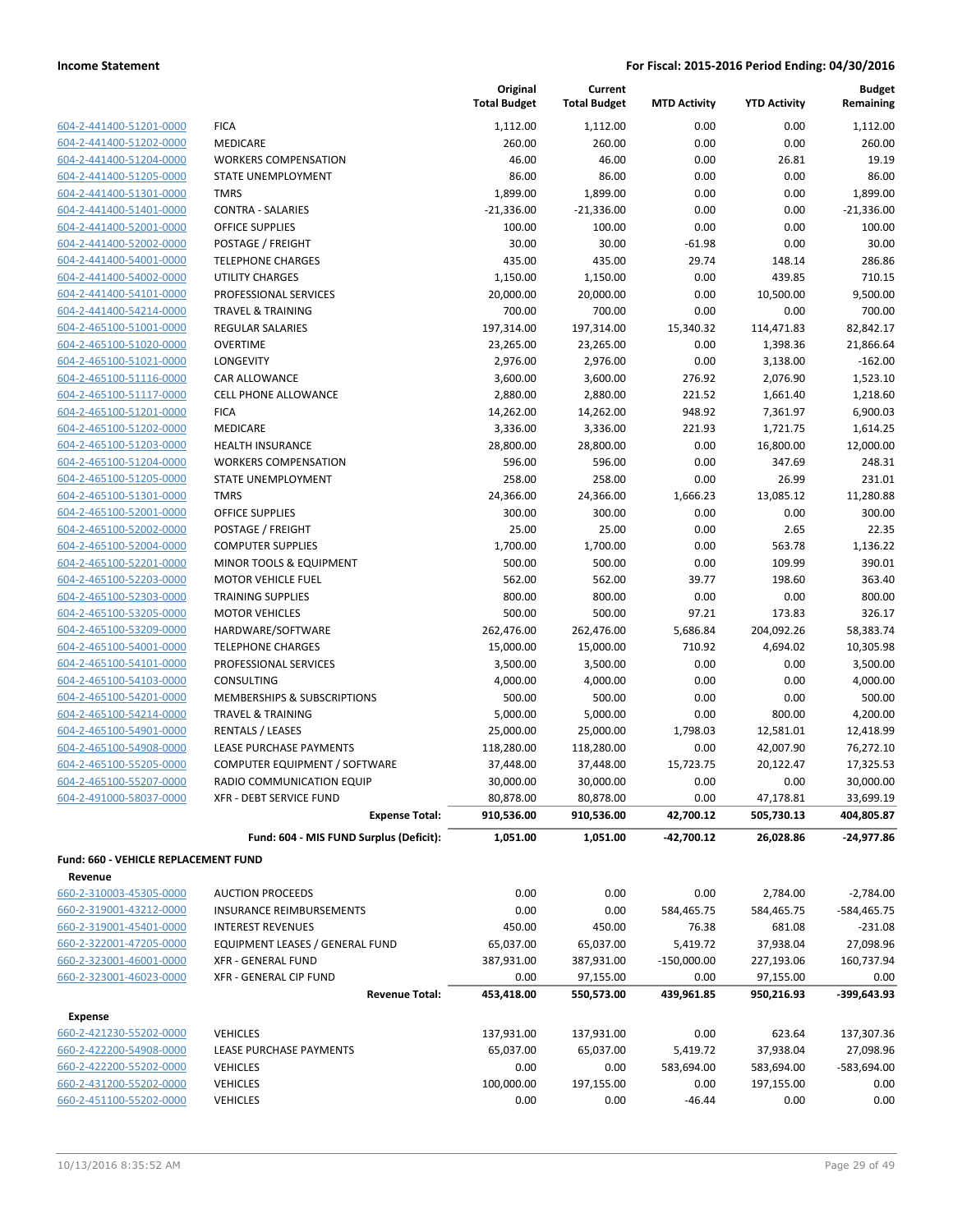**Income Statement** | **For Fiscal: 2015-2016 Period Ending: 04/30/2016**

| | | Original Total Budget | Current Total Budget | MTD Activity | YTD Activity | Budget Remaining |
|---|---|---|---|---|---|---|
| 604-2-441400-51201-0000 | FICA | 1,112.00 | 1,112.00 | 0.00 | 0.00 | 1,112.00 |
| 604-2-441400-51202-0000 | MEDICARE | 260.00 | 260.00 | 0.00 | 0.00 | 260.00 |
| 604-2-441400-51204-0000 | WORKERS COMPENSATION | 46.00 | 46.00 | 0.00 | 26.81 | 19.19 |
| 604-2-441400-51205-0000 | STATE UNEMPLOYMENT | 86.00 | 86.00 | 0.00 | 0.00 | 86.00 |
| 604-2-441400-51301-0000 | TMRS | 1,899.00 | 1,899.00 | 0.00 | 0.00 | 1,899.00 |
| 604-2-441400-51401-0000 | CONTRA - SALARIES | -21,336.00 | -21,336.00 | 0.00 | 0.00 | -21,336.00 |
| 604-2-441400-52001-0000 | OFFICE SUPPLIES | 100.00 | 100.00 | 0.00 | 0.00 | 100.00 |
| 604-2-441400-52002-0000 | POSTAGE / FREIGHT | 30.00 | 30.00 | -61.98 | 0.00 | 30.00 |
| 604-2-441400-54001-0000 | TELEPHONE CHARGES | 435.00 | 435.00 | 29.74 | 148.14 | 286.86 |
| 604-2-441400-54002-0000 | UTILITY CHARGES | 1,150.00 | 1,150.00 | 0.00 | 439.85 | 710.15 |
| 604-2-441400-54101-0000 | PROFESSIONAL SERVICES | 20,000.00 | 20,000.00 | 0.00 | 10,500.00 | 9,500.00 |
| 604-2-441400-54214-0000 | TRAVEL & TRAINING | 700.00 | 700.00 | 0.00 | 0.00 | 700.00 |
| 604-2-465100-51001-0000 | REGULAR SALARIES | 197,314.00 | 197,314.00 | 15,340.32 | 114,471.83 | 82,842.17 |
| 604-2-465100-51020-0000 | OVERTIME | 23,265.00 | 23,265.00 | 0.00 | 1,398.36 | 21,866.64 |
| 604-2-465100-51021-0000 | LONGEVITY | 2,976.00 | 2,976.00 | 0.00 | 3,138.00 | -162.00 |
| 604-2-465100-51116-0000 | CAR ALLOWANCE | 3,600.00 | 3,600.00 | 276.92 | 2,076.90 | 1,523.10 |
| 604-2-465100-51117-0000 | CELL PHONE ALLOWANCE | 2,880.00 | 2,880.00 | 221.52 | 1,661.40 | 1,218.60 |
| 604-2-465100-51201-0000 | FICA | 14,262.00 | 14,262.00 | 948.92 | 7,361.97 | 6,900.03 |
| 604-2-465100-51202-0000 | MEDICARE | 3,336.00 | 3,336.00 | 221.93 | 1,721.75 | 1,614.25 |
| 604-2-465100-51203-0000 | HEALTH INSURANCE | 28,800.00 | 28,800.00 | 0.00 | 16,800.00 | 12,000.00 |
| 604-2-465100-51204-0000 | WORKERS COMPENSATION | 596.00 | 596.00 | 0.00 | 347.69 | 248.31 |
| 604-2-465100-51205-0000 | STATE UNEMPLOYMENT | 258.00 | 258.00 | 0.00 | 26.99 | 231.01 |
| 604-2-465100-51301-0000 | TMRS | 24,366.00 | 24,366.00 | 1,666.23 | 13,085.12 | 11,280.88 |
| 604-2-465100-52001-0000 | OFFICE SUPPLIES | 300.00 | 300.00 | 0.00 | 0.00 | 300.00 |
| 604-2-465100-52002-0000 | POSTAGE / FREIGHT | 25.00 | 25.00 | 0.00 | 2.65 | 22.35 |
| 604-2-465100-52004-0000 | COMPUTER SUPPLIES | 1,700.00 | 1,700.00 | 0.00 | 563.78 | 1,136.22 |
| 604-2-465100-52201-0000 | MINOR TOOLS & EQUIPMENT | 500.00 | 500.00 | 0.00 | 109.99 | 390.01 |
| 604-2-465100-52203-0000 | MOTOR VEHICLE FUEL | 562.00 | 562.00 | 39.77 | 198.60 | 363.40 |
| 604-2-465100-52303-0000 | TRAINING SUPPLIES | 800.00 | 800.00 | 0.00 | 0.00 | 800.00 |
| 604-2-465100-53205-0000 | MOTOR VEHICLES | 500.00 | 500.00 | 97.21 | 173.83 | 326.17 |
| 604-2-465100-53209-0000 | HARDWARE/SOFTWARE | 262,476.00 | 262,476.00 | 5,686.84 | 204,092.26 | 58,383.74 |
| 604-2-465100-54001-0000 | TELEPHONE CHARGES | 15,000.00 | 15,000.00 | 710.92 | 4,694.02 | 10,305.98 |
| 604-2-465100-54101-0000 | PROFESSIONAL SERVICES | 3,500.00 | 3,500.00 | 0.00 | 0.00 | 3,500.00 |
| 604-2-465100-54103-0000 | CONSULTING | 4,000.00 | 4,000.00 | 0.00 | 0.00 | 4,000.00 |
| 604-2-465100-54201-0000 | MEMBERSHIPS & SUBSCRIPTIONS | 500.00 | 500.00 | 0.00 | 0.00 | 500.00 |
| 604-2-465100-54214-0000 | TRAVEL & TRAINING | 5,000.00 | 5,000.00 | 0.00 | 800.00 | 4,200.00 |
| 604-2-465100-54901-0000 | RENTALS / LEASES | 25,000.00 | 25,000.00 | 1,798.03 | 12,581.01 | 12,418.99 |
| 604-2-465100-54908-0000 | LEASE PURCHASE PAYMENTS | 118,280.00 | 118,280.00 | 0.00 | 42,007.90 | 76,272.10 |
| 604-2-465100-55205-0000 | COMPUTER EQUIPMENT / SOFTWARE | 37,448.00 | 37,448.00 | 15,723.75 | 20,122.47 | 17,325.53 |
| 604-2-465100-55207-0000 | RADIO COMMUNICATION EQUIP | 30,000.00 | 30,000.00 | 0.00 | 0.00 | 30,000.00 |
| 604-2-491000-58037-0000 | XFR - DEBT SERVICE FUND | 80,878.00 | 80,878.00 | 0.00 | 47,178.81 | 33,699.19 |
| | **Expense Total:** | **910,536.00** | **910,536.00** | **42,700.12** | **505,730.13** | **404,805.87** |
| | **Fund: 604 - MIS FUND Surplus (Deficit):** | **1,051.00** | **1,051.00** | **-42,700.12** | **26,028.86** | **-24,977.86** |

**Fund: 660 - VEHICLE REPLACEMENT FUND**

**Revenue**

| | | Original Total Budget | Current Total Budget | MTD Activity | YTD Activity | Budget Remaining |
|---|---|---|---|---|---|---|
| 660-2-310003-45305-0000 | AUCTION PROCEEDS | 0.00 | 0.00 | 0.00 | 2,784.00 | -2,784.00 |
| 660-2-319001-43212-0000 | INSURANCE REIMBURSEMENTS | 0.00 | 0.00 | 584,465.75 | 584,465.75 | -584,465.75 |
| 660-2-319001-45401-0000 | INTEREST REVENUES | 450.00 | 450.00 | 76.38 | 681.08 | -231.08 |
| 660-2-322001-47205-0000 | EQUIPMENT LEASES / GENERAL FUND | 65,037.00 | 65,037.00 | 5,419.72 | 37,938.04 | 27,098.96 |
| 660-2-323001-46001-0000 | XFR - GENERAL FUND | 387,931.00 | 387,931.00 | -150,000.00 | 227,193.06 | 160,737.94 |
| 660-2-323001-46023-0000 | XFR - GENERAL CIP FUND | 0.00 | 97,155.00 | 0.00 | 97,155.00 | 0.00 |
| | **Revenue Total:** | **453,418.00** | **550,573.00** | **439,961.85** | **950,216.93** | **-399,643.93** |

**Expense**

| | | Original Total Budget | Current Total Budget | MTD Activity | YTD Activity | Budget Remaining |
|---|---|---|---|---|---|---|
| 660-2-421230-55202-0000 | VEHICLES | 137,931.00 | 137,931.00 | 0.00 | 623.64 | 137,307.36 |
| 660-2-422200-54908-0000 | LEASE PURCHASE PAYMENTS | 65,037.00 | 65,037.00 | 5,419.72 | 37,938.04 | 27,098.96 |
| 660-2-422200-55202-0000 | VEHICLES | 0.00 | 0.00 | 583,694.00 | 583,694.00 | -583,694.00 |
| 660-2-431200-55202-0000 | VEHICLES | 100,000.00 | 197,155.00 | 0.00 | 197,155.00 | 0.00 |
| 660-2-451100-55202-0000 | VEHICLES | 0.00 | 0.00 | -46.44 | 0.00 | 0.00 |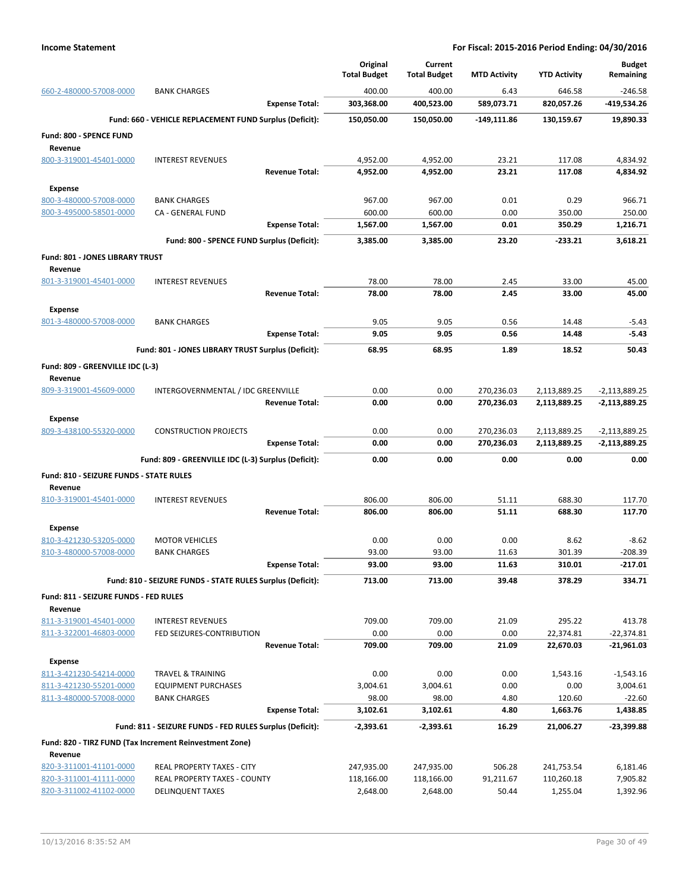**Income Statement** | **For Fiscal: 2015-2016 Period Ending: 04/30/2016**

| | | Original Total Budget | Current Total Budget | MTD Activity | YTD Activity | Budget Remaining |
|---|---|---|---|---|---|---|
| 660-2-480000-57008-0000 | BANK CHARGES | 400.00 | 400.00 | 6.43 | 646.58 | -246.58 |
| | **Expense Total:** | **303,368.00** | **400,523.00** | **589,073.71** | **820,057.26** | **-419,534.26** |
| | **Fund: 660 - VEHICLE REPLACEMENT FUND Surplus (Deficit):** | **150,050.00** | **150,050.00** | **-149,111.86** | **130,159.67** | **19,890.33** |
| **Fund: 800 - SPENCE FUND** | | | | | | |
| **Revenue** | | | | | | |
| 800-3-319001-45401-0000 | INTEREST REVENUES | 4,952.00 | 4,952.00 | 23.21 | 117.08 | 4,834.92 |
| | **Revenue Total:** | **4,952.00** | **4,952.00** | **23.21** | **117.08** | **4,834.92** |
| **Expense** | | | | | | |
| 800-3-480000-57008-0000 | BANK CHARGES | 967.00 | 967.00 | 0.01 | 0.29 | 966.71 |
| 800-3-495000-58501-0000 | CA - GENERAL FUND | 600.00 | 600.00 | 0.00 | 350.00 | 250.00 |
| | **Expense Total:** | **1,567.00** | **1,567.00** | **0.01** | **350.29** | **1,216.71** |
| | **Fund: 800 - SPENCE FUND Surplus (Deficit):** | **3,385.00** | **3,385.00** | **23.20** | **-233.21** | **3,618.21** |
| **Fund: 801 - JONES LIBRARY TRUST** | | | | | | |
| **Revenue** | | | | | | |
| 801-3-319001-45401-0000 | INTEREST REVENUES | 78.00 | 78.00 | 2.45 | 33.00 | 45.00 |
| | **Revenue Total:** | **78.00** | **78.00** | **2.45** | **33.00** | **45.00** |
| **Expense** | | | | | | |
| 801-3-480000-57008-0000 | BANK CHARGES | 9.05 | 9.05 | 0.56 | 14.48 | -5.43 |
| | **Expense Total:** | **9.05** | **9.05** | **0.56** | **14.48** | **-5.43** |
| | **Fund: 801 - JONES LIBRARY TRUST Surplus (Deficit):** | **68.95** | **68.95** | **1.89** | **18.52** | **50.43** |
| **Fund: 809 - GREENVILLE IDC (L-3)** | | | | | | |
| **Revenue** | | | | | | |
| 809-3-319001-45609-0000 | INTERGOVERNMENTAL / IDC GREENVILLE | 0.00 | 0.00 | 270,236.03 | 2,113,889.25 | -2,113,889.25 |
| | **Revenue Total:** | **0.00** | **0.00** | **270,236.03** | **2,113,889.25** | **-2,113,889.25** |
| **Expense** | | | | | | |
| 809-3-438100-55320-0000 | CONSTRUCTION PROJECTS | 0.00 | 0.00 | 270,236.03 | 2,113,889.25 | -2,113,889.25 |
| | **Expense Total:** | **0.00** | **0.00** | **270,236.03** | **2,113,889.25** | **-2,113,889.25** |
| | **Fund: 809 - GREENVILLE IDC (L-3) Surplus (Deficit):** | **0.00** | **0.00** | **0.00** | **0.00** | **0.00** |
| **Fund: 810 - SEIZURE FUNDS - STATE RULES** | | | | | | |
| **Revenue** | | | | | | |
| 810-3-319001-45401-0000 | INTEREST REVENUES | 806.00 | 806.00 | 51.11 | 688.30 | 117.70 |
| | **Revenue Total:** | **806.00** | **806.00** | **51.11** | **688.30** | **117.70** |
| **Expense** | | | | | | |
| 810-3-421230-53205-0000 | MOTOR VEHICLES | 0.00 | 0.00 | 0.00 | 8.62 | -8.62 |
| 810-3-480000-57008-0000 | BANK CHARGES | 93.00 | 93.00 | 11.63 | 301.39 | -208.39 |
| | **Expense Total:** | **93.00** | **93.00** | **11.63** | **310.01** | **-217.01** |
| | **Fund: 810 - SEIZURE FUNDS - STATE RULES Surplus (Deficit):** | **713.00** | **713.00** | **39.48** | **378.29** | **334.71** |
| **Fund: 811 - SEIZURE FUNDS - FED RULES** | | | | | | |
| **Revenue** | | | | | | |
| 811-3-319001-45401-0000 | INTEREST REVENUES | 709.00 | 709.00 | 21.09 | 295.22 | 413.78 |
| 811-3-322001-46803-0000 | FED SEIZURES-CONTRIBUTION | 0.00 | 0.00 | 0.00 | 22,374.81 | -22,374.81 |
| | **Revenue Total:** | **709.00** | **709.00** | **21.09** | **22,670.03** | **-21,961.03** |
| **Expense** | | | | | | |
| 811-3-421230-54214-0000 | TRAVEL & TRAINING | 0.00 | 0.00 | 0.00 | 1,543.16 | -1,543.16 |
| 811-3-421230-55201-0000 | EQUIPMENT PURCHASES | 3,004.61 | 3,004.61 | 0.00 | 0.00 | 3,004.61 |
| 811-3-480000-57008-0000 | BANK CHARGES | 98.00 | 98.00 | 4.80 | 120.60 | -22.60 |
| | **Expense Total:** | **3,102.61** | **3,102.61** | **4.80** | **1,663.76** | **1,438.85** |
| | **Fund: 811 - SEIZURE FUNDS - FED RULES Surplus (Deficit):** | **-2,393.61** | **-2,393.61** | **16.29** | **21,006.27** | **-23,399.88** |
| **Fund: 820 - TIRZ FUND (Tax Increment Reinvestment Zone)** | | | | | | |
| **Revenue** | | | | | | |
| 820-3-311001-41101-0000 | REAL PROPERTY TAXES - CITY | 247,935.00 | 247,935.00 | 506.28 | 241,753.54 | 6,181.46 |
| 820-3-311001-41111-0000 | REAL PROPERTY TAXES - COUNTY | 118,166.00 | 118,166.00 | 91,211.67 | 110,260.18 | 7,905.82 |
| 820-3-311002-41102-0000 | DELINQUENT TAXES | 2,648.00 | 2,648.00 | 50.44 | 1,255.04 | 1,392.96 |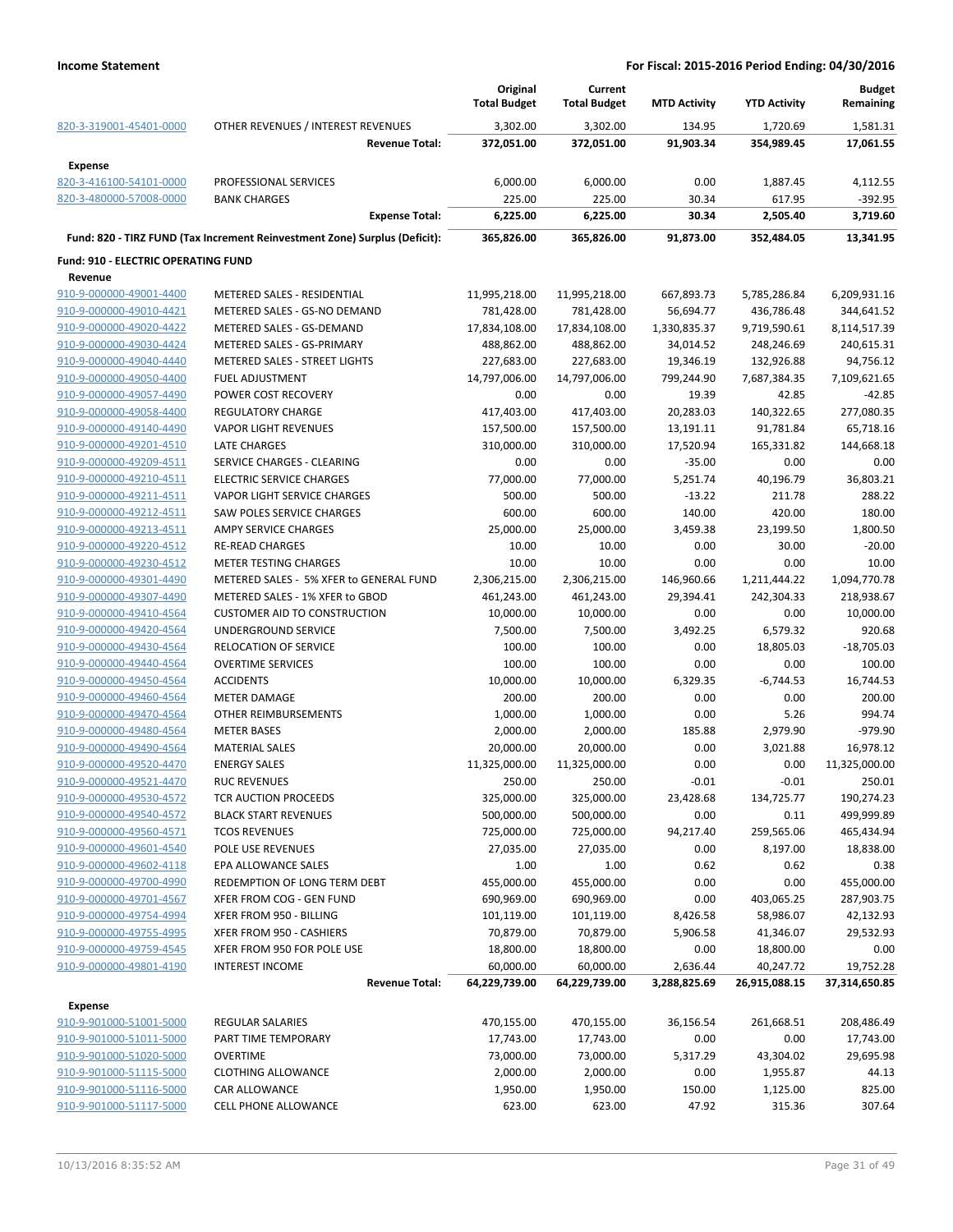**Income Statement** — For Fiscal: 2015-2016 Period Ending: 04/30/2016

| | | Original Total Budget | Current Total Budget | MTD Activity | YTD Activity | Budget Remaining |
|---|---|---|---|---|---|---|
| 820-3-319001-45401-0000 | OTHER REVENUES / INTEREST REVENUES | 3,302.00 | 3,302.00 | 134.95 | 1,720.69 | 1,581.31 |
| | **Revenue Total:** | **372,051.00** | **372,051.00** | **91,903.34** | **354,989.45** | **17,061.55** |
| **Expense** | | | | | | |
| 820-3-416100-54101-0000 | PROFESSIONAL SERVICES | 6,000.00 | 6,000.00 | 0.00 | 1,887.45 | 4,112.55 |
| 820-3-480000-57008-0000 | BANK CHARGES | 225.00 | 225.00 | 30.34 | 617.95 | -392.95 |
| | **Expense Total:** | **6,225.00** | **6,225.00** | **30.34** | **2,505.40** | **3,719.60** |
| **Fund: 820 - TIRZ FUND (Tax Increment Reinvestment Zone) Surplus (Deficit):** | | **365,826.00** | **365,826.00** | **91,873.00** | **352,484.05** | **13,341.95** |
| **Fund: 910 - ELECTRIC OPERATING FUND** | | | | | | |
| **Revenue** | | | | | | |
| 910-9-000000-49001-4400 | METERED SALES - RESIDENTIAL | 11,995,218.00 | 11,995,218.00 | 667,893.73 | 5,785,286.84 | 6,209,931.16 |
| 910-9-000000-49010-4421 | METERED SALES - GS-NO DEMAND | 781,428.00 | 781,428.00 | 56,694.77 | 436,786.48 | 344,641.52 |
| 910-9-000000-49020-4422 | METERED SALES - GS-DEMAND | 17,834,108.00 | 17,834,108.00 | 1,330,835.37 | 9,719,590.61 | 8,114,517.39 |
| 910-9-000000-49030-4424 | METERED SALES - GS-PRIMARY | 488,862.00 | 488,862.00 | 34,014.52 | 248,246.69 | 240,615.31 |
| 910-9-000000-49040-4440 | METERED SALES - STREET LIGHTS | 227,683.00 | 227,683.00 | 19,346.19 | 132,926.88 | 94,756.12 |
| 910-9-000000-49050-4400 | FUEL ADJUSTMENT | 14,797,006.00 | 14,797,006.00 | 799,244.90 | 7,687,384.35 | 7,109,621.65 |
| 910-9-000000-49057-4490 | POWER COST RECOVERY | 0.00 | 0.00 | 19.39 | 42.85 | -42.85 |
| 910-9-000000-49058-4400 | REGULATORY CHARGE | 417,403.00 | 417,403.00 | 20,283.03 | 140,322.65 | 277,080.35 |
| 910-9-000000-49140-4490 | VAPOR LIGHT REVENUES | 157,500.00 | 157,500.00 | 13,191.11 | 91,781.84 | 65,718.16 |
| 910-9-000000-49201-4510 | LATE CHARGES | 310,000.00 | 310,000.00 | 17,520.94 | 165,331.82 | 144,668.18 |
| 910-9-000000-49209-4511 | SERVICE CHARGES - CLEARING | 0.00 | 0.00 | -35.00 | 0.00 | 0.00 |
| 910-9-000000-49210-4511 | ELECTRIC SERVICE CHARGES | 77,000.00 | 77,000.00 | 5,251.74 | 40,196.79 | 36,803.21 |
| 910-9-000000-49211-4511 | VAPOR LIGHT SERVICE CHARGES | 500.00 | 500.00 | -13.22 | 211.78 | 288.22 |
| 910-9-000000-49212-4511 | SAW POLES SERVICE CHARGES | 600.00 | 600.00 | 140.00 | 420.00 | 180.00 |
| 910-9-000000-49213-4511 | AMPY SERVICE CHARGES | 25,000.00 | 25,000.00 | 3,459.38 | 23,199.50 | 1,800.50 |
| 910-9-000000-49220-4512 | RE-READ CHARGES | 10.00 | 10.00 | 0.00 | 30.00 | -20.00 |
| 910-9-000000-49230-4512 | METER TESTING CHARGES | 10.00 | 10.00 | 0.00 | 0.00 | 10.00 |
| 910-9-000000-49301-4490 | METERED SALES - 5% XFER to GENERAL FUND | 2,306,215.00 | 2,306,215.00 | 146,960.66 | 1,211,444.22 | 1,094,770.78 |
| 910-9-000000-49307-4490 | METERED SALES - 1% XFER to GBOD | 461,243.00 | 461,243.00 | 29,394.41 | 242,304.33 | 218,938.67 |
| 910-9-000000-49410-4564 | CUSTOMER AID TO CONSTRUCTION | 10,000.00 | 10,000.00 | 0.00 | 0.00 | 10,000.00 |
| 910-9-000000-49420-4564 | UNDERGROUND SERVICE | 7,500.00 | 7,500.00 | 3,492.25 | 6,579.32 | 920.68 |
| 910-9-000000-49430-4564 | RELOCATION OF SERVICE | 100.00 | 100.00 | 0.00 | 18,805.03 | -18,705.03 |
| 910-9-000000-49440-4564 | OVERTIME SERVICES | 100.00 | 100.00 | 0.00 | 0.00 | 100.00 |
| 910-9-000000-49450-4564 | ACCIDENTS | 10,000.00 | 10,000.00 | 6,329.35 | -6,744.53 | 16,744.53 |
| 910-9-000000-49460-4564 | METER DAMAGE | 200.00 | 200.00 | 0.00 | 0.00 | 200.00 |
| 910-9-000000-49470-4564 | OTHER REIMBURSEMENTS | 1,000.00 | 1,000.00 | 0.00 | 5.26 | 994.74 |
| 910-9-000000-49480-4564 | METER BASES | 2,000.00 | 2,000.00 | 185.88 | 2,979.90 | -979.90 |
| 910-9-000000-49490-4564 | MATERIAL SALES | 20,000.00 | 20,000.00 | 0.00 | 3,021.88 | 16,978.12 |
| 910-9-000000-49520-4470 | ENERGY SALES | 11,325,000.00 | 11,325,000.00 | 0.00 | 0.00 | 11,325,000.00 |
| 910-9-000000-49521-4470 | RUC REVENUES | 250.00 | 250.00 | -0.01 | -0.01 | 250.01 |
| 910-9-000000-49530-4572 | TCR AUCTION PROCEEDS | 325,000.00 | 325,000.00 | 23,428.68 | 134,725.77 | 190,274.23 |
| 910-9-000000-49540-4572 | BLACK START REVENUES | 500,000.00 | 500,000.00 | 0.00 | 0.11 | 499,999.89 |
| 910-9-000000-49560-4571 | TCOS REVENUES | 725,000.00 | 725,000.00 | 94,217.40 | 259,565.06 | 465,434.94 |
| 910-9-000000-49601-4540 | POLE USE REVENUES | 27,035.00 | 27,035.00 | 0.00 | 8,197.00 | 18,838.00 |
| 910-9-000000-49602-4118 | EPA ALLOWANCE SALES | 1.00 | 1.00 | 0.62 | 0.62 | 0.38 |
| 910-9-000000-49700-4990 | REDEMPTION OF LONG TERM DEBT | 455,000.00 | 455,000.00 | 0.00 | 0.00 | 455,000.00 |
| 910-9-000000-49701-4567 | XFER FROM COG - GEN FUND | 690,969.00 | 690,969.00 | 0.00 | 403,065.25 | 287,903.75 |
| 910-9-000000-49754-4994 | XFER FROM 950 - BILLING | 101,119.00 | 101,119.00 | 8,426.58 | 58,986.07 | 42,132.93 |
| 910-9-000000-49755-4995 | XFER FROM 950 - CASHIERS | 70,879.00 | 70,879.00 | 5,906.58 | 41,346.07 | 29,532.93 |
| 910-9-000000-49759-4545 | XFER FROM 950 FOR POLE USE | 18,800.00 | 18,800.00 | 0.00 | 18,800.00 | 0.00 |
| 910-9-000000-49801-4190 | INTEREST INCOME | 60,000.00 | 60,000.00 | 2,636.44 | 40,247.72 | 19,752.28 |
| | **Revenue Total:** | **64,229,739.00** | **64,229,739.00** | **3,288,825.69** | **26,915,088.15** | **37,314,650.85** |
| **Expense** | | | | | | |
| 910-9-901000-51001-5000 | REGULAR SALARIES | 470,155.00 | 470,155.00 | 36,156.54 | 261,668.51 | 208,486.49 |
| 910-9-901000-51011-5000 | PART TIME TEMPORARY | 17,743.00 | 17,743.00 | 0.00 | 0.00 | 17,743.00 |
| 910-9-901000-51020-5000 | OVERTIME | 73,000.00 | 73,000.00 | 5,317.29 | 43,304.02 | 29,695.98 |
| 910-9-901000-51115-5000 | CLOTHING ALLOWANCE | 2,000.00 | 2,000.00 | 0.00 | 1,955.87 | 44.13 |
| 910-9-901000-51116-5000 | CAR ALLOWANCE | 1,950.00 | 1,950.00 | 150.00 | 1,125.00 | 825.00 |
| 910-9-901000-51117-5000 | CELL PHONE ALLOWANCE | 623.00 | 623.00 | 47.92 | 315.36 | 307.64 |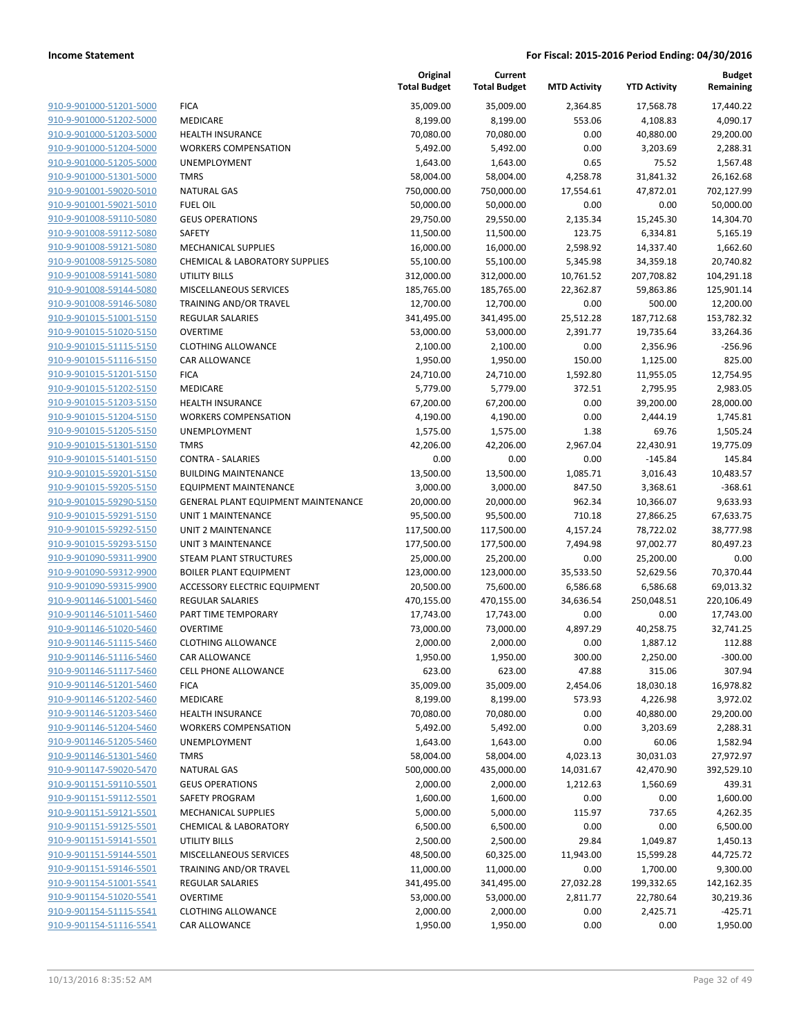**Income Statement** | **For Fiscal: 2015-2016 Period Ending: 04/30/2016**

| | | Original Total Budget | Current Total Budget | MTD Activity | YTD Activity | Budget Remaining |
|---|---|---|---|---|---|---|
| 910-9-901000-51201-5000 | FICA | 35,009.00 | 35,009.00 | 2,364.85 | 17,568.78 | 17,440.22 |
| 910-9-901000-51202-5000 | MEDICARE | 8,199.00 | 8,199.00 | 553.06 | 4,108.83 | 4,090.17 |
| 910-9-901000-51203-5000 | HEALTH INSURANCE | 70,080.00 | 70,080.00 | 0.00 | 40,880.00 | 29,200.00 |
| 910-9-901000-51204-5000 | WORKERS COMPENSATION | 5,492.00 | 5,492.00 | 0.00 | 3,203.69 | 2,288.31 |
| 910-9-901000-51205-5000 | UNEMPLOYMENT | 1,643.00 | 1,643.00 | 0.65 | 75.52 | 1,567.48 |
| 910-9-901000-51301-5000 | TMRS | 58,004.00 | 58,004.00 | 4,258.78 | 31,841.32 | 26,162.68 |
| 910-9-901001-59020-5010 | NATURAL GAS | 750,000.00 | 750,000.00 | 17,554.61 | 47,872.01 | 702,127.99 |
| 910-9-901001-59021-5010 | FUEL OIL | 50,000.00 | 50,000.00 | 0.00 | 0.00 | 50,000.00 |
| 910-9-901008-59110-5080 | GEUS OPERATIONS | 29,750.00 | 29,550.00 | 2,135.34 | 15,245.30 | 14,304.70 |
| 910-9-901008-59112-5080 | SAFETY | 11,500.00 | 11,500.00 | 123.75 | 6,334.81 | 5,165.19 |
| 910-9-901008-59121-5080 | MECHANICAL SUPPLIES | 16,000.00 | 16,000.00 | 2,598.92 | 14,337.40 | 1,662.60 |
| 910-9-901008-59125-5080 | CHEMICAL & LABORATORY SUPPLIES | 55,100.00 | 55,100.00 | 5,345.98 | 34,359.18 | 20,740.82 |
| 910-9-901008-59141-5080 | UTILITY BILLS | 312,000.00 | 312,000.00 | 10,761.52 | 207,708.82 | 104,291.18 |
| 910-9-901008-59144-5080 | MISCELLANEOUS SERVICES | 185,765.00 | 185,765.00 | 22,362.87 | 59,863.86 | 125,901.14 |
| 910-9-901008-59146-5080 | TRAINING AND/OR TRAVEL | 12,700.00 | 12,700.00 | 0.00 | 500.00 | 12,200.00 |
| 910-9-901015-51001-5150 | REGULAR SALARIES | 341,495.00 | 341,495.00 | 25,512.28 | 187,712.68 | 153,782.32 |
| 910-9-901015-51020-5150 | OVERTIME | 53,000.00 | 53,000.00 | 2,391.77 | 19,735.64 | 33,264.36 |
| 910-9-901015-51115-5150 | CLOTHING ALLOWANCE | 2,100.00 | 2,100.00 | 0.00 | 2,356.96 | -256.96 |
| 910-9-901015-51116-5150 | CAR ALLOWANCE | 1,950.00 | 1,950.00 | 150.00 | 1,125.00 | 825.00 |
| 910-9-901015-51201-5150 | FICA | 24,710.00 | 24,710.00 | 1,592.80 | 11,955.05 | 12,754.95 |
| 910-9-901015-51202-5150 | MEDICARE | 5,779.00 | 5,779.00 | 372.51 | 2,795.95 | 2,983.05 |
| 910-9-901015-51203-5150 | HEALTH INSURANCE | 67,200.00 | 67,200.00 | 0.00 | 39,200.00 | 28,000.00 |
| 910-9-901015-51204-5150 | WORKERS COMPENSATION | 4,190.00 | 4,190.00 | 0.00 | 2,444.19 | 1,745.81 |
| 910-9-901015-51205-5150 | UNEMPLOYMENT | 1,575.00 | 1,575.00 | 1.38 | 69.76 | 1,505.24 |
| 910-9-901015-51301-5150 | TMRS | 42,206.00 | 42,206.00 | 2,967.04 | 22,430.91 | 19,775.09 |
| 910-9-901015-51401-5150 | CONTRA - SALARIES | 0.00 | 0.00 | 0.00 | -145.84 | 145.84 |
| 910-9-901015-59201-5150 | BUILDING MAINTENANCE | 13,500.00 | 13,500.00 | 1,085.71 | 3,016.43 | 10,483.57 |
| 910-9-901015-59205-5150 | EQUIPMENT MAINTENANCE | 3,000.00 | 3,000.00 | 847.50 | 3,368.61 | -368.61 |
| 910-9-901015-59290-5150 | GENERAL PLANT EQUIPMENT MAINTENANCE | 20,000.00 | 20,000.00 | 962.34 | 10,366.07 | 9,633.93 |
| 910-9-901015-59291-5150 | UNIT 1 MAINTENANCE | 95,500.00 | 95,500.00 | 710.18 | 27,866.25 | 67,633.75 |
| 910-9-901015-59292-5150 | UNIT 2 MAINTENANCE | 117,500.00 | 117,500.00 | 4,157.24 | 78,722.02 | 38,777.98 |
| 910-9-901015-59293-5150 | UNIT 3 MAINTENANCE | 177,500.00 | 177,500.00 | 7,494.98 | 97,002.77 | 80,497.23 |
| 910-9-901090-59311-9900 | STEAM PLANT STRUCTURES | 25,000.00 | 25,200.00 | 0.00 | 25,200.00 | 0.00 |
| 910-9-901090-59312-9900 | BOILER PLANT EQUIPMENT | 123,000.00 | 123,000.00 | 35,533.50 | 52,629.56 | 70,370.44 |
| 910-9-901090-59315-9900 | ACCESSORY ELECTRIC EQUIPMENT | 20,500.00 | 75,600.00 | 6,586.68 | 6,586.68 | 69,013.32 |
| 910-9-901146-51001-5460 | REGULAR SALARIES | 470,155.00 | 470,155.00 | 34,636.54 | 250,048.51 | 220,106.49 |
| 910-9-901146-51011-5460 | PART TIME TEMPORARY | 17,743.00 | 17,743.00 | 0.00 | 0.00 | 17,743.00 |
| 910-9-901146-51020-5460 | OVERTIME | 73,000.00 | 73,000.00 | 4,897.29 | 40,258.75 | 32,741.25 |
| 910-9-901146-51115-5460 | CLOTHING ALLOWANCE | 2,000.00 | 2,000.00 | 0.00 | 1,887.12 | 112.88 |
| 910-9-901146-51116-5460 | CAR ALLOWANCE | 1,950.00 | 1,950.00 | 300.00 | 2,250.00 | -300.00 |
| 910-9-901146-51117-5460 | CELL PHONE ALLOWANCE | 623.00 | 623.00 | 47.88 | 315.06 | 307.94 |
| 910-9-901146-51201-5460 | FICA | 35,009.00 | 35,009.00 | 2,454.06 | 18,030.18 | 16,978.82 |
| 910-9-901146-51202-5460 | MEDICARE | 8,199.00 | 8,199.00 | 573.93 | 4,226.98 | 3,972.02 |
| 910-9-901146-51203-5460 | HEALTH INSURANCE | 70,080.00 | 70,080.00 | 0.00 | 40,880.00 | 29,200.00 |
| 910-9-901146-51204-5460 | WORKERS COMPENSATION | 5,492.00 | 5,492.00 | 0.00 | 3,203.69 | 2,288.31 |
| 910-9-901146-51205-5460 | UNEMPLOYMENT | 1,643.00 | 1,643.00 | 0.00 | 60.06 | 1,582.94 |
| 910-9-901146-51301-5460 | TMRS | 58,004.00 | 58,004.00 | 4,023.13 | 30,031.03 | 27,972.97 |
| 910-9-901147-59020-5470 | NATURAL GAS | 500,000.00 | 435,000.00 | 14,031.67 | 42,470.90 | 392,529.10 |
| 910-9-901151-59110-5501 | GEUS OPERATIONS | 2,000.00 | 2,000.00 | 1,212.63 | 1,560.69 | 439.31 |
| 910-9-901151-59112-5501 | SAFETY PROGRAM | 1,600.00 | 1,600.00 | 0.00 | 0.00 | 1,600.00 |
| 910-9-901151-59121-5501 | MECHANICAL SUPPLIES | 5,000.00 | 5,000.00 | 115.97 | 737.65 | 4,262.35 |
| 910-9-901151-59125-5501 | CHEMICAL & LABORATORY | 6,500.00 | 6,500.00 | 0.00 | 0.00 | 6,500.00 |
| 910-9-901151-59141-5501 | UTILITY BILLS | 2,500.00 | 2,500.00 | 29.84 | 1,049.87 | 1,450.13 |
| 910-9-901151-59144-5501 | MISCELLANEOUS SERVICES | 48,500.00 | 60,325.00 | 11,943.00 | 15,599.28 | 44,725.72 |
| 910-9-901151-59146-5501 | TRAINING AND/OR TRAVEL | 11,000.00 | 11,000.00 | 0.00 | 1,700.00 | 9,300.00 |
| 910-9-901154-51001-5541 | REGULAR SALARIES | 341,495.00 | 341,495.00 | 27,032.28 | 199,332.65 | 142,162.35 |
| 910-9-901154-51020-5541 | OVERTIME | 53,000.00 | 53,000.00 | 2,811.77 | 22,780.64 | 30,219.36 |
| 910-9-901154-51115-5541 | CLOTHING ALLOWANCE | 2,000.00 | 2,000.00 | 0.00 | 2,425.71 | -425.71 |
| 910-9-901154-51116-5541 | CAR ALLOWANCE | 1,950.00 | 1,950.00 | 0.00 | 0.00 | 1,950.00 |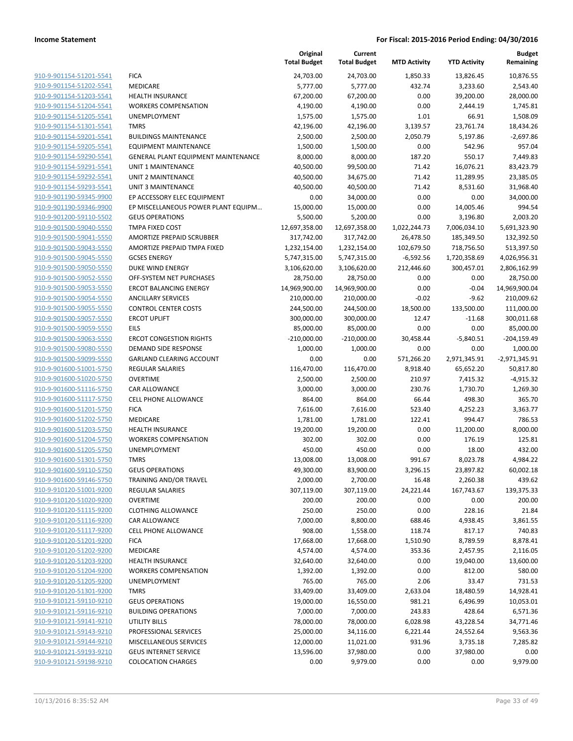**Income Statement** — For Fiscal: 2015-2016 Period Ending: 04/30/2016

| | | Original Total Budget | Current Total Budget | MTD Activity | YTD Activity | Budget Remaining |
|---|---|---|---|---|---|---|
| 910-9-901154-51201-5541 | FICA | 24,703.00 | 24,703.00 | 1,850.33 | 13,826.45 | 10,876.55 |
| 910-9-901154-51202-5541 | MEDICARE | 5,777.00 | 5,777.00 | 432.74 | 3,233.60 | 2,543.40 |
| 910-9-901154-51203-5541 | HEALTH INSURANCE | 67,200.00 | 67,200.00 | 0.00 | 39,200.00 | 28,000.00 |
| 910-9-901154-51204-5541 | WORKERS COMPENSATION | 4,190.00 | 4,190.00 | 0.00 | 2,444.19 | 1,745.81 |
| 910-9-901154-51205-5541 | UNEMPLOYMENT | 1,575.00 | 1,575.00 | 1.01 | 66.91 | 1,508.09 |
| 910-9-901154-51301-5541 | TMRS | 42,196.00 | 42,196.00 | 3,139.57 | 23,761.74 | 18,434.26 |
| 910-9-901154-59201-5541 | BUILDINGS MAINTENANCE | 2,500.00 | 2,500.00 | 2,050.79 | 5,197.86 | -2,697.86 |
| 910-9-901154-59205-5541 | EQUIPMENT MAINTENANCE | 1,500.00 | 1,500.00 | 0.00 | 542.96 | 957.04 |
| 910-9-901154-59290-5541 | GENERAL PLANT EQUIPMENT MAINTENANCE | 8,000.00 | 8,000.00 | 187.20 | 550.17 | 7,449.83 |
| 910-9-901154-59291-5541 | UNIT 1 MAINTENANCE | 40,500.00 | 99,500.00 | 71.42 | 16,076.21 | 83,423.79 |
| 910-9-901154-59292-5541 | UNIT 2 MAINTENANCE | 40,500.00 | 34,675.00 | 71.42 | 11,289.95 | 23,385.05 |
| 910-9-901154-59293-5541 | UNIT 3 MAINTENANCE | 40,500.00 | 40,500.00 | 71.42 | 8,531.60 | 31,968.40 |
| 910-9-901190-59345-9900 | EP ACCESSORY ELEC EQUIPMENT | 0.00 | 34,000.00 | 0.00 | 0.00 | 34,000.00 |
| 910-9-901190-59346-9900 | EP MISCELLANEOUS POWER PLANT EQUIPM... | 15,000.00 | 15,000.00 | 0.00 | 14,005.46 | 994.54 |
| 910-9-901200-59110-5502 | GEUS OPERATIONS | 5,500.00 | 5,200.00 | 0.00 | 3,196.80 | 2,003.20 |
| 910-9-901500-59040-5550 | TMPA FIXED COST | 12,697,358.00 | 12,697,358.00 | 1,022,244.73 | 7,006,034.10 | 5,691,323.90 |
| 910-9-901500-59041-5550 | AMORTIZE PREPAID SCRUBBER | 317,742.00 | 317,742.00 | 26,478.50 | 185,349.50 | 132,392.50 |
| 910-9-901500-59043-5550 | AMORTIZE PREPAID TMPA FIXED | 1,232,154.00 | 1,232,154.00 | 102,679.50 | 718,756.50 | 513,397.50 |
| 910-9-901500-59045-5550 | GCSES ENERGY | 5,747,315.00 | 5,747,315.00 | -6,592.56 | 1,720,358.69 | 4,026,956.31 |
| 910-9-901500-59050-5550 | DUKE WIND ENERGY | 3,106,620.00 | 3,106,620.00 | 212,446.60 | 300,457.01 | 2,806,162.99 |
| 910-9-901500-59052-5550 | OFF-SYSTEM NET PURCHASES | 28,750.00 | 28,750.00 | 0.00 | 0.00 | 28,750.00 |
| 910-9-901500-59053-5550 | ERCOT BALANCING ENERGY | 14,969,900.00 | 14,969,900.00 | 0.00 | -0.04 | 14,969,900.04 |
| 910-9-901500-59054-5550 | ANCILLARY SERVICES | 210,000.00 | 210,000.00 | -0.02 | -9.62 | 210,009.62 |
| 910-9-901500-59055-5550 | CONTROL CENTER COSTS | 244,500.00 | 244,500.00 | 18,500.00 | 133,500.00 | 111,000.00 |
| 910-9-901500-59057-5550 | ERCOT UPLIFT | 300,000.00 | 300,000.00 | 12.47 | -11.68 | 300,011.68 |
| 910-9-901500-59059-5550 | EILS | 85,000.00 | 85,000.00 | 0.00 | 0.00 | 85,000.00 |
| 910-9-901500-59063-5550 | ERCOT CONGESTION RIGHTS | -210,000.00 | -210,000.00 | 30,458.44 | -5,840.51 | -204,159.49 |
| 910-9-901500-59080-5550 | DEMAND SIDE RESPONSE | 1,000.00 | 1,000.00 | 0.00 | 0.00 | 1,000.00 |
| 910-9-901500-59099-5550 | GARLAND CLEARING ACCOUNT | 0.00 | 0.00 | 571,266.20 | 2,971,345.91 | -2,971,345.91 |
| 910-9-901600-51001-5750 | REGULAR SALARIES | 116,470.00 | 116,470.00 | 8,918.40 | 65,652.20 | 50,817.80 |
| 910-9-901600-51020-5750 | OVERTIME | 2,500.00 | 2,500.00 | 210.97 | 7,415.32 | -4,915.32 |
| 910-9-901600-51116-5750 | CAR ALLOWANCE | 3,000.00 | 3,000.00 | 230.76 | 1,730.70 | 1,269.30 |
| 910-9-901600-51117-5750 | CELL PHONE ALLOWANCE | 864.00 | 864.00 | 66.44 | 498.30 | 365.70 |
| 910-9-901600-51201-5750 | FICA | 7,616.00 | 7,616.00 | 523.40 | 4,252.23 | 3,363.77 |
| 910-9-901600-51202-5750 | MEDICARE | 1,781.00 | 1,781.00 | 122.41 | 994.47 | 786.53 |
| 910-9-901600-51203-5750 | HEALTH INSURANCE | 19,200.00 | 19,200.00 | 0.00 | 11,200.00 | 8,000.00 |
| 910-9-901600-51204-5750 | WORKERS COMPENSATION | 302.00 | 302.00 | 0.00 | 176.19 | 125.81 |
| 910-9-901600-51205-5750 | UNEMPLOYMENT | 450.00 | 450.00 | 0.00 | 18.00 | 432.00 |
| 910-9-901600-51301-5750 | TMRS | 13,008.00 | 13,008.00 | 991.67 | 8,023.78 | 4,984.22 |
| 910-9-901600-59110-5750 | GEUS OPERATIONS | 49,300.00 | 83,900.00 | 3,296.15 | 23,897.82 | 60,002.18 |
| 910-9-901600-59146-5750 | TRAINING AND/OR TRAVEL | 2,000.00 | 2,700.00 | 16.48 | 2,260.38 | 439.62 |
| 910-9-910120-51001-9200 | REGULAR SALARIES | 307,119.00 | 307,119.00 | 24,221.44 | 167,743.67 | 139,375.33 |
| 910-9-910120-51020-9200 | OVERTIME | 200.00 | 200.00 | 0.00 | 0.00 | 200.00 |
| 910-9-910120-51115-9200 | CLOTHING ALLOWANCE | 250.00 | 250.00 | 0.00 | 228.16 | 21.84 |
| 910-9-910120-51116-9200 | CAR ALLOWANCE | 7,000.00 | 8,800.00 | 688.46 | 4,938.45 | 3,861.55 |
| 910-9-910120-51117-9200 | CELL PHONE ALLOWANCE | 908.00 | 1,558.00 | 118.74 | 817.17 | 740.83 |
| 910-9-910120-51201-9200 | FICA | 17,668.00 | 17,668.00 | 1,510.90 | 8,789.59 | 8,878.41 |
| 910-9-910120-51202-9200 | MEDICARE | 4,574.00 | 4,574.00 | 353.36 | 2,457.95 | 2,116.05 |
| 910-9-910120-51203-9200 | HEALTH INSURANCE | 32,640.00 | 32,640.00 | 0.00 | 19,040.00 | 13,600.00 |
| 910-9-910120-51204-9200 | WORKERS COMPENSATION | 1,392.00 | 1,392.00 | 0.00 | 812.00 | 580.00 |
| 910-9-910120-51205-9200 | UNEMPLOYMENT | 765.00 | 765.00 | 2.06 | 33.47 | 731.53 |
| 910-9-910120-51301-9200 | TMRS | 33,409.00 | 33,409.00 | 2,633.04 | 18,480.59 | 14,928.41 |
| 910-9-910121-59110-9210 | GEUS OPERATIONS | 19,000.00 | 16,550.00 | 981.21 | 6,496.99 | 10,053.01 |
| 910-9-910121-59116-9210 | BUILDING OPERATIONS | 7,000.00 | 7,000.00 | 243.83 | 428.64 | 6,571.36 |
| 910-9-910121-59141-9210 | UTILITY BILLS | 78,000.00 | 78,000.00 | 6,028.98 | 43,228.54 | 34,771.46 |
| 910-9-910121-59143-9210 | PROFESSIONAL SERVICES | 25,000.00 | 34,116.00 | 6,221.44 | 24,552.64 | 9,563.36 |
| 910-9-910121-59144-9210 | MISCELLANEOUS SERVICES | 12,000.00 | 11,021.00 | 931.96 | 3,735.18 | 7,285.82 |
| 910-9-910121-59193-9210 | GEUS INTERNET SERVICE | 13,596.00 | 37,980.00 | 0.00 | 37,980.00 | 0.00 |
| 910-9-910121-59198-9210 | COLOCATION CHARGES | 0.00 | 9,979.00 | 0.00 | 0.00 | 9,979.00 |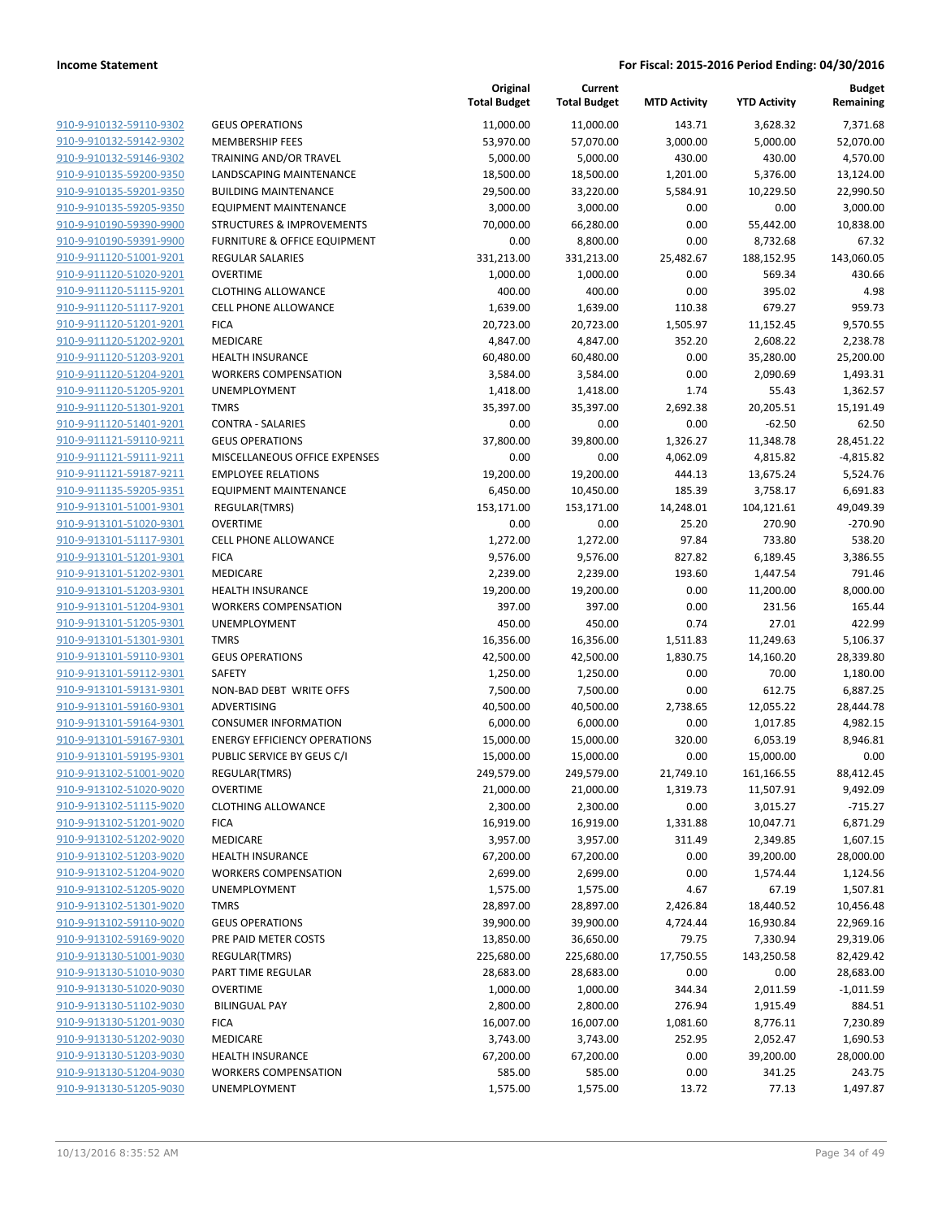**Income Statement** — For Fiscal: 2015-2016 Period Ending: 04/30/2016

| | | Original Total Budget | Current Total Budget | MTD Activity | YTD Activity | Budget Remaining |
|---|---|---|---|---|---|---|
| 910-9-910132-59110-9302 | GEUS OPERATIONS | 11,000.00 | 11,000.00 | 143.71 | 3,628.32 | 7,371.68 |
| 910-9-910132-59142-9302 | MEMBERSHIP FEES | 53,970.00 | 57,070.00 | 3,000.00 | 5,000.00 | 52,070.00 |
| 910-9-910132-59146-9302 | TRAINING AND/OR TRAVEL | 5,000.00 | 5,000.00 | 430.00 | 430.00 | 4,570.00 |
| 910-9-910135-59200-9350 | LANDSCAPING MAINTENANCE | 18,500.00 | 18,500.00 | 1,201.00 | 5,376.00 | 13,124.00 |
| 910-9-910135-59201-9350 | BUILDING MAINTENANCE | 29,500.00 | 33,220.00 | 5,584.91 | 10,229.50 | 22,990.50 |
| 910-9-910135-59205-9350 | EQUIPMENT MAINTENANCE | 3,000.00 | 3,000.00 | 0.00 | 0.00 | 3,000.00 |
| 910-9-910190-59390-9900 | STRUCTURES & IMPROVEMENTS | 70,000.00 | 66,280.00 | 0.00 | 55,442.00 | 10,838.00 |
| 910-9-910190-59391-9900 | FURNITURE & OFFICE EQUIPMENT | 0.00 | 8,800.00 | 0.00 | 8,732.68 | 67.32 |
| 910-9-911120-51001-9201 | REGULAR SALARIES | 331,213.00 | 331,213.00 | 25,482.67 | 188,152.95 | 143,060.05 |
| 910-9-911120-51020-9201 | OVERTIME | 1,000.00 | 1,000.00 | 0.00 | 569.34 | 430.66 |
| 910-9-911120-51115-9201 | CLOTHING ALLOWANCE | 400.00 | 400.00 | 0.00 | 395.02 | 4.98 |
| 910-9-911120-51117-9201 | CELL PHONE ALLOWANCE | 1,639.00 | 1,639.00 | 110.38 | 679.27 | 959.73 |
| 910-9-911120-51201-9201 | FICA | 20,723.00 | 20,723.00 | 1,505.97 | 11,152.45 | 9,570.55 |
| 910-9-911120-51202-9201 | MEDICARE | 4,847.00 | 4,847.00 | 352.20 | 2,608.22 | 2,238.78 |
| 910-9-911120-51203-9201 | HEALTH INSURANCE | 60,480.00 | 60,480.00 | 0.00 | 35,280.00 | 25,200.00 |
| 910-9-911120-51204-9201 | WORKERS COMPENSATION | 3,584.00 | 3,584.00 | 0.00 | 2,090.69 | 1,493.31 |
| 910-9-911120-51205-9201 | UNEMPLOYMENT | 1,418.00 | 1,418.00 | 1.74 | 55.43 | 1,362.57 |
| 910-9-911120-51301-9201 | TMRS | 35,397.00 | 35,397.00 | 2,692.38 | 20,205.51 | 15,191.49 |
| 910-9-911120-51401-9201 | CONTRA - SALARIES | 0.00 | 0.00 | 0.00 | -62.50 | 62.50 |
| 910-9-911121-59110-9211 | GEUS OPERATIONS | 37,800.00 | 39,800.00 | 1,326.27 | 11,348.78 | 28,451.22 |
| 910-9-911121-59111-9211 | MISCELLANEOUS OFFICE EXPENSES | 0.00 | 0.00 | 4,062.09 | 4,815.82 | -4,815.82 |
| 910-9-911121-59187-9211 | EMPLOYEE RELATIONS | 19,200.00 | 19,200.00 | 444.13 | 13,675.24 | 5,524.76 |
| 910-9-911135-59205-9351 | EQUIPMENT MAINTENANCE | 6,450.00 | 10,450.00 | 185.39 | 3,758.17 | 6,691.83 |
| 910-9-913101-51001-9301 | REGULAR(TMRS) | 153,171.00 | 153,171.00 | 14,248.01 | 104,121.61 | 49,049.39 |
| 910-9-913101-51020-9301 | OVERTIME | 0.00 | 0.00 | 25.20 | 270.90 | -270.90 |
| 910-9-913101-51117-9301 | CELL PHONE ALLOWANCE | 1,272.00 | 1,272.00 | 97.84 | 733.80 | 538.20 |
| 910-9-913101-51201-9301 | FICA | 9,576.00 | 9,576.00 | 827.82 | 6,189.45 | 3,386.55 |
| 910-9-913101-51202-9301 | MEDICARE | 2,239.00 | 2,239.00 | 193.60 | 1,447.54 | 791.46 |
| 910-9-913101-51203-9301 | HEALTH INSURANCE | 19,200.00 | 19,200.00 | 0.00 | 11,200.00 | 8,000.00 |
| 910-9-913101-51204-9301 | WORKERS COMPENSATION | 397.00 | 397.00 | 0.00 | 231.56 | 165.44 |
| 910-9-913101-51205-9301 | UNEMPLOYMENT | 450.00 | 450.00 | 0.74 | 27.01 | 422.99 |
| 910-9-913101-51301-9301 | TMRS | 16,356.00 | 16,356.00 | 1,511.83 | 11,249.63 | 5,106.37 |
| 910-9-913101-59110-9301 | GEUS OPERATIONS | 42,500.00 | 42,500.00 | 1,830.75 | 14,160.20 | 28,339.80 |
| 910-9-913101-59112-9301 | SAFETY | 1,250.00 | 1,250.00 | 0.00 | 70.00 | 1,180.00 |
| 910-9-913101-59131-9301 | NON-BAD DEBT WRITE OFFS | 7,500.00 | 7,500.00 | 0.00 | 612.75 | 6,887.25 |
| 910-9-913101-59160-9301 | ADVERTISING | 40,500.00 | 40,500.00 | 2,738.65 | 12,055.22 | 28,444.78 |
| 910-9-913101-59164-9301 | CONSUMER INFORMATION | 6,000.00 | 6,000.00 | 0.00 | 1,017.85 | 4,982.15 |
| 910-9-913101-59167-9301 | ENERGY EFFICIENCY OPERATIONS | 15,000.00 | 15,000.00 | 320.00 | 6,053.19 | 8,946.81 |
| 910-9-913101-59195-9301 | PUBLIC SERVICE BY GEUS C/I | 15,000.00 | 15,000.00 | 0.00 | 15,000.00 | 0.00 |
| 910-9-913102-51001-9020 | REGULAR(TMRS) | 249,579.00 | 249,579.00 | 21,749.10 | 161,166.55 | 88,412.45 |
| 910-9-913102-51020-9020 | OVERTIME | 21,000.00 | 21,000.00 | 1,319.73 | 11,507.91 | 9,492.09 |
| 910-9-913102-51115-9020 | CLOTHING ALLOWANCE | 2,300.00 | 2,300.00 | 0.00 | 3,015.27 | -715.27 |
| 910-9-913102-51201-9020 | FICA | 16,919.00 | 16,919.00 | 1,331.88 | 10,047.71 | 6,871.29 |
| 910-9-913102-51202-9020 | MEDICARE | 3,957.00 | 3,957.00 | 311.49 | 2,349.85 | 1,607.15 |
| 910-9-913102-51203-9020 | HEALTH INSURANCE | 67,200.00 | 67,200.00 | 0.00 | 39,200.00 | 28,000.00 |
| 910-9-913102-51204-9020 | WORKERS COMPENSATION | 2,699.00 | 2,699.00 | 0.00 | 1,574.44 | 1,124.56 |
| 910-9-913102-51205-9020 | UNEMPLOYMENT | 1,575.00 | 1,575.00 | 4.67 | 67.19 | 1,507.81 |
| 910-9-913102-51301-9020 | TMRS | 28,897.00 | 28,897.00 | 2,426.84 | 18,440.52 | 10,456.48 |
| 910-9-913102-59110-9020 | GEUS OPERATIONS | 39,900.00 | 39,900.00 | 4,724.44 | 16,930.84 | 22,969.16 |
| 910-9-913102-59169-9020 | PRE PAID METER COSTS | 13,850.00 | 36,650.00 | 79.75 | 7,330.94 | 29,319.06 |
| 910-9-913130-51001-9030 | REGULAR(TMRS) | 225,680.00 | 225,680.00 | 17,750.55 | 143,250.58 | 82,429.42 |
| 910-9-913130-51010-9030 | PART TIME REGULAR | 28,683.00 | 28,683.00 | 0.00 | 0.00 | 28,683.00 |
| 910-9-913130-51020-9030 | OVERTIME | 1,000.00 | 1,000.00 | 344.34 | 2,011.59 | -1,011.59 |
| 910-9-913130-51102-9030 | BILINGUAL PAY | 2,800.00 | 2,800.00 | 276.94 | 1,915.49 | 884.51 |
| 910-9-913130-51201-9030 | FICA | 16,007.00 | 16,007.00 | 1,081.60 | 8,776.11 | 7,230.89 |
| 910-9-913130-51202-9030 | MEDICARE | 3,743.00 | 3,743.00 | 252.95 | 2,052.47 | 1,690.53 |
| 910-9-913130-51203-9030 | HEALTH INSURANCE | 67,200.00 | 67,200.00 | 0.00 | 39,200.00 | 28,000.00 |
| 910-9-913130-51204-9030 | WORKERS COMPENSATION | 585.00 | 585.00 | 0.00 | 341.25 | 243.75 |
| 910-9-913130-51205-9030 | UNEMPLOYMENT | 1,575.00 | 1,575.00 | 13.72 | 77.13 | 1,497.87 |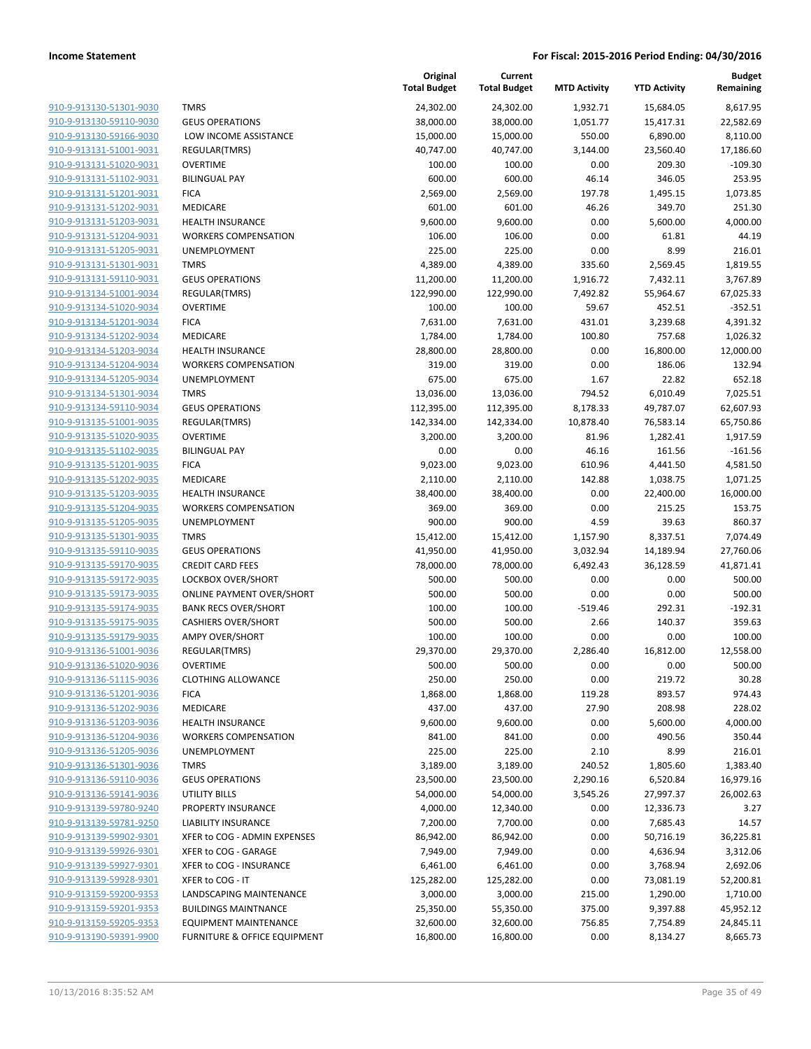| | | Original Total Budget | Current Total Budget | MTD Activity | YTD Activity | Budget Remaining |
|---|---|---|---|---|---|---|
| 910-9-913130-51301-9030 | TMRS | 24,302.00 | 24,302.00 | 1,932.71 | 15,684.05 | 8,617.95 |
| 910-9-913130-59110-9030 | GEUS OPERATIONS | 38,000.00 | 38,000.00 | 1,051.77 | 15,417.31 | 22,582.69 |
| 910-9-913130-59166-9030 | LOW INCOME ASSISTANCE | 15,000.00 | 15,000.00 | 550.00 | 6,890.00 | 8,110.00 |
| 910-9-913131-51001-9031 | REGULAR(TMRS) | 40,747.00 | 40,747.00 | 3,144.00 | 23,560.40 | 17,186.60 |
| 910-9-913131-51020-9031 | OVERTIME | 100.00 | 100.00 | 0.00 | 209.30 | -109.30 |
| 910-9-913131-51102-9031 | BILINGUAL PAY | 600.00 | 600.00 | 46.14 | 346.05 | 253.95 |
| 910-9-913131-51201-9031 | FICA | 2,569.00 | 2,569.00 | 197.78 | 1,495.15 | 1,073.85 |
| 910-9-913131-51202-9031 | MEDICARE | 601.00 | 601.00 | 46.26 | 349.70 | 251.30 |
| 910-9-913131-51203-9031 | HEALTH INSURANCE | 9,600.00 | 9,600.00 | 0.00 | 5,600.00 | 4,000.00 |
| 910-9-913131-51204-9031 | WORKERS COMPENSATION | 106.00 | 106.00 | 0.00 | 61.81 | 44.19 |
| 910-9-913131-51205-9031 | UNEMPLOYMENT | 225.00 | 225.00 | 0.00 | 8.99 | 216.01 |
| 910-9-913131-51301-9031 | TMRS | 4,389.00 | 4,389.00 | 335.60 | 2,569.45 | 1,819.55 |
| 910-9-913131-59110-9031 | GEUS OPERATIONS | 11,200.00 | 11,200.00 | 1,916.72 | 7,432.11 | 3,767.89 |
| 910-9-913134-51001-9034 | REGULAR(TMRS) | 122,990.00 | 122,990.00 | 7,492.82 | 55,964.67 | 67,025.33 |
| 910-9-913134-51020-9034 | OVERTIME | 100.00 | 100.00 | 59.67 | 452.51 | -352.51 |
| 910-9-913134-51201-9034 | FICA | 7,631.00 | 7,631.00 | 431.01 | 3,239.68 | 4,391.32 |
| 910-9-913134-51202-9034 | MEDICARE | 1,784.00 | 1,784.00 | 100.80 | 757.68 | 1,026.32 |
| 910-9-913134-51203-9034 | HEALTH INSURANCE | 28,800.00 | 28,800.00 | 0.00 | 16,800.00 | 12,000.00 |
| 910-9-913134-51204-9034 | WORKERS COMPENSATION | 319.00 | 319.00 | 0.00 | 186.06 | 132.94 |
| 910-9-913134-51205-9034 | UNEMPLOYMENT | 675.00 | 675.00 | 1.67 | 22.82 | 652.18 |
| 910-9-913134-51301-9034 | TMRS | 13,036.00 | 13,036.00 | 794.52 | 6,010.49 | 7,025.51 |
| 910-9-913134-59110-9034 | GEUS OPERATIONS | 112,395.00 | 112,395.00 | 8,178.33 | 49,787.07 | 62,607.93 |
| 910-9-913135-51001-9035 | REGULAR(TMRS) | 142,334.00 | 142,334.00 | 10,878.40 | 76,583.14 | 65,750.86 |
| 910-9-913135-51020-9035 | OVERTIME | 3,200.00 | 3,200.00 | 81.96 | 1,282.41 | 1,917.59 |
| 910-9-913135-51102-9035 | BILINGUAL PAY | 0.00 | 0.00 | 46.16 | 161.56 | -161.56 |
| 910-9-913135-51201-9035 | FICA | 9,023.00 | 9,023.00 | 610.96 | 4,441.50 | 4,581.50 |
| 910-9-913135-51202-9035 | MEDICARE | 2,110.00 | 2,110.00 | 142.88 | 1,038.75 | 1,071.25 |
| 910-9-913135-51203-9035 | HEALTH INSURANCE | 38,400.00 | 38,400.00 | 0.00 | 22,400.00 | 16,000.00 |
| 910-9-913135-51204-9035 | WORKERS COMPENSATION | 369.00 | 369.00 | 0.00 | 215.25 | 153.75 |
| 910-9-913135-51205-9035 | UNEMPLOYMENT | 900.00 | 900.00 | 4.59 | 39.63 | 860.37 |
| 910-9-913135-51301-9035 | TMRS | 15,412.00 | 15,412.00 | 1,157.90 | 8,337.51 | 7,074.49 |
| 910-9-913135-59110-9035 | GEUS OPERATIONS | 41,950.00 | 41,950.00 | 3,032.94 | 14,189.94 | 27,760.06 |
| 910-9-913135-59170-9035 | CREDIT CARD FEES | 78,000.00 | 78,000.00 | 6,492.43 | 36,128.59 | 41,871.41 |
| 910-9-913135-59172-9035 | LOCKBOX OVER/SHORT | 500.00 | 500.00 | 0.00 | 0.00 | 500.00 |
| 910-9-913135-59173-9035 | ONLINE PAYMENT OVER/SHORT | 500.00 | 500.00 | 0.00 | 0.00 | 500.00 |
| 910-9-913135-59174-9035 | BANK RECS OVER/SHORT | 100.00 | 100.00 | -519.46 | 292.31 | -192.31 |
| 910-9-913135-59175-9035 | CASHIERS OVER/SHORT | 500.00 | 500.00 | 2.66 | 140.37 | 359.63 |
| 910-9-913135-59179-9035 | AMPY OVER/SHORT | 100.00 | 100.00 | 0.00 | 0.00 | 100.00 |
| 910-9-913136-51001-9036 | REGULAR(TMRS) | 29,370.00 | 29,370.00 | 2,286.40 | 16,812.00 | 12,558.00 |
| 910-9-913136-51020-9036 | OVERTIME | 500.00 | 500.00 | 0.00 | 0.00 | 500.00 |
| 910-9-913136-51115-9036 | CLOTHING ALLOWANCE | 250.00 | 250.00 | 0.00 | 219.72 | 30.28 |
| 910-9-913136-51201-9036 | FICA | 1,868.00 | 1,868.00 | 119.28 | 893.57 | 974.43 |
| 910-9-913136-51202-9036 | MEDICARE | 437.00 | 437.00 | 27.90 | 208.98 | 228.02 |
| 910-9-913136-51203-9036 | HEALTH INSURANCE | 9,600.00 | 9,600.00 | 0.00 | 5,600.00 | 4,000.00 |
| 910-9-913136-51204-9036 | WORKERS COMPENSATION | 841.00 | 841.00 | 0.00 | 490.56 | 350.44 |
| 910-9-913136-51205-9036 | UNEMPLOYMENT | 225.00 | 225.00 | 2.10 | 8.99 | 216.01 |
| 910-9-913136-51301-9036 | TMRS | 3,189.00 | 3,189.00 | 240.52 | 1,805.60 | 1,383.40 |
| 910-9-913136-59110-9036 | GEUS OPERATIONS | 23,500.00 | 23,500.00 | 2,290.16 | 6,520.84 | 16,979.16 |
| 910-9-913136-59141-9036 | UTILITY BILLS | 54,000.00 | 54,000.00 | 3,545.26 | 27,997.37 | 26,002.63 |
| 910-9-913139-59780-9240 | PROPERTY INSURANCE | 4,000.00 | 12,340.00 | 0.00 | 12,336.73 | 3.27 |
| 910-9-913139-59781-9250 | LIABILITY INSURANCE | 7,200.00 | 7,700.00 | 0.00 | 7,685.43 | 14.57 |
| 910-9-913139-59902-9301 | XFER to COG - ADMIN EXPENSES | 86,942.00 | 86,942.00 | 0.00 | 50,716.19 | 36,225.81 |
| 910-9-913139-59926-9301 | XFER to COG - GARAGE | 7,949.00 | 7,949.00 | 0.00 | 4,636.94 | 3,312.06 |
| 910-9-913139-59927-9301 | XFER to COG - INSURANCE | 6,461.00 | 6,461.00 | 0.00 | 3,768.94 | 2,692.06 |
| 910-9-913139-59928-9301 | XFER to COG - IT | 125,282.00 | 125,282.00 | 0.00 | 73,081.19 | 52,200.81 |
| 910-9-913159-59200-9353 | LANDSCAPING MAINTENANCE | 3,000.00 | 3,000.00 | 215.00 | 1,290.00 | 1,710.00 |
| 910-9-913159-59201-9353 | BUILDINGS MAINTNANCE | 25,350.00 | 55,350.00 | 375.00 | 9,397.88 | 45,952.12 |
| 910-9-913159-59205-9353 | EQUIPMENT MAINTENANCE | 32,600.00 | 32,600.00 | 756.85 | 7,754.89 | 24,845.11 |
| 910-9-913190-59391-9900 | FURNITURE & OFFICE EQUIPMENT | 16,800.00 | 16,800.00 | 0.00 | 8,134.27 | 8,665.73 |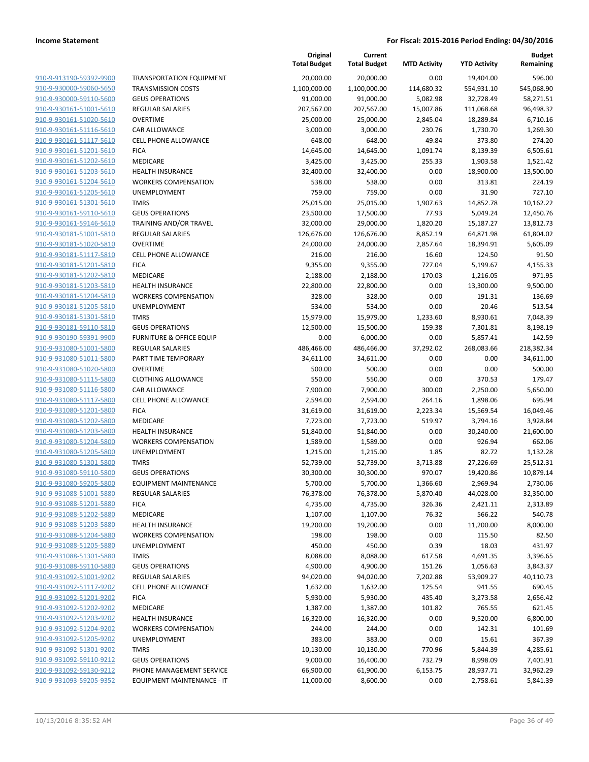**Income Statement** — **For Fiscal: 2015-2016 Period Ending: 04/30/2016**

| | | Original Total Budget | Current Total Budget | MTD Activity | YTD Activity | Budget Remaining |
|---|---|---|---|---|---|---|
| 910-9-913190-59392-9900 | TRANSPORTATION EQUIPMENT | 20,000.00 | 20,000.00 | 0.00 | 19,404.00 | 596.00 |
| 910-9-930000-59060-5650 | TRANSMISSION COSTS | 1,100,000.00 | 1,100,000.00 | 114,680.32 | 554,931.10 | 545,068.90 |
| 910-9-930000-59110-5600 | GEUS OPERATIONS | 91,000.00 | 91,000.00 | 5,082.98 | 32,728.49 | 58,271.51 |
| 910-9-930161-51001-5610 | REGULAR SALARIES | 207,567.00 | 207,567.00 | 15,007.86 | 111,068.68 | 96,498.32 |
| 910-9-930161-51020-5610 | OVERTIME | 25,000.00 | 25,000.00 | 2,845.04 | 18,289.84 | 6,710.16 |
| 910-9-930161-51116-5610 | CAR ALLOWANCE | 3,000.00 | 3,000.00 | 230.76 | 1,730.70 | 1,269.30 |
| 910-9-930161-51117-5610 | CELL PHONE ALLOWANCE | 648.00 | 648.00 | 49.84 | 373.80 | 274.20 |
| 910-9-930161-51201-5610 | FICA | 14,645.00 | 14,645.00 | 1,091.74 | 8,139.39 | 6,505.61 |
| 910-9-930161-51202-5610 | MEDICARE | 3,425.00 | 3,425.00 | 255.33 | 1,903.58 | 1,521.42 |
| 910-9-930161-51203-5610 | HEALTH INSURANCE | 32,400.00 | 32,400.00 | 0.00 | 18,900.00 | 13,500.00 |
| 910-9-930161-51204-5610 | WORKERS COMPENSATION | 538.00 | 538.00 | 0.00 | 313.81 | 224.19 |
| 910-9-930161-51205-5610 | UNEMPLOYMENT | 759.00 | 759.00 | 0.00 | 31.90 | 727.10 |
| 910-9-930161-51301-5610 | TMRS | 25,015.00 | 25,015.00 | 1,907.63 | 14,852.78 | 10,162.22 |
| 910-9-930161-59110-5610 | GEUS OPERATIONS | 23,500.00 | 17,500.00 | 77.93 | 5,049.24 | 12,450.76 |
| 910-9-930161-59146-5610 | TRAINING AND/OR TRAVEL | 32,000.00 | 29,000.00 | 1,820.20 | 15,187.27 | 13,812.73 |
| 910-9-930181-51001-5810 | REGULAR SALARIES | 126,676.00 | 126,676.00 | 8,852.19 | 64,871.98 | 61,804.02 |
| 910-9-930181-51020-5810 | OVERTIME | 24,000.00 | 24,000.00 | 2,857.64 | 18,394.91 | 5,605.09 |
| 910-9-930181-51117-5810 | CELL PHONE ALLOWANCE | 216.00 | 216.00 | 16.60 | 124.50 | 91.50 |
| 910-9-930181-51201-5810 | FICA | 9,355.00 | 9,355.00 | 727.04 | 5,199.67 | 4,155.33 |
| 910-9-930181-51202-5810 | MEDICARE | 2,188.00 | 2,188.00 | 170.03 | 1,216.05 | 971.95 |
| 910-9-930181-51203-5810 | HEALTH INSURANCE | 22,800.00 | 22,800.00 | 0.00 | 13,300.00 | 9,500.00 |
| 910-9-930181-51204-5810 | WORKERS COMPENSATION | 328.00 | 328.00 | 0.00 | 191.31 | 136.69 |
| 910-9-930181-51205-5810 | UNEMPLOYMENT | 534.00 | 534.00 | 0.00 | 20.46 | 513.54 |
| 910-9-930181-51301-5810 | TMRS | 15,979.00 | 15,979.00 | 1,233.60 | 8,930.61 | 7,048.39 |
| 910-9-930181-59110-5810 | GEUS OPERATIONS | 12,500.00 | 15,500.00 | 159.38 | 7,301.81 | 8,198.19 |
| 910-9-930190-59391-9900 | FURNITURE & OFFICE EQUIP | 0.00 | 6,000.00 | 0.00 | 5,857.41 | 142.59 |
| 910-9-931080-51001-5800 | REGULAR SALARIES | 486,466.00 | 486,466.00 | 37,292.02 | 268,083.66 | 218,382.34 |
| 910-9-931080-51011-5800 | PART TIME TEMPORARY | 34,611.00 | 34,611.00 | 0.00 | 0.00 | 34,611.00 |
| 910-9-931080-51020-5800 | OVERTIME | 500.00 | 500.00 | 0.00 | 0.00 | 500.00 |
| 910-9-931080-51115-5800 | CLOTHING ALLOWANCE | 550.00 | 550.00 | 0.00 | 370.53 | 179.47 |
| 910-9-931080-51116-5800 | CAR ALLOWANCE | 7,900.00 | 7,900.00 | 300.00 | 2,250.00 | 5,650.00 |
| 910-9-931080-51117-5800 | CELL PHONE ALLOWANCE | 2,594.00 | 2,594.00 | 264.16 | 1,898.06 | 695.94 |
| 910-9-931080-51201-5800 | FICA | 31,619.00 | 31,619.00 | 2,223.34 | 15,569.54 | 16,049.46 |
| 910-9-931080-51202-5800 | MEDICARE | 7,723.00 | 7,723.00 | 519.97 | 3,794.16 | 3,928.84 |
| 910-9-931080-51203-5800 | HEALTH INSURANCE | 51,840.00 | 51,840.00 | 0.00 | 30,240.00 | 21,600.00 |
| 910-9-931080-51204-5800 | WORKERS COMPENSATION | 1,589.00 | 1,589.00 | 0.00 | 926.94 | 662.06 |
| 910-9-931080-51205-5800 | UNEMPLOYMENT | 1,215.00 | 1,215.00 | 1.85 | 82.72 | 1,132.28 |
| 910-9-931080-51301-5800 | TMRS | 52,739.00 | 52,739.00 | 3,713.88 | 27,226.69 | 25,512.31 |
| 910-9-931080-59110-5800 | GEUS OPERATIONS | 30,300.00 | 30,300.00 | 970.07 | 19,420.86 | 10,879.14 |
| 910-9-931080-59205-5800 | EQUIPMENT MAINTENANCE | 5,700.00 | 5,700.00 | 1,366.60 | 2,969.94 | 2,730.06 |
| 910-9-931088-51001-5880 | REGULAR SALARIES | 76,378.00 | 76,378.00 | 5,870.40 | 44,028.00 | 32,350.00 |
| 910-9-931088-51201-5880 | FICA | 4,735.00 | 4,735.00 | 326.36 | 2,421.11 | 2,313.89 |
| 910-9-931088-51202-5880 | MEDICARE | 1,107.00 | 1,107.00 | 76.32 | 566.22 | 540.78 |
| 910-9-931088-51203-5880 | HEALTH INSURANCE | 19,200.00 | 19,200.00 | 0.00 | 11,200.00 | 8,000.00 |
| 910-9-931088-51204-5880 | WORKERS COMPENSATION | 198.00 | 198.00 | 0.00 | 115.50 | 82.50 |
| 910-9-931088-51205-5880 | UNEMPLOYMENT | 450.00 | 450.00 | 0.39 | 18.03 | 431.97 |
| 910-9-931088-51301-5880 | TMRS | 8,088.00 | 8,088.00 | 617.58 | 4,691.35 | 3,396.65 |
| 910-9-931088-59110-5880 | GEUS OPERATIONS | 4,900.00 | 4,900.00 | 151.26 | 1,056.63 | 3,843.37 |
| 910-9-931092-51001-9202 | REGULAR SALARIES | 94,020.00 | 94,020.00 | 7,202.88 | 53,909.27 | 40,110.73 |
| 910-9-931092-51117-9202 | CELL PHONE ALLOWANCE | 1,632.00 | 1,632.00 | 125.54 | 941.55 | 690.45 |
| 910-9-931092-51201-9202 | FICA | 5,930.00 | 5,930.00 | 435.40 | 3,273.58 | 2,656.42 |
| 910-9-931092-51202-9202 | MEDICARE | 1,387.00 | 1,387.00 | 101.82 | 765.55 | 621.45 |
| 910-9-931092-51203-9202 | HEALTH INSURANCE | 16,320.00 | 16,320.00 | 0.00 | 9,520.00 | 6,800.00 |
| 910-9-931092-51204-9202 | WORKERS COMPENSATION | 244.00 | 244.00 | 0.00 | 142.31 | 101.69 |
| 910-9-931092-51205-9202 | UNEMPLOYMENT | 383.00 | 383.00 | 0.00 | 15.61 | 367.39 |
| 910-9-931092-51301-9202 | TMRS | 10,130.00 | 10,130.00 | 770.96 | 5,844.39 | 4,285.61 |
| 910-9-931092-59110-9212 | GEUS OPERATIONS | 9,000.00 | 16,400.00 | 732.79 | 8,998.09 | 7,401.91 |
| 910-9-931092-59130-9212 | PHONE MANAGEMENT SERVICE | 66,900.00 | 61,900.00 | 6,153.75 | 28,937.71 | 32,962.29 |
| 910-9-931093-59205-9352 | EQUIPMENT MAINTENANCE - IT | 11,000.00 | 8,600.00 | 0.00 | 2,758.61 | 5,841.39 |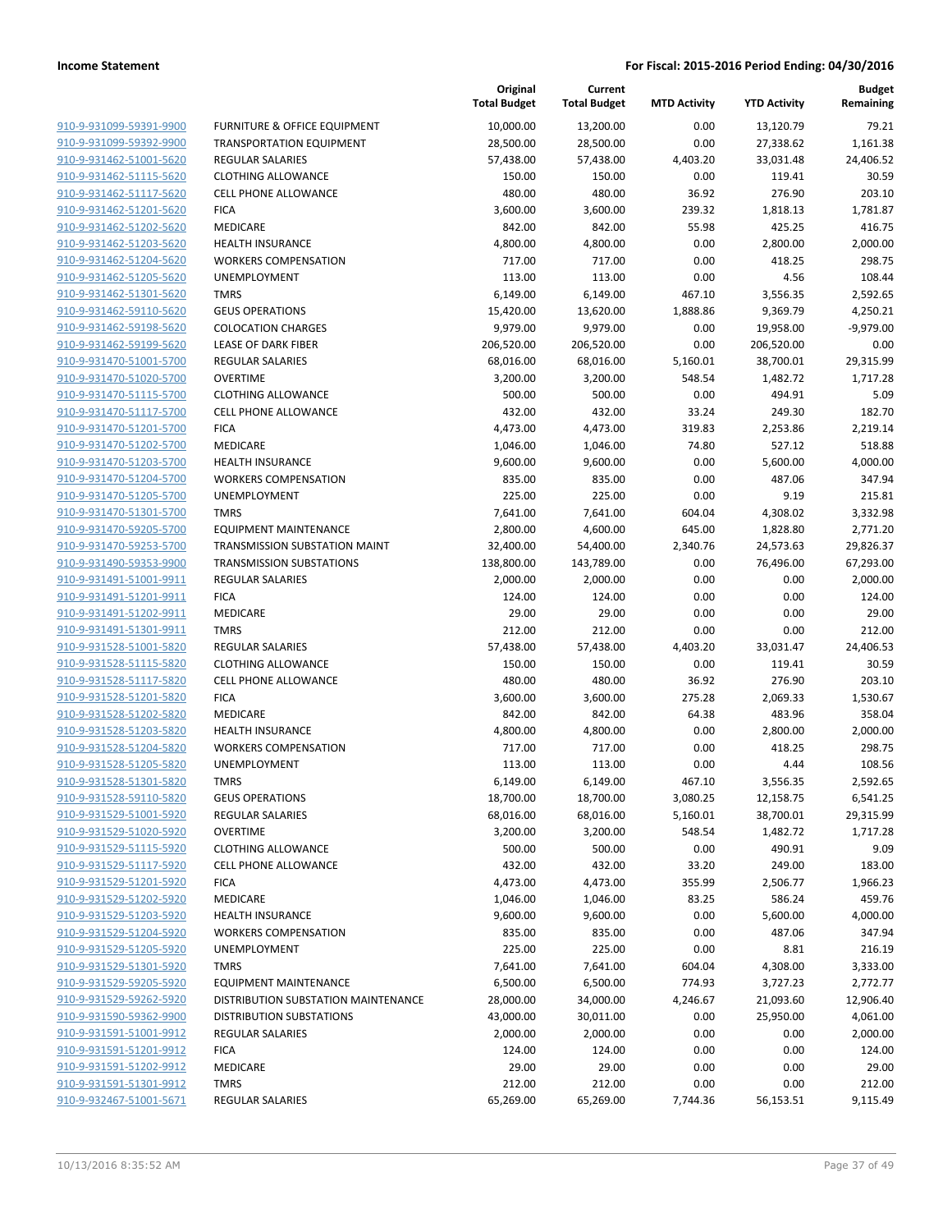**Income Statement** | **For Fiscal: 2015-2016 Period Ending: 04/30/2016**

| | | Original Total Budget | Current Total Budget | MTD Activity | YTD Activity | Budget Remaining |
|---|---|---|---|---|---|---|
| 910-9-931099-59391-9900 | FURNITURE & OFFICE EQUIPMENT | 10,000.00 | 13,200.00 | 0.00 | 13,120.79 | 79.21 |
| 910-9-931099-59392-9900 | TRANSPORTATION EQUIPMENT | 28,500.00 | 28,500.00 | 0.00 | 27,338.62 | 1,161.38 |
| 910-9-931462-51001-5620 | REGULAR SALARIES | 57,438.00 | 57,438.00 | 4,403.20 | 33,031.48 | 24,406.52 |
| 910-9-931462-51115-5620 | CLOTHING ALLOWANCE | 150.00 | 150.00 | 0.00 | 119.41 | 30.59 |
| 910-9-931462-51117-5620 | CELL PHONE ALLOWANCE | 480.00 | 480.00 | 36.92 | 276.90 | 203.10 |
| 910-9-931462-51201-5620 | FICA | 3,600.00 | 3,600.00 | 239.32 | 1,818.13 | 1,781.87 |
| 910-9-931462-51202-5620 | MEDICARE | 842.00 | 842.00 | 55.98 | 425.25 | 416.75 |
| 910-9-931462-51203-5620 | HEALTH INSURANCE | 4,800.00 | 4,800.00 | 0.00 | 2,800.00 | 2,000.00 |
| 910-9-931462-51204-5620 | WORKERS COMPENSATION | 717.00 | 717.00 | 0.00 | 418.25 | 298.75 |
| 910-9-931462-51205-5620 | UNEMPLOYMENT | 113.00 | 113.00 | 0.00 | 4.56 | 108.44 |
| 910-9-931462-51301-5620 | TMRS | 6,149.00 | 6,149.00 | 467.10 | 3,556.35 | 2,592.65 |
| 910-9-931462-59110-5620 | GEUS OPERATIONS | 15,420.00 | 13,620.00 | 1,888.86 | 9,369.79 | 4,250.21 |
| 910-9-931462-59198-5620 | COLOCATION CHARGES | 9,979.00 | 9,979.00 | 0.00 | 19,958.00 | -9,979.00 |
| 910-9-931462-59199-5620 | LEASE OF DARK FIBER | 206,520.00 | 206,520.00 | 0.00 | 206,520.00 | 0.00 |
| 910-9-931470-51001-5700 | REGULAR SALARIES | 68,016.00 | 68,016.00 | 5,160.01 | 38,700.01 | 29,315.99 |
| 910-9-931470-51020-5700 | OVERTIME | 3,200.00 | 3,200.00 | 548.54 | 1,482.72 | 1,717.28 |
| 910-9-931470-51115-5700 | CLOTHING ALLOWANCE | 500.00 | 500.00 | 0.00 | 494.91 | 5.09 |
| 910-9-931470-51117-5700 | CELL PHONE ALLOWANCE | 432.00 | 432.00 | 33.24 | 249.30 | 182.70 |
| 910-9-931470-51201-5700 | FICA | 4,473.00 | 4,473.00 | 319.83 | 2,253.86 | 2,219.14 |
| 910-9-931470-51202-5700 | MEDICARE | 1,046.00 | 1,046.00 | 74.80 | 527.12 | 518.88 |
| 910-9-931470-51203-5700 | HEALTH INSURANCE | 9,600.00 | 9,600.00 | 0.00 | 5,600.00 | 4,000.00 |
| 910-9-931470-51204-5700 | WORKERS COMPENSATION | 835.00 | 835.00 | 0.00 | 487.06 | 347.94 |
| 910-9-931470-51205-5700 | UNEMPLOYMENT | 225.00 | 225.00 | 0.00 | 9.19 | 215.81 |
| 910-9-931470-51301-5700 | TMRS | 7,641.00 | 7,641.00 | 604.04 | 4,308.02 | 3,332.98 |
| 910-9-931470-59205-5700 | EQUIPMENT MAINTENANCE | 2,800.00 | 4,600.00 | 645.00 | 1,828.80 | 2,771.20 |
| 910-9-931470-59253-5700 | TRANSMISSION SUBSTATION MAINT | 32,400.00 | 54,400.00 | 2,340.76 | 24,573.63 | 29,826.37 |
| 910-9-931490-59353-9900 | TRANSMISSION SUBSTATIONS | 138,800.00 | 143,789.00 | 0.00 | 76,496.00 | 67,293.00 |
| 910-9-931491-51001-9911 | REGULAR SALARIES | 2,000.00 | 2,000.00 | 0.00 | 0.00 | 2,000.00 |
| 910-9-931491-51201-9911 | FICA | 124.00 | 124.00 | 0.00 | 0.00 | 124.00 |
| 910-9-931491-51202-9911 | MEDICARE | 29.00 | 29.00 | 0.00 | 0.00 | 29.00 |
| 910-9-931491-51301-9911 | TMRS | 212.00 | 212.00 | 0.00 | 0.00 | 212.00 |
| 910-9-931528-51001-5820 | REGULAR SALARIES | 57,438.00 | 57,438.00 | 4,403.20 | 33,031.47 | 24,406.53 |
| 910-9-931528-51115-5820 | CLOTHING ALLOWANCE | 150.00 | 150.00 | 0.00 | 119.41 | 30.59 |
| 910-9-931528-51117-5820 | CELL PHONE ALLOWANCE | 480.00 | 480.00 | 36.92 | 276.90 | 203.10 |
| 910-9-931528-51201-5820 | FICA | 3,600.00 | 3,600.00 | 275.28 | 2,069.33 | 1,530.67 |
| 910-9-931528-51202-5820 | MEDICARE | 842.00 | 842.00 | 64.38 | 483.96 | 358.04 |
| 910-9-931528-51203-5820 | HEALTH INSURANCE | 4,800.00 | 4,800.00 | 0.00 | 2,800.00 | 2,000.00 |
| 910-9-931528-51204-5820 | WORKERS COMPENSATION | 717.00 | 717.00 | 0.00 | 418.25 | 298.75 |
| 910-9-931528-51205-5820 | UNEMPLOYMENT | 113.00 | 113.00 | 0.00 | 4.44 | 108.56 |
| 910-9-931528-51301-5820 | TMRS | 6,149.00 | 6,149.00 | 467.10 | 3,556.35 | 2,592.65 |
| 910-9-931528-59110-5820 | GEUS OPERATIONS | 18,700.00 | 18,700.00 | 3,080.25 | 12,158.75 | 6,541.25 |
| 910-9-931529-51001-5920 | REGULAR SALARIES | 68,016.00 | 68,016.00 | 5,160.01 | 38,700.01 | 29,315.99 |
| 910-9-931529-51020-5920 | OVERTIME | 3,200.00 | 3,200.00 | 548.54 | 1,482.72 | 1,717.28 |
| 910-9-931529-51115-5920 | CLOTHING ALLOWANCE | 500.00 | 500.00 | 0.00 | 490.91 | 9.09 |
| 910-9-931529-51117-5920 | CELL PHONE ALLOWANCE | 432.00 | 432.00 | 33.20 | 249.00 | 183.00 |
| 910-9-931529-51201-5920 | FICA | 4,473.00 | 4,473.00 | 355.99 | 2,506.77 | 1,966.23 |
| 910-9-931529-51202-5920 | MEDICARE | 1,046.00 | 1,046.00 | 83.25 | 586.24 | 459.76 |
| 910-9-931529-51203-5920 | HEALTH INSURANCE | 9,600.00 | 9,600.00 | 0.00 | 5,600.00 | 4,000.00 |
| 910-9-931529-51204-5920 | WORKERS COMPENSATION | 835.00 | 835.00 | 0.00 | 487.06 | 347.94 |
| 910-9-931529-51205-5920 | UNEMPLOYMENT | 225.00 | 225.00 | 0.00 | 8.81 | 216.19 |
| 910-9-931529-51301-5920 | TMRS | 7,641.00 | 7,641.00 | 604.04 | 4,308.00 | 3,333.00 |
| 910-9-931529-59205-5920 | EQUIPMENT MAINTENANCE | 6,500.00 | 6,500.00 | 774.93 | 3,727.23 | 2,772.77 |
| 910-9-931529-59262-5920 | DISTRIBUTION SUBSTATION MAINTENANCE | 28,000.00 | 34,000.00 | 4,246.67 | 21,093.60 | 12,906.40 |
| 910-9-931590-59362-9900 | DISTRIBUTION SUBSTATIONS | 43,000.00 | 30,011.00 | 0.00 | 25,950.00 | 4,061.00 |
| 910-9-931591-51001-9912 | REGULAR SALARIES | 2,000.00 | 2,000.00 | 0.00 | 0.00 | 2,000.00 |
| 910-9-931591-51201-9912 | FICA | 124.00 | 124.00 | 0.00 | 0.00 | 124.00 |
| 910-9-931591-51202-9912 | MEDICARE | 29.00 | 29.00 | 0.00 | 0.00 | 29.00 |
| 910-9-931591-51301-9912 | TMRS | 212.00 | 212.00 | 0.00 | 0.00 | 212.00 |
| 910-9-932467-51001-5671 | REGULAR SALARIES | 65,269.00 | 65,269.00 | 7,744.36 | 56,153.51 | 9,115.49 |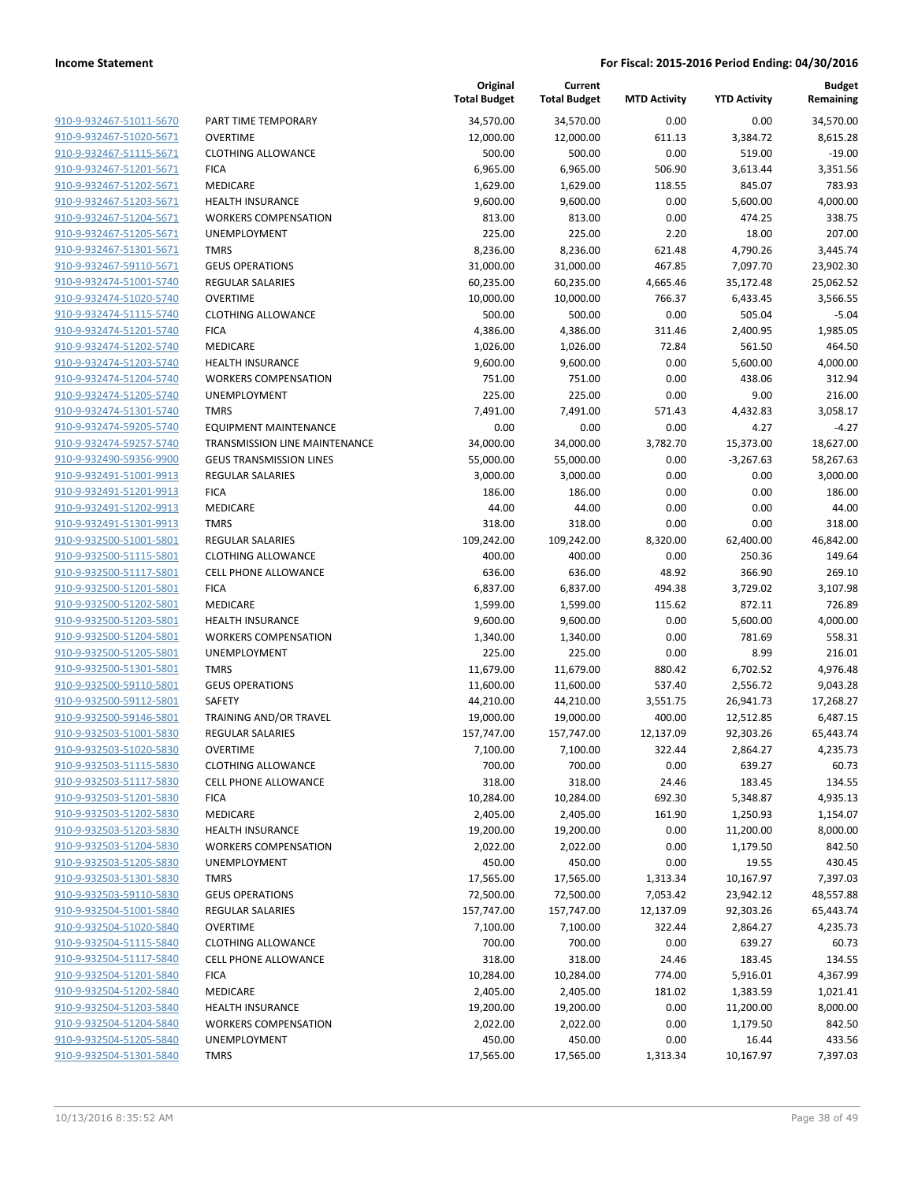**Income Statement** | **For Fiscal: 2015-2016 Period Ending: 04/30/2016**

| | | Original Total Budget | Current Total Budget | MTD Activity | YTD Activity | Budget Remaining |
|---|---|---|---|---|---|---|
| 910-9-932467-51011-5670 | PART TIME TEMPORARY | 34,570.00 | 34,570.00 | 0.00 | 0.00 | 34,570.00 |
| 910-9-932467-51020-5671 | OVERTIME | 12,000.00 | 12,000.00 | 611.13 | 3,384.72 | 8,615.28 |
| 910-9-932467-51115-5671 | CLOTHING ALLOWANCE | 500.00 | 500.00 | 0.00 | 519.00 | -19.00 |
| 910-9-932467-51201-5671 | FICA | 6,965.00 | 6,965.00 | 506.90 | 3,613.44 | 3,351.56 |
| 910-9-932467-51202-5671 | MEDICARE | 1,629.00 | 1,629.00 | 118.55 | 845.07 | 783.93 |
| 910-9-932467-51203-5671 | HEALTH INSURANCE | 9,600.00 | 9,600.00 | 0.00 | 5,600.00 | 4,000.00 |
| 910-9-932467-51204-5671 | WORKERS COMPENSATION | 813.00 | 813.00 | 0.00 | 474.25 | 338.75 |
| 910-9-932467-51205-5671 | UNEMPLOYMENT | 225.00 | 225.00 | 2.20 | 18.00 | 207.00 |
| 910-9-932467-51301-5671 | TMRS | 8,236.00 | 8,236.00 | 621.48 | 4,790.26 | 3,445.74 |
| 910-9-932467-59110-5671 | GEUS OPERATIONS | 31,000.00 | 31,000.00 | 467.85 | 7,097.70 | 23,902.30 |
| 910-9-932474-51001-5740 | REGULAR SALARIES | 60,235.00 | 60,235.00 | 4,665.46 | 35,172.48 | 25,062.52 |
| 910-9-932474-51020-5740 | OVERTIME | 10,000.00 | 10,000.00 | 766.37 | 6,433.45 | 3,566.55 |
| 910-9-932474-51115-5740 | CLOTHING ALLOWANCE | 500.00 | 500.00 | 0.00 | 505.04 | -5.04 |
| 910-9-932474-51201-5740 | FICA | 4,386.00 | 4,386.00 | 311.46 | 2,400.95 | 1,985.05 |
| 910-9-932474-51202-5740 | MEDICARE | 1,026.00 | 1,026.00 | 72.84 | 561.50 | 464.50 |
| 910-9-932474-51203-5740 | HEALTH INSURANCE | 9,600.00 | 9,600.00 | 0.00 | 5,600.00 | 4,000.00 |
| 910-9-932474-51204-5740 | WORKERS COMPENSATION | 751.00 | 751.00 | 0.00 | 438.06 | 312.94 |
| 910-9-932474-51205-5740 | UNEMPLOYMENT | 225.00 | 225.00 | 0.00 | 9.00 | 216.00 |
| 910-9-932474-51301-5740 | TMRS | 7,491.00 | 7,491.00 | 571.43 | 4,432.83 | 3,058.17 |
| 910-9-932474-59205-5740 | EQUIPMENT MAINTENANCE | 0.00 | 0.00 | 0.00 | 4.27 | -4.27 |
| 910-9-932474-59257-5740 | TRANSMISSION LINE MAINTENANCE | 34,000.00 | 34,000.00 | 3,782.70 | 15,373.00 | 18,627.00 |
| 910-9-932490-59356-9900 | GEUS TRANSMISSION LINES | 55,000.00 | 55,000.00 | 0.00 | -3,267.63 | 58,267.63 |
| 910-9-932491-51001-9913 | REGULAR SALARIES | 3,000.00 | 3,000.00 | 0.00 | 0.00 | 3,000.00 |
| 910-9-932491-51201-9913 | FICA | 186.00 | 186.00 | 0.00 | 0.00 | 186.00 |
| 910-9-932491-51202-9913 | MEDICARE | 44.00 | 44.00 | 0.00 | 0.00 | 44.00 |
| 910-9-932491-51301-9913 | TMRS | 318.00 | 318.00 | 0.00 | 0.00 | 318.00 |
| 910-9-932500-51001-5801 | REGULAR SALARIES | 109,242.00 | 109,242.00 | 8,320.00 | 62,400.00 | 46,842.00 |
| 910-9-932500-51115-5801 | CLOTHING ALLOWANCE | 400.00 | 400.00 | 0.00 | 250.36 | 149.64 |
| 910-9-932500-51117-5801 | CELL PHONE ALLOWANCE | 636.00 | 636.00 | 48.92 | 366.90 | 269.10 |
| 910-9-932500-51201-5801 | FICA | 6,837.00 | 6,837.00 | 494.38 | 3,729.02 | 3,107.98 |
| 910-9-932500-51202-5801 | MEDICARE | 1,599.00 | 1,599.00 | 115.62 | 872.11 | 726.89 |
| 910-9-932500-51203-5801 | HEALTH INSURANCE | 9,600.00 | 9,600.00 | 0.00 | 5,600.00 | 4,000.00 |
| 910-9-932500-51204-5801 | WORKERS COMPENSATION | 1,340.00 | 1,340.00 | 0.00 | 781.69 | 558.31 |
| 910-9-932500-51205-5801 | UNEMPLOYMENT | 225.00 | 225.00 | 0.00 | 8.99 | 216.01 |
| 910-9-932500-51301-5801 | TMRS | 11,679.00 | 11,679.00 | 880.42 | 6,702.52 | 4,976.48 |
| 910-9-932500-59110-5801 | GEUS OPERATIONS | 11,600.00 | 11,600.00 | 537.40 | 2,556.72 | 9,043.28 |
| 910-9-932500-59112-5801 | SAFETY | 44,210.00 | 44,210.00 | 3,551.75 | 26,941.73 | 17,268.27 |
| 910-9-932500-59146-5801 | TRAINING AND/OR TRAVEL | 19,000.00 | 19,000.00 | 400.00 | 12,512.85 | 6,487.15 |
| 910-9-932503-51001-5830 | REGULAR SALARIES | 157,747.00 | 157,747.00 | 12,137.09 | 92,303.26 | 65,443.74 |
| 910-9-932503-51020-5830 | OVERTIME | 7,100.00 | 7,100.00 | 322.44 | 2,864.27 | 4,235.73 |
| 910-9-932503-51115-5830 | CLOTHING ALLOWANCE | 700.00 | 700.00 | 0.00 | 639.27 | 60.73 |
| 910-9-932503-51117-5830 | CELL PHONE ALLOWANCE | 318.00 | 318.00 | 24.46 | 183.45 | 134.55 |
| 910-9-932503-51201-5830 | FICA | 10,284.00 | 10,284.00 | 692.30 | 5,348.87 | 4,935.13 |
| 910-9-932503-51202-5830 | MEDICARE | 2,405.00 | 2,405.00 | 161.90 | 1,250.93 | 1,154.07 |
| 910-9-932503-51203-5830 | HEALTH INSURANCE | 19,200.00 | 19,200.00 | 0.00 | 11,200.00 | 8,000.00 |
| 910-9-932503-51204-5830 | WORKERS COMPENSATION | 2,022.00 | 2,022.00 | 0.00 | 1,179.50 | 842.50 |
| 910-9-932503-51205-5830 | UNEMPLOYMENT | 450.00 | 450.00 | 0.00 | 19.55 | 430.45 |
| 910-9-932503-51301-5830 | TMRS | 17,565.00 | 17,565.00 | 1,313.34 | 10,167.97 | 7,397.03 |
| 910-9-932503-59110-5830 | GEUS OPERATIONS | 72,500.00 | 72,500.00 | 7,053.42 | 23,942.12 | 48,557.88 |
| 910-9-932504-51001-5840 | REGULAR SALARIES | 157,747.00 | 157,747.00 | 12,137.09 | 92,303.26 | 65,443.74 |
| 910-9-932504-51020-5840 | OVERTIME | 7,100.00 | 7,100.00 | 322.44 | 2,864.27 | 4,235.73 |
| 910-9-932504-51115-5840 | CLOTHING ALLOWANCE | 700.00 | 700.00 | 0.00 | 639.27 | 60.73 |
| 910-9-932504-51117-5840 | CELL PHONE ALLOWANCE | 318.00 | 318.00 | 24.46 | 183.45 | 134.55 |
| 910-9-932504-51201-5840 | FICA | 10,284.00 | 10,284.00 | 774.00 | 5,916.01 | 4,367.99 |
| 910-9-932504-51202-5840 | MEDICARE | 2,405.00 | 2,405.00 | 181.02 | 1,383.59 | 1,021.41 |
| 910-9-932504-51203-5840 | HEALTH INSURANCE | 19,200.00 | 19,200.00 | 0.00 | 11,200.00 | 8,000.00 |
| 910-9-932504-51204-5840 | WORKERS COMPENSATION | 2,022.00 | 2,022.00 | 0.00 | 1,179.50 | 842.50 |
| 910-9-932504-51205-5840 | UNEMPLOYMENT | 450.00 | 450.00 | 0.00 | 16.44 | 433.56 |
| 910-9-932504-51301-5840 | TMRS | 17,565.00 | 17,565.00 | 1,313.34 | 10,167.97 | 7,397.03 |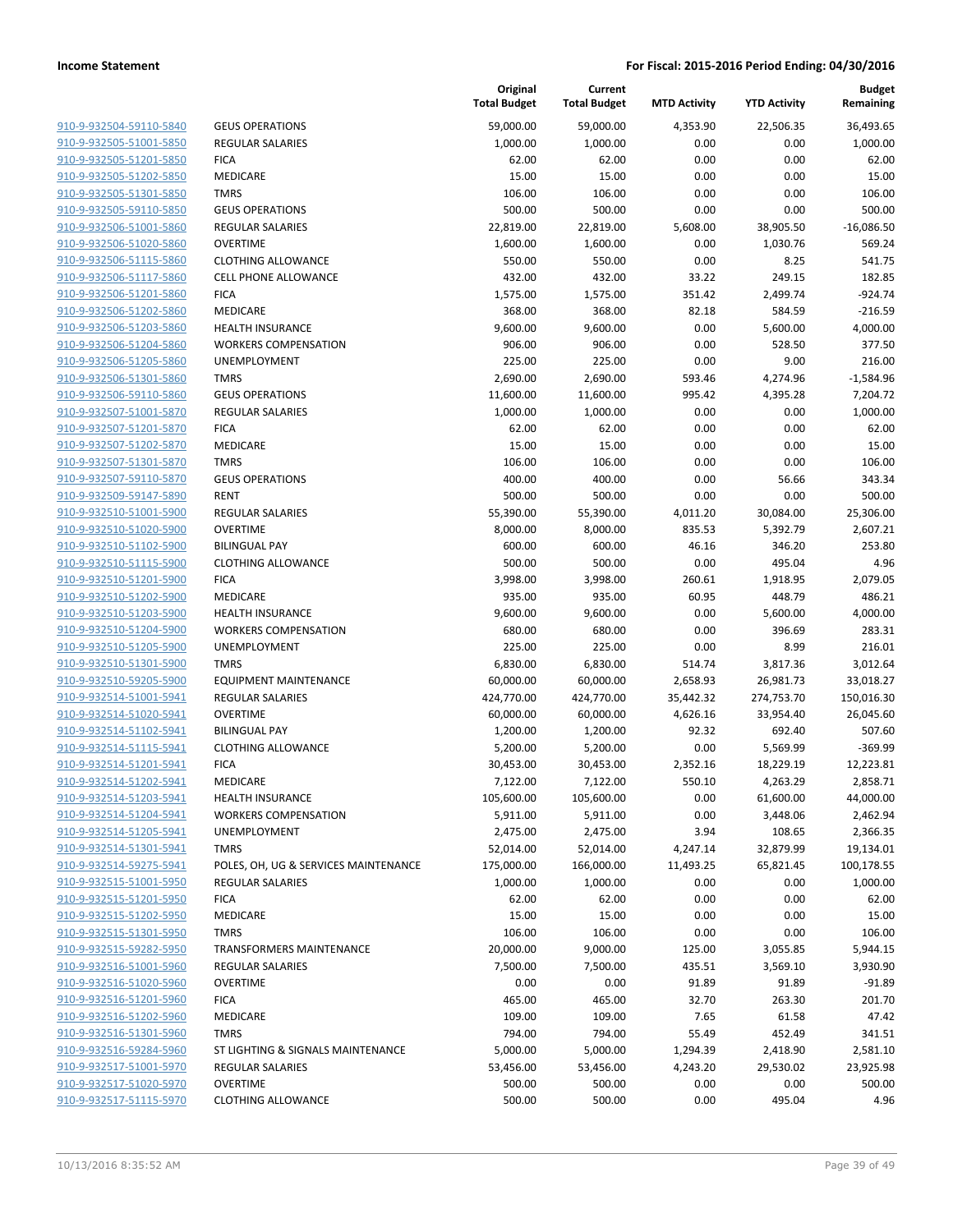**Income Statement** — **For Fiscal: 2015-2016 Period Ending: 04/30/2016**

| | | Original Total Budget | Current Total Budget | MTD Activity | YTD Activity | Budget Remaining |
|---|---|---|---|---|---|---|
| 910-9-932504-59110-5840 | GEUS OPERATIONS | 59,000.00 | 59,000.00 | 4,353.90 | 22,506.35 | 36,493.65 |
| 910-9-932505-51001-5850 | REGULAR SALARIES | 1,000.00 | 1,000.00 | 0.00 | 0.00 | 1,000.00 |
| 910-9-932505-51201-5850 | FICA | 62.00 | 62.00 | 0.00 | 0.00 | 62.00 |
| 910-9-932505-51202-5850 | MEDICARE | 15.00 | 15.00 | 0.00 | 0.00 | 15.00 |
| 910-9-932505-51301-5850 | TMRS | 106.00 | 106.00 | 0.00 | 0.00 | 106.00 |
| 910-9-932505-59110-5850 | GEUS OPERATIONS | 500.00 | 500.00 | 0.00 | 0.00 | 500.00 |
| 910-9-932506-51001-5860 | REGULAR SALARIES | 22,819.00 | 22,819.00 | 5,608.00 | 38,905.50 | -16,086.50 |
| 910-9-932506-51020-5860 | OVERTIME | 1,600.00 | 1,600.00 | 0.00 | 1,030.76 | 569.24 |
| 910-9-932506-51115-5860 | CLOTHING ALLOWANCE | 550.00 | 550.00 | 0.00 | 8.25 | 541.75 |
| 910-9-932506-51117-5860 | CELL PHONE ALLOWANCE | 432.00 | 432.00 | 33.22 | 249.15 | 182.85 |
| 910-9-932506-51201-5860 | FICA | 1,575.00 | 1,575.00 | 351.42 | 2,499.74 | -924.74 |
| 910-9-932506-51202-5860 | MEDICARE | 368.00 | 368.00 | 82.18 | 584.59 | -216.59 |
| 910-9-932506-51203-5860 | HEALTH INSURANCE | 9,600.00 | 9,600.00 | 0.00 | 5,600.00 | 4,000.00 |
| 910-9-932506-51204-5860 | WORKERS COMPENSATION | 906.00 | 906.00 | 0.00 | 528.50 | 377.50 |
| 910-9-932506-51205-5860 | UNEMPLOYMENT | 225.00 | 225.00 | 0.00 | 9.00 | 216.00 |
| 910-9-932506-51301-5860 | TMRS | 2,690.00 | 2,690.00 | 593.46 | 4,274.96 | -1,584.96 |
| 910-9-932506-59110-5860 | GEUS OPERATIONS | 11,600.00 | 11,600.00 | 995.42 | 4,395.28 | 7,204.72 |
| 910-9-932507-51001-5870 | REGULAR SALARIES | 1,000.00 | 1,000.00 | 0.00 | 0.00 | 1,000.00 |
| 910-9-932507-51201-5870 | FICA | 62.00 | 62.00 | 0.00 | 0.00 | 62.00 |
| 910-9-932507-51202-5870 | MEDICARE | 15.00 | 15.00 | 0.00 | 0.00 | 15.00 |
| 910-9-932507-51301-5870 | TMRS | 106.00 | 106.00 | 0.00 | 0.00 | 106.00 |
| 910-9-932507-59110-5870 | GEUS OPERATIONS | 400.00 | 400.00 | 0.00 | 56.66 | 343.34 |
| 910-9-932509-59147-5890 | RENT | 500.00 | 500.00 | 0.00 | 0.00 | 500.00 |
| 910-9-932510-51001-5900 | REGULAR SALARIES | 55,390.00 | 55,390.00 | 4,011.20 | 30,084.00 | 25,306.00 |
| 910-9-932510-51020-5900 | OVERTIME | 8,000.00 | 8,000.00 | 835.53 | 5,392.79 | 2,607.21 |
| 910-9-932510-51102-5900 | BILINGUAL PAY | 600.00 | 600.00 | 46.16 | 346.20 | 253.80 |
| 910-9-932510-51115-5900 | CLOTHING ALLOWANCE | 500.00 | 500.00 | 0.00 | 495.04 | 4.96 |
| 910-9-932510-51201-5900 | FICA | 3,998.00 | 3,998.00 | 260.61 | 1,918.95 | 2,079.05 |
| 910-9-932510-51202-5900 | MEDICARE | 935.00 | 935.00 | 60.95 | 448.79 | 486.21 |
| 910-9-932510-51203-5900 | HEALTH INSURANCE | 9,600.00 | 9,600.00 | 0.00 | 5,600.00 | 4,000.00 |
| 910-9-932510-51204-5900 | WORKERS COMPENSATION | 680.00 | 680.00 | 0.00 | 396.69 | 283.31 |
| 910-9-932510-51205-5900 | UNEMPLOYMENT | 225.00 | 225.00 | 0.00 | 8.99 | 216.01 |
| 910-9-932510-51301-5900 | TMRS | 6,830.00 | 6,830.00 | 514.74 | 3,817.36 | 3,012.64 |
| 910-9-932510-59205-5900 | EQUIPMENT MAINTENANCE | 60,000.00 | 60,000.00 | 2,658.93 | 26,981.73 | 33,018.27 |
| 910-9-932514-51001-5941 | REGULAR SALARIES | 424,770.00 | 424,770.00 | 35,442.32 | 274,753.70 | 150,016.30 |
| 910-9-932514-51020-5941 | OVERTIME | 60,000.00 | 60,000.00 | 4,626.16 | 33,954.40 | 26,045.60 |
| 910-9-932514-51102-5941 | BILINGUAL PAY | 1,200.00 | 1,200.00 | 92.32 | 692.40 | 507.60 |
| 910-9-932514-51115-5941 | CLOTHING ALLOWANCE | 5,200.00 | 5,200.00 | 0.00 | 5,569.99 | -369.99 |
| 910-9-932514-51201-5941 | FICA | 30,453.00 | 30,453.00 | 2,352.16 | 18,229.19 | 12,223.81 |
| 910-9-932514-51202-5941 | MEDICARE | 7,122.00 | 7,122.00 | 550.10 | 4,263.29 | 2,858.71 |
| 910-9-932514-51203-5941 | HEALTH INSURANCE | 105,600.00 | 105,600.00 | 0.00 | 61,600.00 | 44,000.00 |
| 910-9-932514-51204-5941 | WORKERS COMPENSATION | 5,911.00 | 5,911.00 | 0.00 | 3,448.06 | 2,462.94 |
| 910-9-932514-51205-5941 | UNEMPLOYMENT | 2,475.00 | 2,475.00 | 3.94 | 108.65 | 2,366.35 |
| 910-9-932514-51301-5941 | TMRS | 52,014.00 | 52,014.00 | 4,247.14 | 32,879.99 | 19,134.01 |
| 910-9-932514-59275-5941 | POLES, OH, UG & SERVICES MAINTENANCE | 175,000.00 | 166,000.00 | 11,493.25 | 65,821.45 | 100,178.55 |
| 910-9-932515-51001-5950 | REGULAR SALARIES | 1,000.00 | 1,000.00 | 0.00 | 0.00 | 1,000.00 |
| 910-9-932515-51201-5950 | FICA | 62.00 | 62.00 | 0.00 | 0.00 | 62.00 |
| 910-9-932515-51202-5950 | MEDICARE | 15.00 | 15.00 | 0.00 | 0.00 | 15.00 |
| 910-9-932515-51301-5950 | TMRS | 106.00 | 106.00 | 0.00 | 0.00 | 106.00 |
| 910-9-932515-59282-5950 | TRANSFORMERS MAINTENANCE | 20,000.00 | 9,000.00 | 125.00 | 3,055.85 | 5,944.15 |
| 910-9-932516-51001-5960 | REGULAR SALARIES | 7,500.00 | 7,500.00 | 435.51 | 3,569.10 | 3,930.90 |
| 910-9-932516-51020-5960 | OVERTIME | 0.00 | 0.00 | 91.89 | 91.89 | -91.89 |
| 910-9-932516-51201-5960 | FICA | 465.00 | 465.00 | 32.70 | 263.30 | 201.70 |
| 910-9-932516-51202-5960 | MEDICARE | 109.00 | 109.00 | 7.65 | 61.58 | 47.42 |
| 910-9-932516-51301-5960 | TMRS | 794.00 | 794.00 | 55.49 | 452.49 | 341.51 |
| 910-9-932516-59284-5960 | ST LIGHTING & SIGNALS MAINTENANCE | 5,000.00 | 5,000.00 | 1,294.39 | 2,418.90 | 2,581.10 |
| 910-9-932517-51001-5970 | REGULAR SALARIES | 53,456.00 | 53,456.00 | 4,243.20 | 29,530.02 | 23,925.98 |
| 910-9-932517-51020-5970 | OVERTIME | 500.00 | 500.00 | 0.00 | 0.00 | 500.00 |
| 910-9-932517-51115-5970 | CLOTHING ALLOWANCE | 500.00 | 500.00 | 0.00 | 495.04 | 4.96 |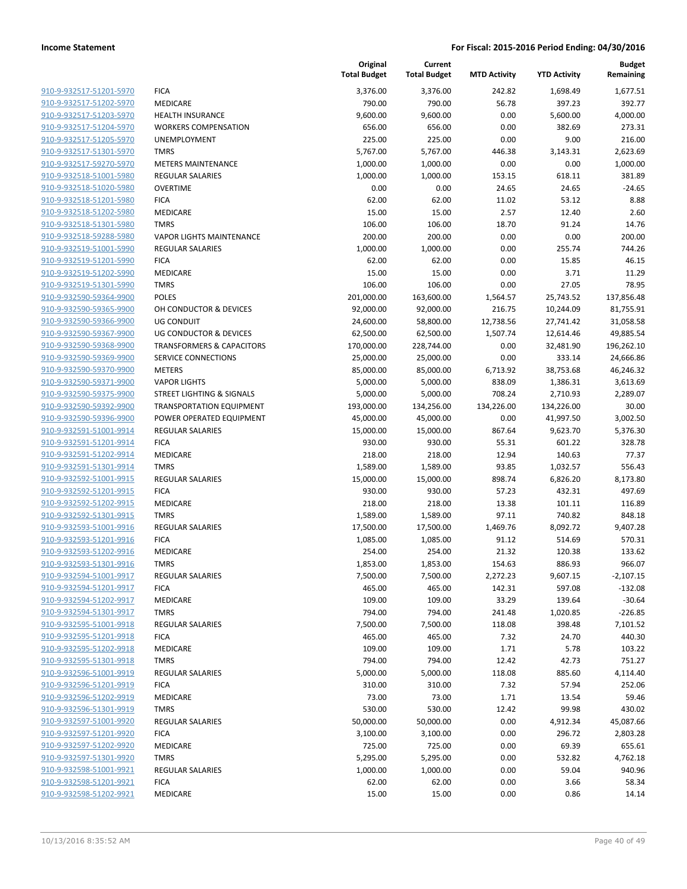**Income Statement** — For Fiscal: 2015-2016 Period Ending: 04/30/2016

| | | Original Total Budget | Current Total Budget | MTD Activity | YTD Activity | Budget Remaining |
|---|---|---|---|---|---|---|
| 910-9-932517-51201-5970 | FICA | 3,376.00 | 3,376.00 | 242.82 | 1,698.49 | 1,677.51 |
| 910-9-932517-51202-5970 | MEDICARE | 790.00 | 790.00 | 56.78 | 397.23 | 392.77 |
| 910-9-932517-51203-5970 | HEALTH INSURANCE | 9,600.00 | 9,600.00 | 0.00 | 5,600.00 | 4,000.00 |
| 910-9-932517-51204-5970 | WORKERS COMPENSATION | 656.00 | 656.00 | 0.00 | 382.69 | 273.31 |
| 910-9-932517-51205-5970 | UNEMPLOYMENT | 225.00 | 225.00 | 0.00 | 9.00 | 216.00 |
| 910-9-932517-51301-5970 | TMRS | 5,767.00 | 5,767.00 | 446.38 | 3,143.31 | 2,623.69 |
| 910-9-932517-59270-5970 | METERS MAINTENANCE | 1,000.00 | 1,000.00 | 0.00 | 0.00 | 1,000.00 |
| 910-9-932518-51001-5980 | REGULAR SALARIES | 1,000.00 | 1,000.00 | 153.15 | 618.11 | 381.89 |
| 910-9-932518-51020-5980 | OVERTIME | 0.00 | 0.00 | 24.65 | 24.65 | -24.65 |
| 910-9-932518-51201-5980 | FICA | 62.00 | 62.00 | 11.02 | 53.12 | 8.88 |
| 910-9-932518-51202-5980 | MEDICARE | 15.00 | 15.00 | 2.57 | 12.40 | 2.60 |
| 910-9-932518-51301-5980 | TMRS | 106.00 | 106.00 | 18.70 | 91.24 | 14.76 |
| 910-9-932518-59288-5980 | VAPOR LIGHTS MAINTENANCE | 200.00 | 200.00 | 0.00 | 0.00 | 200.00 |
| 910-9-932519-51001-5990 | REGULAR SALARIES | 1,000.00 | 1,000.00 | 0.00 | 255.74 | 744.26 |
| 910-9-932519-51201-5990 | FICA | 62.00 | 62.00 | 0.00 | 15.85 | 46.15 |
| 910-9-932519-51202-5990 | MEDICARE | 15.00 | 15.00 | 0.00 | 3.71 | 11.29 |
| 910-9-932519-51301-5990 | TMRS | 106.00 | 106.00 | 0.00 | 27.05 | 78.95 |
| 910-9-932590-59364-9900 | POLES | 201,000.00 | 163,600.00 | 1,564.57 | 25,743.52 | 137,856.48 |
| 910-9-932590-59365-9900 | OH CONDUCTOR & DEVICES | 92,000.00 | 92,000.00 | 216.75 | 10,244.09 | 81,755.91 |
| 910-9-932590-59366-9900 | UG CONDUIT | 24,600.00 | 58,800.00 | 12,738.56 | 27,741.42 | 31,058.58 |
| 910-9-932590-59367-9900 | UG CONDUCTOR & DEVICES | 62,500.00 | 62,500.00 | 1,507.74 | 12,614.46 | 49,885.54 |
| 910-9-932590-59368-9900 | TRANSFORMERS & CAPACITORS | 170,000.00 | 228,744.00 | 0.00 | 32,481.90 | 196,262.10 |
| 910-9-932590-59369-9900 | SERVICE CONNECTIONS | 25,000.00 | 25,000.00 | 0.00 | 333.14 | 24,666.86 |
| 910-9-932590-59370-9900 | METERS | 85,000.00 | 85,000.00 | 6,713.92 | 38,753.68 | 46,246.32 |
| 910-9-932590-59371-9900 | VAPOR LIGHTS | 5,000.00 | 5,000.00 | 838.09 | 1,386.31 | 3,613.69 |
| 910-9-932590-59375-9900 | STREET LIGHTING & SIGNALS | 5,000.00 | 5,000.00 | 708.24 | 2,710.93 | 2,289.07 |
| 910-9-932590-59392-9900 | TRANSPORTATION EQUIPMENT | 193,000.00 | 134,256.00 | 134,226.00 | 134,226.00 | 30.00 |
| 910-9-932590-59396-9900 | POWER OPERATED EQUIPMENT | 45,000.00 | 45,000.00 | 0.00 | 41,997.50 | 3,002.50 |
| 910-9-932591-51001-9914 | REGULAR SALARIES | 15,000.00 | 15,000.00 | 867.64 | 9,623.70 | 5,376.30 |
| 910-9-932591-51201-9914 | FICA | 930.00 | 930.00 | 55.31 | 601.22 | 328.78 |
| 910-9-932591-51202-9914 | MEDICARE | 218.00 | 218.00 | 12.94 | 140.63 | 77.37 |
| 910-9-932591-51301-9914 | TMRS | 1,589.00 | 1,589.00 | 93.85 | 1,032.57 | 556.43 |
| 910-9-932592-51001-9915 | REGULAR SALARIES | 15,000.00 | 15,000.00 | 898.74 | 6,826.20 | 8,173.80 |
| 910-9-932592-51201-9915 | FICA | 930.00 | 930.00 | 57.23 | 432.31 | 497.69 |
| 910-9-932592-51202-9915 | MEDICARE | 218.00 | 218.00 | 13.38 | 101.11 | 116.89 |
| 910-9-932592-51301-9915 | TMRS | 1,589.00 | 1,589.00 | 97.11 | 740.82 | 848.18 |
| 910-9-932593-51001-9916 | REGULAR SALARIES | 17,500.00 | 17,500.00 | 1,469.76 | 8,092.72 | 9,407.28 |
| 910-9-932593-51201-9916 | FICA | 1,085.00 | 1,085.00 | 91.12 | 514.69 | 570.31 |
| 910-9-932593-51202-9916 | MEDICARE | 254.00 | 254.00 | 21.32 | 120.38 | 133.62 |
| 910-9-932593-51301-9916 | TMRS | 1,853.00 | 1,853.00 | 154.63 | 886.93 | 966.07 |
| 910-9-932594-51001-9917 | REGULAR SALARIES | 7,500.00 | 7,500.00 | 2,272.23 | 9,607.15 | -2,107.15 |
| 910-9-932594-51201-9917 | FICA | 465.00 | 465.00 | 142.31 | 597.08 | -132.08 |
| 910-9-932594-51202-9917 | MEDICARE | 109.00 | 109.00 | 33.29 | 139.64 | -30.64 |
| 910-9-932594-51301-9917 | TMRS | 794.00 | 794.00 | 241.48 | 1,020.85 | -226.85 |
| 910-9-932595-51001-9918 | REGULAR SALARIES | 7,500.00 | 7,500.00 | 118.08 | 398.48 | 7,101.52 |
| 910-9-932595-51201-9918 | FICA | 465.00 | 465.00 | 7.32 | 24.70 | 440.30 |
| 910-9-932595-51202-9918 | MEDICARE | 109.00 | 109.00 | 1.71 | 5.78 | 103.22 |
| 910-9-932595-51301-9918 | TMRS | 794.00 | 794.00 | 12.42 | 42.73 | 751.27 |
| 910-9-932596-51001-9919 | REGULAR SALARIES | 5,000.00 | 5,000.00 | 118.08 | 885.60 | 4,114.40 |
| 910-9-932596-51201-9919 | FICA | 310.00 | 310.00 | 7.32 | 57.94 | 252.06 |
| 910-9-932596-51202-9919 | MEDICARE | 73.00 | 73.00 | 1.71 | 13.54 | 59.46 |
| 910-9-932596-51301-9919 | TMRS | 530.00 | 530.00 | 12.42 | 99.98 | 430.02 |
| 910-9-932597-51001-9920 | REGULAR SALARIES | 50,000.00 | 50,000.00 | 0.00 | 4,912.34 | 45,087.66 |
| 910-9-932597-51201-9920 | FICA | 3,100.00 | 3,100.00 | 0.00 | 296.72 | 2,803.28 |
| 910-9-932597-51202-9920 | MEDICARE | 725.00 | 725.00 | 0.00 | 69.39 | 655.61 |
| 910-9-932597-51301-9920 | TMRS | 5,295.00 | 5,295.00 | 0.00 | 532.82 | 4,762.18 |
| 910-9-932598-51001-9921 | REGULAR SALARIES | 1,000.00 | 1,000.00 | 0.00 | 59.04 | 940.96 |
| 910-9-932598-51201-9921 | FICA | 62.00 | 62.00 | 0.00 | 3.66 | 58.34 |
| 910-9-932598-51202-9921 | MEDICARE | 15.00 | 15.00 | 0.00 | 0.86 | 14.14 |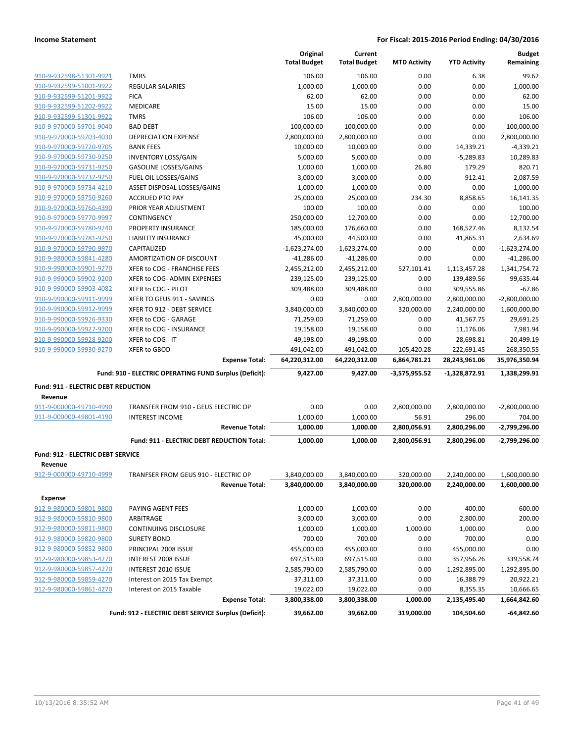**Income Statement** — **For Fiscal: 2015-2016 Period Ending: 04/30/2016**

| | | Original Total Budget | Current Total Budget | MTD Activity | YTD Activity | Budget Remaining |
|---|---|---|---|---|---|---|
| 910-9-932598-51301-9921 | TMRS | 106.00 | 106.00 | 0.00 | 6.38 | 99.62 |
| 910-9-932599-51001-9922 | REGULAR SALARIES | 1,000.00 | 1,000.00 | 0.00 | 0.00 | 1,000.00 |
| 910-9-932599-51201-9922 | FICA | 62.00 | 62.00 | 0.00 | 0.00 | 62.00 |
| 910-9-932599-51202-9922 | MEDICARE | 15.00 | 15.00 | 0.00 | 0.00 | 15.00 |
| 910-9-932599-51301-9922 | TMRS | 106.00 | 106.00 | 0.00 | 0.00 | 106.00 |
| 910-9-970000-59701-9040 | BAD DEBT | 100,000.00 | 100,000.00 | 0.00 | 0.00 | 100,000.00 |
| 910-9-970000-59703-4030 | DEPRECIATION EXPENSE | 2,800,000.00 | 2,800,000.00 | 0.00 | 0.00 | 2,800,000.00 |
| 910-9-970000-59720-9705 | BANK FEES | 10,000.00 | 10,000.00 | 0.00 | 14,339.21 | -4,339.21 |
| 910-9-970000-59730-9250 | INVENTORY LOSS/GAIN | 5,000.00 | 5,000.00 | 0.00 | -5,289.83 | 10,289.83 |
| 910-9-970000-59731-9250 | GASOLINE LOSSES/GAINS | 1,000.00 | 1,000.00 | 26.80 | 179.29 | 820.71 |
| 910-9-970000-59732-9250 | FUEL OIL LOSSES/GAINS | 3,000.00 | 3,000.00 | 0.00 | 912.41 | 2,087.59 |
| 910-9-970000-59734-4210 | ASSET DISPOSAL LOSSES/GAINS | 1,000.00 | 1,000.00 | 0.00 | 0.00 | 1,000.00 |
| 910-9-970000-59750-9260 | ACCRUED PTO PAY | 25,000.00 | 25,000.00 | 234.30 | 8,858.65 | 16,141.35 |
| 910-9-970000-59760-4390 | PRIOR YEAR ADJUSTMENT | 100.00 | 100.00 | 0.00 | 0.00 | 100.00 |
| 910-9-970000-59770-9997 | CONTINGENCY | 250,000.00 | 12,700.00 | 0.00 | 0.00 | 12,700.00 |
| 910-9-970000-59780-9240 | PROPERTY INSURANCE | 185,000.00 | 176,660.00 | 0.00 | 168,527.46 | 8,132.54 |
| 910-9-970000-59781-9250 | LIABILITY INSURANCE | 45,000.00 | 44,500.00 | 0.00 | 41,865.31 | 2,634.69 |
| 910-9-970000-59790-9970 | CAPITALIZED | -1,623,274.00 | -1,623,274.00 | 0.00 | 0.00 | -1,623,274.00 |
| 910-9-980000-59841-4280 | AMORTIZATION OF DISCOUNT | -41,286.00 | -41,286.00 | 0.00 | 0.00 | -41,286.00 |
| 910-9-990000-59901-9270 | XFER to COG - FRANCHISE FEES | 2,455,212.00 | 2,455,212.00 | 527,101.41 | 1,113,457.28 | 1,341,754.72 |
| 910-9-990000-59902-9200 | XFER to COG- ADMIN EXPENSES | 239,125.00 | 239,125.00 | 0.00 | 139,489.56 | 99,635.44 |
| 910-9-990000-59903-4082 | XFER to COG - PILOT | 309,488.00 | 309,488.00 | 0.00 | 309,555.86 | -67.86 |
| 910-9-990000-59911-9999 | XFER TO GEUS 911 - SAVINGS | 0.00 | 0.00 | 2,800,000.00 | 2,800,000.00 | -2,800,000.00 |
| 910-9-990000-59912-9999 | XFER TO 912 - DEBT SERVICE | 3,840,000.00 | 3,840,000.00 | 320,000.00 | 2,240,000.00 | 1,600,000.00 |
| 910-9-990000-59926-9330 | XFER to COG - GARAGE | 71,259.00 | 71,259.00 | 0.00 | 41,567.75 | 29,691.25 |
| 910-9-990000-59927-9200 | XFER to COG - INSURANCE | 19,158.00 | 19,158.00 | 0.00 | 11,176.06 | 7,981.94 |
| 910-9-990000-59928-9200 | XFER to COG - IT | 49,198.00 | 49,198.00 | 0.00 | 28,698.81 | 20,499.19 |
| 910-9-990000-59930-9270 | XFER to GBOD | 491,042.00 | 491,042.00 | 105,420.28 | 222,691.45 | 268,350.55 |
| | **Expense Total:** | **64,220,312.00** | **64,220,312.00** | **6,864,781.21** | **28,243,961.06** | **35,976,350.94** |
| | **Fund: 910 - ELECTRIC OPERATING FUND Surplus (Deficit):** | **9,427.00** | **9,427.00** | **-3,575,955.52** | **-1,328,872.91** | **1,338,299.91** |
| **Fund: 911 - ELECTRIC DEBT REDUCTION** | | | | | | |
| **Revenue** | | | | | | |
| 911-9-000000-49710-4990 | TRANSFER FROM 910 - GEUS ELECTRIC OP | 0.00 | 0.00 | 2,800,000.00 | 2,800,000.00 | -2,800,000.00 |
| 911-9-000000-49801-4190 | INTEREST INCOME | 1,000.00 | 1,000.00 | 56.91 | 296.00 | 704.00 |
| | **Revenue Total:** | **1,000.00** | **1,000.00** | **2,800,056.91** | **2,800,296.00** | **-2,799,296.00** |
| | **Fund: 911 - ELECTRIC DEBT REDUCTION Total:** | **1,000.00** | **1,000.00** | **2,800,056.91** | **2,800,296.00** | **-2,799,296.00** |
| **Fund: 912 - ELECTRIC DEBT SERVICE** | | | | | | |
| **Revenue** | | | | | | |
| 912-9-000000-49710-4999 | TRANFSER FROM GEUS 910 - ELECTRIC OP | 3,840,000.00 | 3,840,000.00 | 320,000.00 | 2,240,000.00 | 1,600,000.00 |
| | **Revenue Total:** | **3,840,000.00** | **3,840,000.00** | **320,000.00** | **2,240,000.00** | **1,600,000.00** |
| **Expense** | | | | | | |
| 912-9-980000-59801-9800 | PAYING AGENT FEES | 1,000.00 | 1,000.00 | 0.00 | 400.00 | 600.00 |
| 912-9-980000-59810-9800 | ARBITRAGE | 3,000.00 | 3,000.00 | 0.00 | 2,800.00 | 200.00 |
| 912-9-980000-59811-9800 | CONTINUING DISCLOSURE | 1,000.00 | 1,000.00 | 1,000.00 | 1,000.00 | 0.00 |
| 912-9-980000-59820-9800 | SURETY BOND | 700.00 | 700.00 | 0.00 | 700.00 | 0.00 |
| 912-9-980000-59852-9800 | PRINCIPAL 2008 ISSUE | 455,000.00 | 455,000.00 | 0.00 | 455,000.00 | 0.00 |
| 912-9-980000-59853-4270 | INTEREST 2008 ISSUE | 697,515.00 | 697,515.00 | 0.00 | 357,956.26 | 339,558.74 |
| 912-9-980000-59857-4270 | INTEREST 2010 ISSUE | 2,585,790.00 | 2,585,790.00 | 0.00 | 1,292,895.00 | 1,292,895.00 |
| 912-9-980000-59859-4270 | Interest on 2015 Tax Exempt | 37,311.00 | 37,311.00 | 0.00 | 16,388.79 | 20,922.21 |
| 912-9-980000-59861-4270 | Interest on 2015 Taxable | 19,022.00 | 19,022.00 | 0.00 | 8,355.35 | 10,666.65 |
| | **Expense Total:** | **3,800,338.00** | **3,800,338.00** | **1,000.00** | **2,135,495.40** | **1,664,842.60** |
| | **Fund: 912 - ELECTRIC DEBT SERVICE Surplus (Deficit):** | **39,662.00** | **39,662.00** | **319,000.00** | **104,504.60** | **-64,842.60** |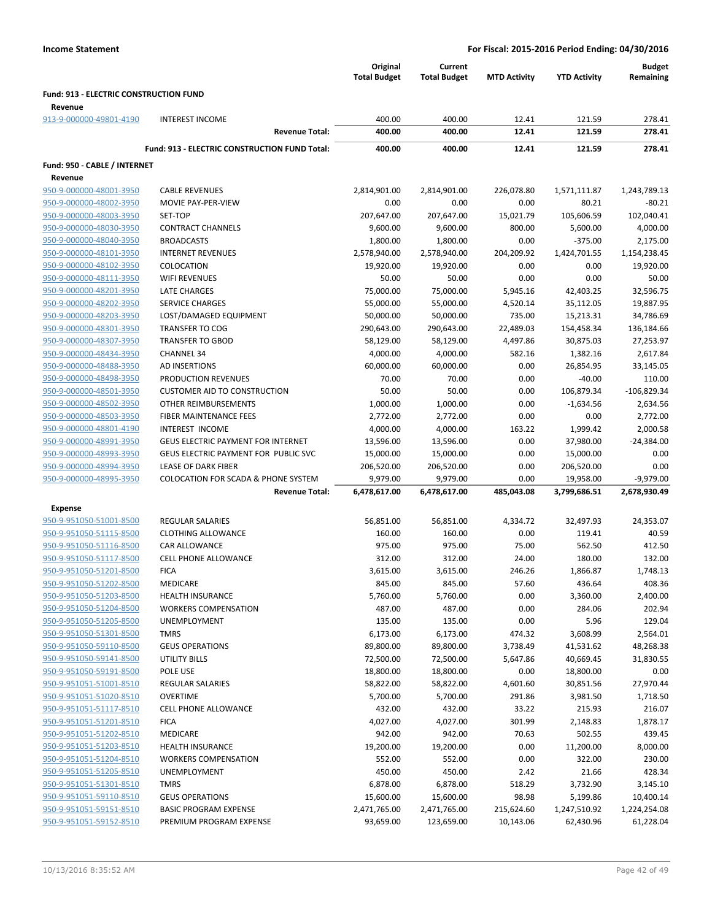**Income Statement** — **For Fiscal: 2015-2016 Period Ending: 04/30/2016**

| | | Original Total Budget | Current Total Budget | MTD Activity | YTD Activity | Budget Remaining |
|---|---|---|---|---|---|---|
| **Fund: 913 - ELECTRIC CONSTRUCTION FUND** | | | | | | |
| **Revenue** | | | | | | |
| 913-9-000000-49801-4190 | INTEREST INCOME | 400.00 | 400.00 | 12.41 | 121.59 | 278.41 |
| | **Revenue Total:** | **400.00** | **400.00** | **12.41** | **121.59** | **278.41** |
| | **Fund: 913 - ELECTRIC CONSTRUCTION FUND Total:** | **400.00** | **400.00** | **12.41** | **121.59** | **278.41** |
| **Fund: 950 - CABLE / INTERNET** | | | | | | |
| **Revenue** | | | | | | |
| 950-9-000000-48001-3950 | CABLE REVENUES | 2,814,901.00 | 2,814,901.00 | 226,078.80 | 1,571,111.87 | 1,243,789.13 |
| 950-9-000000-48002-3950 | MOVIE PAY-PER-VIEW | 0.00 | 0.00 | 0.00 | 80.21 | -80.21 |
| 950-9-000000-48003-3950 | SET-TOP | 207,647.00 | 207,647.00 | 15,021.79 | 105,606.59 | 102,040.41 |
| 950-9-000000-48030-3950 | CONTRACT CHANNELS | 9,600.00 | 9,600.00 | 800.00 | 5,600.00 | 4,000.00 |
| 950-9-000000-48040-3950 | BROADCASTS | 1,800.00 | 1,800.00 | 0.00 | -375.00 | 2,175.00 |
| 950-9-000000-48101-3950 | INTERNET REVENUES | 2,578,940.00 | 2,578,940.00 | 204,209.92 | 1,424,701.55 | 1,154,238.45 |
| 950-9-000000-48102-3950 | COLOCATION | 19,920.00 | 19,920.00 | 0.00 | 0.00 | 19,920.00 |
| 950-9-000000-48111-3950 | WIFI REVENUES | 50.00 | 50.00 | 0.00 | 0.00 | 50.00 |
| 950-9-000000-48201-3950 | LATE CHARGES | 75,000.00 | 75,000.00 | 5,945.16 | 42,403.25 | 32,596.75 |
| 950-9-000000-48202-3950 | SERVICE CHARGES | 55,000.00 | 55,000.00 | 4,520.14 | 35,112.05 | 19,887.95 |
| 950-9-000000-48203-3950 | LOST/DAMAGED EQUIPMENT | 50,000.00 | 50,000.00 | 735.00 | 15,213.31 | 34,786.69 |
| 950-9-000000-48301-3950 | TRANSFER TO COG | 290,643.00 | 290,643.00 | 22,489.03 | 154,458.34 | 136,184.66 |
| 950-9-000000-48307-3950 | TRANSFER TO GBOD | 58,129.00 | 58,129.00 | 4,497.86 | 30,875.03 | 27,253.97 |
| 950-9-000000-48434-3950 | CHANNEL 34 | 4,000.00 | 4,000.00 | 582.16 | 1,382.16 | 2,617.84 |
| 950-9-000000-48488-3950 | AD INSERTIONS | 60,000.00 | 60,000.00 | 0.00 | 26,854.95 | 33,145.05 |
| 950-9-000000-48498-3950 | PRODUCTION REVENUES | 70.00 | 70.00 | 0.00 | -40.00 | 110.00 |
| 950-9-000000-48501-3950 | CUSTOMER AID TO CONSTRUCTION | 50.00 | 50.00 | 0.00 | 106,879.34 | -106,829.34 |
| 950-9-000000-48502-3950 | OTHER REIMBURSEMENTS | 1,000.00 | 1,000.00 | 0.00 | -1,634.56 | 2,634.56 |
| 950-9-000000-48503-3950 | FIBER MAINTENANCE FEES | 2,772.00 | 2,772.00 | 0.00 | 0.00 | 2,772.00 |
| 950-9-000000-48801-4190 | INTEREST INCOME | 4,000.00 | 4,000.00 | 163.22 | 1,999.42 | 2,000.58 |
| 950-9-000000-48991-3950 | GEUS ELECTRIC PAYMENT FOR INTERNET | 13,596.00 | 13,596.00 | 0.00 | 37,980.00 | -24,384.00 |
| 950-9-000000-48993-3950 | GEUS ELECTRIC PAYMENT FOR PUBLIC SVC | 15,000.00 | 15,000.00 | 0.00 | 15,000.00 | 0.00 |
| 950-9-000000-48994-3950 | LEASE OF DARK FIBER | 206,520.00 | 206,520.00 | 0.00 | 206,520.00 | 0.00 |
| 950-9-000000-48995-3950 | COLOCATION FOR SCADA & PHONE SYSTEM | 9,979.00 | 9,979.00 | 0.00 | 19,958.00 | -9,979.00 |
| | **Revenue Total:** | **6,478,617.00** | **6,478,617.00** | **485,043.08** | **3,799,686.51** | **2,678,930.49** |
| **Expense** | | | | | | |
| 950-9-951050-51001-8500 | REGULAR SALARIES | 56,851.00 | 56,851.00 | 4,334.72 | 32,497.93 | 24,353.07 |
| 950-9-951050-51115-8500 | CLOTHING ALLOWANCE | 160.00 | 160.00 | 0.00 | 119.41 | 40.59 |
| 950-9-951050-51116-8500 | CAR ALLOWANCE | 975.00 | 975.00 | 75.00 | 562.50 | 412.50 |
| 950-9-951050-51117-8500 | CELL PHONE ALLOWANCE | 312.00 | 312.00 | 24.00 | 180.00 | 132.00 |
| 950-9-951050-51201-8500 | FICA | 3,615.00 | 3,615.00 | 246.26 | 1,866.87 | 1,748.13 |
| 950-9-951050-51202-8500 | MEDICARE | 845.00 | 845.00 | 57.60 | 436.64 | 408.36 |
| 950-9-951050-51203-8500 | HEALTH INSURANCE | 5,760.00 | 5,760.00 | 0.00 | 3,360.00 | 2,400.00 |
| 950-9-951050-51204-8500 | WORKERS COMPENSATION | 487.00 | 487.00 | 0.00 | 284.06 | 202.94 |
| 950-9-951050-51205-8500 | UNEMPLOYMENT | 135.00 | 135.00 | 0.00 | 5.96 | 129.04 |
| 950-9-951050-51301-8500 | TMRS | 6,173.00 | 6,173.00 | 474.32 | 3,608.99 | 2,564.01 |
| 950-9-951050-59110-8500 | GEUS OPERATIONS | 89,800.00 | 89,800.00 | 3,738.49 | 41,531.62 | 48,268.38 |
| 950-9-951050-59141-8500 | UTILITY BILLS | 72,500.00 | 72,500.00 | 5,647.86 | 40,669.45 | 31,830.55 |
| 950-9-951050-59191-8500 | POLE USE | 18,800.00 | 18,800.00 | 0.00 | 18,800.00 | 0.00 |
| 950-9-951051-51001-8510 | REGULAR SALARIES | 58,822.00 | 58,822.00 | 4,601.60 | 30,851.56 | 27,970.44 |
| 950-9-951051-51020-8510 | OVERTIME | 5,700.00 | 5,700.00 | 291.86 | 3,981.50 | 1,718.50 |
| 950-9-951051-51117-8510 | CELL PHONE ALLOWANCE | 432.00 | 432.00 | 33.22 | 215.93 | 216.07 |
| 950-9-951051-51201-8510 | FICA | 4,027.00 | 4,027.00 | 301.99 | 2,148.83 | 1,878.17 |
| 950-9-951051-51202-8510 | MEDICARE | 942.00 | 942.00 | 70.63 | 502.55 | 439.45 |
| 950-9-951051-51203-8510 | HEALTH INSURANCE | 19,200.00 | 19,200.00 | 0.00 | 11,200.00 | 8,000.00 |
| 950-9-951051-51204-8510 | WORKERS COMPENSATION | 552.00 | 552.00 | 0.00 | 322.00 | 230.00 |
| 950-9-951051-51205-8510 | UNEMPLOYMENT | 450.00 | 450.00 | 2.42 | 21.66 | 428.34 |
| 950-9-951051-51301-8510 | TMRS | 6,878.00 | 6,878.00 | 518.29 | 3,732.90 | 3,145.10 |
| 950-9-951051-59110-8510 | GEUS OPERATIONS | 15,600.00 | 15,600.00 | 98.98 | 5,199.86 | 10,400.14 |
| 950-9-951051-59151-8510 | BASIC PROGRAM EXPENSE | 2,471,765.00 | 2,471,765.00 | 215,624.60 | 1,247,510.92 | 1,224,254.08 |
| 950-9-951051-59152-8510 | PREMIUM PROGRAM EXPENSE | 93,659.00 | 123,659.00 | 10,143.06 | 62,430.96 | 61,228.04 |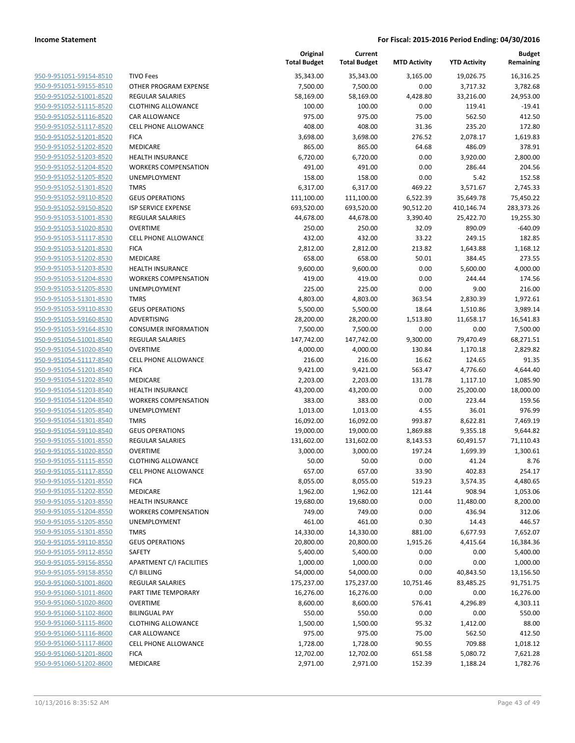| | | Original Total Budget | Current Total Budget | MTD Activity | YTD Activity | Budget Remaining |
|---|---|---|---|---|---|---|
| 950-9-951051-59154-8510 | TIVO Fees | 35,343.00 | 35,343.00 | 3,165.00 | 19,026.75 | 16,316.25 |
| 950-9-951051-59155-8510 | OTHER PROGRAM EXPENSE | 7,500.00 | 7,500.00 | 0.00 | 3,717.32 | 3,782.68 |
| 950-9-951052-51001-8520 | REGULAR SALARIES | 58,169.00 | 58,169.00 | 4,428.80 | 33,216.00 | 24,953.00 |
| 950-9-951052-51115-8520 | CLOTHING ALLOWANCE | 100.00 | 100.00 | 0.00 | 119.41 | -19.41 |
| 950-9-951052-51116-8520 | CAR ALLOWANCE | 975.00 | 975.00 | 75.00 | 562.50 | 412.50 |
| 950-9-951052-51117-8520 | CELL PHONE ALLOWANCE | 408.00 | 408.00 | 31.36 | 235.20 | 172.80 |
| 950-9-951052-51201-8520 | FICA | 3,698.00 | 3,698.00 | 276.52 | 2,078.17 | 1,619.83 |
| 950-9-951052-51202-8520 | MEDICARE | 865.00 | 865.00 | 64.68 | 486.09 | 378.91 |
| 950-9-951052-51203-8520 | HEALTH INSURANCE | 6,720.00 | 6,720.00 | 0.00 | 3,920.00 | 2,800.00 |
| 950-9-951052-51204-8520 | WORKERS COMPENSATION | 491.00 | 491.00 | 0.00 | 286.44 | 204.56 |
| 950-9-951052-51205-8520 | UNEMPLOYMENT | 158.00 | 158.00 | 0.00 | 5.42 | 152.58 |
| 950-9-951052-51301-8520 | TMRS | 6,317.00 | 6,317.00 | 469.22 | 3,571.67 | 2,745.33 |
| 950-9-951052-59110-8520 | GEUS OPERATIONS | 111,100.00 | 111,100.00 | 6,522.39 | 35,649.78 | 75,450.22 |
| 950-9-951052-59150-8520 | ISP SERVICE EXPENSE | 693,520.00 | 693,520.00 | 90,512.20 | 410,146.74 | 283,373.26 |
| 950-9-951053-51001-8530 | REGULAR SALARIES | 44,678.00 | 44,678.00 | 3,390.40 | 25,422.70 | 19,255.30 |
| 950-9-951053-51020-8530 | OVERTIME | 250.00 | 250.00 | 32.09 | 890.09 | -640.09 |
| 950-9-951053-51117-8530 | CELL PHONE ALLOWANCE | 432.00 | 432.00 | 33.22 | 249.15 | 182.85 |
| 950-9-951053-51201-8530 | FICA | 2,812.00 | 2,812.00 | 213.82 | 1,643.88 | 1,168.12 |
| 950-9-951053-51202-8530 | MEDICARE | 658.00 | 658.00 | 50.01 | 384.45 | 273.55 |
| 950-9-951053-51203-8530 | HEALTH INSURANCE | 9,600.00 | 9,600.00 | 0.00 | 5,600.00 | 4,000.00 |
| 950-9-951053-51204-8530 | WORKERS COMPENSATION | 419.00 | 419.00 | 0.00 | 244.44 | 174.56 |
| 950-9-951053-51205-8530 | UNEMPLOYMENT | 225.00 | 225.00 | 0.00 | 9.00 | 216.00 |
| 950-9-951053-51301-8530 | TMRS | 4,803.00 | 4,803.00 | 363.54 | 2,830.39 | 1,972.61 |
| 950-9-951053-59110-8530 | GEUS OPERATIONS | 5,500.00 | 5,500.00 | 18.64 | 1,510.86 | 3,989.14 |
| 950-9-951053-59160-8530 | ADVERTISING | 28,200.00 | 28,200.00 | 1,513.80 | 11,658.17 | 16,541.83 |
| 950-9-951053-59164-8530 | CONSUMER INFORMATION | 7,500.00 | 7,500.00 | 0.00 | 0.00 | 7,500.00 |
| 950-9-951054-51001-8540 | REGULAR SALARIES | 147,742.00 | 147,742.00 | 9,300.00 | 79,470.49 | 68,271.51 |
| 950-9-951054-51020-8540 | OVERTIME | 4,000.00 | 4,000.00 | 130.84 | 1,170.18 | 2,829.82 |
| 950-9-951054-51117-8540 | CELL PHONE ALLOWANCE | 216.00 | 216.00 | 16.62 | 124.65 | 91.35 |
| 950-9-951054-51201-8540 | FICA | 9,421.00 | 9,421.00 | 563.47 | 4,776.60 | 4,644.40 |
| 950-9-951054-51202-8540 | MEDICARE | 2,203.00 | 2,203.00 | 131.78 | 1,117.10 | 1,085.90 |
| 950-9-951054-51203-8540 | HEALTH INSURANCE | 43,200.00 | 43,200.00 | 0.00 | 25,200.00 | 18,000.00 |
| 950-9-951054-51204-8540 | WORKERS COMPENSATION | 383.00 | 383.00 | 0.00 | 223.44 | 159.56 |
| 950-9-951054-51205-8540 | UNEMPLOYMENT | 1,013.00 | 1,013.00 | 4.55 | 36.01 | 976.99 |
| 950-9-951054-51301-8540 | TMRS | 16,092.00 | 16,092.00 | 993.87 | 8,622.81 | 7,469.19 |
| 950-9-951054-59110-8540 | GEUS OPERATIONS | 19,000.00 | 19,000.00 | 1,869.88 | 9,355.18 | 9,644.82 |
| 950-9-951055-51001-8550 | REGULAR SALARIES | 131,602.00 | 131,602.00 | 8,143.53 | 60,491.57 | 71,110.43 |
| 950-9-951055-51020-8550 | OVERTIME | 3,000.00 | 3,000.00 | 197.24 | 1,699.39 | 1,300.61 |
| 950-9-951055-51115-8550 | CLOTHING ALLOWANCE | 50.00 | 50.00 | 0.00 | 41.24 | 8.76 |
| 950-9-951055-51117-8550 | CELL PHONE ALLOWANCE | 657.00 | 657.00 | 33.90 | 402.83 | 254.17 |
| 950-9-951055-51201-8550 | FICA | 8,055.00 | 8,055.00 | 519.23 | 3,574.35 | 4,480.65 |
| 950-9-951055-51202-8550 | MEDICARE | 1,962.00 | 1,962.00 | 121.44 | 908.94 | 1,053.06 |
| 950-9-951055-51203-8550 | HEALTH INSURANCE | 19,680.00 | 19,680.00 | 0.00 | 11,480.00 | 8,200.00 |
| 950-9-951055-51204-8550 | WORKERS COMPENSATION | 749.00 | 749.00 | 0.00 | 436.94 | 312.06 |
| 950-9-951055-51205-8550 | UNEMPLOYMENT | 461.00 | 461.00 | 0.30 | 14.43 | 446.57 |
| 950-9-951055-51301-8550 | TMRS | 14,330.00 | 14,330.00 | 881.00 | 6,677.93 | 7,652.07 |
| 950-9-951055-59110-8550 | GEUS OPERATIONS | 20,800.00 | 20,800.00 | 1,915.26 | 4,415.64 | 16,384.36 |
| 950-9-951055-59112-8550 | SAFETY | 5,400.00 | 5,400.00 | 0.00 | 0.00 | 5,400.00 |
| 950-9-951055-59156-8550 | APARTMENT C/I FACILITIES | 1,000.00 | 1,000.00 | 0.00 | 0.00 | 1,000.00 |
| 950-9-951055-59158-8550 | C/I BILLING | 54,000.00 | 54,000.00 | 0.00 | 40,843.50 | 13,156.50 |
| 950-9-951060-51001-8600 | REGULAR SALARIES | 175,237.00 | 175,237.00 | 10,751.46 | 83,485.25 | 91,751.75 |
| 950-9-951060-51011-8600 | PART TIME TEMPORARY | 16,276.00 | 16,276.00 | 0.00 | 0.00 | 16,276.00 |
| 950-9-951060-51020-8600 | OVERTIME | 8,600.00 | 8,600.00 | 576.41 | 4,296.89 | 4,303.11 |
| 950-9-951060-51102-8600 | BILINGUAL PAY | 550.00 | 550.00 | 0.00 | 0.00 | 550.00 |
| 950-9-951060-51115-8600 | CLOTHING ALLOWANCE | 1,500.00 | 1,500.00 | 95.32 | 1,412.00 | 88.00 |
| 950-9-951060-51116-8600 | CAR ALLOWANCE | 975.00 | 975.00 | 75.00 | 562.50 | 412.50 |
| 950-9-951060-51117-8600 | CELL PHONE ALLOWANCE | 1,728.00 | 1,728.00 | 90.55 | 709.88 | 1,018.12 |
| 950-9-951060-51201-8600 | FICA | 12,702.00 | 12,702.00 | 651.58 | 5,080.72 | 7,621.28 |
| 950-9-951060-51202-8600 | MEDICARE | 2,971.00 | 2,971.00 | 152.39 | 1,188.24 | 1,782.76 |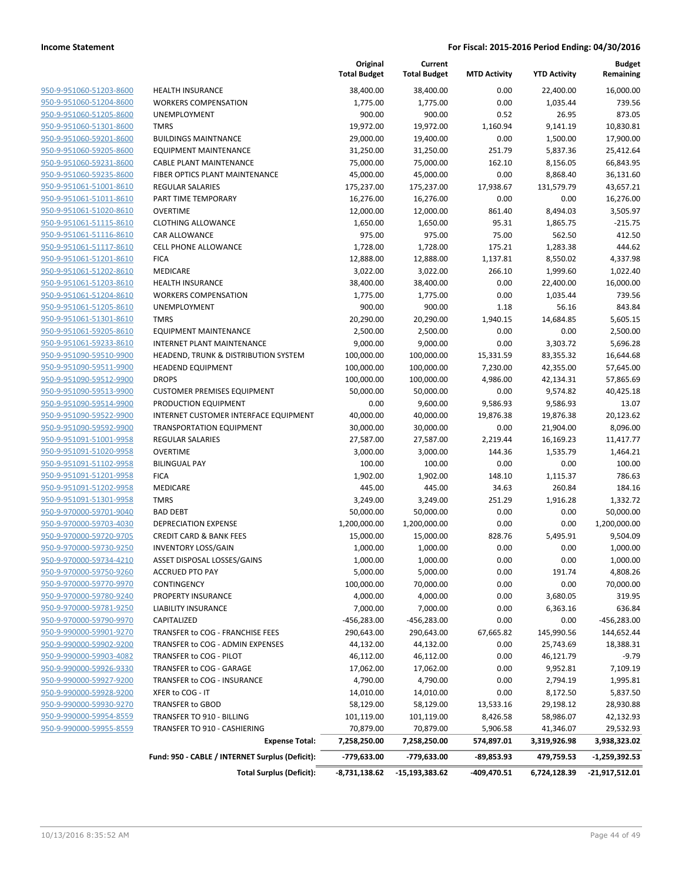**Income Statement** **For Fiscal: 2015-2016 Period Ending: 04/30/2016**

| | | Original Total Budget | Current Total Budget | MTD Activity | YTD Activity | Budget Remaining |
|---|---|---|---|---|---|---|
| 950-9-951060-51203-8600 | HEALTH INSURANCE | 38,400.00 | 38,400.00 | 0.00 | 22,400.00 | 16,000.00 |
| 950-9-951060-51204-8600 | WORKERS COMPENSATION | 1,775.00 | 1,775.00 | 0.00 | 1,035.44 | 739.56 |
| 950-9-951060-51205-8600 | UNEMPLOYMENT | 900.00 | 900.00 | 0.52 | 26.95 | 873.05 |
| 950-9-951060-51301-8600 | TMRS | 19,972.00 | 19,972.00 | 1,160.94 | 9,141.19 | 10,830.81 |
| 950-9-951060-59201-8600 | BUILDINGS MAINTNANCE | 29,000.00 | 19,400.00 | 0.00 | 1,500.00 | 17,900.00 |
| 950-9-951060-59205-8600 | EQUIPMENT MAINTENANCE | 31,250.00 | 31,250.00 | 251.79 | 5,837.36 | 25,412.64 |
| 950-9-951060-59231-8600 | CABLE PLANT MAINTENANCE | 75,000.00 | 75,000.00 | 162.10 | 8,156.05 | 66,843.95 |
| 950-9-951060-59235-8600 | FIBER OPTICS PLANT MAINTENANCE | 45,000.00 | 45,000.00 | 0.00 | 8,868.40 | 36,131.60 |
| 950-9-951061-51001-8610 | REGULAR SALARIES | 175,237.00 | 175,237.00 | 17,938.67 | 131,579.79 | 43,657.21 |
| 950-9-951061-51011-8610 | PART TIME TEMPORARY | 16,276.00 | 16,276.00 | 0.00 | 0.00 | 16,276.00 |
| 950-9-951061-51020-8610 | OVERTIME | 12,000.00 | 12,000.00 | 861.40 | 8,494.03 | 3,505.97 |
| 950-9-951061-51115-8610 | CLOTHING ALLOWANCE | 1,650.00 | 1,650.00 | 95.31 | 1,865.75 | -215.75 |
| 950-9-951061-51116-8610 | CAR ALLOWANCE | 975.00 | 975.00 | 75.00 | 562.50 | 412.50 |
| 950-9-951061-51117-8610 | CELL PHONE ALLOWANCE | 1,728.00 | 1,728.00 | 175.21 | 1,283.38 | 444.62 |
| 950-9-951061-51201-8610 | FICA | 12,888.00 | 12,888.00 | 1,137.81 | 8,550.02 | 4,337.98 |
| 950-9-951061-51202-8610 | MEDICARE | 3,022.00 | 3,022.00 | 266.10 | 1,999.60 | 1,022.40 |
| 950-9-951061-51203-8610 | HEALTH INSURANCE | 38,400.00 | 38,400.00 | 0.00 | 22,400.00 | 16,000.00 |
| 950-9-951061-51204-8610 | WORKERS COMPENSATION | 1,775.00 | 1,775.00 | 0.00 | 1,035.44 | 739.56 |
| 950-9-951061-51205-8610 | UNEMPLOYMENT | 900.00 | 900.00 | 1.18 | 56.16 | 843.84 |
| 950-9-951061-51301-8610 | TMRS | 20,290.00 | 20,290.00 | 1,940.15 | 14,684.85 | 5,605.15 |
| 950-9-951061-59205-8610 | EQUIPMENT MAINTENANCE | 2,500.00 | 2,500.00 | 0.00 | 0.00 | 2,500.00 |
| 950-9-951061-59233-8610 | INTERNET PLANT MAINTENANCE | 9,000.00 | 9,000.00 | 0.00 | 3,303.72 | 5,696.28 |
| 950-9-951090-59510-9900 | HEADEND, TRUNK & DISTRIBUTION SYSTEM | 100,000.00 | 100,000.00 | 15,331.59 | 83,355.32 | 16,644.68 |
| 950-9-951090-59511-9900 | HEADEND EQUIPMENT | 100,000.00 | 100,000.00 | 7,230.00 | 42,355.00 | 57,645.00 |
| 950-9-951090-59512-9900 | DROPS | 100,000.00 | 100,000.00 | 4,986.00 | 42,134.31 | 57,865.69 |
| 950-9-951090-59513-9900 | CUSTOMER PREMISES EQUIPMENT | 50,000.00 | 50,000.00 | 0.00 | 9,574.82 | 40,425.18 |
| 950-9-951090-59514-9900 | PRODUCTION EQUIPMENT | 0.00 | 9,600.00 | 9,586.93 | 9,586.93 | 13.07 |
| 950-9-951090-59522-9900 | INTERNET CUSTOMER INTERFACE EQUIPMENT | 40,000.00 | 40,000.00 | 19,876.38 | 19,876.38 | 20,123.62 |
| 950-9-951090-59592-9900 | TRANSPORTATION EQUIPMENT | 30,000.00 | 30,000.00 | 0.00 | 21,904.00 | 8,096.00 |
| 950-9-951091-51001-9958 | REGULAR SALARIES | 27,587.00 | 27,587.00 | 2,219.44 | 16,169.23 | 11,417.77 |
| 950-9-951091-51020-9958 | OVERTIME | 3,000.00 | 3,000.00 | 144.36 | 1,535.79 | 1,464.21 |
| 950-9-951091-51102-9958 | BILINGUAL PAY | 100.00 | 100.00 | 0.00 | 0.00 | 100.00 |
| 950-9-951091-51201-9958 | FICA | 1,902.00 | 1,902.00 | 148.10 | 1,115.37 | 786.63 |
| 950-9-951091-51202-9958 | MEDICARE | 445.00 | 445.00 | 34.63 | 260.84 | 184.16 |
| 950-9-951091-51301-9958 | TMRS | 3,249.00 | 3,249.00 | 251.29 | 1,916.28 | 1,332.72 |
| 950-9-970000-59701-9040 | BAD DEBT | 50,000.00 | 50,000.00 | 0.00 | 0.00 | 50,000.00 |
| 950-9-970000-59703-4030 | DEPRECIATION EXPENSE | 1,200,000.00 | 1,200,000.00 | 0.00 | 0.00 | 1,200,000.00 |
| 950-9-970000-59720-9705 | CREDIT CARD & BANK FEES | 15,000.00 | 15,000.00 | 828.76 | 5,495.91 | 9,504.09 |
| 950-9-970000-59730-9250 | INVENTORY LOSS/GAIN | 1,000.00 | 1,000.00 | 0.00 | 0.00 | 1,000.00 |
| 950-9-970000-59734-4210 | ASSET DISPOSAL LOSSES/GAINS | 1,000.00 | 1,000.00 | 0.00 | 0.00 | 1,000.00 |
| 950-9-970000-59750-9260 | ACCRUED PTO PAY | 5,000.00 | 5,000.00 | 0.00 | 191.74 | 4,808.26 |
| 950-9-970000-59770-9970 | CONTINGENCY | 100,000.00 | 70,000.00 | 0.00 | 0.00 | 70,000.00 |
| 950-9-970000-59780-9240 | PROPERTY INSURANCE | 4,000.00 | 4,000.00 | 0.00 | 3,680.05 | 319.95 |
| 950-9-970000-59781-9250 | LIABILITY INSURANCE | 7,000.00 | 7,000.00 | 0.00 | 6,363.16 | 636.84 |
| 950-9-970000-59790-9970 | CAPITALIZED | -456,283.00 | -456,283.00 | 0.00 | 0.00 | -456,283.00 |
| 950-9-990000-59901-9270 | TRANSFER to COG - FRANCHISE FEES | 290,643.00 | 290,643.00 | 67,665.82 | 145,990.56 | 144,652.44 |
| 950-9-990000-59902-9200 | TRANSFER to COG - ADMIN EXPENSES | 44,132.00 | 44,132.00 | 0.00 | 25,743.69 | 18,388.31 |
| 950-9-990000-59903-4082 | TRANSFER to COG - PILOT | 46,112.00 | 46,112.00 | 0.00 | 46,121.79 | -9.79 |
| 950-9-990000-59926-9330 | TRANSFER to COG - GARAGE | 17,062.00 | 17,062.00 | 0.00 | 9,952.81 | 7,109.19 |
| 950-9-990000-59927-9200 | TRANSFER to COG - INSURANCE | 4,790.00 | 4,790.00 | 0.00 | 2,794.19 | 1,995.81 |
| 950-9-990000-59928-9200 | XFER to COG - IT | 14,010.00 | 14,010.00 | 0.00 | 8,172.50 | 5,837.50 |
| 950-9-990000-59930-9270 | TRANSFER to GBOD | 58,129.00 | 58,129.00 | 13,533.16 | 29,198.12 | 28,930.88 |
| 950-9-990000-59954-8559 | TRANSFER TO 910 - BILLING | 101,119.00 | 101,119.00 | 8,426.58 | 58,986.07 | 42,132.93 |
| 950-9-990000-59955-8559 | TRANSFER TO 910 - CASHIERING | 70,879.00 | 70,879.00 | 5,906.58 | 41,346.07 | 29,532.93 |
| | **Expense Total:** | **7,258,250.00** | **7,258,250.00** | **574,897.01** | **3,319,926.98** | **3,938,323.02** |
| | **Fund: 950 - CABLE / INTERNET Surplus (Deficit):** | **-779,633.00** | **-779,633.00** | **-89,853.93** | **479,759.53** | **-1,259,392.53** |
| | **Total Surplus (Deficit):** | **-8,731,138.62** | **-15,193,383.62** | **-409,470.51** | **6,724,128.39** | **-21,917,512.01** |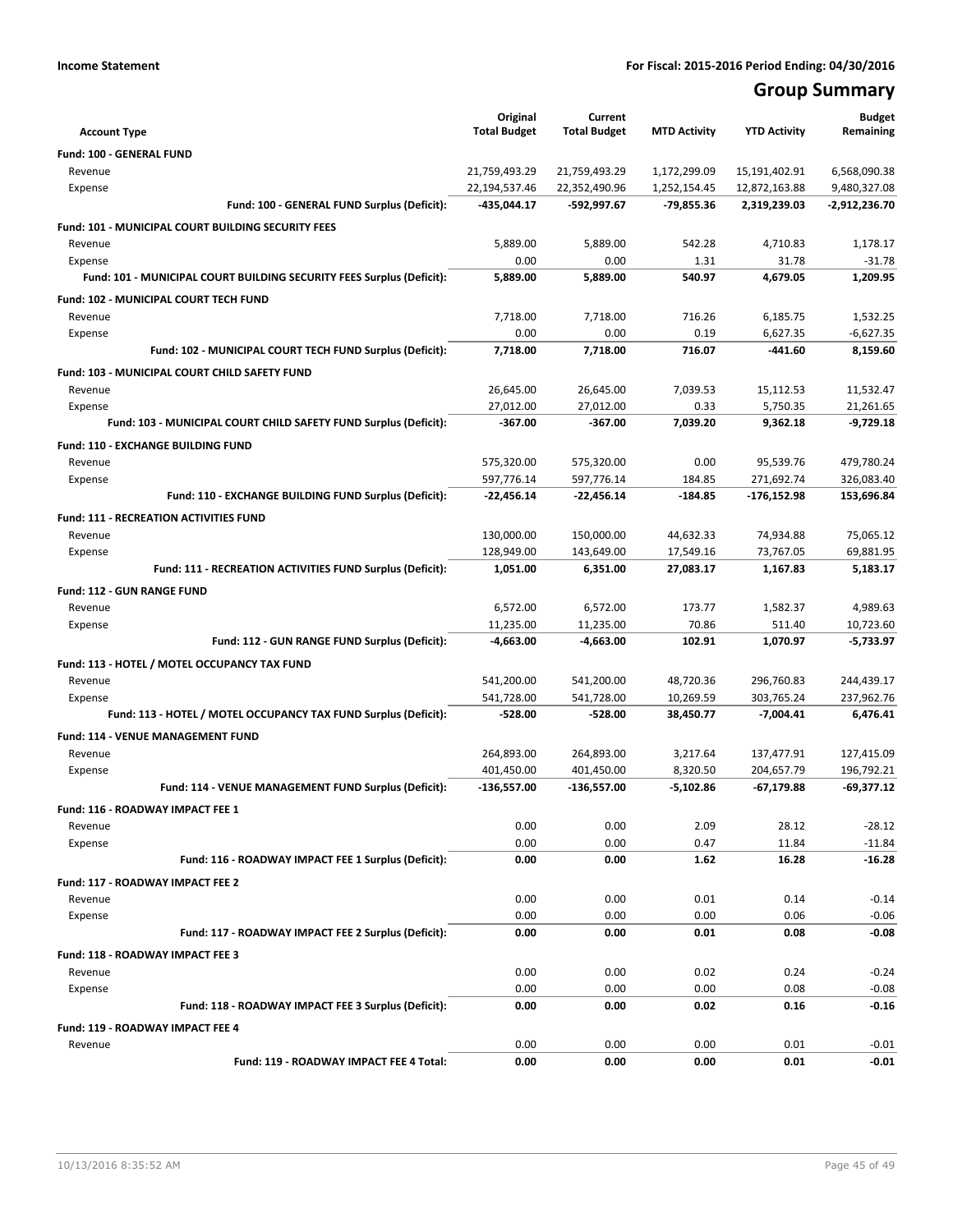**Income Statement** | **For Fiscal: 2015-2016 Period Ending: 04/30/2016**

# Group Summary

| Account Type | Original Total Budget | Current Total Budget | MTD Activity | YTD Activity | Budget Remaining |
|---|---|---|---|---|---|
| **Fund: 100 - GENERAL FUND** | | | | | |
| Revenue | 21,759,493.29 | 21,759,493.29 | 1,172,299.09 | 15,191,402.91 | 6,568,090.38 |
| Expense | 22,194,537.46 | 22,352,490.96 | 1,252,154.45 | 12,872,163.88 | 9,480,327.08 |
| **Fund: 100 - GENERAL FUND Surplus (Deficit):** | **-435,044.17** | **-592,997.67** | **-79,855.36** | **2,319,239.03** | **-2,912,236.70** |
| **Fund: 101 - MUNICIPAL COURT BUILDING SECURITY FEES** | | | | | |
| Revenue | 5,889.00 | 5,889.00 | 542.28 | 4,710.83 | 1,178.17 |
| Expense | 0.00 | 0.00 | 1.31 | 31.78 | -31.78 |
| **Fund: 101 - MUNICIPAL COURT BUILDING SECURITY FEES Surplus (Deficit):** | **5,889.00** | **5,889.00** | **540.97** | **4,679.05** | **1,209.95** |
| **Fund: 102 - MUNICIPAL COURT TECH FUND** | | | | | |
| Revenue | 7,718.00 | 7,718.00 | 716.26 | 6,185.75 | 1,532.25 |
| Expense | 0.00 | 0.00 | 0.19 | 6,627.35 | -6,627.35 |
| **Fund: 102 - MUNICIPAL COURT TECH FUND Surplus (Deficit):** | **7,718.00** | **7,718.00** | **716.07** | **-441.60** | **8,159.60** |
| **Fund: 103 - MUNICIPAL COURT CHILD SAFETY FUND** | | | | | |
| Revenue | 26,645.00 | 26,645.00 | 7,039.53 | 15,112.53 | 11,532.47 |
| Expense | 27,012.00 | 27,012.00 | 0.33 | 5,750.35 | 21,261.65 |
| **Fund: 103 - MUNICIPAL COURT CHILD SAFETY FUND Surplus (Deficit):** | **-367.00** | **-367.00** | **7,039.20** | **9,362.18** | **-9,729.18** |
| **Fund: 110 - EXCHANGE BUILDING FUND** | | | | | |
| Revenue | 575,320.00 | 575,320.00 | 0.00 | 95,539.76 | 479,780.24 |
| Expense | 597,776.14 | 597,776.14 | 184.85 | 271,692.74 | 326,083.40 |
| **Fund: 110 - EXCHANGE BUILDING FUND Surplus (Deficit):** | **-22,456.14** | **-22,456.14** | **-184.85** | **-176,152.98** | **153,696.84** |
| **Fund: 111 - RECREATION ACTIVITIES FUND** | | | | | |
| Revenue | 130,000.00 | 150,000.00 | 44,632.33 | 74,934.88 | 75,065.12 |
| Expense | 128,949.00 | 143,649.00 | 17,549.16 | 73,767.05 | 69,881.95 |
| **Fund: 111 - RECREATION ACTIVITIES FUND Surplus (Deficit):** | **1,051.00** | **6,351.00** | **27,083.17** | **1,167.83** | **5,183.17** |
| **Fund: 112 - GUN RANGE FUND** | | | | | |
| Revenue | 6,572.00 | 6,572.00 | 173.77 | 1,582.37 | 4,989.63 |
| Expense | 11,235.00 | 11,235.00 | 70.86 | 511.40 | 10,723.60 |
| **Fund: 112 - GUN RANGE FUND Surplus (Deficit):** | **-4,663.00** | **-4,663.00** | **102.91** | **1,070.97** | **-5,733.97** |
| **Fund: 113 - HOTEL / MOTEL OCCUPANCY TAX FUND** | | | | | |
| Revenue | 541,200.00 | 541,200.00 | 48,720.36 | 296,760.83 | 244,439.17 |
| Expense | 541,728.00 | 541,728.00 | 10,269.59 | 303,765.24 | 237,962.76 |
| **Fund: 113 - HOTEL / MOTEL OCCUPANCY TAX FUND Surplus (Deficit):** | **-528.00** | **-528.00** | **38,450.77** | **-7,004.41** | **6,476.41** |
| **Fund: 114 - VENUE MANAGEMENT FUND** | | | | | |
| Revenue | 264,893.00 | 264,893.00 | 3,217.64 | 137,477.91 | 127,415.09 |
| Expense | 401,450.00 | 401,450.00 | 8,320.50 | 204,657.79 | 196,792.21 |
| **Fund: 114 - VENUE MANAGEMENT FUND Surplus (Deficit):** | **-136,557.00** | **-136,557.00** | **-5,102.86** | **-67,179.88** | **-69,377.12** |
| **Fund: 116 - ROADWAY IMPACT FEE 1** | | | | | |
| Revenue | 0.00 | 0.00 | 2.09 | 28.12 | -28.12 |
| Expense | 0.00 | 0.00 | 0.47 | 11.84 | -11.84 |
| **Fund: 116 - ROADWAY IMPACT FEE 1 Surplus (Deficit):** | **0.00** | **0.00** | **1.62** | **16.28** | **-16.28** |
| **Fund: 117 - ROADWAY IMPACT FEE 2** | | | | | |
| Revenue | 0.00 | 0.00 | 0.01 | 0.14 | -0.14 |
| Expense | 0.00 | 0.00 | 0.00 | 0.06 | -0.06 |
| **Fund: 117 - ROADWAY IMPACT FEE 2 Surplus (Deficit):** | **0.00** | **0.00** | **0.01** | **0.08** | **-0.08** |
| **Fund: 118 - ROADWAY IMPACT FEE 3** | | | | | |
| Revenue | 0.00 | 0.00 | 0.02 | 0.24 | -0.24 |
| Expense | 0.00 | 0.00 | 0.00 | 0.08 | -0.08 |
| **Fund: 118 - ROADWAY IMPACT FEE 3 Surplus (Deficit):** | **0.00** | **0.00** | **0.02** | **0.16** | **-0.16** |
| **Fund: 119 - ROADWAY IMPACT FEE 4** | | | | | |
| Revenue | 0.00 | 0.00 | 0.00 | 0.01 | -0.01 |
| **Fund: 119 - ROADWAY IMPACT FEE 4 Total:** | **0.00** | **0.00** | **0.00** | **0.01** | **-0.01** |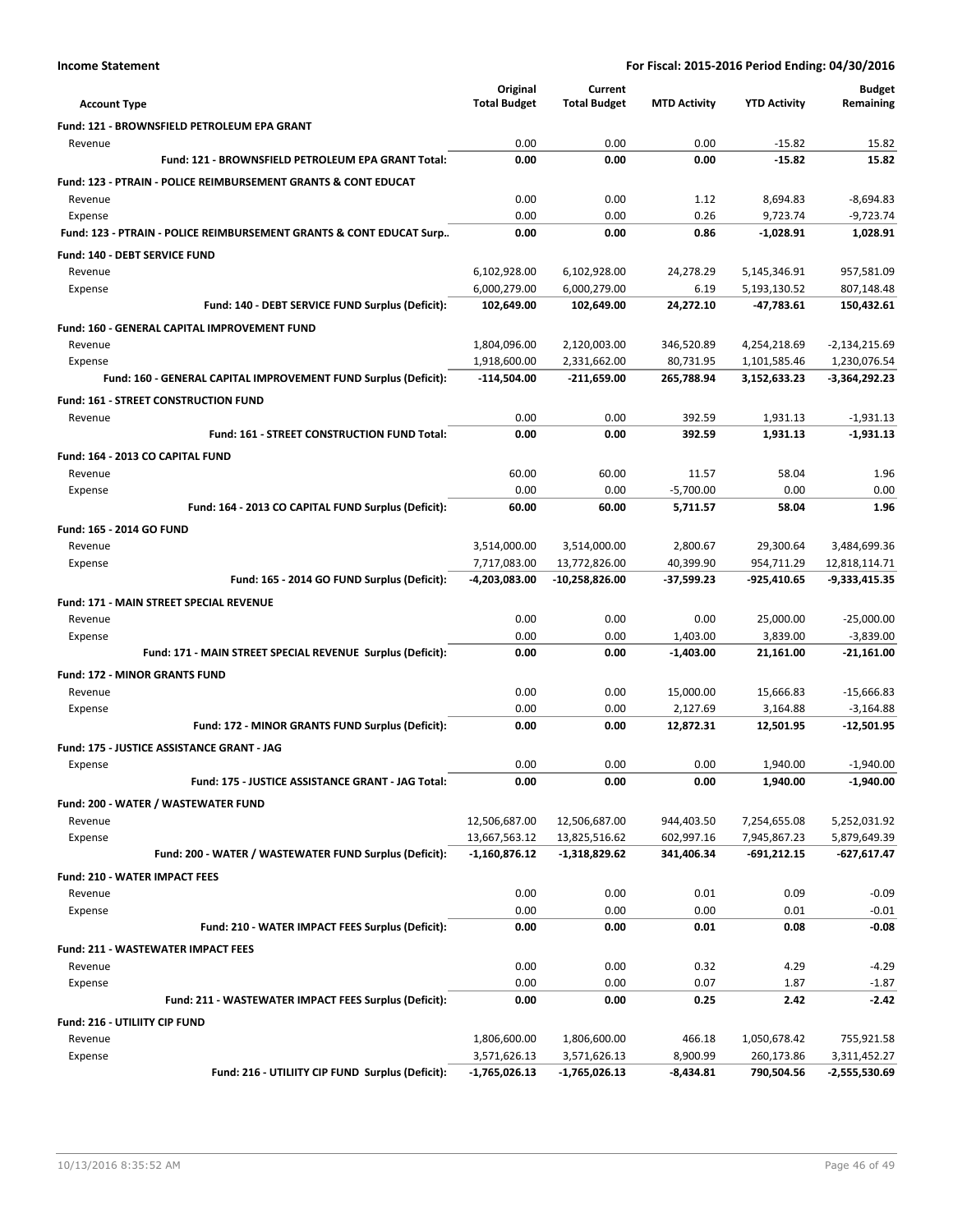**Income Statement** | **For Fiscal: 2015-2016 Period Ending: 04/30/2016**

| Account Type | Original Total Budget | Current Total Budget | MTD Activity | YTD Activity | Budget Remaining |
|---|---|---|---|---|---|
| **Fund: 121 - BROWNSFIELD PETROLEUM EPA GRANT** | | | | | |
| Revenue | 0.00 | 0.00 | 0.00 | -15.82 | 15.82 |
| **Fund: 121 - BROWNSFIELD PETROLEUM EPA GRANT Total:** | **0.00** | **0.00** | **0.00** | **-15.82** | **15.82** |
| **Fund: 123 - PTRAIN - POLICE REIMBURSEMENT GRANTS & CONT EDUCAT** | | | | | |
| Revenue | 0.00 | 0.00 | 1.12 | 8,694.83 | -8,694.83 |
| Expense | 0.00 | 0.00 | 0.26 | 9,723.74 | -9,723.74 |
| **Fund: 123 - PTRAIN - POLICE REIMBURSEMENT GRANTS & CONT EDUCAT Surp..** | **0.00** | **0.00** | **0.86** | **-1,028.91** | **1,028.91** |
| **Fund: 140 - DEBT SERVICE FUND** | | | | | |
| Revenue | 6,102,928.00 | 6,102,928.00 | 24,278.29 | 5,145,346.91 | 957,581.09 |
| Expense | 6,000,279.00 | 6,000,279.00 | 6.19 | 5,193,130.52 | 807,148.48 |
| **Fund: 140 - DEBT SERVICE FUND Surplus (Deficit):** | **102,649.00** | **102,649.00** | **24,272.10** | **-47,783.61** | **150,432.61** |
| **Fund: 160 - GENERAL CAPITAL IMPROVEMENT FUND** | | | | | |
| Revenue | 1,804,096.00 | 2,120,003.00 | 346,520.89 | 4,254,218.69 | -2,134,215.69 |
| Expense | 1,918,600.00 | 2,331,662.00 | 80,731.95 | 1,101,585.46 | 1,230,076.54 |
| **Fund: 160 - GENERAL CAPITAL IMPROVEMENT FUND Surplus (Deficit):** | **-114,504.00** | **-211,659.00** | **265,788.94** | **3,152,633.23** | **-3,364,292.23** |
| **Fund: 161 - STREET CONSTRUCTION FUND** | | | | | |
| Revenue | 0.00 | 0.00 | 392.59 | 1,931.13 | -1,931.13 |
| **Fund: 161 - STREET CONSTRUCTION FUND Total:** | **0.00** | **0.00** | **392.59** | **1,931.13** | **-1,931.13** |
| **Fund: 164 - 2013 CO CAPITAL FUND** | | | | | |
| Revenue | 60.00 | 60.00 | 11.57 | 58.04 | 1.96 |
| Expense | 0.00 | 0.00 | -5,700.00 | 0.00 | 0.00 |
| **Fund: 164 - 2013 CO CAPITAL FUND Surplus (Deficit):** | **60.00** | **60.00** | **5,711.57** | **58.04** | **1.96** |
| **Fund: 165 - 2014 GO FUND** | | | | | |
| Revenue | 3,514,000.00 | 3,514,000.00 | 2,800.67 | 29,300.64 | 3,484,699.36 |
| Expense | 7,717,083.00 | 13,772,826.00 | 40,399.90 | 954,711.29 | 12,818,114.71 |
| **Fund: 165 - 2014 GO FUND Surplus (Deficit):** | **-4,203,083.00** | **-10,258,826.00** | **-37,599.23** | **-925,410.65** | **-9,333,415.35** |
| **Fund: 171 - MAIN STREET SPECIAL REVENUE** | | | | | |
| Revenue | 0.00 | 0.00 | 0.00 | 25,000.00 | -25,000.00 |
| Expense | 0.00 | 0.00 | 1,403.00 | 3,839.00 | -3,839.00 |
| **Fund: 171 - MAIN STREET SPECIAL REVENUE Surplus (Deficit):** | **0.00** | **0.00** | **-1,403.00** | **21,161.00** | **-21,161.00** |
| **Fund: 172 - MINOR GRANTS FUND** | | | | | |
| Revenue | 0.00 | 0.00 | 15,000.00 | 15,666.83 | -15,666.83 |
| Expense | 0.00 | 0.00 | 2,127.69 | 3,164.88 | -3,164.88 |
| **Fund: 172 - MINOR GRANTS FUND Surplus (Deficit):** | **0.00** | **0.00** | **12,872.31** | **12,501.95** | **-12,501.95** |
| **Fund: 175 - JUSTICE ASSISTANCE GRANT - JAG** | | | | | |
| Expense | 0.00 | 0.00 | 0.00 | 1,940.00 | -1,940.00 |
| **Fund: 175 - JUSTICE ASSISTANCE GRANT - JAG Total:** | **0.00** | **0.00** | **0.00** | **1,940.00** | **-1,940.00** |
| **Fund: 200 - WATER / WASTEWATER FUND** | | | | | |
| Revenue | 12,506,687.00 | 12,506,687.00 | 944,403.50 | 7,254,655.08 | 5,252,031.92 |
| Expense | 13,667,563.12 | 13,825,516.62 | 602,997.16 | 7,945,867.23 | 5,879,649.39 |
| **Fund: 200 - WATER / WASTEWATER FUND Surplus (Deficit):** | **-1,160,876.12** | **-1,318,829.62** | **341,406.34** | **-691,212.15** | **-627,617.47** |
| **Fund: 210 - WATER IMPACT FEES** | | | | | |
| Revenue | 0.00 | 0.00 | 0.01 | 0.09 | -0.09 |
| Expense | 0.00 | 0.00 | 0.00 | 0.01 | -0.01 |
| **Fund: 210 - WATER IMPACT FEES Surplus (Deficit):** | **0.00** | **0.00** | **0.01** | **0.08** | **-0.08** |
| **Fund: 211 - WASTEWATER IMPACT FEES** | | | | | |
| Revenue | 0.00 | 0.00 | 0.32 | 4.29 | -4.29 |
| Expense | 0.00 | 0.00 | 0.07 | 1.87 | -1.87 |
| **Fund: 211 - WASTEWATER IMPACT FEES Surplus (Deficit):** | **0.00** | **0.00** | **0.25** | **2.42** | **-2.42** |
| **Fund: 216 - UTILIITY CIP FUND** | | | | | |
| Revenue | 1,806,600.00 | 1,806,600.00 | 466.18 | 1,050,678.42 | 755,921.58 |
| Expense | 3,571,626.13 | 3,571,626.13 | 8,900.99 | 260,173.86 | 3,311,452.27 |
| **Fund: 216 - UTILIITY CIP FUND Surplus (Deficit):** | **-1,765,026.13** | **-1,765,026.13** | **-8,434.81** | **790,504.56** | **-2,555,530.69** |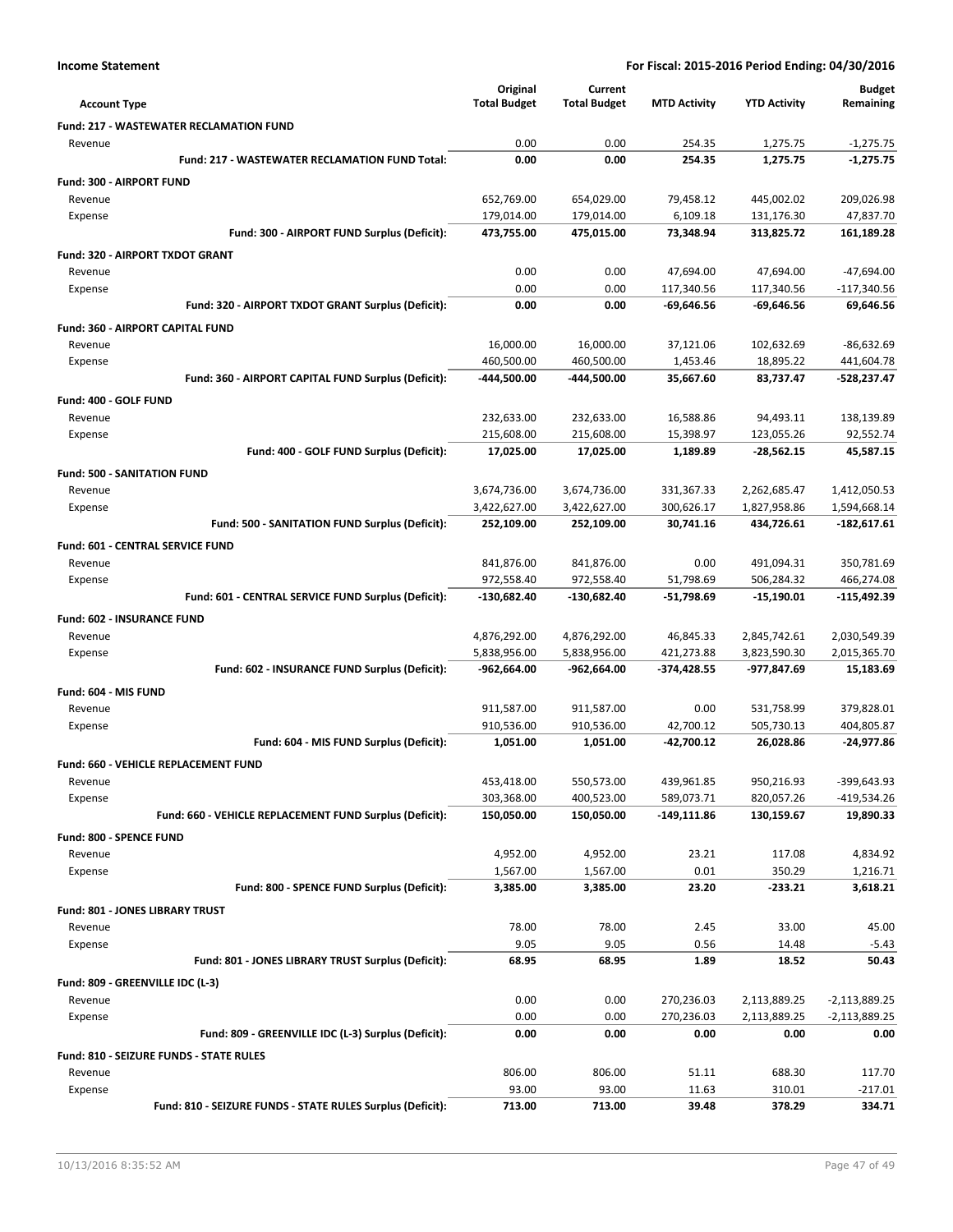**Income Statement** **For Fiscal: 2015-2016 Period Ending: 04/30/2016**

| Account Type | Original Total Budget | Current Total Budget | MTD Activity | YTD Activity | Budget Remaining |
|---|---|---|---|---|---|
| **Fund: 217 - WASTEWATER RECLAMATION FUND** | | | | | |
| Revenue | 0.00 | 0.00 | 254.35 | 1,275.75 | -1,275.75 |
| **Fund: 217 - WASTEWATER RECLAMATION FUND Total:** | **0.00** | **0.00** | **254.35** | **1,275.75** | **-1,275.75** |
| **Fund: 300 - AIRPORT FUND** | | | | | |
| Revenue | 652,769.00 | 654,029.00 | 79,458.12 | 445,002.02 | 209,026.98 |
| Expense | 179,014.00 | 179,014.00 | 6,109.18 | 131,176.30 | 47,837.70 |
| **Fund: 300 - AIRPORT FUND Surplus (Deficit):** | **473,755.00** | **475,015.00** | **73,348.94** | **313,825.72** | **161,189.28** |
| **Fund: 320 - AIRPORT TXDOT GRANT** | | | | | |
| Revenue | 0.00 | 0.00 | 47,694.00 | 47,694.00 | -47,694.00 |
| Expense | 0.00 | 0.00 | 117,340.56 | 117,340.56 | -117,340.56 |
| **Fund: 320 - AIRPORT TXDOT GRANT Surplus (Deficit):** | **0.00** | **0.00** | **-69,646.56** | **-69,646.56** | **69,646.56** |
| **Fund: 360 - AIRPORT CAPITAL FUND** | | | | | |
| Revenue | 16,000.00 | 16,000.00 | 37,121.06 | 102,632.69 | -86,632.69 |
| Expense | 460,500.00 | 460,500.00 | 1,453.46 | 18,895.22 | 441,604.78 |
| **Fund: 360 - AIRPORT CAPITAL FUND Surplus (Deficit):** | **-444,500.00** | **-444,500.00** | **35,667.60** | **83,737.47** | **-528,237.47** |
| **Fund: 400 - GOLF FUND** | | | | | |
| Revenue | 232,633.00 | 232,633.00 | 16,588.86 | 94,493.11 | 138,139.89 |
| Expense | 215,608.00 | 215,608.00 | 15,398.97 | 123,055.26 | 92,552.74 |
| **Fund: 400 - GOLF FUND Surplus (Deficit):** | **17,025.00** | **17,025.00** | **1,189.89** | **-28,562.15** | **45,587.15** |
| **Fund: 500 - SANITATION FUND** | | | | | |
| Revenue | 3,674,736.00 | 3,674,736.00 | 331,367.33 | 2,262,685.47 | 1,412,050.53 |
| Expense | 3,422,627.00 | 3,422,627.00 | 300,626.17 | 1,827,958.86 | 1,594,668.14 |
| **Fund: 500 - SANITATION FUND Surplus (Deficit):** | **252,109.00** | **252,109.00** | **30,741.16** | **434,726.61** | **-182,617.61** |
| **Fund: 601 - CENTRAL SERVICE FUND** | | | | | |
| Revenue | 841,876.00 | 841,876.00 | 0.00 | 491,094.31 | 350,781.69 |
| Expense | 972,558.40 | 972,558.40 | 51,798.69 | 506,284.32 | 466,274.08 |
| **Fund: 601 - CENTRAL SERVICE FUND Surplus (Deficit):** | **-130,682.40** | **-130,682.40** | **-51,798.69** | **-15,190.01** | **-115,492.39** |
| **Fund: 602 - INSURANCE FUND** | | | | | |
| Revenue | 4,876,292.00 | 4,876,292.00 | 46,845.33 | 2,845,742.61 | 2,030,549.39 |
| Expense | 5,838,956.00 | 5,838,956.00 | 421,273.88 | 3,823,590.30 | 2,015,365.70 |
| **Fund: 602 - INSURANCE FUND Surplus (Deficit):** | **-962,664.00** | **-962,664.00** | **-374,428.55** | **-977,847.69** | **15,183.69** |
| **Fund: 604 - MIS FUND** | | | | | |
| Revenue | 911,587.00 | 911,587.00 | 0.00 | 531,758.99 | 379,828.01 |
| Expense | 910,536.00 | 910,536.00 | 42,700.12 | 505,730.13 | 404,805.87 |
| **Fund: 604 - MIS FUND Surplus (Deficit):** | **1,051.00** | **1,051.00** | **-42,700.12** | **26,028.86** | **-24,977.86** |
| **Fund: 660 - VEHICLE REPLACEMENT FUND** | | | | | |
| Revenue | 453,418.00 | 550,573.00 | 439,961.85 | 950,216.93 | -399,643.93 |
| Expense | 303,368.00 | 400,523.00 | 589,073.71 | 820,057.26 | -419,534.26 |
| **Fund: 660 - VEHICLE REPLACEMENT FUND Surplus (Deficit):** | **150,050.00** | **150,050.00** | **-149,111.86** | **130,159.67** | **19,890.33** |
| **Fund: 800 - SPENCE FUND** | | | | | |
| Revenue | 4,952.00 | 4,952.00 | 23.21 | 117.08 | 4,834.92 |
| Expense | 1,567.00 | 1,567.00 | 0.01 | 350.29 | 1,216.71 |
| **Fund: 800 - SPENCE FUND Surplus (Deficit):** | **3,385.00** | **3,385.00** | **23.20** | **-233.21** | **3,618.21** |
| **Fund: 801 - JONES LIBRARY TRUST** | | | | | |
| Revenue | 78.00 | 78.00 | 2.45 | 33.00 | 45.00 |
| Expense | 9.05 | 9.05 | 0.56 | 14.48 | -5.43 |
| **Fund: 801 - JONES LIBRARY TRUST Surplus (Deficit):** | **68.95** | **68.95** | **1.89** | **18.52** | **50.43** |
| **Fund: 809 - GREENVILLE IDC (L-3)** | | | | | |
| Revenue | 0.00 | 0.00 | 270,236.03 | 2,113,889.25 | -2,113,889.25 |
| Expense | 0.00 | 0.00 | 270,236.03 | 2,113,889.25 | -2,113,889.25 |
| **Fund: 809 - GREENVILLE IDC (L-3) Surplus (Deficit):** | **0.00** | **0.00** | **0.00** | **0.00** | **0.00** |
| **Fund: 810 - SEIZURE FUNDS - STATE RULES** | | | | | |
| Revenue | 806.00 | 806.00 | 51.11 | 688.30 | 117.70 |
| Expense | 93.00 | 93.00 | 11.63 | 310.01 | -217.01 |
| **Fund: 810 - SEIZURE FUNDS - STATE RULES Surplus (Deficit):** | **713.00** | **713.00** | **39.48** | **378.29** | **334.71** |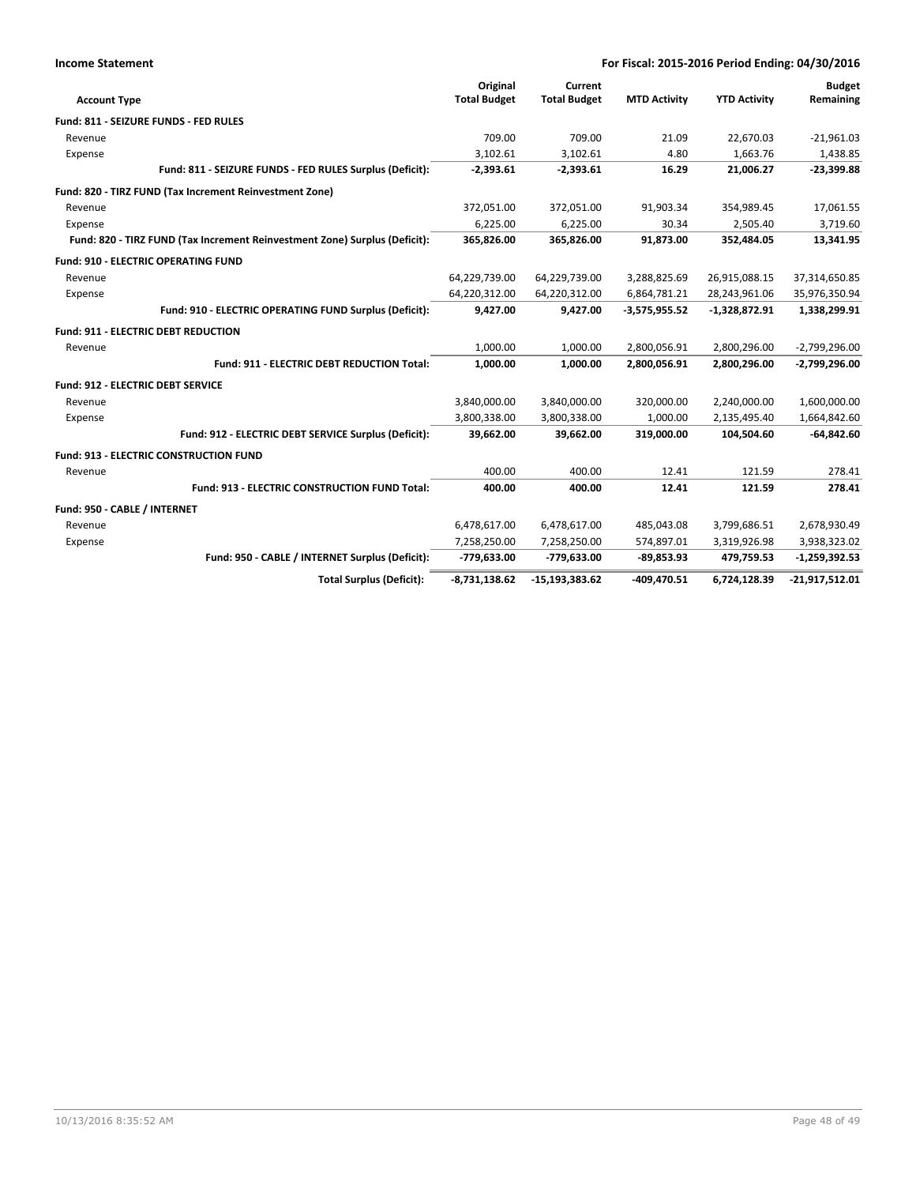**Income Statement** — For Fiscal: 2015-2016 Period Ending: 04/30/2016

| Account Type | Original Total Budget | Current Total Budget | MTD Activity | YTD Activity | Budget Remaining |
|---|---|---|---|---|---|
| **Fund: 811 - SEIZURE FUNDS - FED RULES** | | | | | |
| Revenue | 709.00 | 709.00 | 21.09 | 22,670.03 | -21,961.03 |
| Expense | 3,102.61 | 3,102.61 | 4.80 | 1,663.76 | 1,438.85 |
| **Fund: 811 - SEIZURE FUNDS - FED RULES Surplus (Deficit):** | **-2,393.61** | **-2,393.61** | **16.29** | **21,006.27** | **-23,399.88** |
| **Fund: 820 - TIRZ FUND (Tax Increment Reinvestment Zone)** | | | | | |
| Revenue | 372,051.00 | 372,051.00 | 91,903.34 | 354,989.45 | 17,061.55 |
| Expense | 6,225.00 | 6,225.00 | 30.34 | 2,505.40 | 3,719.60 |
| **Fund: 820 - TIRZ FUND (Tax Increment Reinvestment Zone) Surplus (Deficit):** | **365,826.00** | **365,826.00** | **91,873.00** | **352,484.05** | **13,341.95** |
| **Fund: 910 - ELECTRIC OPERATING FUND** | | | | | |
| Revenue | 64,229,739.00 | 64,229,739.00 | 3,288,825.69 | 26,915,088.15 | 37,314,650.85 |
| Expense | 64,220,312.00 | 64,220,312.00 | 6,864,781.21 | 28,243,961.06 | 35,976,350.94 |
| **Fund: 910 - ELECTRIC OPERATING FUND Surplus (Deficit):** | **9,427.00** | **9,427.00** | **-3,575,955.52** | **-1,328,872.91** | **1,338,299.91** |
| **Fund: 911 - ELECTRIC DEBT REDUCTION** | | | | | |
| Revenue | 1,000.00 | 1,000.00 | 2,800,056.91 | 2,800,296.00 | -2,799,296.00 |
| **Fund: 911 - ELECTRIC DEBT REDUCTION Total:** | **1,000.00** | **1,000.00** | **2,800,056.91** | **2,800,296.00** | **-2,799,296.00** |
| **Fund: 912 - ELECTRIC DEBT SERVICE** | | | | | |
| Revenue | 3,840,000.00 | 3,840,000.00 | 320,000.00 | 2,240,000.00 | 1,600,000.00 |
| Expense | 3,800,338.00 | 3,800,338.00 | 1,000.00 | 2,135,495.40 | 1,664,842.60 |
| **Fund: 912 - ELECTRIC DEBT SERVICE Surplus (Deficit):** | **39,662.00** | **39,662.00** | **319,000.00** | **104,504.60** | **-64,842.60** |
| **Fund: 913 - ELECTRIC CONSTRUCTION FUND** | | | | | |
| Revenue | 400.00 | 400.00 | 12.41 | 121.59 | 278.41 |
| **Fund: 913 - ELECTRIC CONSTRUCTION FUND Total:** | **400.00** | **400.00** | **12.41** | **121.59** | **278.41** |
| **Fund: 950 - CABLE / INTERNET** | | | | | |
| Revenue | 6,478,617.00 | 6,478,617.00 | 485,043.08 | 3,799,686.51 | 2,678,930.49 |
| Expense | 7,258,250.00 | 7,258,250.00 | 574,897.01 | 3,319,926.98 | 3,938,323.02 |
| **Fund: 950 - CABLE / INTERNET Surplus (Deficit):** | **-779,633.00** | **-779,633.00** | **-89,853.93** | **479,759.53** | **-1,259,392.53** |
| **Total Surplus (Deficit):** | **-8,731,138.62** | **-15,193,383.62** | **-409,470.51** | **6,724,128.39** | **-21,917,512.01** |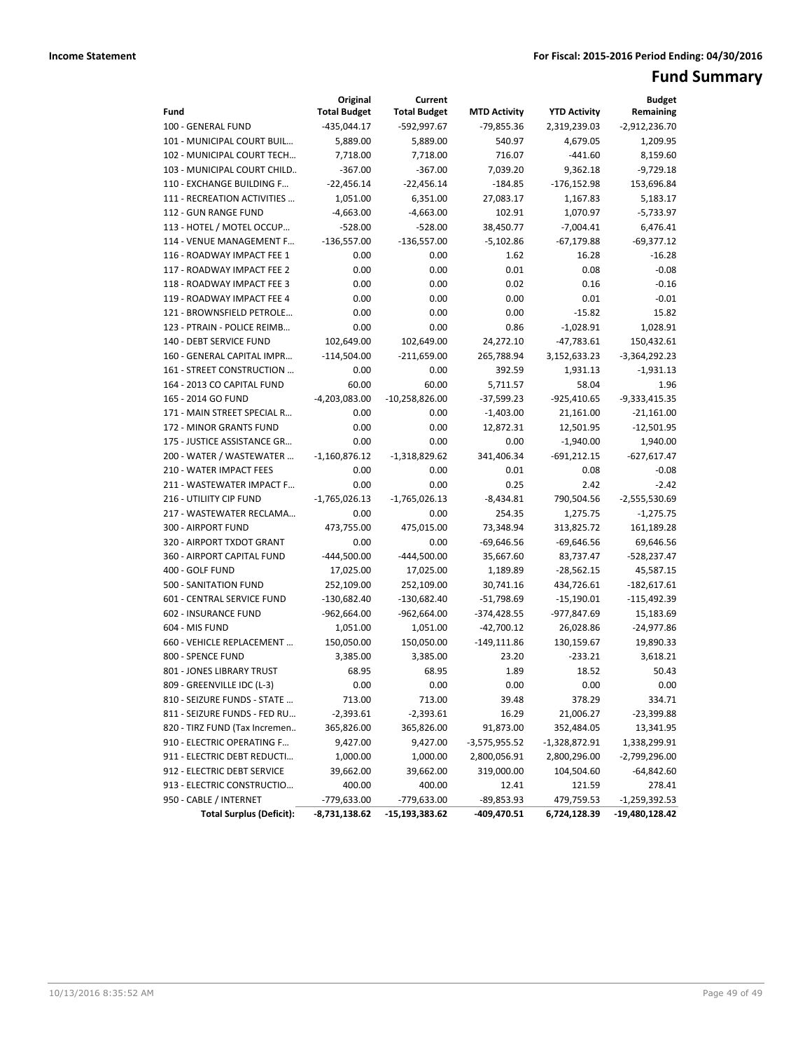**Income Statement** | **For Fiscal: 2015-2016 Period Ending: 04/30/2016**

# Fund Summary

| Fund | Original Total Budget | Current Total Budget | MTD Activity | YTD Activity | Budget Remaining |
|---|---|---|---|---|---|
| 100 - GENERAL FUND | -435,044.17 | -592,997.67 | -79,855.36 | 2,319,239.03 | -2,912,236.70 |
| 101 - MUNICIPAL COURT BUIL… | 5,889.00 | 5,889.00 | 540.97 | 4,679.05 | 1,209.95 |
| 102 - MUNICIPAL COURT TECH… | 7,718.00 | 7,718.00 | 716.07 | -441.60 | 8,159.60 |
| 103 - MUNICIPAL COURT CHILD.. | -367.00 | -367.00 | 7,039.20 | 9,362.18 | -9,729.18 |
| 110 - EXCHANGE BUILDING F… | -22,456.14 | -22,456.14 | -184.85 | -176,152.98 | 153,696.84 |
| 111 - RECREATION ACTIVITIES … | 1,051.00 | 6,351.00 | 27,083.17 | 1,167.83 | 5,183.17 |
| 112 - GUN RANGE FUND | -4,663.00 | -4,663.00 | 102.91 | 1,070.97 | -5,733.97 |
| 113 - HOTEL / MOTEL OCCUP… | -528.00 | -528.00 | 38,450.77 | -7,004.41 | 6,476.41 |
| 114 - VENUE MANAGEMENT F… | -136,557.00 | -136,557.00 | -5,102.86 | -67,179.88 | -69,377.12 |
| 116 - ROADWAY IMPACT FEE 1 | 0.00 | 0.00 | 1.62 | 16.28 | -16.28 |
| 117 - ROADWAY IMPACT FEE 2 | 0.00 | 0.00 | 0.01 | 0.08 | -0.08 |
| 118 - ROADWAY IMPACT FEE 3 | 0.00 | 0.00 | 0.02 | 0.16 | -0.16 |
| 119 - ROADWAY IMPACT FEE 4 | 0.00 | 0.00 | 0.00 | 0.01 | -0.01 |
| 121 - BROWNSFIELD PETROLE… | 0.00 | 0.00 | 0.00 | -15.82 | 15.82 |
| 123 - PTRAIN - POLICE REIMB… | 0.00 | 0.00 | 0.86 | -1,028.91 | 1,028.91 |
| 140 - DEBT SERVICE FUND | 102,649.00 | 102,649.00 | 24,272.10 | -47,783.61 | 150,432.61 |
| 160 - GENERAL CAPITAL IMPR… | -114,504.00 | -211,659.00 | 265,788.94 | 3,152,633.23 | -3,364,292.23 |
| 161 - STREET CONSTRUCTION … | 0.00 | 0.00 | 392.59 | 1,931.13 | -1,931.13 |
| 164 - 2013 CO CAPITAL FUND | 60.00 | 60.00 | 5,711.57 | 58.04 | 1.96 |
| 165 - 2014 GO FUND | -4,203,083.00 | -10,258,826.00 | -37,599.23 | -925,410.65 | -9,333,415.35 |
| 171 - MAIN STREET SPECIAL R… | 0.00 | 0.00 | -1,403.00 | 21,161.00 | -21,161.00 |
| 172 - MINOR GRANTS FUND | 0.00 | 0.00 | 12,872.31 | 12,501.95 | -12,501.95 |
| 175 - JUSTICE ASSISTANCE GR… | 0.00 | 0.00 | 0.00 | -1,940.00 | 1,940.00 |
| 200 - WATER / WASTEWATER … | -1,160,876.12 | -1,318,829.62 | 341,406.34 | -691,212.15 | -627,617.47 |
| 210 - WATER IMPACT FEES | 0.00 | 0.00 | 0.01 | 0.08 | -0.08 |
| 211 - WASTEWATER IMPACT F… | 0.00 | 0.00 | 0.25 | 2.42 | -2.42 |
| 216 - UTILIITY CIP FUND | -1,765,026.13 | -1,765,026.13 | -8,434.81 | 790,504.56 | -2,555,530.69 |
| 217 - WASTEWATER RECLAMA… | 0.00 | 0.00 | 254.35 | 1,275.75 | -1,275.75 |
| 300 - AIRPORT FUND | 473,755.00 | 475,015.00 | 73,348.94 | 313,825.72 | 161,189.28 |
| 320 - AIRPORT TXDOT GRANT | 0.00 | 0.00 | -69,646.56 | -69,646.56 | 69,646.56 |
| 360 - AIRPORT CAPITAL FUND | -444,500.00 | -444,500.00 | 35,667.60 | 83,737.47 | -528,237.47 |
| 400 - GOLF FUND | 17,025.00 | 17,025.00 | 1,189.89 | -28,562.15 | 45,587.15 |
| 500 - SANITATION FUND | 252,109.00 | 252,109.00 | 30,741.16 | 434,726.61 | -182,617.61 |
| 601 - CENTRAL SERVICE FUND | -130,682.40 | -130,682.40 | -51,798.69 | -15,190.01 | -115,492.39 |
| 602 - INSURANCE FUND | -962,664.00 | -962,664.00 | -374,428.55 | -977,847.69 | 15,183.69 |
| 604 - MIS FUND | 1,051.00 | 1,051.00 | -42,700.12 | 26,028.86 | -24,977.86 |
| 660 - VEHICLE REPLACEMENT … | 150,050.00 | 150,050.00 | -149,111.86 | 130,159.67 | 19,890.33 |
| 800 - SPENCE FUND | 3,385.00 | 3,385.00 | 23.20 | -233.21 | 3,618.21 |
| 801 - JONES LIBRARY TRUST | 68.95 | 68.95 | 1.89 | 18.52 | 50.43 |
| 809 - GREENVILLE IDC (L-3) | 0.00 | 0.00 | 0.00 | 0.00 | 0.00 |
| 810 - SEIZURE FUNDS - STATE … | 713.00 | 713.00 | 39.48 | 378.29 | 334.71 |
| 811 - SEIZURE FUNDS - FED RU… | -2,393.61 | -2,393.61 | 16.29 | 21,006.27 | -23,399.88 |
| 820 - TIRZ FUND (Tax Incremen.. | 365,826.00 | 365,826.00 | 91,873.00 | 352,484.05 | 13,341.95 |
| 910 - ELECTRIC OPERATING F… | 9,427.00 | 9,427.00 | -3,575,955.52 | -1,328,872.91 | 1,338,299.91 |
| 911 - ELECTRIC DEBT REDUCTI… | 1,000.00 | 1,000.00 | 2,800,056.91 | 2,800,296.00 | -2,799,296.00 |
| 912 - ELECTRIC DEBT SERVICE | 39,662.00 | 39,662.00 | 319,000.00 | 104,504.60 | -64,842.60 |
| 913 - ELECTRIC CONSTRUCTIO… | 400.00 | 400.00 | 12.41 | 121.59 | 278.41 |
| 950 - CABLE / INTERNET | -779,633.00 | -779,633.00 | -89,853.93 | 479,759.53 | -1,259,392.53 |
| **Total Surplus (Deficit):** | **-8,731,138.62** | **-15,193,383.62** | **-409,470.51** | **6,724,128.39** | **-19,480,128.42** |